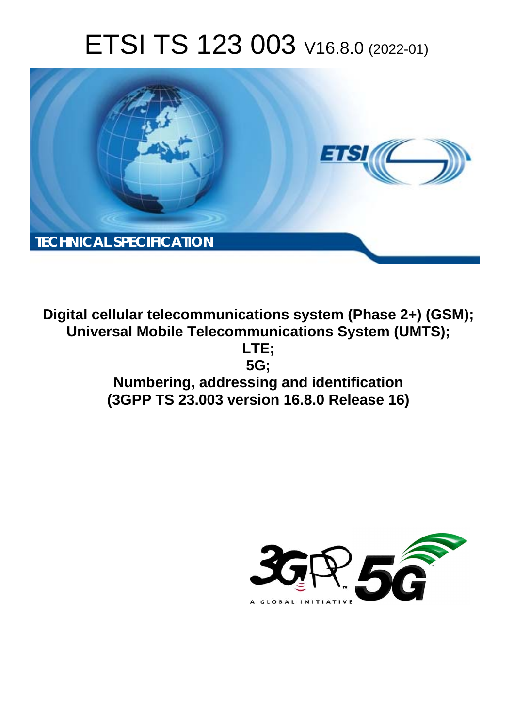# ETSI TS 123 003 V16.8.0 (2022-01)

TECHNICAL SPECIFICATION

**Digital cellular telecommunications system (Phase 2+) (GSM);**
**Universal Mobile Telecommunications System (UMTS);**
**LTE;**
**5G;**
**Numbering, addressing and identification**
**(3GPP TS 23.003 version 16.8.0 Release 16)**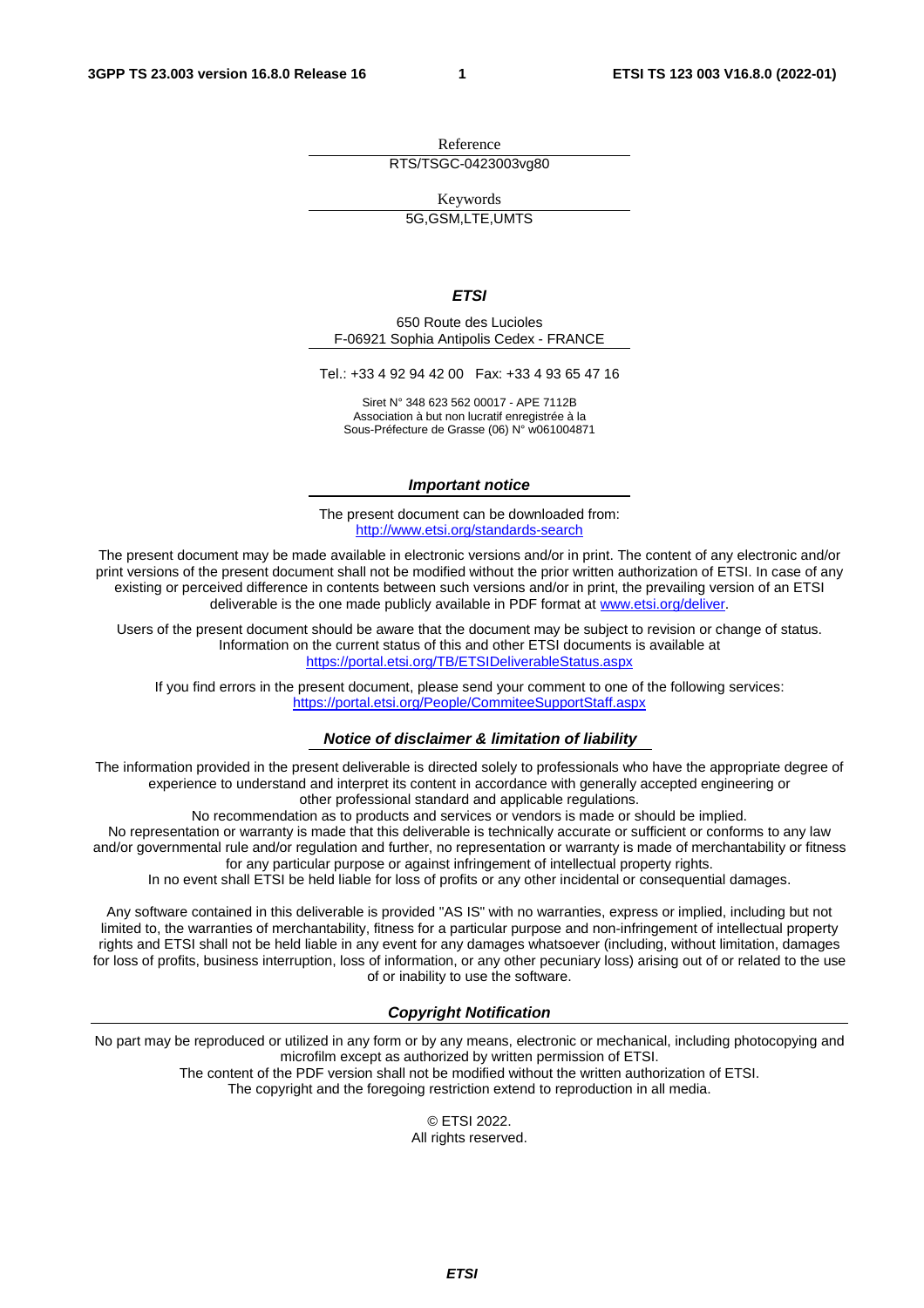Reference

RTS/TSGC-0423003vg80

Keywords

5G,GSM,LTE,UMTS

***ETSI***

650 Route des Lucioles
F-06921 Sophia Antipolis Cedex - FRANCE

Tel.: +33 4 92 94 42 00   Fax: +33 4 93 65 47 16

Siret N° 348 623 562 00017 - APE 7112B
Association à but non lucratif enregistrée à la
Sous-Préfecture de Grasse (06) N° w061004871

### ***Important notice***

The present document can be downloaded from:
http://www.etsi.org/standards-search

The present document may be made available in electronic versions and/or in print. The content of any electronic and/or print versions of the present document shall not be modified without the prior written authorization of ETSI. In case of any existing or perceived difference in contents between such versions and/or in print, the prevailing version of an ETSI deliverable is the one made publicly available in PDF format at www.etsi.org/deliver.

Users of the present document should be aware that the document may be subject to revision or change of status. Information on the current status of this and other ETSI documents is available at
https://portal.etsi.org/TB/ETSIDeliverableStatus.aspx

If you find errors in the present document, please send your comment to one of the following services:
https://portal.etsi.org/People/CommiteeSupportStaff.aspx

### ***Notice of disclaimer & limitation of liability***

The information provided in the present deliverable is directed solely to professionals who have the appropriate degree of experience to understand and interpret its content in accordance with generally accepted engineering or other professional standard and applicable regulations.
No recommendation as to products and services or vendors is made or should be implied.
No representation or warranty is made that this deliverable is technically accurate or sufficient or conforms to any law and/or governmental rule and/or regulation and further, no representation or warranty is made of merchantability or fitness for any particular purpose or against infringement of intellectual property rights.
In no event shall ETSI be held liable for loss of profits or any other incidental or consequential damages.

Any software contained in this deliverable is provided "AS IS" with no warranties, express or implied, including but not limited to, the warranties of merchantability, fitness for a particular purpose and non-infringement of intellectual property rights and ETSI shall not be held liable in any event for any damages whatsoever (including, without limitation, damages for loss of profits, business interruption, loss of information, or any other pecuniary loss) arising out of or related to the use of or inability to use the software.

### ***Copyright Notification***

No part may be reproduced or utilized in any form or by any means, electronic or mechanical, including photocopying and microfilm except as authorized by written permission of ETSI.
The content of the PDF version shall not be modified without the written authorization of ETSI.
The copyright and the foregoing restriction extend to reproduction in all media.

© ETSI 2022.
All rights reserved.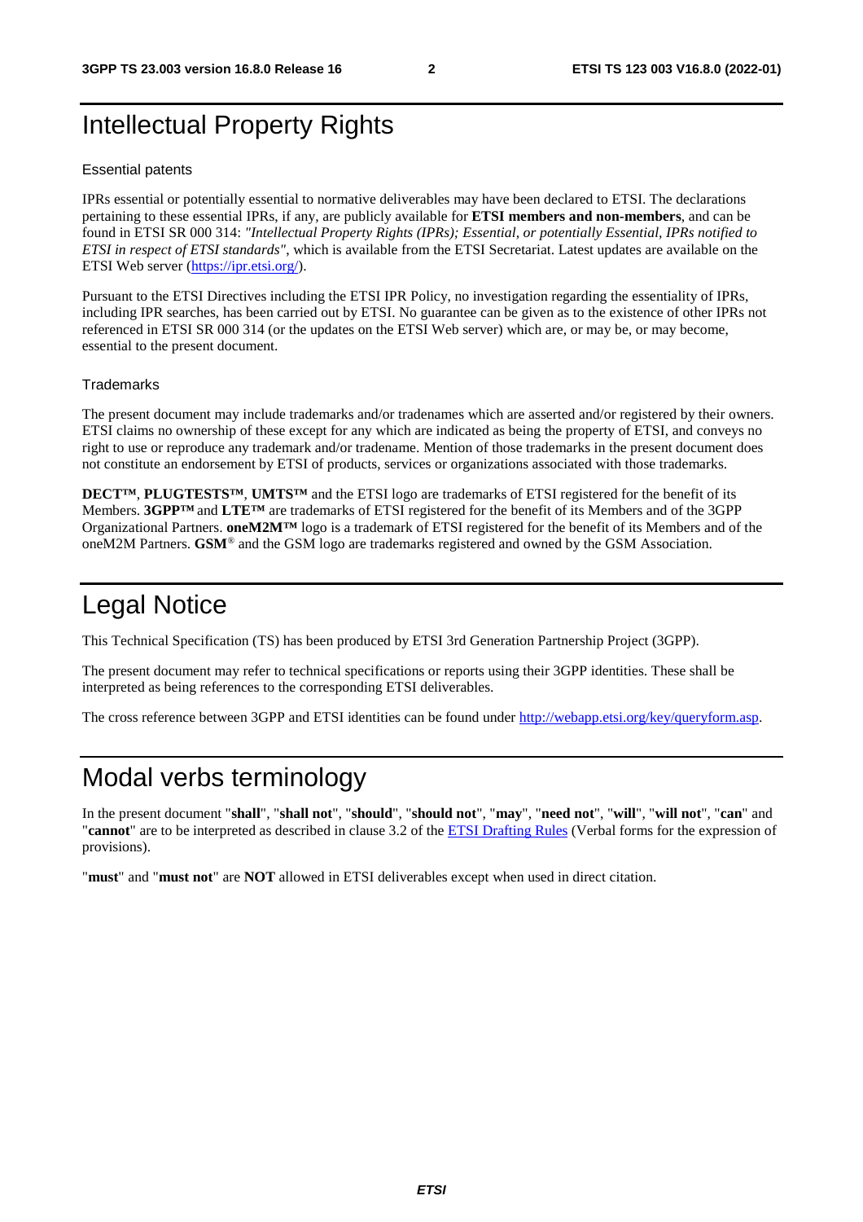# Intellectual Property Rights

## Essential patents

IPRs essential or potentially essential to normative deliverables may have been declared to ETSI. The declarations pertaining to these essential IPRs, if any, are publicly available for **ETSI members and non-members**, and can be found in ETSI SR 000 314: *"Intellectual Property Rights (IPRs); Essential, or potentially Essential, IPRs notified to ETSI in respect of ETSI standards"*, which is available from the ETSI Secretariat. Latest updates are available on the ETSI Web server (https://ipr.etsi.org/).

Pursuant to the ETSI Directives including the ETSI IPR Policy, no investigation regarding the essentiality of IPRs, including IPR searches, has been carried out by ETSI. No guarantee can be given as to the existence of other IPRs not referenced in ETSI SR 000 314 (or the updates on the ETSI Web server) which are, or may be, or may become, essential to the present document.

## Trademarks

The present document may include trademarks and/or tradenames which are asserted and/or registered by their owners. ETSI claims no ownership of these except for any which are indicated as being the property of ETSI, and conveys no right to use or reproduce any trademark and/or tradename. Mention of those trademarks in the present document does not constitute an endorsement by ETSI of products, services or organizations associated with those trademarks.

**DECT™**, **PLUGTESTS™**, **UMTS™** and the ETSI logo are trademarks of ETSI registered for the benefit of its Members. **3GPP™** and **LTE™** are trademarks of ETSI registered for the benefit of its Members and of the 3GPP Organizational Partners. **oneM2M™** logo is a trademark of ETSI registered for the benefit of its Members and of the oneM2M Partners. **GSM**® and the GSM logo are trademarks registered and owned by the GSM Association.

# Legal Notice

This Technical Specification (TS) has been produced by ETSI 3rd Generation Partnership Project (3GPP).

The present document may refer to technical specifications or reports using their 3GPP identities. These shall be interpreted as being references to the corresponding ETSI deliverables.

The cross reference between 3GPP and ETSI identities can be found under http://webapp.etsi.org/key/queryform.asp.

# Modal verbs terminology

In the present document "**shall**", "**shall not**", "**should**", "**should not**", "**may**", "**need not**", "**will**", "**will not**", "**can**" and "**cannot**" are to be interpreted as described in clause 3.2 of the ETSI Drafting Rules (Verbal forms for the expression of provisions).

"**must**" and "**must not**" are **NOT** allowed in ETSI deliverables except when used in direct citation.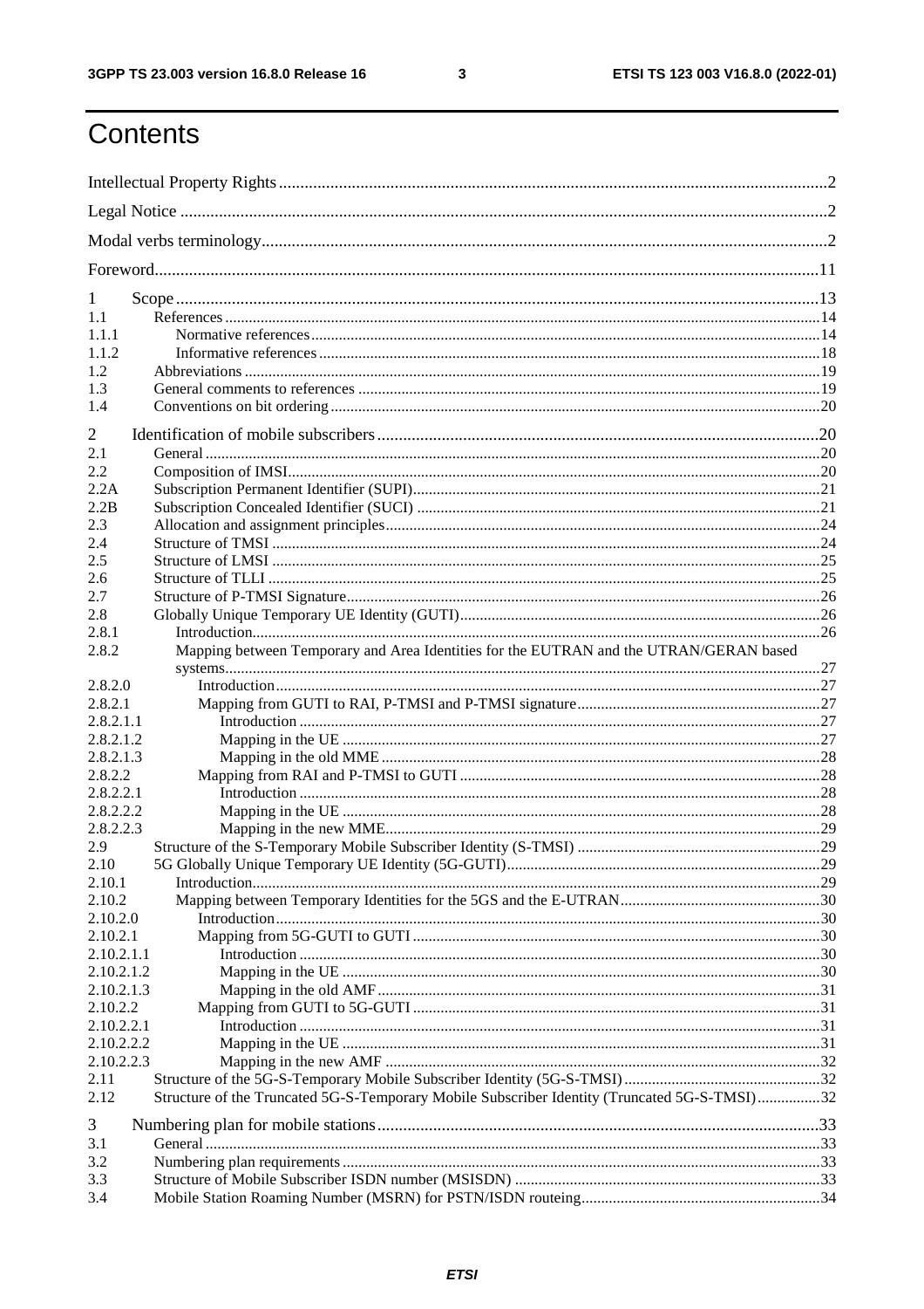# Contents

Intellectual Property Rights ..... 2

Legal Notice ..... 2

Modal verbs terminology ..... 2

Foreword ..... 11

1 Scope ..... 13
1.1 References ..... 14
1.1.1 Normative references ..... 14
1.1.2 Informative references ..... 18
1.2 Abbreviations ..... 19
1.3 General comments to references ..... 19
1.4 Conventions on bit ordering ..... 20

2 Identification of mobile subscribers ..... 20
2.1 General ..... 20
2.2 Composition of IMSI ..... 20
2.2A Subscription Permanent Identifier (SUPI) ..... 21
2.2B Subscription Concealed Identifier (SUCI) ..... 21
2.3 Allocation and assignment principles ..... 24
2.4 Structure of TMSI ..... 24
2.5 Structure of LMSI ..... 25
2.6 Structure of TLLI ..... 25
2.7 Structure of P-TMSI Signature ..... 26
2.8 Globally Unique Temporary UE Identity (GUTI) ..... 26
2.8.1 Introduction ..... 26
2.8.2 Mapping between Temporary and Area Identities for the EUTRAN and the UTRAN/GERAN based systems ..... 27
2.8.2.0 Introduction ..... 27
2.8.2.1 Mapping from GUTI to RAI, P-TMSI and P-TMSI signature ..... 27
2.8.2.1.1 Introduction ..... 27
2.8.2.1.2 Mapping in the UE ..... 27
2.8.2.1.3 Mapping in the old MME ..... 28
2.8.2.2 Mapping from RAI and P-TMSI to GUTI ..... 28
2.8.2.2.1 Introduction ..... 28
2.8.2.2.2 Mapping in the UE ..... 28
2.8.2.2.3 Mapping in the new MME ..... 29
2.9 Structure of the S-Temporary Mobile Subscriber Identity (S-TMSI) ..... 29
2.10 5G Globally Unique Temporary UE Identity (5G-GUTI) ..... 29
2.10.1 Introduction ..... 29
2.10.2 Mapping between Temporary Identities for the 5GS and the E-UTRAN ..... 30
2.10.2.0 Introduction ..... 30
2.10.2.1 Mapping from 5G-GUTI to GUTI ..... 30
2.10.2.1.1 Introduction ..... 30
2.10.2.1.2 Mapping in the UE ..... 30
2.10.2.1.3 Mapping in the old AMF ..... 31
2.10.2.2 Mapping from GUTI to 5G-GUTI ..... 31
2.10.2.2.1 Introduction ..... 31
2.10.2.2.2 Mapping in the UE ..... 31
2.10.2.2.3 Mapping in the new AMF ..... 32
2.11 Structure of the 5G-S-Temporary Mobile Subscriber Identity (5G-S-TMSI) ..... 32
2.12 Structure of the Truncated 5G-S-Temporary Mobile Subscriber Identity (Truncated 5G-S-TMSI) ..... 32

3 Numbering plan for mobile stations ..... 33
3.1 General ..... 33
3.2 Numbering plan requirements ..... 33
3.3 Structure of Mobile Subscriber ISDN number (MSISDN) ..... 33
3.4 Mobile Station Roaming Number (MSRN) for PSTN/ISDN routeing ..... 34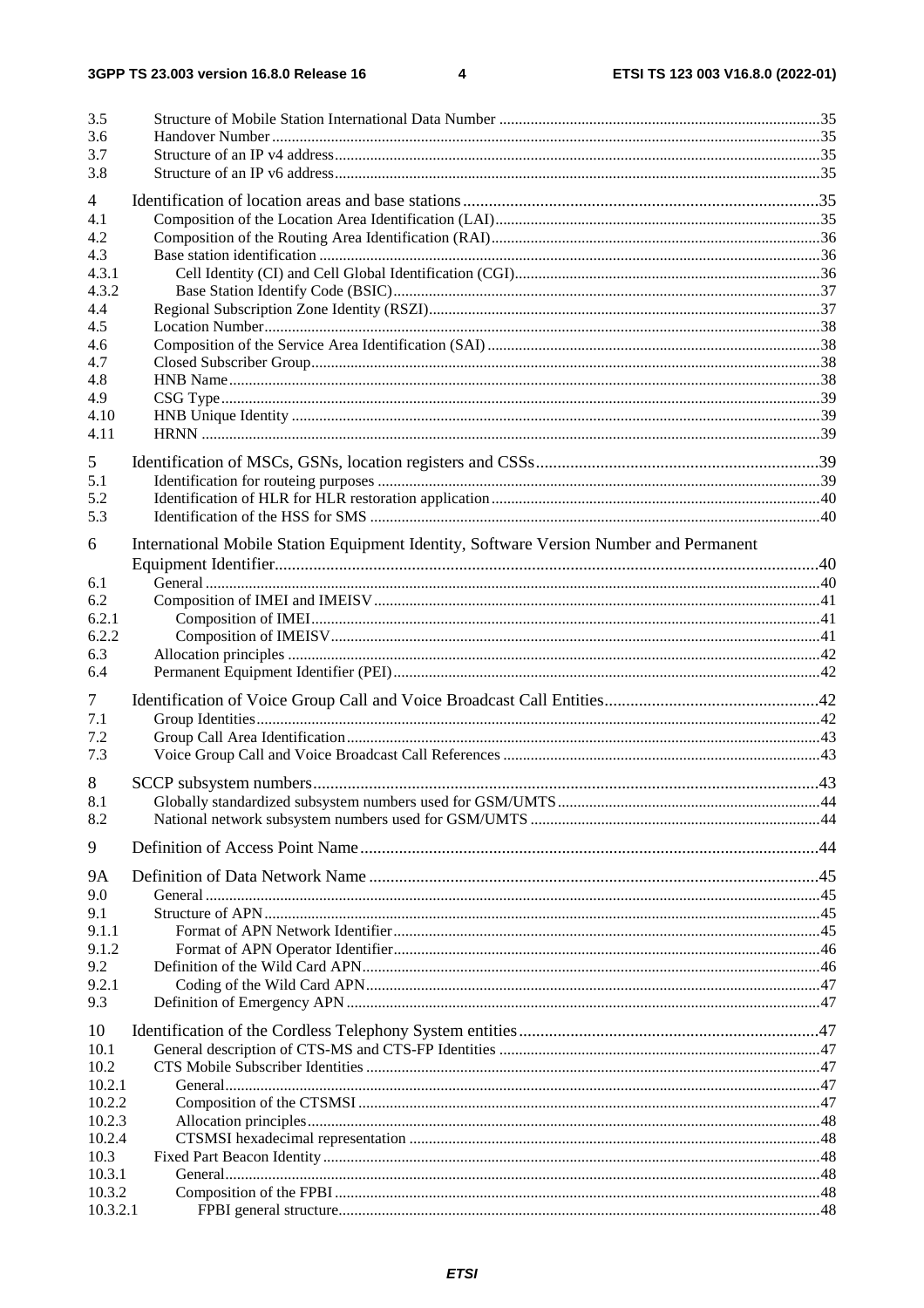3.5 Structure of Mobile Station International Data Number .....35
3.6 Handover Number .....35
3.7 Structure of an IP v4 address .....35
3.8 Structure of an IP v6 address .....35

4 Identification of location areas and base stations .....35
4.1 Composition of the Location Area Identification (LAI) .....35
4.2 Composition of the Routing Area Identification (RAI) .....36
4.3 Base station identification .....36
4.3.1 Cell Identity (CI) and Cell Global Identification (CGI) .....36
4.3.2 Base Station Identify Code (BSIC) .....37
4.4 Regional Subscription Zone Identity (RSZI) .....37
4.5 Location Number .....38
4.6 Composition of the Service Area Identification (SAI) .....38
4.7 Closed Subscriber Group .....38
4.8 HNB Name .....38
4.9 CSG Type .....39
4.10 HNB Unique Identity .....39
4.11 HRNN .....39

5 Identification of MSCs, GSNs, location registers and CSSs .....39
5.1 Identification for routeing purposes .....39
5.2 Identification of HLR for HLR restoration application .....40
5.3 Identification of the HSS for SMS .....40

6 International Mobile Station Equipment Identity, Software Version Number and Permanent Equipment Identifier .....40
6.1 General .....40
6.2 Composition of IMEI and IMEISV .....41
6.2.1 Composition of IMEI .....41
6.2.2 Composition of IMEISV .....41
6.3 Allocation principles .....42
6.4 Permanent Equipment Identifier (PEI) .....42

7 Identification of Voice Group Call and Voice Broadcast Call Entities .....42
7.1 Group Identities .....42
7.2 Group Call Area Identification .....43
7.3 Voice Group Call and Voice Broadcast Call References .....43

8 SCCP subsystem numbers .....43
8.1 Globally standardized subsystem numbers used for GSM/UMTS .....44
8.2 National network subsystem numbers used for GSM/UMTS .....44

9 Definition of Access Point Name .....44

9A Definition of Data Network Name .....45
9.0 General .....45
9.1 Structure of APN .....45
9.1.1 Format of APN Network Identifier .....45
9.1.2 Format of APN Operator Identifier .....46
9.2 Definition of the Wild Card APN .....46
9.2.1 Coding of the Wild Card APN .....47
9.3 Definition of Emergency APN .....47

10 Identification of the Cordless Telephony System entities .....47
10.1 General description of CTS-MS and CTS-FP Identities .....47
10.2 CTS Mobile Subscriber Identities .....47
10.2.1 General .....47
10.2.2 Composition of the CTSMSI .....47
10.2.3 Allocation principles .....48
10.2.4 CTSMSI hexadecimal representation .....48
10.3 Fixed Part Beacon Identity .....48
10.3.1 General .....48
10.3.2 Composition of the FPBI .....48
10.3.2.1 FPBI general structure .....48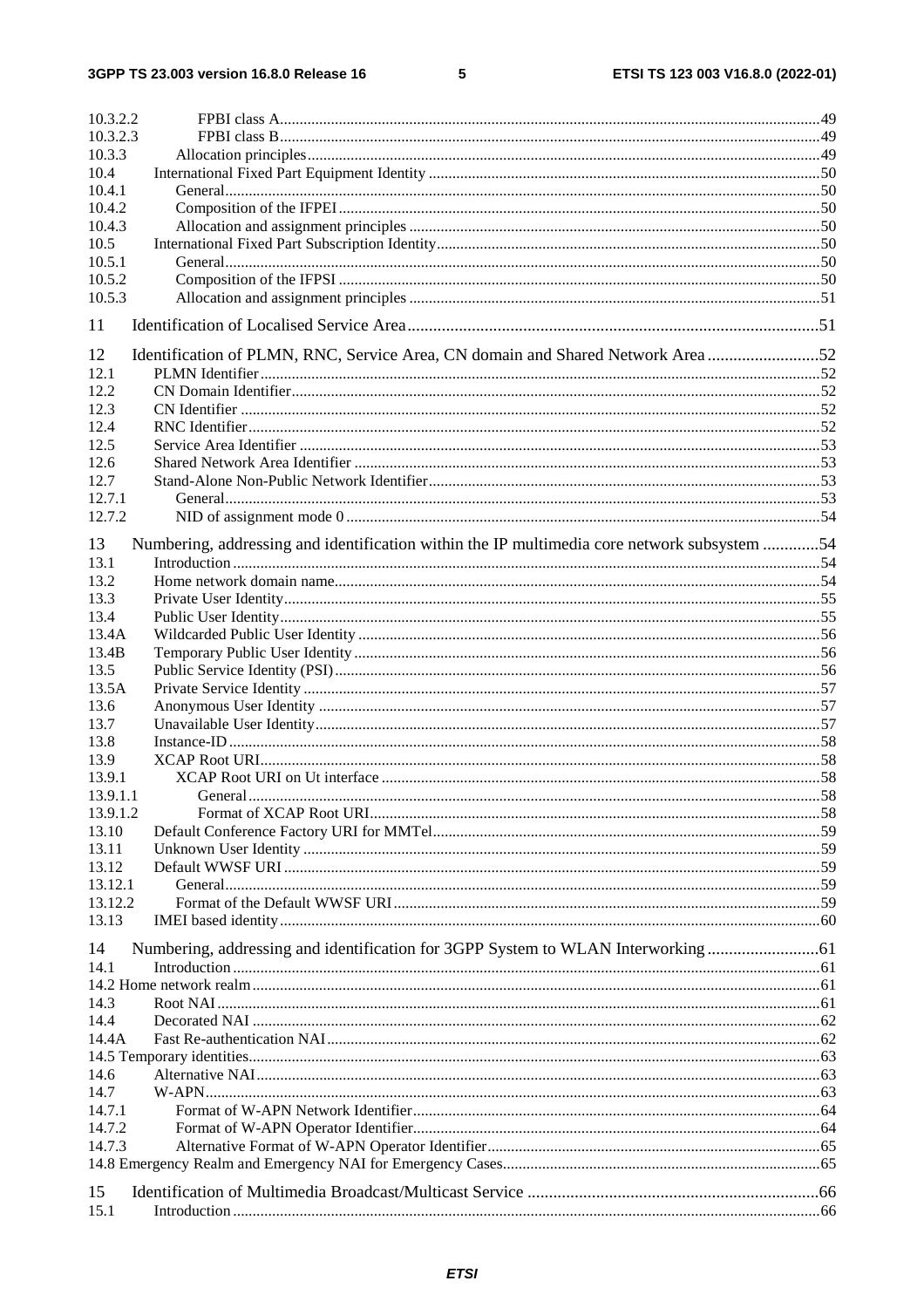10.3.2.2 FPBI class A ... 49
10.3.2.3 FPBI class B ... 49
10.3.3 Allocation principles ... 49
10.4 International Fixed Part Equipment Identity ... 50
10.4.1 General ... 50
10.4.2 Composition of the IFPEI ... 50
10.4.3 Allocation and assignment principles ... 50
10.5 International Fixed Part Subscription Identity ... 50
10.5.1 General ... 50
10.5.2 Composition of the IFPSI ... 50
10.5.3 Allocation and assignment principles ... 51

11 Identification of Localised Service Area ... 51

12 Identification of PLMN, RNC, Service Area, CN domain and Shared Network Area ... 52
12.1 PLMN Identifier ... 52
12.2 CN Domain Identifier ... 52
12.3 CN Identifier ... 52
12.4 RNC Identifier ... 52
12.5 Service Area Identifier ... 53
12.6 Shared Network Area Identifier ... 53
12.7 Stand-Alone Non-Public Network Identifier ... 53
12.7.1 General ... 53
12.7.2 NID of assignment mode 0 ... 54

13 Numbering, addressing and identification within the IP multimedia core network subsystem ... 54
13.1 Introduction ... 54
13.2 Home network domain name ... 54
13.3 Private User Identity ... 55
13.4 Public User Identity ... 55
13.4A Wildcarded Public User Identity ... 56
13.4B Temporary Public User Identity ... 56
13.5 Public Service Identity (PSI) ... 56
13.5A Private Service Identity ... 57
13.6 Anonymous User Identity ... 57
13.7 Unavailable User Identity ... 57
13.8 Instance-ID ... 58
13.9 XCAP Root URI ... 58
13.9.1 XCAP Root URI on Ut interface ... 58
13.9.1.1 General ... 58
13.9.1.2 Format of XCAP Root URI ... 58
13.10 Default Conference Factory URI for MMTel ... 59
13.11 Unknown User Identity ... 59
13.12 Default WWSF URI ... 59
13.12.1 General ... 59
13.12.2 Format of the Default WWSF URI ... 59
13.13 IMEI based identity ... 60

14 Numbering, addressing and identification for 3GPP System to WLAN Interworking ... 61
14.1 Introduction ... 61
14.2 Home network realm ... 61
14.3 Root NAI ... 61
14.4 Decorated NAI ... 62
14.4A Fast Re-authentication NAI ... 62
14.5 Temporary identities ... 63
14.6 Alternative NAI ... 63
14.7 W-APN ... 63
14.7.1 Format of W-APN Network Identifier ... 64
14.7.2 Format of W-APN Operator Identifier ... 64
14.7.3 Alternative Format of W-APN Operator Identifier ... 65
14.8 Emergency Realm and Emergency NAI for Emergency Cases ... 65

15 Identification of Multimedia Broadcast/Multicast Service ... 66
15.1 Introduction ... 66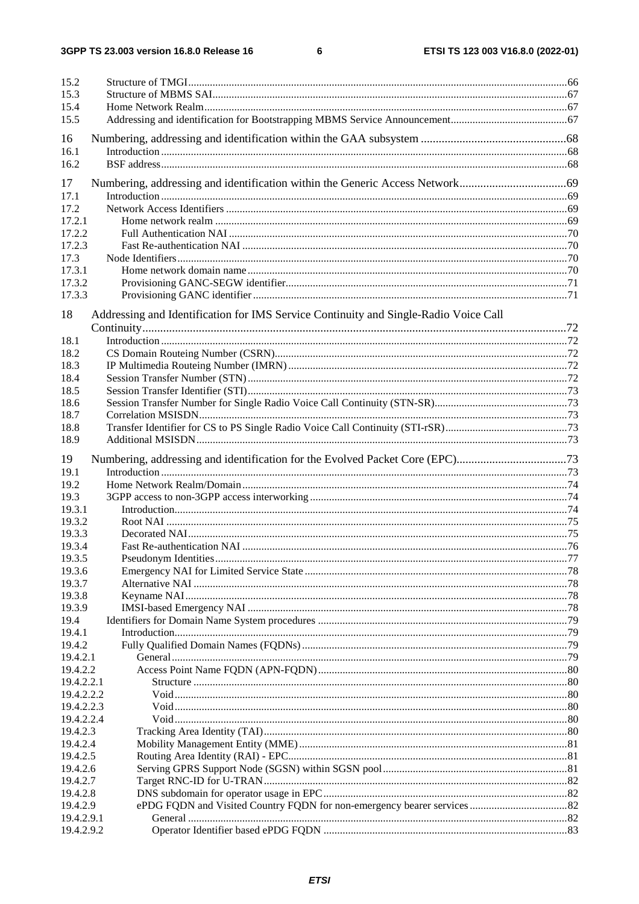15.2 Structure of TMGI ..... 66
15.3 Structure of MBMS SAI ..... 67
15.4 Home Network Realm ..... 67
15.5 Addressing and identification for Bootstrapping MBMS Service Announcement ..... 67

16 Numbering, addressing and identification within the GAA subsystem ..... 68
16.1 Introduction ..... 68
16.2 BSF address ..... 68

17 Numbering, addressing and identification within the Generic Access Network ..... 69
17.1 Introduction ..... 69
17.2 Network Access Identifiers ..... 69
17.2.1 Home network realm ..... 69
17.2.2 Full Authentication NAI ..... 70
17.2.3 Fast Re-authentication NAI ..... 70
17.3 Node Identifiers ..... 70
17.3.1 Home network domain name ..... 70
17.3.2 Provisioning GANC-SEGW identifier ..... 71
17.3.3 Provisioning GANC identifier ..... 71

18 Addressing and Identification for IMS Service Continuity and Single-Radio Voice Call Continuity ..... 72
18.1 Introduction ..... 72
18.2 CS Domain Routeing Number (CSRN) ..... 72
18.3 IP Multimedia Routeing Number (IMRN) ..... 72
18.4 Session Transfer Number (STN) ..... 72
18.5 Session Transfer Identifier (STI) ..... 73
18.6 Session Transfer Number for Single Radio Voice Call Continuity (STN-SR) ..... 73
18.7 Correlation MSISDN ..... 73
18.8 Transfer Identifier for CS to PS Single Radio Voice Call Continuity (STI-rSR) ..... 73
18.9 Additional MSISDN ..... 73

19 Numbering, addressing and identification for the Evolved Packet Core (EPC) ..... 73
19.1 Introduction ..... 73
19.2 Home Network Realm/Domain ..... 74
19.3 3GPP access to non-3GPP access interworking ..... 74
19.3.1 Introduction ..... 74
19.3.2 Root NAI ..... 75
19.3.3 Decorated NAI ..... 75
19.3.4 Fast Re-authentication NAI ..... 76
19.3.5 Pseudonym Identities ..... 77
19.3.6 Emergency NAI for Limited Service State ..... 78
19.3.7 Alternative NAI ..... 78
19.3.8 Keyname NAI ..... 78
19.3.9 IMSI-based Emergency NAI ..... 78
19.4 Identifiers for Domain Name System procedures ..... 79
19.4.1 Introduction ..... 79
19.4.2 Fully Qualified Domain Names (FQDNs) ..... 79
19.4.2.1 General ..... 79
19.4.2.2 Access Point Name FQDN (APN-FQDN) ..... 80
19.4.2.2.1 Structure ..... 80
19.4.2.2.2 Void ..... 80
19.4.2.2.3 Void ..... 80
19.4.2.2.4 Void ..... 80
19.4.2.3 Tracking Area Identity (TAI) ..... 80
19.4.2.4 Mobility Management Entity (MME) ..... 81
19.4.2.5 Routing Area Identity (RAI) - EPC ..... 81
19.4.2.6 Serving GPRS Support Node (SGSN) within SGSN pool ..... 81
19.4.2.7 Target RNC-ID for U-TRAN ..... 82
19.4.2.8 DNS subdomain for operator usage in EPC ..... 82
19.4.2.9 ePDG FQDN and Visited Country FQDN for non-emergency bearer services ..... 82
19.4.2.9.1 General ..... 82
19.4.2.9.2 Operator Identifier based ePDG FQDN ..... 83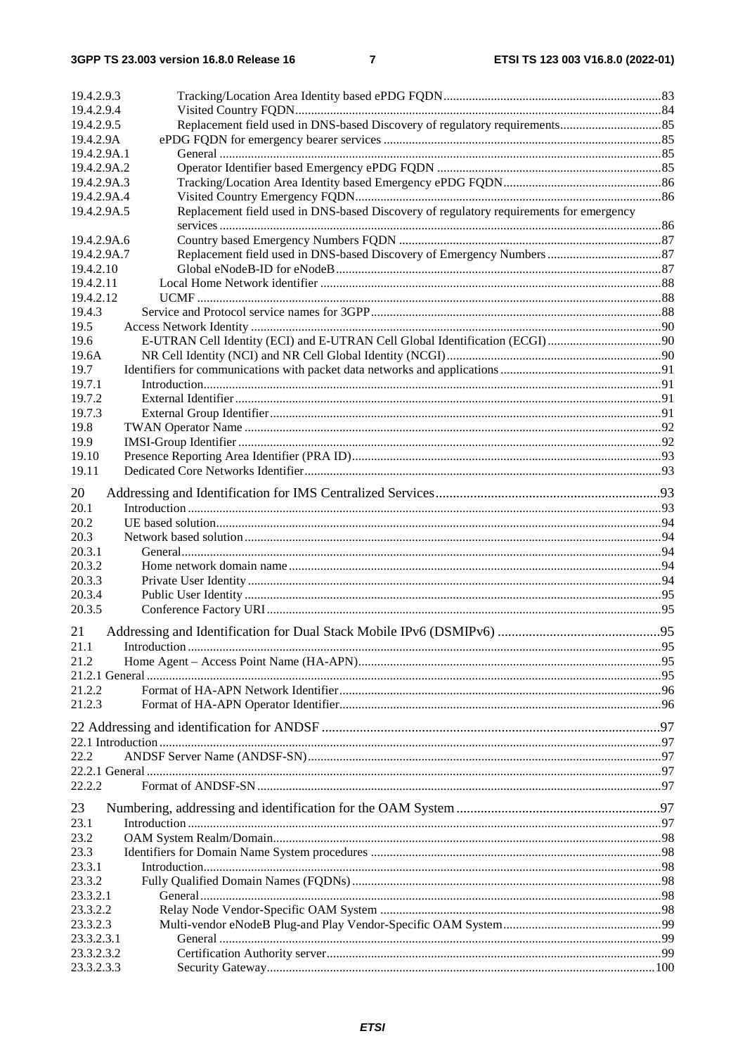19.4.2.9.3 Tracking/Location Area Identity based ePDG FQDN ....................................................................83
19.4.2.9.4 Visited Country FQDN ..................................................................................................................84
19.4.2.9.5 Replacement field used in DNS-based Discovery of regulatory requirements................................85
19.4.2.9A ePDG FQDN for emergency bearer services .......................................................................................85
19.4.2.9A.1 General ...........................................................................................................................................85
19.4.2.9A.2 Operator Identifier based Emergency ePDG FQDN ......................................................................85
19.4.2.9A.3 Tracking/Location Area Identity based Emergency ePDG FQDN..................................................86
19.4.2.9A.4 Visited Country Emergency FQDN................................................................................................86
19.4.2.9A.5 Replacement field used in DNS-based Discovery of regulatory requirements for emergency services ..........................................................................................................................................86
19.4.2.9A.6 Country based Emergency Numbers FQDN ..................................................................................87
19.4.2.9A.7 Replacement field used in DNS-based Discovery of Emergency Numbers ....................................87
19.4.2.10 Global eNodeB-ID for eNodeB ......................................................................................................87
19.4.2.11 Local Home Network identifier ...........................................................................................................88
19.4.2.12 UCMF ..................................................................................................................................................88
19.4.3 Service and Protocol service names for 3GPP...........................................................................................88
19.5 Access Network Identity .................................................................................................................................90
19.6 E-UTRAN Cell Identity (ECI) and E-UTRAN Cell Global Identification (ECGI) ....................................90
19.6A NR Cell Identity (NCI) and NR Cell Global Identity (NCGI)...................................................................90
19.7 Identifiers for communications with packet data networks and applications ...................................................91
19.7.1 Introduction................................................................................................................................................91
19.7.2 External Identifier ......................................................................................................................................91
19.7.3 External Group Identifier ...........................................................................................................................91
19.8 TWAN Operator Name ...................................................................................................................................92
19.9 IMSI-Group Identifier .....................................................................................................................................92
19.10 Presence Reporting Area Identifier (PRA ID).................................................................................................93
19.11 Dedicated Core Networks Identifier................................................................................................................93

20 Addressing and Identification for IMS Centralized Services.................................................................93
20.1 Introduction .....................................................................................................................................................93
20.2 UE based solution............................................................................................................................................94
20.3 Network based solution ...................................................................................................................................94
20.3.1 General.......................................................................................................................................................94
20.3.2 Home network domain name .....................................................................................................................94
20.3.3 Private User Identity ..................................................................................................................................94
20.3.4 Public User Identity ...................................................................................................................................95
20.3.5 Conference Factory URI ............................................................................................................................95

21 Addressing and Identification for Dual Stack Mobile IPv6 (DSMIPv6) ...............................................95
21.1 Introduction .....................................................................................................................................................95
21.2 Home Agent – Access Point Name (HA-APN)................................................................................................95
21.2.1 General .................................................................................................................................................95
21.2.2 Format of HA-APN Network Identifier .....................................................................................................96
21.2.3 Format of HA-APN Operator Identifier .....................................................................................................96

22 Addressing and identification for ANDSF .................................................................................................97
22.1 Introduction .............................................................................................................................................97
22.2 ANDSF Server Name (ANDSF-SN)...............................................................................................................97
22.2.1 General .................................................................................................................................................97
22.2.2 Format of ANDSF-SN ...............................................................................................................................97

23 Numbering, addressing and identification for the OAM System ...........................................................97
23.1 Introduction .....................................................................................................................................................97
23.2 OAM System Realm/Domain..........................................................................................................................98
23.3 Identifiers for Domain Name System procedures ............................................................................................98
23.3.1 Introduction................................................................................................................................................98
23.3.2 Fully Qualified Domain Names (FQDNs) ..................................................................................................98
23.3.2.1 General.................................................................................................................................................98
23.3.2.2 Relay Node Vendor-Specific OAM System .........................................................................................98
23.3.2.3 Multi-vendor eNodeB Plug-and Play Vendor-Specific OAM System..................................................99
23.3.2.3.1 General ...........................................................................................................................................99
23.3.2.3.2 Certification Authority server.........................................................................................................99
23.3.2.3.3 Security Gateway..........................................................................................................................100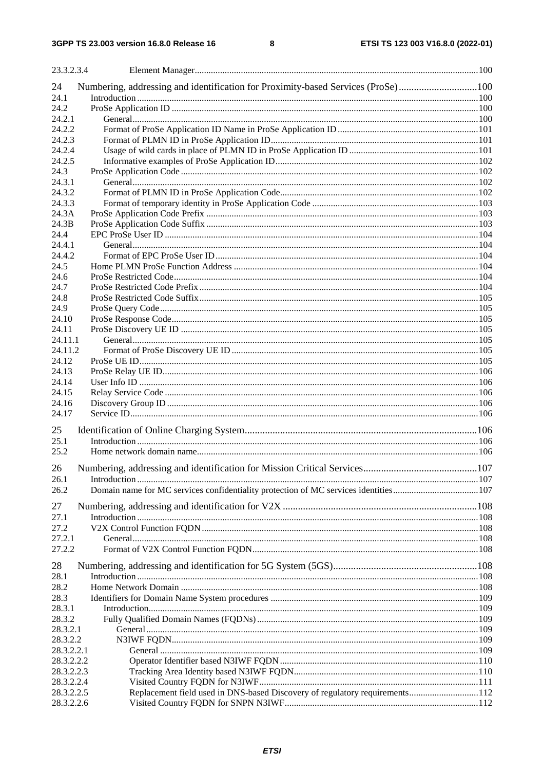23.3.2.3.4 Element Manager ..... 100

24 Numbering, addressing and identification for Proximity-based Services (ProSe) ..... 100
24.1 Introduction ..... 100
24.2 ProSe Application ID ..... 100
24.2.1 General ..... 100
24.2.2 Format of ProSe Application ID Name in ProSe Application ID ..... 101
24.2.3 Format of PLMN ID in ProSe Application ID ..... 101
24.2.4 Usage of wild cards in place of PLMN ID in ProSe Application ID ..... 101
24.2.5 Informative examples of ProSe Application ID ..... 102
24.3 ProSe Application Code ..... 102
24.3.1 General ..... 102
24.3.2 Format of PLMN ID in ProSe Application Code ..... 102
24.3.3 Format of temporary identity in ProSe Application Code ..... 103
24.3A ProSe Application Code Prefix ..... 103
24.3B ProSe Application Code Suffix ..... 103
24.4 EPC ProSe User ID ..... 104
24.4.1 General ..... 104
24.4.2 Format of EPC ProSe User ID ..... 104
24.5 Home PLMN ProSe Function Address ..... 104
24.6 ProSe Restricted Code ..... 104
24.7 ProSe Restricted Code Prefix ..... 104
24.8 ProSe Restricted Code Suffix ..... 105
24.9 ProSe Query Code ..... 105
24.10 ProSe Response Code ..... 105
24.11 ProSe Discovery UE ID ..... 105
24.11.1 General ..... 105
24.11.2 Format of ProSe Discovery UE ID ..... 105
24.12 ProSe UE ID ..... 105
24.13 ProSe Relay UE ID ..... 106
24.14 User Info ID ..... 106
24.15 Relay Service Code ..... 106
24.16 Discovery Group ID ..... 106
24.17 Service ID ..... 106

25 Identification of Online Charging System ..... 106
25.1 Introduction ..... 106
25.2 Home network domain name ..... 106

26 Numbering, addressing and identification for Mission Critical Services ..... 107
26.1 Introduction ..... 107
26.2 Domain name for MC services confidentiality protection of MC services identities ..... 107

27 Numbering, addressing and identification for V2X ..... 108
27.1 Introduction ..... 108
27.2 V2X Control Function FQDN ..... 108
27.2.1 General ..... 108
27.2.2 Format of V2X Control Function FQDN ..... 108

28 Numbering, addressing and identification for 5G System (5GS) ..... 108
28.1 Introduction ..... 108
28.2 Home Network Domain ..... 108
28.3 Identifiers for Domain Name System procedures ..... 109
28.3.1 Introduction ..... 109
28.3.2 Fully Qualified Domain Names (FQDNs) ..... 109
28.3.2.1 General ..... 109
28.3.2.2 N3IWF FQDN ..... 109
28.3.2.2.1 General ..... 109
28.3.2.2.2 Operator Identifier based N3IWF FQDN ..... 110
28.3.2.2.3 Tracking Area Identity based N3IWF FQDN ..... 110
28.3.2.2.4 Visited Country FQDN for N3IWF ..... 111
28.3.2.2.5 Replacement field used in DNS-based Discovery of regulatory requirements ..... 112
28.3.2.2.6 Visited Country FQDN for SNPN N3IWF ..... 112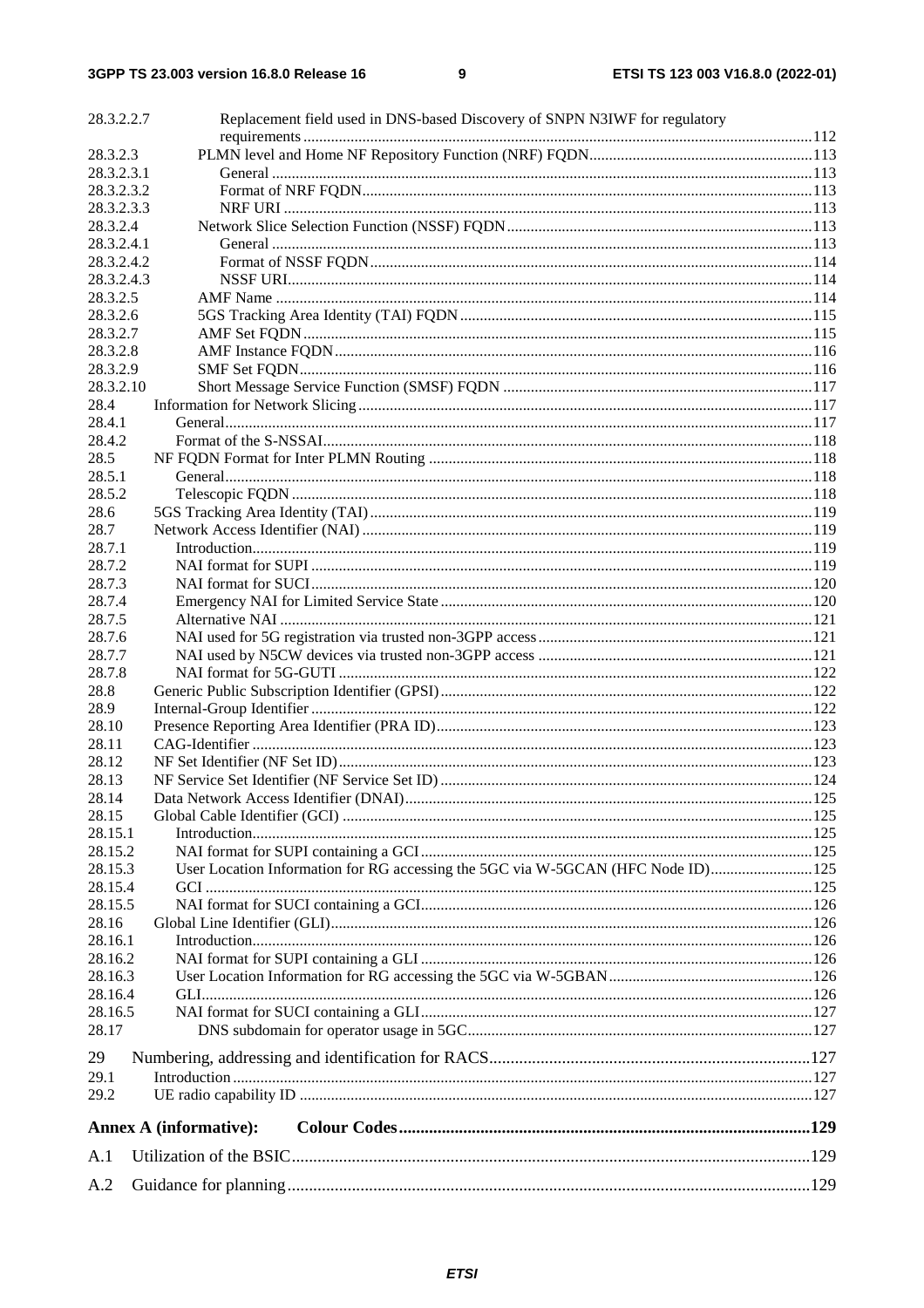28.3.2.2.7 Replacement field used in DNS-based Discovery of SNPN N3IWF for regulatory requirements .......... 112
28.3.2.3 PLMN level and Home NF Repository Function (NRF) FQDN .......... 113
28.3.2.3.1 General .......... 113
28.3.2.3.2 Format of NRF FQDN .......... 113
28.3.2.3.3 NRF URI .......... 113
28.3.2.4 Network Slice Selection Function (NSSF) FQDN .......... 113
28.3.2.4.1 General .......... 113
28.3.2.4.2 Format of NSSF FQDN .......... 114
28.3.2.4.3 NSSF URI .......... 114
28.3.2.5 AMF Name .......... 114
28.3.2.6 5GS Tracking Area Identity (TAI) FQDN .......... 115
28.3.2.7 AMF Set FQDN .......... 115
28.3.2.8 AMF Instance FQDN .......... 116
28.3.2.9 SMF Set FQDN .......... 116
28.3.2.10 Short Message Service Function (SMSF) FQDN .......... 117
28.4 Information for Network Slicing .......... 117
28.4.1 General .......... 117
28.4.2 Format of the S-NSSAI .......... 118
28.5 NF FQDN Format for Inter PLMN Routing .......... 118
28.5.1 General .......... 118
28.5.2 Telescopic FQDN .......... 118
28.6 5GS Tracking Area Identity (TAI) .......... 119
28.7 Network Access Identifier (NAI) .......... 119
28.7.1 Introduction .......... 119
28.7.2 NAI format for SUPI .......... 119
28.7.3 NAI format for SUCI .......... 120
28.7.4 Emergency NAI for Limited Service State .......... 120
28.7.5 Alternative NAI .......... 121
28.7.6 NAI used for 5G registration via trusted non-3GPP access .......... 121
28.7.7 NAI used by N5CW devices via trusted non-3GPP access .......... 121
28.7.8 NAI format for 5G-GUTI .......... 122
28.8 Generic Public Subscription Identifier (GPSI) .......... 122
28.9 Internal-Group Identifier .......... 122
28.10 Presence Reporting Area Identifier (PRA ID) .......... 123
28.11 CAG-Identifier .......... 123
28.12 NF Set Identifier (NF Set ID) .......... 123
28.13 NF Service Set Identifier (NF Service Set ID) .......... 124
28.14 Data Network Access Identifier (DNAI) .......... 125
28.15 Global Cable Identifier (GCI) .......... 125
28.15.1 Introduction .......... 125
28.15.2 NAI format for SUPI containing a GCI .......... 125
28.15.3 User Location Information for RG accessing the 5GC via W-5GCAN (HFC Node ID) .......... 125
28.15.4 GCI .......... 125
28.15.5 NAI format for SUCI containing a GCI .......... 126
28.16 Global Line Identifier (GLI) .......... 126
28.16.1 Introduction .......... 126
28.16.2 NAI format for SUPI containing a GLI .......... 126
28.16.3 User Location Information for RG accessing the 5GC via W-5GBAN .......... 126
28.16.4 GLI .......... 126
28.16.5 NAI format for SUCI containing a GLI .......... 127
28.17 DNS subdomain for operator usage in 5GC .......... 127

29 Numbering, addressing and identification for RACS .......... 127
29.1 Introduction .......... 127
29.2 UE radio capability ID .......... 127

**Annex A (informative): Colour Codes .......... 129**

A.1 Utilization of the BSIC .......... 129

A.2 Guidance for planning .......... 129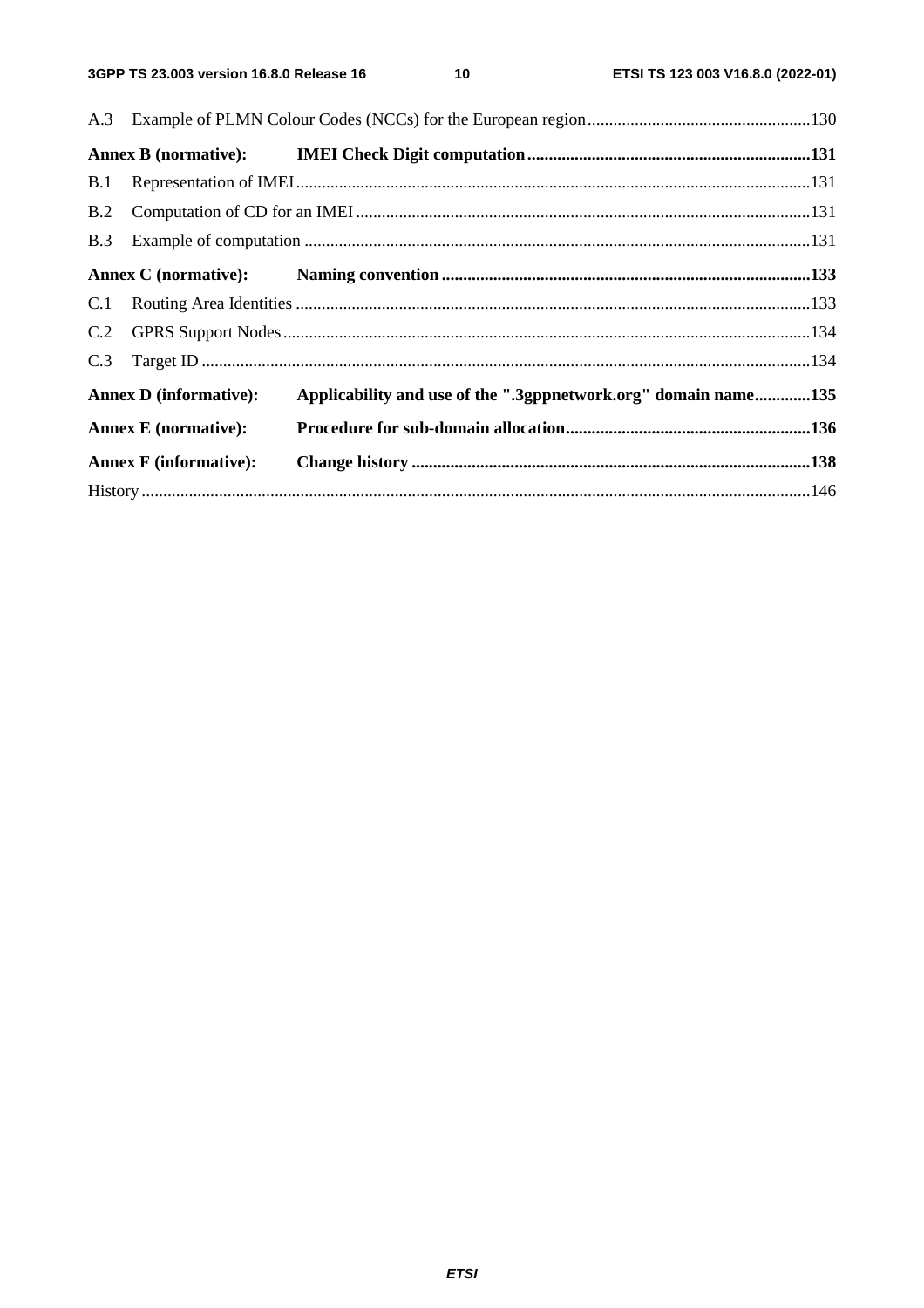A.3 Example of PLMN Colour Codes (NCCs) for the European region ... 130

**Annex B (normative): IMEI Check Digit computation ... 131**

B.1 Representation of IMEI ... 131

B.2 Computation of CD for an IMEI ... 131

B.3 Example of computation ... 131

**Annex C (normative): Naming convention ... 133**

C.1 Routing Area Identities ... 133

C.2 GPRS Support Nodes ... 134

C.3 Target ID ... 134

**Annex D (informative): Applicability and use of the ".3gppnetwork.org" domain name ... 135**

**Annex E (normative): Procedure for sub-domain allocation ... 136**

**Annex F (informative): Change history ... 138**

History ... 146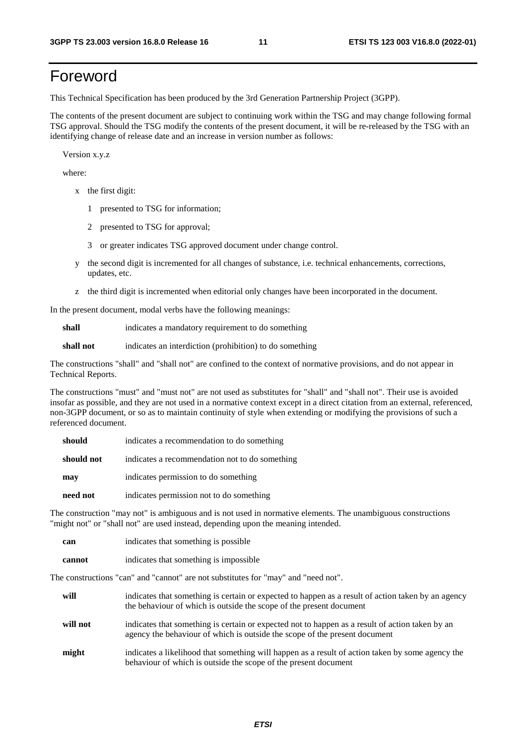# Foreword

This Technical Specification has been produced by the 3rd Generation Partnership Project (3GPP).

The contents of the present document are subject to continuing work within the TSG and may change following formal TSG approval. Should the TSG modify the contents of the present document, it will be re-released by the TSG with an identifying change of release date and an increase in version number as follows:

Version x.y.z

where:

- x the first digit:
  - 1 presented to TSG for information;
  - 2 presented to TSG for approval;
  - 3 or greater indicates TSG approved document under change control.
- y the second digit is incremented for all changes of substance, i.e. technical enhancements, corrections, updates, etc.
- z the third digit is incremented when editorial only changes have been incorporated in the document.

In the present document, modal verbs have the following meanings:

**shall** indicates a mandatory requirement to do something

**shall not** indicates an interdiction (prohibition) to do something

The constructions "shall" and "shall not" are confined to the context of normative provisions, and do not appear in Technical Reports.

The constructions "must" and "must not" are not used as substitutes for "shall" and "shall not". Their use is avoided insofar as possible, and they are not used in a normative context except in a direct citation from an external, referenced, non-3GPP document, or so as to maintain continuity of style when extending or modifying the provisions of such a referenced document.

**should** indicates a recommendation to do something

**should not** indicates a recommendation not to do something

**may** indicates permission to do something

**need not** indicates permission not to do something

The construction "may not" is ambiguous and is not used in normative elements. The unambiguous constructions "might not" or "shall not" are used instead, depending upon the meaning intended.

**can** indicates that something is possible

**cannot** indicates that something is impossible

The constructions "can" and "cannot" are not substitutes for "may" and "need not".

**will** indicates that something is certain or expected to happen as a result of action taken by an agency the behaviour of which is outside the scope of the present document

**will not** indicates that something is certain or expected not to happen as a result of action taken by an agency the behaviour of which is outside the scope of the present document

**might** indicates a likelihood that something will happen as a result of action taken by some agency the behaviour of which is outside the scope of the present document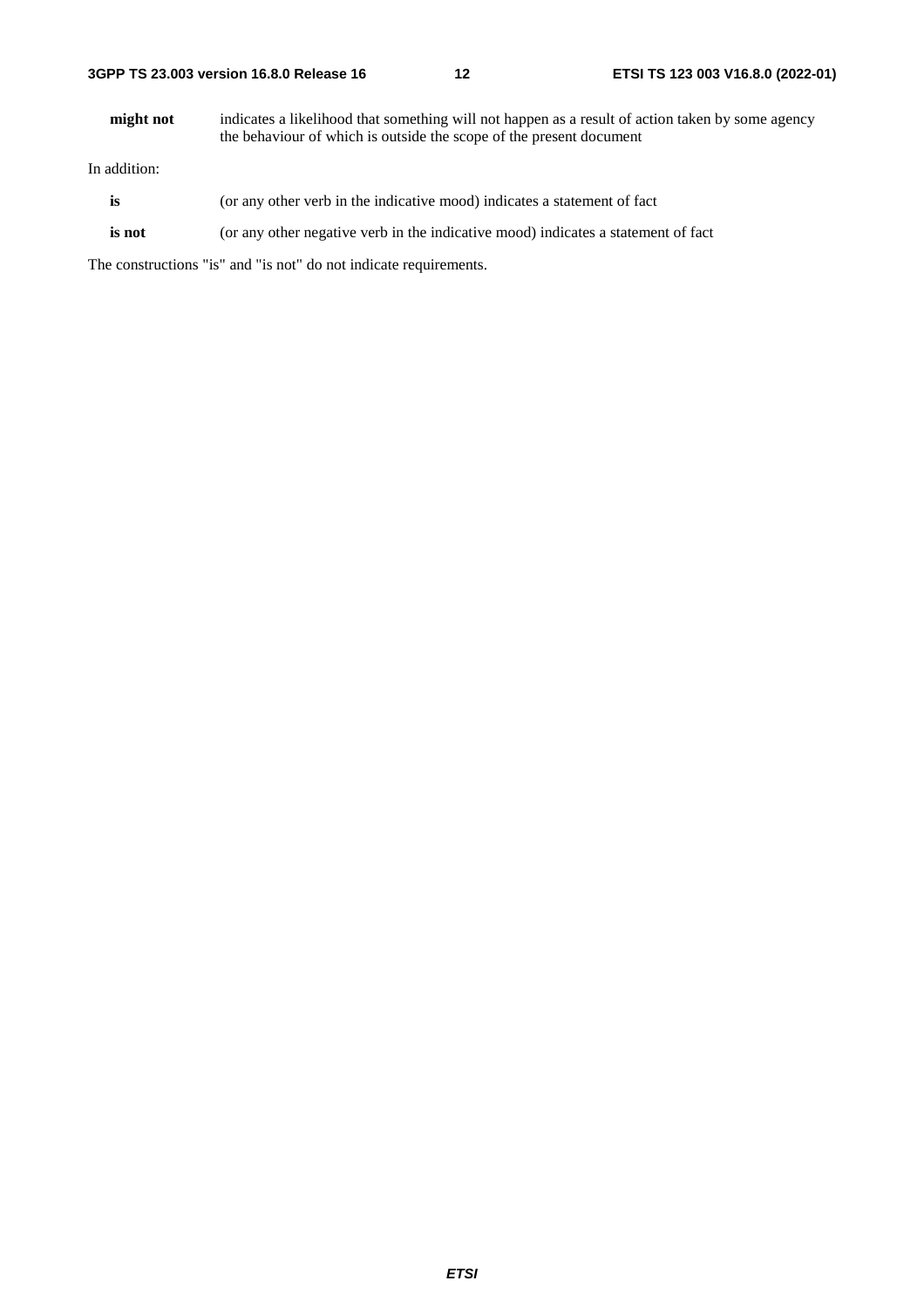**might not** indicates a likelihood that something will not happen as a result of action taken by some agency the behaviour of which is outside the scope of the present document

In addition:

**is** (or any other verb in the indicative mood) indicates a statement of fact

**is not** (or any other negative verb in the indicative mood) indicates a statement of fact

The constructions "is" and "is not" do not indicate requirements.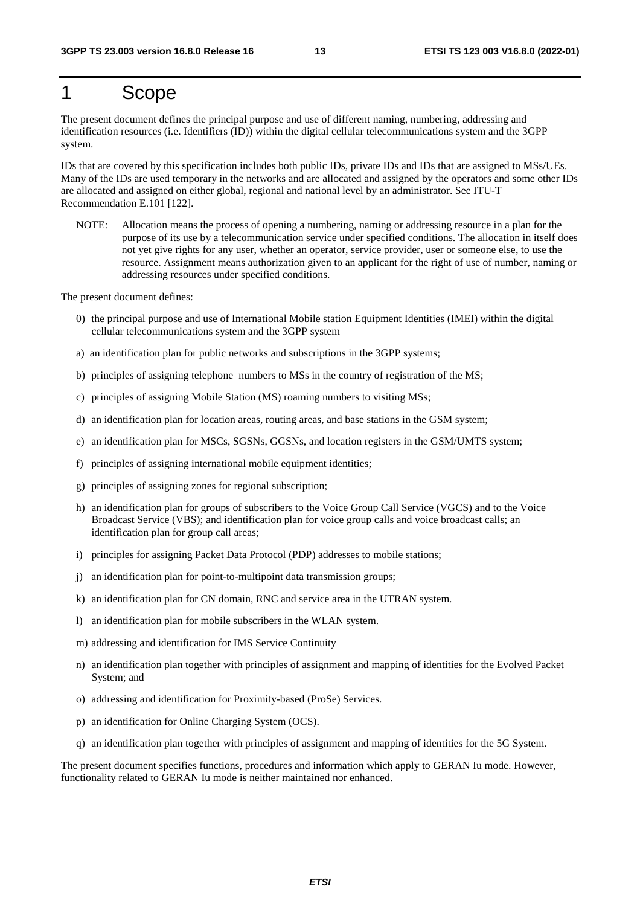# 1 Scope

The present document defines the principal purpose and use of different naming, numbering, addressing and identification resources (i.e. Identifiers (ID)) within the digital cellular telecommunications system and the 3GPP system.

IDs that are covered by this specification includes both public IDs, private IDs and IDs that are assigned to MSs/UEs. Many of the IDs are used temporary in the networks and are allocated and assigned by the operators and some other IDs are allocated and assigned on either global, regional and national level by an administrator. See ITU-T Recommendation E.101 [122].

NOTE: Allocation means the process of opening a numbering, naming or addressing resource in a plan for the purpose of its use by a telecommunication service under specified conditions. The allocation in itself does not yet give rights for any user, whether an operator, service provider, user or someone else, to use the resource. Assignment means authorization given to an applicant for the right of use of number, naming or addressing resources under specified conditions.

The present document defines:

0) the principal purpose and use of International Mobile station Equipment Identities (IMEI) within the digital cellular telecommunications system and the 3GPP system

a) an identification plan for public networks and subscriptions in the 3GPP systems;

b) principles of assigning telephone numbers to MSs in the country of registration of the MS;

c) principles of assigning Mobile Station (MS) roaming numbers to visiting MSs;

d) an identification plan for location areas, routing areas, and base stations in the GSM system;

e) an identification plan for MSCs, SGSNs, GGSNs, and location registers in the GSM/UMTS system;

f) principles of assigning international mobile equipment identities;

g) principles of assigning zones for regional subscription;

h) an identification plan for groups of subscribers to the Voice Group Call Service (VGCS) and to the Voice Broadcast Service (VBS); and identification plan for voice group calls and voice broadcast calls; an identification plan for group call areas;

i) principles for assigning Packet Data Protocol (PDP) addresses to mobile stations;

j) an identification plan for point-to-multipoint data transmission groups;

k) an identification plan for CN domain, RNC and service area in the UTRAN system.

l) an identification plan for mobile subscribers in the WLAN system.

m) addressing and identification for IMS Service Continuity

n) an identification plan together with principles of assignment and mapping of identities for the Evolved Packet System; and

o) addressing and identification for Proximity-based (ProSe) Services.

p) an identification for Online Charging System (OCS).

q) an identification plan together with principles of assignment and mapping of identities for the 5G System.

The present document specifies functions, procedures and information which apply to GERAN Iu mode. However, functionality related to GERAN Iu mode is neither maintained nor enhanced.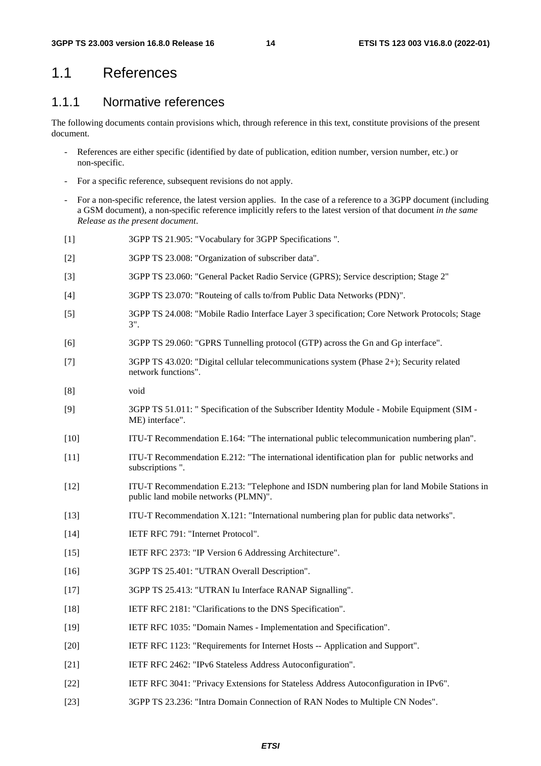# 1.1 References

## 1.1.1 Normative references

The following documents contain provisions which, through reference in this text, constitute provisions of the present document.

- References are either specific (identified by date of publication, edition number, version number, etc.) or non-specific.
- For a specific reference, subsequent revisions do not apply.
- For a non-specific reference, the latest version applies. In the case of a reference to a 3GPP document (including a GSM document), a non-specific reference implicitly refers to the latest version of that document *in the same Release as the present document*.

[1] 3GPP TS 21.905: "Vocabulary for 3GPP Specifications ".

[2] 3GPP TS 23.008: "Organization of subscriber data".

[3] 3GPP TS 23.060: "General Packet Radio Service (GPRS); Service description; Stage 2"

[4] 3GPP TS 23.070: "Routeing of calls to/from Public Data Networks (PDN)".

[5] 3GPP TS 24.008: "Mobile Radio Interface Layer 3 specification; Core Network Protocols; Stage 3".

[6] 3GPP TS 29.060: "GPRS Tunnelling protocol (GTP) across the Gn and Gp interface".

[7] 3GPP TS 43.020: "Digital cellular telecommunications system (Phase 2+); Security related network functions".

[8] void

[9] 3GPP TS 51.011: " Specification of the Subscriber Identity Module - Mobile Equipment (SIM - ME) interface".

[10] ITU-T Recommendation E.164: "The international public telecommunication numbering plan".

[11] ITU-T Recommendation E.212: "The international identification plan for public networks and subscriptions ".

[12] ITU-T Recommendation E.213: "Telephone and ISDN numbering plan for land Mobile Stations in public land mobile networks (PLMN)".

[13] ITU-T Recommendation X.121: "International numbering plan for public data networks".

[14] IETF RFC 791: "Internet Protocol".

[15] IETF RFC 2373: "IP Version 6 Addressing Architecture".

[16] 3GPP TS 25.401: "UTRAN Overall Description".

[17] 3GPP TS 25.413: "UTRAN Iu Interface RANAP Signalling".

[18] IETF RFC 2181: "Clarifications to the DNS Specification".

[19] IETF RFC 1035: "Domain Names - Implementation and Specification".

[20] IETF RFC 1123: "Requirements for Internet Hosts -- Application and Support".

[21] IETF RFC 2462: "IPv6 Stateless Address Autoconfiguration".

[22] IETF RFC 3041: "Privacy Extensions for Stateless Address Autoconfiguration in IPv6".

[23] 3GPP TS 23.236: "Intra Domain Connection of RAN Nodes to Multiple CN Nodes".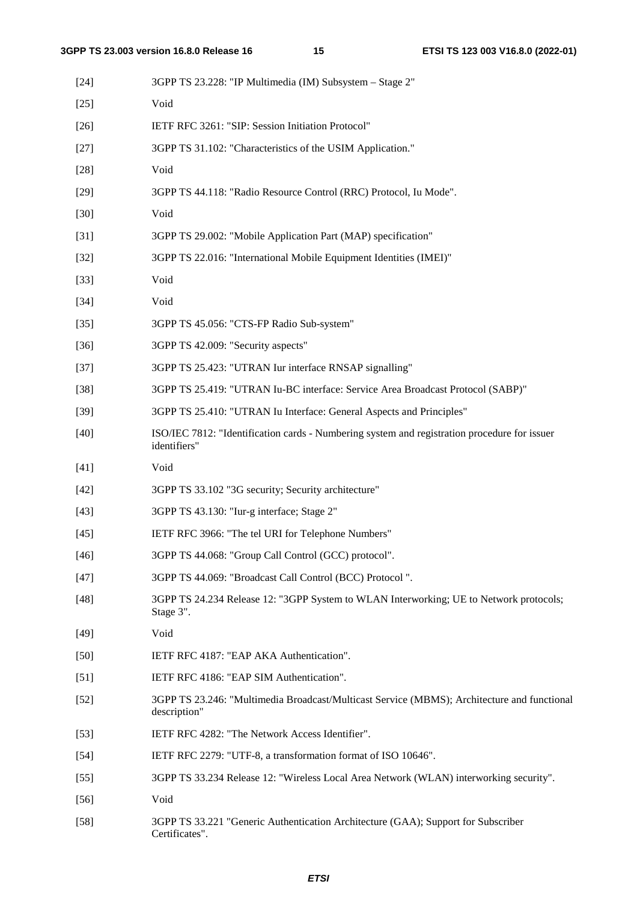[24] 3GPP TS 23.228: "IP Multimedia (IM) Subsystem – Stage 2"

[25] Void

[26] IETF RFC 3261: "SIP: Session Initiation Protocol"

[27] 3GPP TS 31.102: "Characteristics of the USIM Application."

[28] Void

[29] 3GPP TS 44.118: "Radio Resource Control (RRC) Protocol, Iu Mode".

[30] Void

[31] 3GPP TS 29.002: "Mobile Application Part (MAP) specification"

[32] 3GPP TS 22.016: "International Mobile Equipment Identities (IMEI)"

[33] Void

[34] Void

[35] 3GPP TS 45.056: "CTS-FP Radio Sub-system"

[36] 3GPP TS 42.009: "Security aspects"

[37] 3GPP TS 25.423: "UTRAN Iur interface RNSAP signalling"

[38] 3GPP TS 25.419: "UTRAN Iu-BC interface: Service Area Broadcast Protocol (SABP)"

[39] 3GPP TS 25.410: "UTRAN Iu Interface: General Aspects and Principles"

[40] ISO/IEC 7812: "Identification cards - Numbering system and registration procedure for issuer identifiers"

[41] Void

[42] 3GPP TS 33.102 "3G security; Security architecture"

[43] 3GPP TS 43.130: "Iur-g interface; Stage 2"

[45] IETF RFC 3966: "The tel URI for Telephone Numbers"

[46] 3GPP TS 44.068: "Group Call Control (GCC) protocol".

[47] 3GPP TS 44.069: "Broadcast Call Control (BCC) Protocol ".

[48] 3GPP TS 24.234 Release 12: "3GPP System to WLAN Interworking; UE to Network protocols; Stage 3".

[49] Void

[50] IETF RFC 4187: "EAP AKA Authentication".

[51] IETF RFC 4186: "EAP SIM Authentication".

[52] 3GPP TS 23.246: "Multimedia Broadcast/Multicast Service (MBMS); Architecture and functional description"

[53] IETF RFC 4282: "The Network Access Identifier".

[54] IETF RFC 2279: "UTF-8, a transformation format of ISO 10646".

[55] 3GPP TS 33.234 Release 12: "Wireless Local Area Network (WLAN) interworking security".

[56] Void

[58] 3GPP TS 33.221 "Generic Authentication Architecture (GAA); Support for Subscriber Certificates".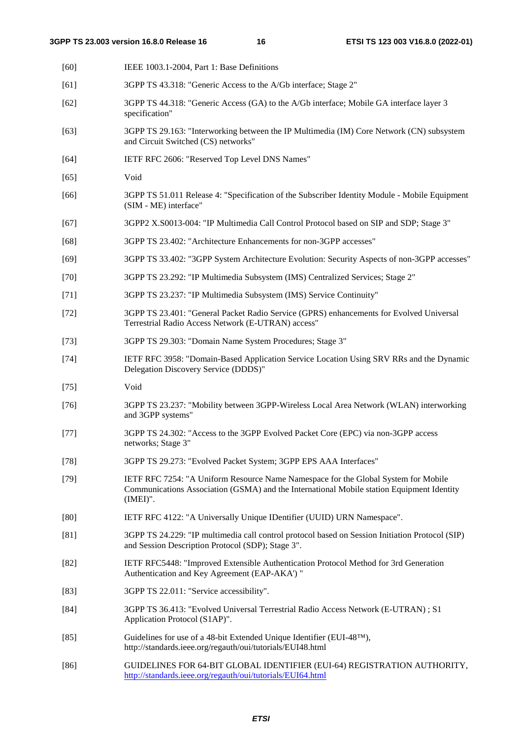[60] IEEE 1003.1-2004, Part 1: Base Definitions

[61] 3GPP TS 43.318: "Generic Access to the A/Gb interface; Stage 2"

[62] 3GPP TS 44.318: "Generic Access (GA) to the A/Gb interface; Mobile GA interface layer 3 specification"

[63] 3GPP TS 29.163: "Interworking between the IP Multimedia (IM) Core Network (CN) subsystem and Circuit Switched (CS) networks"

[64] IETF RFC 2606: "Reserved Top Level DNS Names"

[65] Void

[66] 3GPP TS 51.011 Release 4: "Specification of the Subscriber Identity Module - Mobile Equipment (SIM - ME) interface"

[67] 3GPP2 X.S0013-004: "IP Multimedia Call Control Protocol based on SIP and SDP; Stage 3"

[68] 3GPP TS 23.402: "Architecture Enhancements for non-3GPP accesses"

[69] 3GPP TS 33.402: "3GPP System Architecture Evolution: Security Aspects of non-3GPP accesses"

[70] 3GPP TS 23.292: "IP Multimedia Subsystem (IMS) Centralized Services; Stage 2"

[71] 3GPP TS 23.237: "IP Multimedia Subsystem (IMS) Service Continuity"

[72] 3GPP TS 23.401: "General Packet Radio Service (GPRS) enhancements for Evolved Universal Terrestrial Radio Access Network (E-UTRAN) access"

[73] 3GPP TS 29.303: "Domain Name System Procedures; Stage 3"

[74] IETF RFC 3958: "Domain-Based Application Service Location Using SRV RRs and the Dynamic Delegation Discovery Service (DDDS)"

[75] Void

[76] 3GPP TS 23.237: "Mobility between 3GPP-Wireless Local Area Network (WLAN) interworking and 3GPP systems"

[77] 3GPP TS 24.302: "Access to the 3GPP Evolved Packet Core (EPC) via non-3GPP access networks; Stage 3"

[78] 3GPP TS 29.273: "Evolved Packet System; 3GPP EPS AAA Interfaces"

[79] IETF RFC 7254: "A Uniform Resource Name Namespace for the Global System for Mobile Communications Association (GSMA) and the International Mobile station Equipment Identity (IMEI)".

[80] IETF RFC 4122: "A Universally Unique IDentifier (UUID) URN Namespace".

[81] 3GPP TS 24.229: "IP multimedia call control protocol based on Session Initiation Protocol (SIP) and Session Description Protocol (SDP); Stage 3".

[82] IETF RFC5448: "Improved Extensible Authentication Protocol Method for 3rd Generation Authentication and Key Agreement (EAP-AKA') "

[83] 3GPP TS 22.011: "Service accessibility".

[84] 3GPP TS 36.413: "Evolved Universal Terrestrial Radio Access Network (E-UTRAN) ; S1 Application Protocol (S1AP)".

[85] Guidelines for use of a 48-bit Extended Unique Identifier (EUI-48™), http://standards.ieee.org/regauth/oui/tutorials/EUI48.html

[86] GUIDELINES FOR 64-BIT GLOBAL IDENTIFIER (EUI-64) REGISTRATION AUTHORITY, http://standards.ieee.org/regauth/oui/tutorials/EUI64.html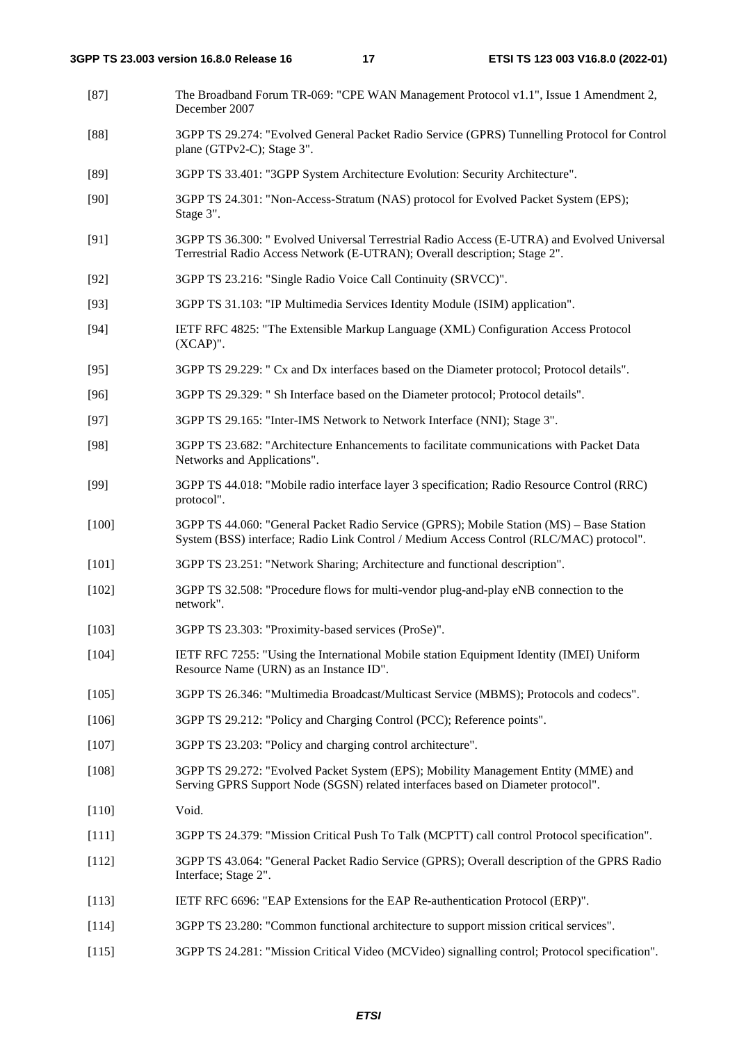[87] The Broadband Forum TR-069: "CPE WAN Management Protocol v1.1", Issue 1 Amendment 2, December 2007

[88] 3GPP TS 29.274: "Evolved General Packet Radio Service (GPRS) Tunnelling Protocol for Control plane (GTPv2-C); Stage 3".

[89] 3GPP TS 33.401: "3GPP System Architecture Evolution: Security Architecture".

[90] 3GPP TS 24.301: "Non-Access-Stratum (NAS) protocol for Evolved Packet System (EPS); Stage 3".

[91] 3GPP TS 36.300: " Evolved Universal Terrestrial Radio Access (E-UTRA) and Evolved Universal Terrestrial Radio Access Network (E-UTRAN); Overall description; Stage 2".

[92] 3GPP TS 23.216: "Single Radio Voice Call Continuity (SRVCC)".

[93] 3GPP TS 31.103: "IP Multimedia Services Identity Module (ISIM) application".

[94] IETF RFC 4825: "The Extensible Markup Language (XML) Configuration Access Protocol (XCAP)".

[95] 3GPP TS 29.229: " Cx and Dx interfaces based on the Diameter protocol; Protocol details".

[96] 3GPP TS 29.329: " Sh Interface based on the Diameter protocol; Protocol details".

[97] 3GPP TS 29.165: "Inter-IMS Network to Network Interface (NNI); Stage 3".

[98] 3GPP TS 23.682: "Architecture Enhancements to facilitate communications with Packet Data Networks and Applications".

[99] 3GPP TS 44.018: "Mobile radio interface layer 3 specification; Radio Resource Control (RRC) protocol".

[100] 3GPP TS 44.060: "General Packet Radio Service (GPRS); Mobile Station (MS) – Base Station System (BSS) interface; Radio Link Control / Medium Access Control (RLC/MAC) protocol".

[101] 3GPP TS 23.251: "Network Sharing; Architecture and functional description".

[102] 3GPP TS 32.508: "Procedure flows for multi-vendor plug-and-play eNB connection to the network".

[103] 3GPP TS 23.303: "Proximity-based services (ProSe)".

[104] IETF RFC 7255: "Using the International Mobile station Equipment Identity (IMEI) Uniform Resource Name (URN) as an Instance ID".

[105] 3GPP TS 26.346: "Multimedia Broadcast/Multicast Service (MBMS); Protocols and codecs".

[106] 3GPP TS 29.212: "Policy and Charging Control (PCC); Reference points".

[107] 3GPP TS 23.203: "Policy and charging control architecture".

[108] 3GPP TS 29.272: "Evolved Packet System (EPS); Mobility Management Entity (MME) and Serving GPRS Support Node (SGSN) related interfaces based on Diameter protocol".

[110] Void.

[111] 3GPP TS 24.379: "Mission Critical Push To Talk (MCPTT) call control Protocol specification".

[112] 3GPP TS 43.064: "General Packet Radio Service (GPRS); Overall description of the GPRS Radio Interface; Stage 2".

[113] IETF RFC 6696: "EAP Extensions for the EAP Re-authentication Protocol (ERP)".

[114] 3GPP TS 23.280: "Common functional architecture to support mission critical services".

[115] 3GPP TS 24.281: "Mission Critical Video (MCVideo) signalling control; Protocol specification".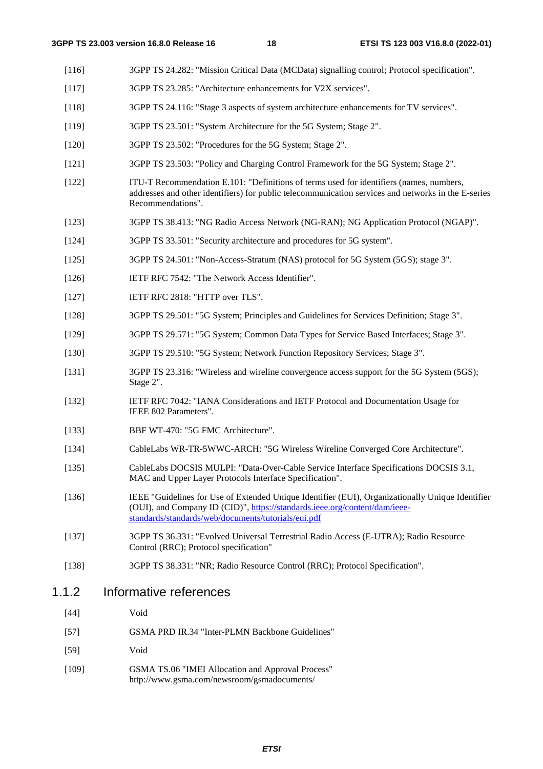[116] 3GPP TS 24.282: "Mission Critical Data (MCData) signalling control; Protocol specification".

[117] 3GPP TS 23.285: "Architecture enhancements for V2X services".

[118] 3GPP TS 24.116: "Stage 3 aspects of system architecture enhancements for TV services".

[119] 3GPP TS 23.501: "System Architecture for the 5G System; Stage 2".

[120] 3GPP TS 23.502: "Procedures for the 5G System; Stage 2".

[121] 3GPP TS 23.503: "Policy and Charging Control Framework for the 5G System; Stage 2".

[122] ITU-T Recommendation E.101: "Definitions of terms used for identifiers (names, numbers, addresses and other identifiers) for public telecommunication services and networks in the E-series Recommendations".

[123] 3GPP TS 38.413: "NG Radio Access Network (NG-RAN); NG Application Protocol (NGAP)".

[124] 3GPP TS 33.501: "Security architecture and procedures for 5G system".

[125] 3GPP TS 24.501: "Non-Access-Stratum (NAS) protocol for 5G System (5GS); stage 3".

[126] IETF RFC 7542: "The Network Access Identifier".

[127] IETF RFC 2818: "HTTP over TLS".

[128] 3GPP TS 29.501: "5G System; Principles and Guidelines for Services Definition; Stage 3".

[129] 3GPP TS 29.571: "5G System; Common Data Types for Service Based Interfaces; Stage 3".

[130] 3GPP TS 29.510: "5G System; Network Function Repository Services; Stage 3".

[131] 3GPP TS 23.316: "Wireless and wireline convergence access support for the 5G System (5GS); Stage 2".

[132] IETF RFC 7042: "IANA Considerations and IETF Protocol and Documentation Usage for IEEE 802 Parameters".

[133] BBF WT-470: "5G FMC Architecture".

[134] CableLabs WR-TR-5WWC-ARCH: "5G Wireless Wireline Converged Core Architecture".

[135] CableLabs DOCSIS MULPI: "Data-Over-Cable Service Interface Specifications DOCSIS 3.1, MAC and Upper Layer Protocols Interface Specification".

[136] IEEE "Guidelines for Use of Extended Unique Identifier (EUI), Organizationally Unique Identifier (OUI), and Company ID (CID)", https://standards.ieee.org/content/dam/ieee-standards/standards/web/documents/tutorials/eui.pdf

[137] 3GPP TS 36.331: "Evolved Universal Terrestrial Radio Access (E-UTRA); Radio Resource Control (RRC); Protocol specification"

[138] 3GPP TS 38.331: "NR; Radio Resource Control (RRC); Protocol Specification".

### 1.1.2 Informative references

[44] Void

[57] GSMA PRD IR.34 "Inter-PLMN Backbone Guidelines"

[59] Void

[109] GSMA TS.06 "IMEI Allocation and Approval Process" http://www.gsma.com/newsroom/gsmadocuments/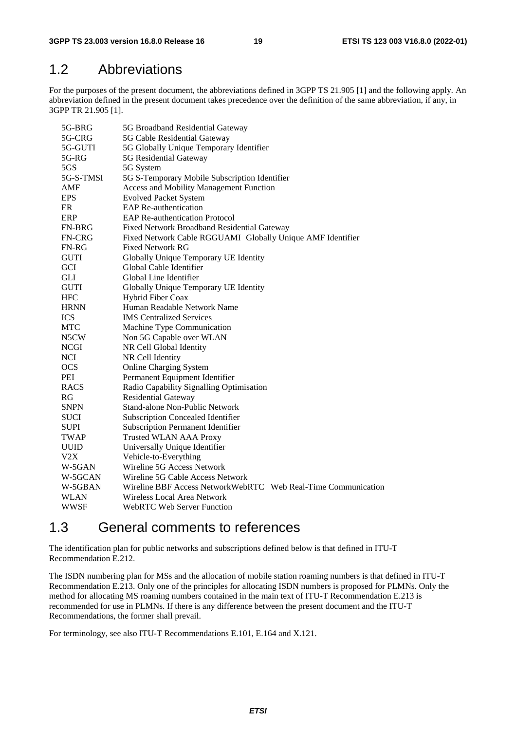## 1.2 Abbreviations

For the purposes of the present document, the abbreviations defined in 3GPP TS 21.905 [1] and the following apply. An abbreviation defined in the present document takes precedence over the definition of the same abbreviation, if any, in 3GPP TR 21.905 [1].

| | |
|---|---|
| 5G-BRG | 5G Broadband Residential Gateway |
| 5G-CRG | 5G Cable Residential Gateway |
| 5G-GUTI | 5G Globally Unique Temporary Identifier |
| 5G-RG | 5G Residential Gateway |
| 5GS | 5G System |
| 5G-S-TMSI | 5G S-Temporary Mobile Subscription Identifier |
| AMF | Access and Mobility Management Function |
| EPS | Evolved Packet System |
| ER | EAP Re-authentication |
| ERP | EAP Re-authentication Protocol |
| FN-BRG | Fixed Network Broadband Residential Gateway |
| FN-CRG | Fixed Network Cable RGGUAMI Globally Unique AMF Identifier |
| FN-RG | Fixed Network RG |
| GUTI | Globally Unique Temporary UE Identity |
| GCI | Global Cable Identifier |
| GLI | Global Line Identifier |
| GUTI | Globally Unique Temporary UE Identity |
| HFC | Hybrid Fiber Coax |
| HRNN | Human Readable Network Name |
| ICS | IMS Centralized Services |
| MTC | Machine Type Communication |
| N5CW | Non 5G Capable over WLAN |
| NCGI | NR Cell Global Identity |
| NCI | NR Cell Identity |
| OCS | Online Charging System |
| PEI | Permanent Equipment Identifier |
| RACS | Radio Capability Signalling Optimisation |
| RG | Residential Gateway |
| SNPN | Stand-alone Non-Public Network |
| SUCI | Subscription Concealed Identifier |
| SUPI | Subscription Permanent Identifier |
| TWAP | Trusted WLAN AAA Proxy |
| UUID | Universally Unique Identifier |
| V2X | Vehicle-to-Everything |
| W-5GAN | Wireline 5G Access Network |
| W-5GCAN | Wireline 5G Cable Access Network |
| W-5GBAN | Wireline BBF Access NetworkWebRTC Web Real-Time Communication |
| WLAN | Wireless Local Area Network |
| WWSF | WebRTC Web Server Function |

## 1.3 General comments to references

The identification plan for public networks and subscriptions defined below is that defined in ITU-T Recommendation E.212.

The ISDN numbering plan for MSs and the allocation of mobile station roaming numbers is that defined in ITU-T Recommendation E.213. Only one of the principles for allocating ISDN numbers is proposed for PLMNs. Only the method for allocating MS roaming numbers contained in the main text of ITU-T Recommendation E.213 is recommended for use in PLMNs. If there is any difference between the present document and the ITU-T Recommendations, the former shall prevail.

For terminology, see also ITU-T Recommendations E.101, E.164 and X.121.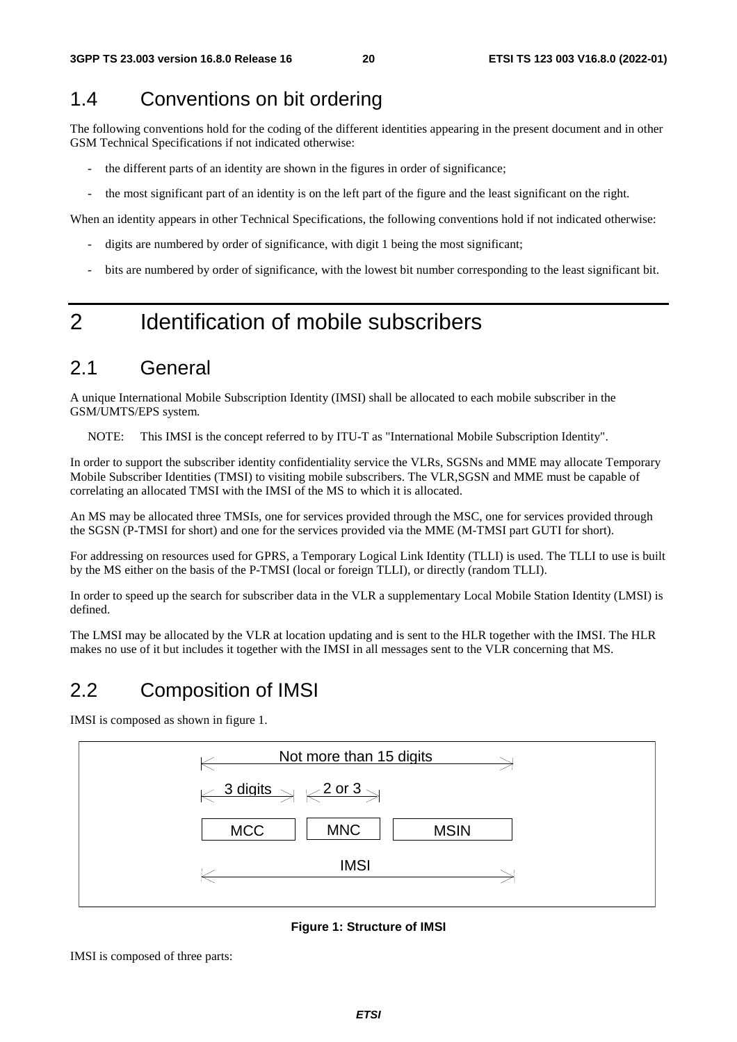## 1.4 Conventions on bit ordering

The following conventions hold for the coding of the different identities appearing in the present document and in other GSM Technical Specifications if not indicated otherwise:

- the different parts of an identity are shown in the figures in order of significance;
- the most significant part of an identity is on the left part of the figure and the least significant on the right.

When an identity appears in other Technical Specifications, the following conventions hold if not indicated otherwise:

- digits are numbered by order of significance, with digit 1 being the most significant;
- bits are numbered by order of significance, with the lowest bit number corresponding to the least significant bit.

# 2 Identification of mobile subscribers

## 2.1 General

A unique International Mobile Subscription Identity (IMSI) shall be allocated to each mobile subscriber in the GSM/UMTS/EPS system.

NOTE: This IMSI is the concept referred to by ITU-T as "International Mobile Subscription Identity".

In order to support the subscriber identity confidentiality service the VLRs, SGSNs and MME may allocate Temporary Mobile Subscriber Identities (TMSI) to visiting mobile subscribers. The VLR,SGSN and MME must be capable of correlating an allocated TMSI with the IMSI of the MS to which it is allocated.

An MS may be allocated three TMSIs, one for services provided through the MSC, one for services provided through the SGSN (P-TMSI for short) and one for the services provided via the MME (M-TMSI part GUTI for short).

For addressing on resources used for GPRS, a Temporary Logical Link Identity (TLLI) is used. The TLLI to use is built by the MS either on the basis of the P-TMSI (local or foreign TLLI), or directly (random TLLI).

In order to speed up the search for subscriber data in the VLR a supplementary Local Mobile Station Identity (LMSI) is defined.

The LMSI may be allocated by the VLR at location updating and is sent to the HLR together with the IMSI. The HLR makes no use of it but includes it together with the IMSI in all messages sent to the VLR concerning that MS.

## 2.2 Composition of IMSI

IMSI is composed as shown in figure 1.

```
|<------------ Not more than 15 digits ------------>|
|<- 3 digits ->|<- 2 or 3 ->|
+-------------+ +----------+ +------------------+
|     MCC     | |   MNC    | |       MSIN       |
+-------------+ +----------+ +------------------+
|<---------------------- IMSI ---------------------->|
```

**Figure 1: Structure of IMSI**

IMSI is composed of three parts: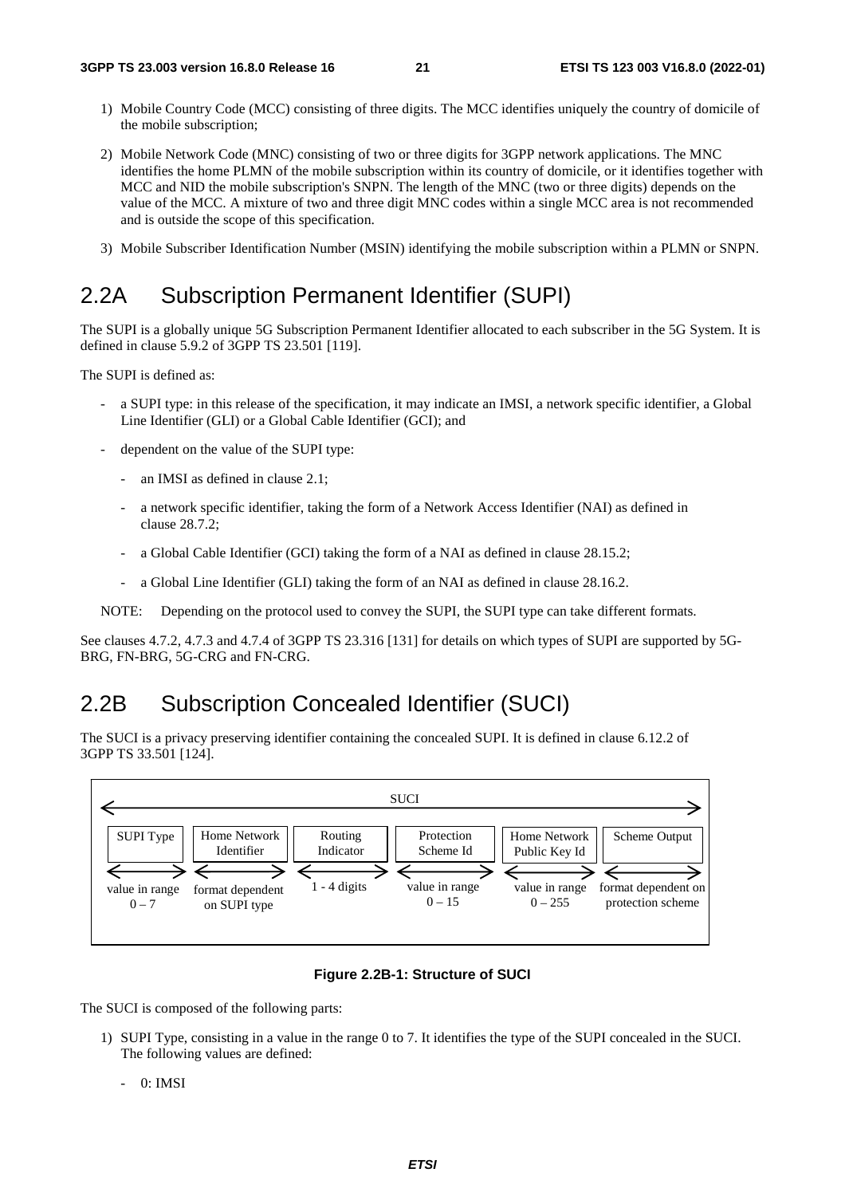1) Mobile Country Code (MCC) consisting of three digits. The MCC identifies uniquely the country of domicile of the mobile subscription;

2) Mobile Network Code (MNC) consisting of two or three digits for 3GPP network applications. The MNC identifies the home PLMN of the mobile subscription within its country of domicile, or it identifies together with MCC and NID the mobile subscription's SNPN. The length of the MNC (two or three digits) depends on the value of the MCC. A mixture of two and three digit MNC codes within a single MCC area is not recommended and is outside the scope of this specification.

3) Mobile Subscriber Identification Number (MSIN) identifying the mobile subscription within a PLMN or SNPN.

## 2.2A Subscription Permanent Identifier (SUPI)

The SUPI is a globally unique 5G Subscription Permanent Identifier allocated to each subscriber in the 5G System. It is defined in clause 5.9.2 of 3GPP TS 23.501 [119].

The SUPI is defined as:

- a SUPI type: in this release of the specification, it may indicate an IMSI, a network specific identifier, a Global Line Identifier (GLI) or a Global Cable Identifier (GCI); and
- dependent on the value of the SUPI type:
  - an IMSI as defined in clause 2.1;
  - a network specific identifier, taking the form of a Network Access Identifier (NAI) as defined in clause 28.7.2;
  - a Global Cable Identifier (GCI) taking the form of a NAI as defined in clause 28.15.2;
  - a Global Line Identifier (GLI) taking the form of an NAI as defined in clause 28.16.2.

NOTE: Depending on the protocol used to convey the SUPI, the SUPI type can take different formats.

See clauses 4.7.2, 4.7.3 and 4.7.4 of 3GPP TS 23.316 [131] for details on which types of SUPI are supported by 5G-BRG, FN-BRG, 5G-CRG and FN-CRG.

## 2.2B Subscription Concealed Identifier (SUCI)

The SUCI is a privacy preserving identifier containing the concealed SUPI. It is defined in clause 6.12.2 of 3GPP TS 33.501 [124].

| SUCI | | | | | |
|---|---|---|---|---|---|
| SUPI Type | Home Network Identifier | Routing Indicator | Protection Scheme Id | Home Network Public Key Id | Scheme Output |
| value in range 0 – 7 | format dependent on SUPI type | 1 - 4 digits | value in range 0 – 15 | value in range 0 – 255 | format dependent on protection scheme |

**Figure 2.2B-1: Structure of SUCI**

The SUCI is composed of the following parts:

1) SUPI Type, consisting in a value in the range 0 to 7. It identifies the type of the SUPI concealed in the SUCI. The following values are defined:

   - 0: IMSI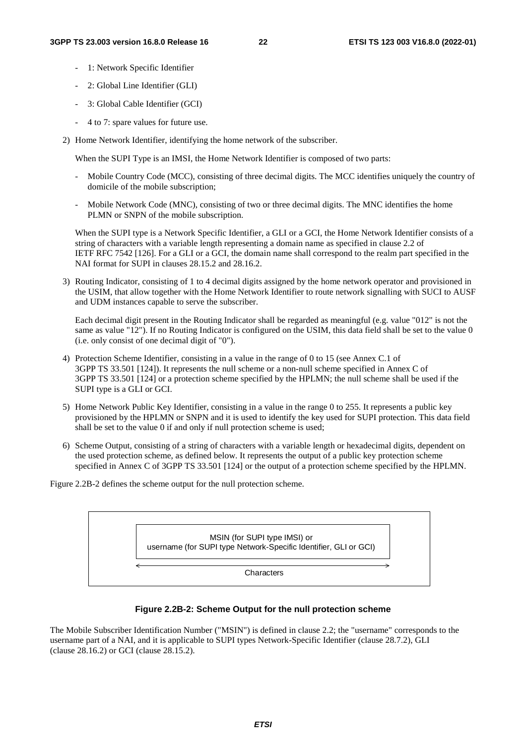- 1: Network Specific Identifier
- 2: Global Line Identifier (GLI)
- 3: Global Cable Identifier (GCI)
- 4 to 7: spare values for future use.

2) Home Network Identifier, identifying the home network of the subscriber.

   When the SUPI Type is an IMSI, the Home Network Identifier is composed of two parts:

   - Mobile Country Code (MCC), consisting of three decimal digits. The MCC identifies uniquely the country of domicile of the mobile subscription;
   - Mobile Network Code (MNC), consisting of two or three decimal digits. The MNC identifies the home PLMN or SNPN of the mobile subscription.

   When the SUPI type is a Network Specific Identifier, a GLI or a GCI, the Home Network Identifier consists of a string of characters with a variable length representing a domain name as specified in clause 2.2 of IETF RFC 7542 [126]. For a GLI or a GCI, the domain name shall correspond to the realm part specified in the NAI format for SUPI in clauses 28.15.2 and 28.16.2.

3) Routing Indicator, consisting of 1 to 4 decimal digits assigned by the home network operator and provisioned in the USIM, that allow together with the Home Network Identifier to route network signalling with SUCI to AUSF and UDM instances capable to serve the subscriber.

   Each decimal digit present in the Routing Indicator shall be regarded as meaningful (e.g. value "012" is not the same as value "12"). If no Routing Indicator is configured on the USIM, this data field shall be set to the value 0 (i.e. only consist of one decimal digit of "0").

4) Protection Scheme Identifier, consisting in a value in the range of 0 to 15 (see Annex C.1 of 3GPP TS 33.501 [124]). It represents the null scheme or a non-null scheme specified in Annex C of 3GPP TS 33.501 [124] or a protection scheme specified by the HPLMN; the null scheme shall be used if the SUPI type is a GLI or GCI.

5) Home Network Public Key Identifier, consisting in a value in the range 0 to 255. It represents a public key provisioned by the HPLMN or SNPN and it is used to identify the key used for SUPI protection. This data field shall be set to the value 0 if and only if null protection scheme is used;

6) Scheme Output, consisting of a string of characters with a variable length or hexadecimal digits, dependent on the used protection scheme, as defined below. It represents the output of a public key protection scheme specified in Annex C of 3GPP TS 33.501 [124] or the output of a protection scheme specified by the HPLMN.

Figure 2.2B-2 defines the scheme output for the null protection scheme.

| MSIN (for SUPI type IMSI) or username (for SUPI type Network-Specific Identifier, GLI or GCI) |
|---|
| ← Characters → |

**Figure 2.2B-2: Scheme Output for the null protection scheme**

The Mobile Subscriber Identification Number ("MSIN") is defined in clause 2.2; the "username" corresponds to the username part of a NAI, and it is applicable to SUPI types Network-Specific Identifier (clause 28.7.2), GLI (clause 28.16.2) or GCI (clause 28.15.2).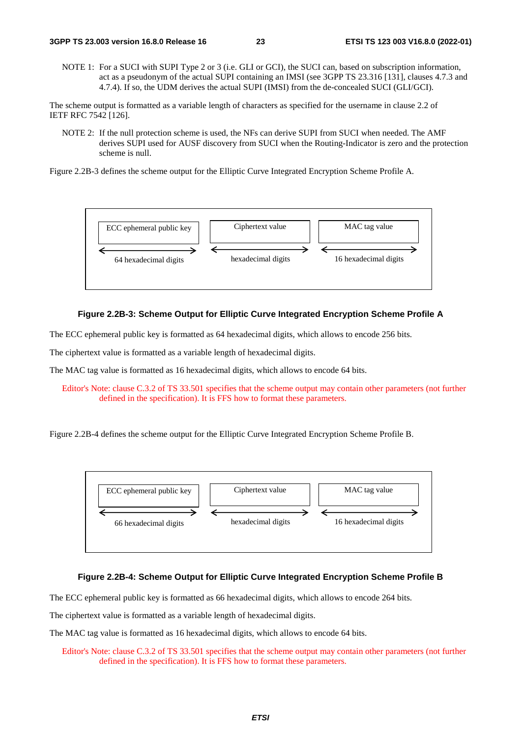NOTE 1: For a SUCI with SUPI Type 2 or 3 (i.e. GLI or GCI), the SUCI can, based on subscription information, act as a pseudonym of the actual SUPI containing an IMSI (see 3GPP TS 23.316 [131], clauses 4.7.3 and 4.7.4). If so, the UDM derives the actual SUPI (IMSI) from the de-concealed SUCI (GLI/GCI).

The scheme output is formatted as a variable length of characters as specified for the username in clause 2.2 of IETF RFC 7542 [126].

NOTE 2: If the null protection scheme is used, the NFs can derive SUPI from SUCI when needed. The AMF derives SUPI used for AUSF discovery from SUCI when the Routing-Indicator is zero and the protection scheme is null.

Figure 2.2B-3 defines the scheme output for the Elliptic Curve Integrated Encryption Scheme Profile A.

| ECC ephemeral public key | Ciphertext value | MAC tag value |
|---|---|---|
| 64 hexadecimal digits | hexadecimal digits | 16 hexadecimal digits |

**Figure 2.2B-3: Scheme Output for Elliptic Curve Integrated Encryption Scheme Profile A**

The ECC ephemeral public key is formatted as 64 hexadecimal digits, which allows to encode 256 bits.

The ciphertext value is formatted as a variable length of hexadecimal digits.

The MAC tag value is formatted as 16 hexadecimal digits, which allows to encode 64 bits.

Editor's Note: clause C.3.2 of TS 33.501 specifies that the scheme output may contain other parameters (not further defined in the specification). It is FFS how to format these parameters.

Figure 2.2B-4 defines the scheme output for the Elliptic Curve Integrated Encryption Scheme Profile B.

| ECC ephemeral public key | Ciphertext value | MAC tag value |
|---|---|---|
| 66 hexadecimal digits | hexadecimal digits | 16 hexadecimal digits |

**Figure 2.2B-4: Scheme Output for Elliptic Curve Integrated Encryption Scheme Profile B**

The ECC ephemeral public key is formatted as 66 hexadecimal digits, which allows to encode 264 bits.

The ciphertext value is formatted as a variable length of hexadecimal digits.

The MAC tag value is formatted as 16 hexadecimal digits, which allows to encode 64 bits.

Editor's Note: clause C.3.2 of TS 33.501 specifies that the scheme output may contain other parameters (not further defined in the specification). It is FFS how to format these parameters.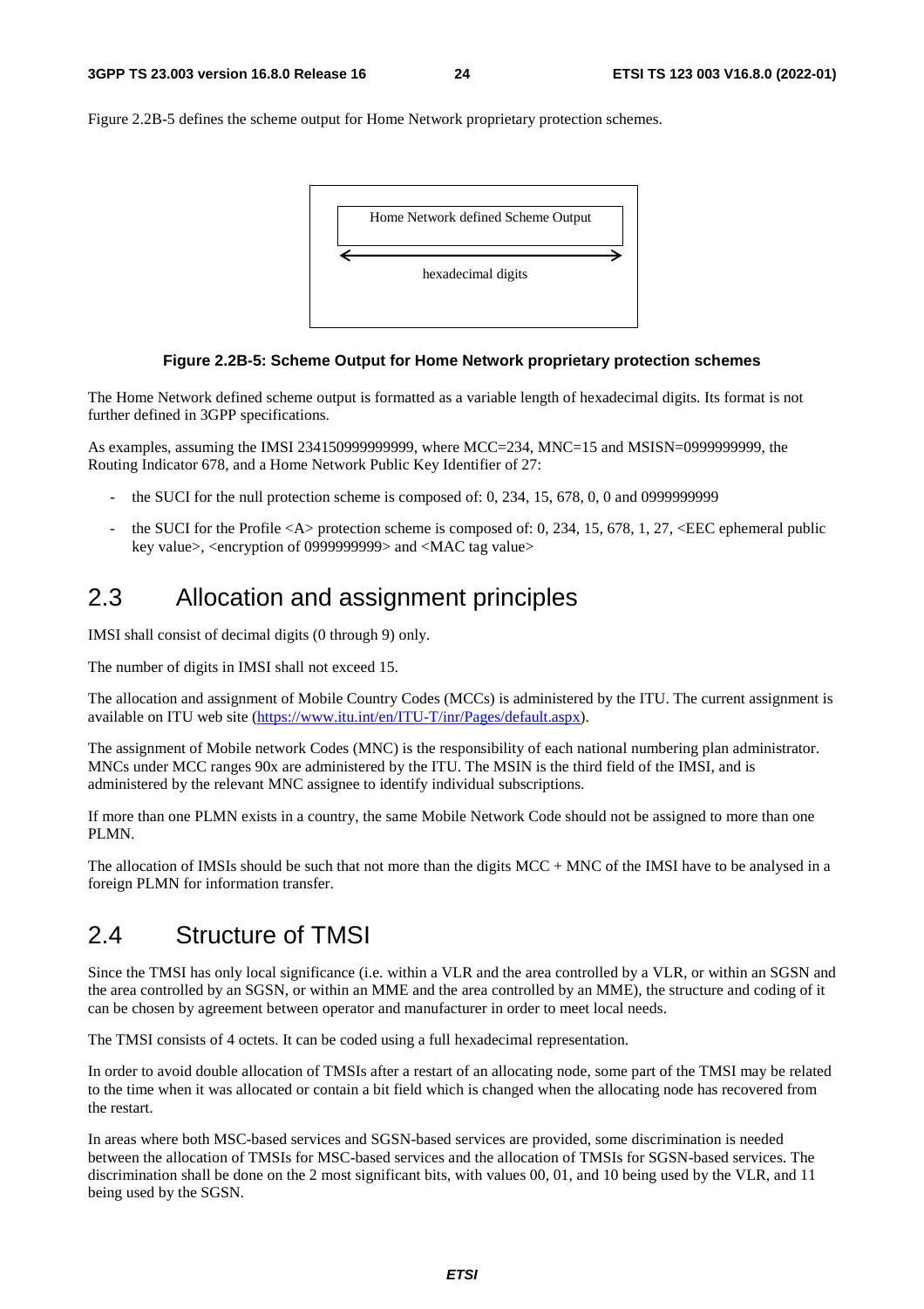Figure 2.2B-5 defines the scheme output for Home Network proprietary protection schemes.

| Home Network defined Scheme Output |
|---|
| ← hexadecimal digits → |

**Figure 2.2B-5: Scheme Output for Home Network proprietary protection schemes**

The Home Network defined scheme output is formatted as a variable length of hexadecimal digits. Its format is not further defined in 3GPP specifications.

As examples, assuming the IMSI 234150999999999, where MCC=234, MNC=15 and MSISN=0999999999, the Routing Indicator 678, and a Home Network Public Key Identifier of 27:

- the SUCI for the null protection scheme is composed of: 0, 234, 15, 678, 0, 0 and 0999999999
- the SUCI for the Profile <A> protection scheme is composed of: 0, 234, 15, 678, 1, 27, <EEC ephemeral public key value>, <encryption of 0999999999> and <MAC tag value>

## 2.3 Allocation and assignment principles

IMSI shall consist of decimal digits (0 through 9) only.

The number of digits in IMSI shall not exceed 15.

The allocation and assignment of Mobile Country Codes (MCCs) is administered by the ITU. The current assignment is available on ITU web site (https://www.itu.int/en/ITU-T/inr/Pages/default.aspx).

The assignment of Mobile network Codes (MNC) is the responsibility of each national numbering plan administrator. MNCs under MCC ranges 90x are administered by the ITU. The MSIN is the third field of the IMSI, and is administered by the relevant MNC assignee to identify individual subscriptions.

If more than one PLMN exists in a country, the same Mobile Network Code should not be assigned to more than one PLMN.

The allocation of IMSIs should be such that not more than the digits MCC + MNC of the IMSI have to be analysed in a foreign PLMN for information transfer.

## 2.4 Structure of TMSI

Since the TMSI has only local significance (i.e. within a VLR and the area controlled by a VLR, or within an SGSN and the area controlled by an SGSN, or within an MME and the area controlled by an MME), the structure and coding of it can be chosen by agreement between operator and manufacturer in order to meet local needs.

The TMSI consists of 4 octets. It can be coded using a full hexadecimal representation.

In order to avoid double allocation of TMSIs after a restart of an allocating node, some part of the TMSI may be related to the time when it was allocated or contain a bit field which is changed when the allocating node has recovered from the restart.

In areas where both MSC-based services and SGSN-based services are provided, some discrimination is needed between the allocation of TMSIs for MSC-based services and the allocation of TMSIs for SGSN-based services. The discrimination shall be done on the 2 most significant bits, with values 00, 01, and 10 being used by the VLR, and 11 being used by the SGSN.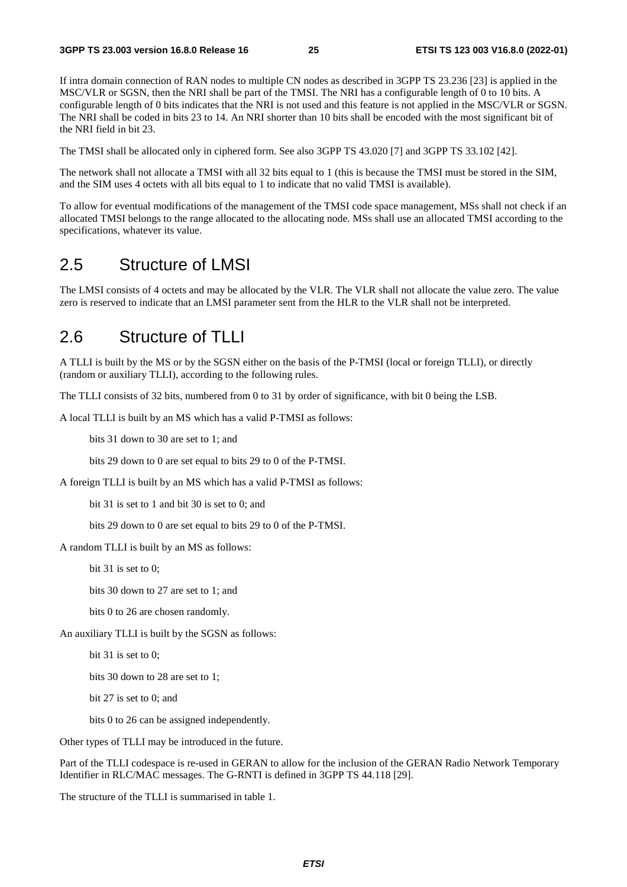If intra domain connection of RAN nodes to multiple CN nodes as described in 3GPP TS 23.236 [23] is applied in the MSC/VLR or SGSN, then the NRI shall be part of the TMSI. The NRI has a configurable length of 0 to 10 bits. A configurable length of 0 bits indicates that the NRI is not used and this feature is not applied in the MSC/VLR or SGSN. The NRI shall be coded in bits 23 to 14. An NRI shorter than 10 bits shall be encoded with the most significant bit of the NRI field in bit 23.

The TMSI shall be allocated only in ciphered form. See also 3GPP TS 43.020 [7] and 3GPP TS 33.102 [42].

The network shall not allocate a TMSI with all 32 bits equal to 1 (this is because the TMSI must be stored in the SIM, and the SIM uses 4 octets with all bits equal to 1 to indicate that no valid TMSI is available).

To allow for eventual modifications of the management of the TMSI code space management, MSs shall not check if an allocated TMSI belongs to the range allocated to the allocating node. MSs shall use an allocated TMSI according to the specifications, whatever its value.

## 2.5 Structure of LMSI

The LMSI consists of 4 octets and may be allocated by the VLR. The VLR shall not allocate the value zero. The value zero is reserved to indicate that an LMSI parameter sent from the HLR to the VLR shall not be interpreted.

## 2.6 Structure of TLLI

A TLLI is built by the MS or by the SGSN either on the basis of the P-TMSI (local or foreign TLLI), or directly (random or auxiliary TLLI), according to the following rules.

The TLLI consists of 32 bits, numbered from 0 to 31 by order of significance, with bit 0 being the LSB.

A local TLLI is built by an MS which has a valid P-TMSI as follows:

bits 31 down to 30 are set to 1; and

bits 29 down to 0 are set equal to bits 29 to 0 of the P-TMSI.

A foreign TLLI is built by an MS which has a valid P-TMSI as follows:

bit 31 is set to 1 and bit 30 is set to 0; and

bits 29 down to 0 are set equal to bits 29 to 0 of the P-TMSI.

A random TLLI is built by an MS as follows:

bit 31 is set to 0;

bits 30 down to 27 are set to 1; and

bits 0 to 26 are chosen randomly.

An auxiliary TLLI is built by the SGSN as follows:

bit 31 is set to 0;

bits 30 down to 28 are set to 1;

bit 27 is set to 0; and

bits 0 to 26 can be assigned independently.

Other types of TLLI may be introduced in the future.

Part of the TLLI codespace is re-used in GERAN to allow for the inclusion of the GERAN Radio Network Temporary Identifier in RLC/MAC messages. The G-RNTI is defined in 3GPP TS 44.118 [29].

The structure of the TLLI is summarised in table 1.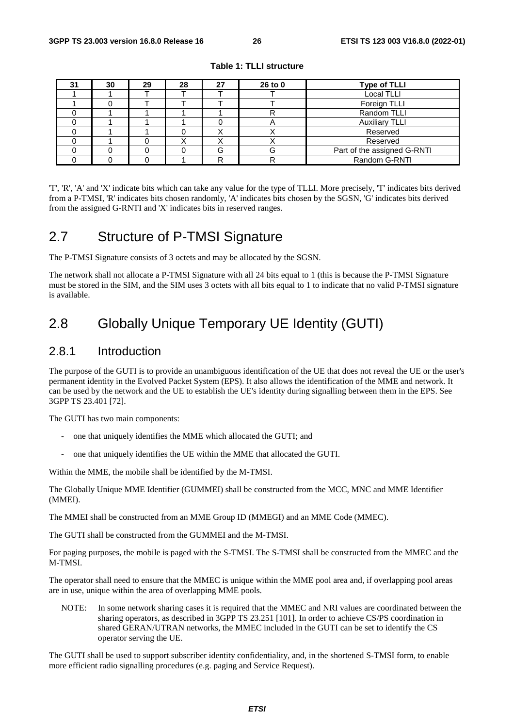**Table 1: TLLI structure**

| 31 | 30 | 29 | 28 | 27 | 26 to 0 | Type of TLLI |
|---|---|---|---|---|---|---|
| 1 | 1 | T | T | T | T | Local TLLI |
| 1 | 0 | T | T | T | T | Foreign TLLI |
| 0 | 1 | 1 | 1 | 1 | R | Random TLLI |
| 0 | 1 | 1 | 1 | 0 | A | Auxiliary TLLI |
| 0 | 1 | 1 | 0 | X | X | Reserved |
| 0 | 1 | 0 | X | X | X | Reserved |
| 0 | 0 | 0 | 0 | G | G | Part of the assigned G-RNTI |
| 0 | 0 | 0 | 1 | R | R | Random G-RNTI |

'T', 'R', 'A' and 'X' indicate bits which can take any value for the type of TLLI. More precisely, 'T' indicates bits derived from a P-TMSI, 'R' indicates bits chosen randomly, 'A' indicates bits chosen by the SGSN, 'G' indicates bits derived from the assigned G-RNTI and 'X' indicates bits in reserved ranges.

# 2.7 Structure of P-TMSI Signature

The P-TMSI Signature consists of 3 octets and may be allocated by the SGSN.

The network shall not allocate a P-TMSI Signature with all 24 bits equal to 1 (this is because the P-TMSI Signature must be stored in the SIM, and the SIM uses 3 octets with all bits equal to 1 to indicate that no valid P-TMSI signature is available.

# 2.8 Globally Unique Temporary UE Identity (GUTI)

## 2.8.1 Introduction

The purpose of the GUTI is to provide an unambiguous identification of the UE that does not reveal the UE or the user's permanent identity in the Evolved Packet System (EPS). It also allows the identification of the MME and network. It can be used by the network and the UE to establish the UE's identity during signalling between them in the EPS. See 3GPP TS 23.401 [72].

The GUTI has two main components:

- one that uniquely identifies the MME which allocated the GUTI; and
- one that uniquely identifies the UE within the MME that allocated the GUTI.

Within the MME, the mobile shall be identified by the M-TMSI.

The Globally Unique MME Identifier (GUMMEI) shall be constructed from the MCC, MNC and MME Identifier (MMEI).

The MMEI shall be constructed from an MME Group ID (MMEGI) and an MME Code (MMEC).

The GUTI shall be constructed from the GUMMEI and the M-TMSI.

For paging purposes, the mobile is paged with the S-TMSI. The S-TMSI shall be constructed from the MMEC and the M-TMSI.

The operator shall need to ensure that the MMEC is unique within the MME pool area and, if overlapping pool areas are in use, unique within the area of overlapping MME pools.

NOTE: In some network sharing cases it is required that the MMEC and NRI values are coordinated between the sharing operators, as described in 3GPP TS 23.251 [101]. In order to achieve CS/PS coordination in shared GERAN/UTRAN networks, the MMEC included in the GUTI can be set to identify the CS operator serving the UE.

The GUTI shall be used to support subscriber identity confidentiality, and, in the shortened S-TMSI form, to enable more efficient radio signalling procedures (e.g. paging and Service Request).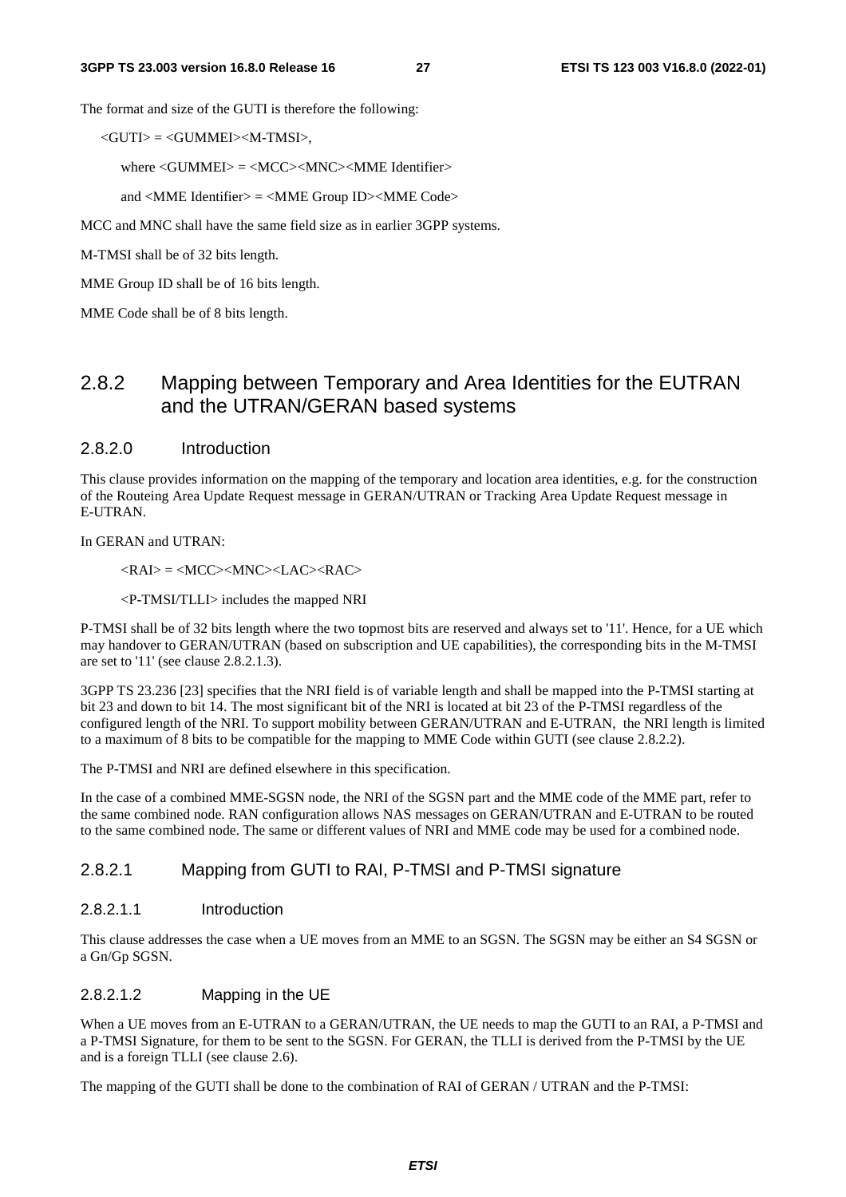The format and size of the GUTI is therefore the following:

<GUTI> = <GUMMEI><M-TMSI>,

where <GUMMEI> = <MCC><MNC><MME Identifier>

and <MME Identifier> = <MME Group ID><MME Code>

MCC and MNC shall have the same field size as in earlier 3GPP systems.

M-TMSI shall be of 32 bits length.

MME Group ID shall be of 16 bits length.

MME Code shall be of 8 bits length.

## 2.8.2 Mapping between Temporary and Area Identities for the EUTRAN and the UTRAN/GERAN based systems

### 2.8.2.0 Introduction

This clause provides information on the mapping of the temporary and location area identities, e.g. for the construction of the Routeing Area Update Request message in GERAN/UTRAN or Tracking Area Update Request message in E-UTRAN.

In GERAN and UTRAN:

<RAI> = <MCC><MNC><LAC><RAC>

<P-TMSI/TLLI> includes the mapped NRI

P-TMSI shall be of 32 bits length where the two topmost bits are reserved and always set to '11'. Hence, for a UE which may handover to GERAN/UTRAN (based on subscription and UE capabilities), the corresponding bits in the M-TMSI are set to '11' (see clause 2.8.2.1.3).

3GPP TS 23.236 [23] specifies that the NRI field is of variable length and shall be mapped into the P-TMSI starting at bit 23 and down to bit 14. The most significant bit of the NRI is located at bit 23 of the P-TMSI regardless of the configured length of the NRI. To support mobility between GERAN/UTRAN and E-UTRAN, the NRI length is limited to a maximum of 8 bits to be compatible for the mapping to MME Code within GUTI (see clause 2.8.2.2).

The P-TMSI and NRI are defined elsewhere in this specification.

In the case of a combined MME-SGSN node, the NRI of the SGSN part and the MME code of the MME part, refer to the same combined node. RAN configuration allows NAS messages on GERAN/UTRAN and E-UTRAN to be routed to the same combined node. The same or different values of NRI and MME code may be used for a combined node.

### 2.8.2.1 Mapping from GUTI to RAI, P-TMSI and P-TMSI signature

#### 2.8.2.1.1 Introduction

This clause addresses the case when a UE moves from an MME to an SGSN. The SGSN may be either an S4 SGSN or a Gn/Gp SGSN.

#### 2.8.2.1.2 Mapping in the UE

When a UE moves from an E-UTRAN to a GERAN/UTRAN, the UE needs to map the GUTI to an RAI, a P-TMSI and a P-TMSI Signature, for them to be sent to the SGSN. For GERAN, the TLLI is derived from the P-TMSI by the UE and is a foreign TLLI (see clause 2.6).

The mapping of the GUTI shall be done to the combination of RAI of GERAN / UTRAN and the P-TMSI: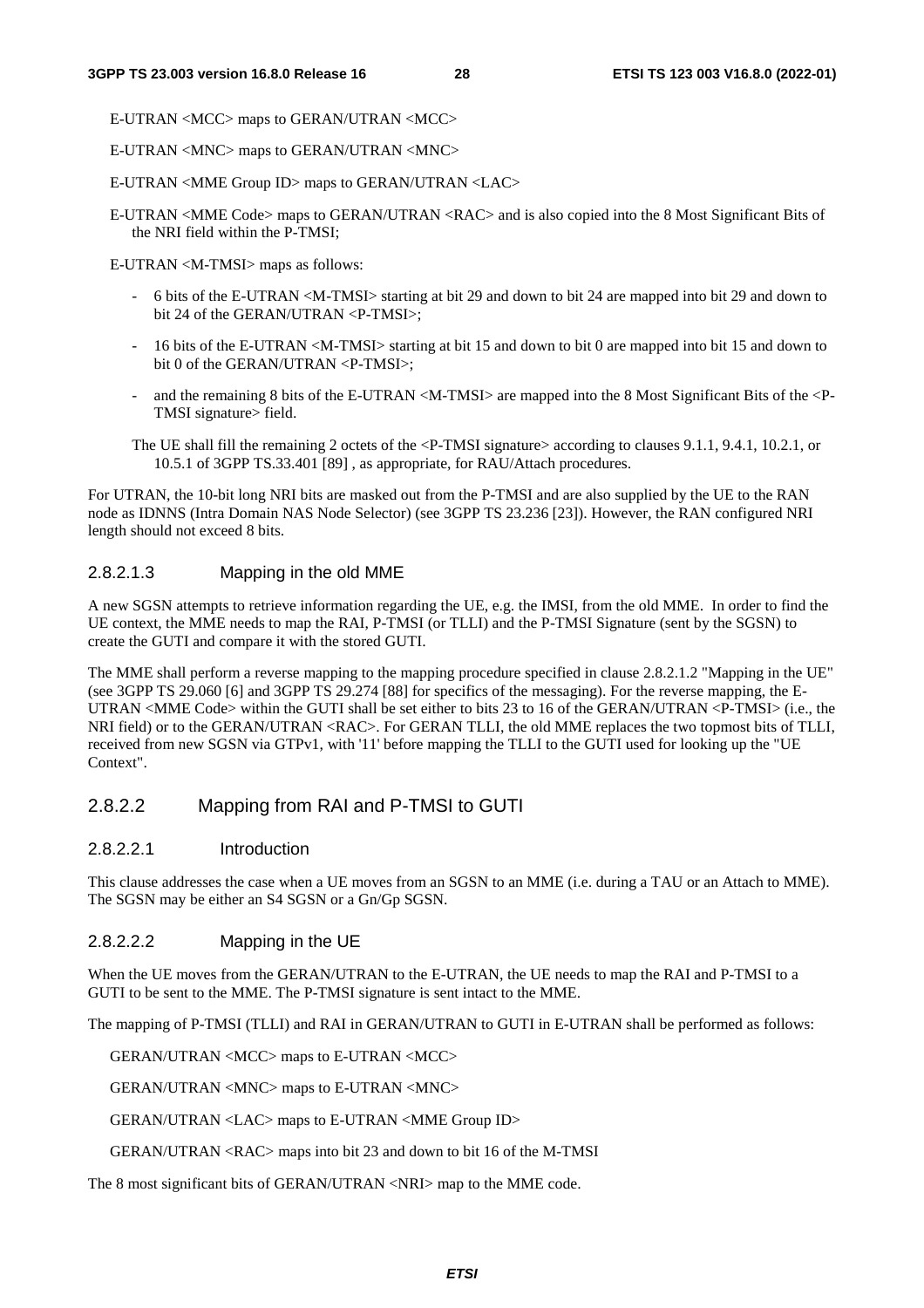E-UTRAN <MCC> maps to GERAN/UTRAN <MCC>

E-UTRAN <MNC> maps to GERAN/UTRAN <MNC>

E-UTRAN <MME Group ID> maps to GERAN/UTRAN <LAC>

E-UTRAN <MME Code> maps to GERAN/UTRAN <RAC> and is also copied into the 8 Most Significant Bits of the NRI field within the P-TMSI;

E-UTRAN <M-TMSI> maps as follows:

- 6 bits of the E-UTRAN <M-TMSI> starting at bit 29 and down to bit 24 are mapped into bit 29 and down to bit 24 of the GERAN/UTRAN <P-TMSI>;
- 16 bits of the E-UTRAN <M-TMSI> starting at bit 15 and down to bit 0 are mapped into bit 15 and down to bit 0 of the GERAN/UTRAN <P-TMSI>;
- and the remaining 8 bits of the E-UTRAN <M-TMSI> are mapped into the 8 Most Significant Bits of the <P-TMSI signature> field.

The UE shall fill the remaining 2 octets of the <P-TMSI signature> according to clauses 9.1.1, 9.4.1, 10.2.1, or 10.5.1 of 3GPP TS.33.401 [89] , as appropriate, for RAU/Attach procedures.

For UTRAN, the 10-bit long NRI bits are masked out from the P-TMSI and are also supplied by the UE to the RAN node as IDNNS (Intra Domain NAS Node Selector) (see 3GPP TS 23.236 [23]). However, the RAN configured NRI length should not exceed 8 bits.

#### 2.8.2.1.3 Mapping in the old MME

A new SGSN attempts to retrieve information regarding the UE, e.g. the IMSI, from the old MME. In order to find the UE context, the MME needs to map the RAI, P-TMSI (or TLLI) and the P-TMSI Signature (sent by the SGSN) to create the GUTI and compare it with the stored GUTI.

The MME shall perform a reverse mapping to the mapping procedure specified in clause 2.8.2.1.2 "Mapping in the UE" (see 3GPP TS 29.060 [6] and 3GPP TS 29.274 [88] for specifics of the messaging). For the reverse mapping, the E-UTRAN <MME Code> within the GUTI shall be set either to bits 23 to 16 of the GERAN/UTRAN <P-TMSI> (i.e., the NRI field) or to the GERAN/UTRAN <RAC>. For GERAN TLLI, the old MME replaces the two topmost bits of TLLI, received from new SGSN via GTPv1, with '11' before mapping the TLLI to the GUTI used for looking up the "UE Context".

### 2.8.2.2 Mapping from RAI and P-TMSI to GUTI

#### 2.8.2.2.1 Introduction

This clause addresses the case when a UE moves from an SGSN to an MME (i.e. during a TAU or an Attach to MME). The SGSN may be either an S4 SGSN or a Gn/Gp SGSN.

#### 2.8.2.2.2 Mapping in the UE

When the UE moves from the GERAN/UTRAN to the E-UTRAN, the UE needs to map the RAI and P-TMSI to a GUTI to be sent to the MME. The P-TMSI signature is sent intact to the MME.

The mapping of P-TMSI (TLLI) and RAI in GERAN/UTRAN to GUTI in E-UTRAN shall be performed as follows:

GERAN/UTRAN <MCC> maps to E-UTRAN <MCC>

GERAN/UTRAN <MNC> maps to E-UTRAN <MNC>

GERAN/UTRAN <LAC> maps to E-UTRAN <MME Group ID>

GERAN/UTRAN <RAC> maps into bit 23 and down to bit 16 of the M-TMSI

The 8 most significant bits of GERAN/UTRAN <NRI> map to the MME code.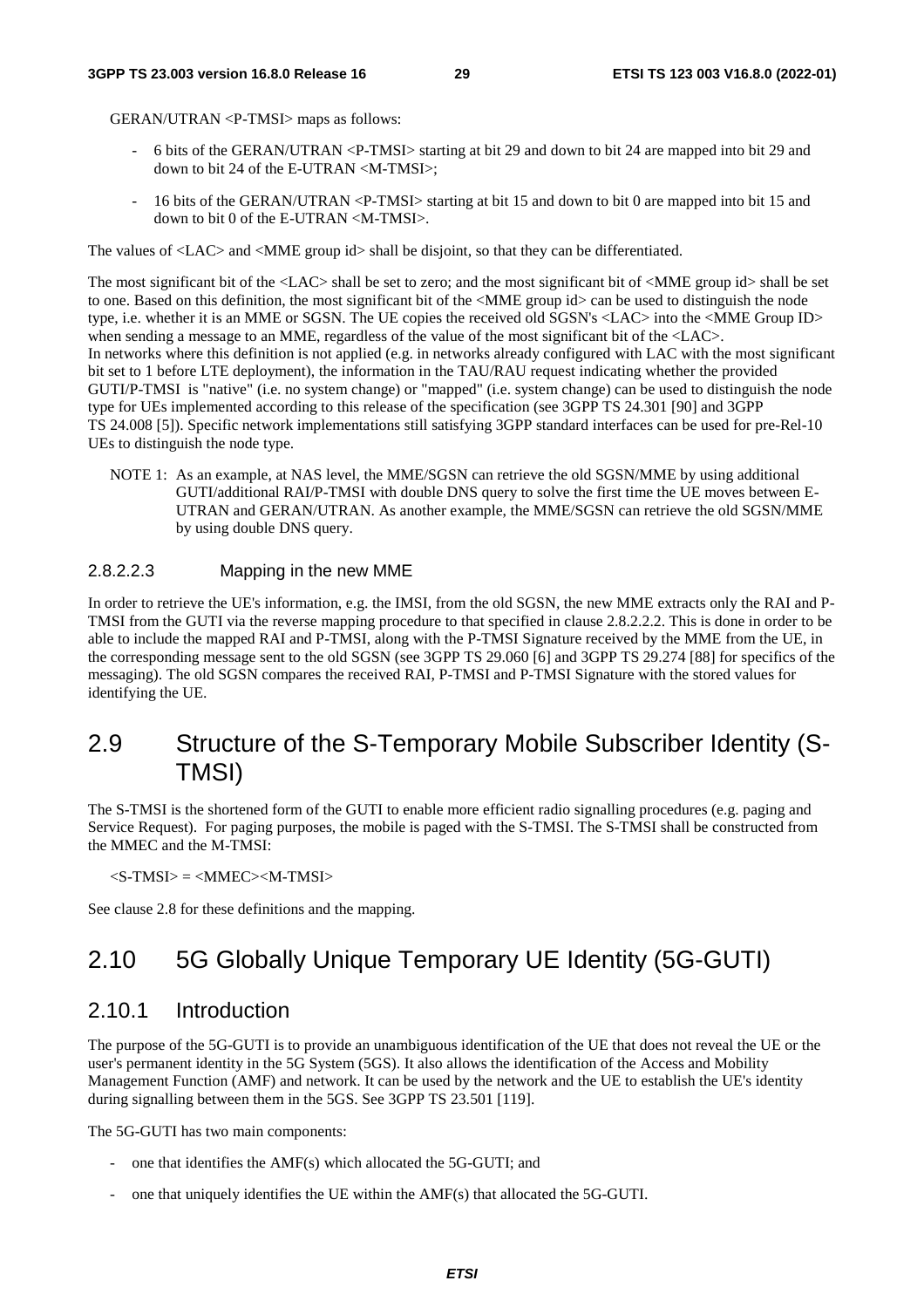GERAN/UTRAN <P-TMSI> maps as follows:

- 6 bits of the GERAN/UTRAN <P-TMSI> starting at bit 29 and down to bit 24 are mapped into bit 29 and down to bit 24 of the E-UTRAN <M-TMSI>;
- 16 bits of the GERAN/UTRAN <P-TMSI> starting at bit 15 and down to bit 0 are mapped into bit 15 and down to bit 0 of the E-UTRAN <M-TMSI>.

The values of <LAC> and <MME group id> shall be disjoint, so that they can be differentiated.

The most significant bit of the <LAC> shall be set to zero; and the most significant bit of <MME group id> shall be set to one. Based on this definition, the most significant bit of the <MME group id> can be used to distinguish the node type, i.e. whether it is an MME or SGSN. The UE copies the received old SGSN's <LAC> into the <MME Group ID> when sending a message to an MME, regardless of the value of the most significant bit of the <LAC>. In networks where this definition is not applied (e.g. in networks already configured with LAC with the most significant bit set to 1 before LTE deployment), the information in the TAU/RAU request indicating whether the provided GUTI/P-TMSI is "native" (i.e. no system change) or "mapped" (i.e. system change) can be used to distinguish the node type for UEs implemented according to this release of the specification (see 3GPP TS 24.301 [90] and 3GPP TS 24.008 [5]). Specific network implementations still satisfying 3GPP standard interfaces can be used for pre-Rel-10 UEs to distinguish the node type.

NOTE 1: As an example, at NAS level, the MME/SGSN can retrieve the old SGSN/MME by using additional GUTI/additional RAI/P-TMSI with double DNS query to solve the first time the UE moves between E-UTRAN and GERAN/UTRAN. As another example, the MME/SGSN can retrieve the old SGSN/MME by using double DNS query.

#### 2.8.2.2.3 Mapping in the new MME

In order to retrieve the UE's information, e.g. the IMSI, from the old SGSN, the new MME extracts only the RAI and P-TMSI from the GUTI via the reverse mapping procedure to that specified in clause 2.8.2.2.2. This is done in order to be able to include the mapped RAI and P-TMSI, along with the P-TMSI Signature received by the MME from the UE, in the corresponding message sent to the old SGSN (see 3GPP TS 29.060 [6] and 3GPP TS 29.274 [88] for specifics of the messaging). The old SGSN compares the received RAI, P-TMSI and P-TMSI Signature with the stored values for identifying the UE.

## 2.9 Structure of the S-Temporary Mobile Subscriber Identity (S-TMSI)

The S-TMSI is the shortened form of the GUTI to enable more efficient radio signalling procedures (e.g. paging and Service Request). For paging purposes, the mobile is paged with the S-TMSI. The S-TMSI shall be constructed from the MMEC and the M-TMSI:

<S-TMSI> = <MMEC><M-TMSI>

See clause 2.8 for these definitions and the mapping.

## 2.10 5G Globally Unique Temporary UE Identity (5G-GUTI)

### 2.10.1 Introduction

The purpose of the 5G-GUTI is to provide an unambiguous identification of the UE that does not reveal the UE or the user's permanent identity in the 5G System (5GS). It also allows the identification of the Access and Mobility Management Function (AMF) and network. It can be used by the network and the UE to establish the UE's identity during signalling between them in the 5GS. See 3GPP TS 23.501 [119].

The 5G-GUTI has two main components:

- one that identifies the AMF(s) which allocated the 5G-GUTI; and
- one that uniquely identifies the UE within the AMF(s) that allocated the 5G-GUTI.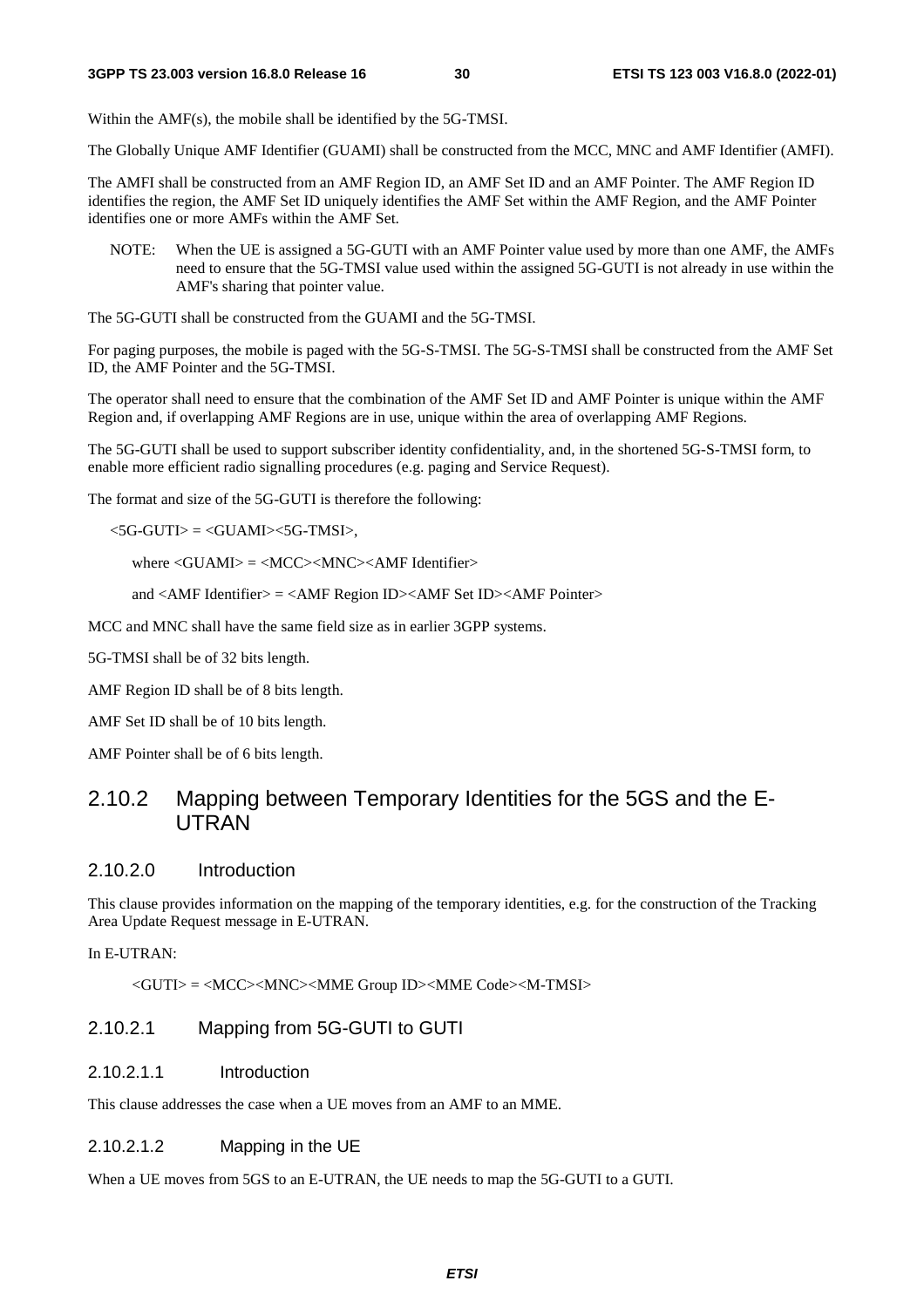Within the AMF(s), the mobile shall be identified by the 5G-TMSI.

The Globally Unique AMF Identifier (GUAMI) shall be constructed from the MCC, MNC and AMF Identifier (AMFI).

The AMFI shall be constructed from an AMF Region ID, an AMF Set ID and an AMF Pointer. The AMF Region ID identifies the region, the AMF Set ID uniquely identifies the AMF Set within the AMF Region, and the AMF Pointer identifies one or more AMFs within the AMF Set.

NOTE: When the UE is assigned a 5G-GUTI with an AMF Pointer value used by more than one AMF, the AMFs need to ensure that the 5G-TMSI value used within the assigned 5G-GUTI is not already in use within the AMF's sharing that pointer value.

The 5G-GUTI shall be constructed from the GUAMI and the 5G-TMSI.

For paging purposes, the mobile is paged with the 5G-S-TMSI. The 5G-S-TMSI shall be constructed from the AMF Set ID, the AMF Pointer and the 5G-TMSI.

The operator shall need to ensure that the combination of the AMF Set ID and AMF Pointer is unique within the AMF Region and, if overlapping AMF Regions are in use, unique within the area of overlapping AMF Regions.

The 5G-GUTI shall be used to support subscriber identity confidentiality, and, in the shortened 5G-S-TMSI form, to enable more efficient radio signalling procedures (e.g. paging and Service Request).

The format and size of the 5G-GUTI is therefore the following:

<5G-GUTI> = <GUAMI><5G-TMSI>,

where <GUAMI> = <MCC><MNC><AMF Identifier>

and <AMF Identifier> = <AMF Region ID><AMF Set ID><AMF Pointer>

MCC and MNC shall have the same field size as in earlier 3GPP systems.

5G-TMSI shall be of 32 bits length.

AMF Region ID shall be of 8 bits length.

AMF Set ID shall be of 10 bits length.

AMF Pointer shall be of 6 bits length.

## 2.10.2 Mapping between Temporary Identities for the 5GS and the E-UTRAN

### 2.10.2.0 Introduction

This clause provides information on the mapping of the temporary identities, e.g. for the construction of the Tracking Area Update Request message in E-UTRAN.

In E-UTRAN:

<GUTI> = <MCC><MNC><MME Group ID><MME Code><M-TMSI>

### 2.10.2.1 Mapping from 5G-GUTI to GUTI

#### 2.10.2.1.1 Introduction

This clause addresses the case when a UE moves from an AMF to an MME.

#### 2.10.2.1.2 Mapping in the UE

When a UE moves from 5GS to an E-UTRAN, the UE needs to map the 5G-GUTI to a GUTI.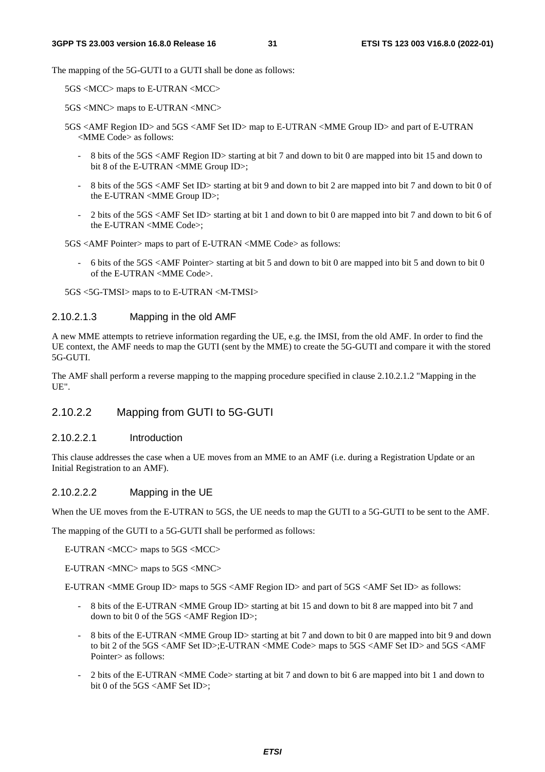The mapping of the 5G-GUTI to a GUTI shall be done as follows:

5GS <MCC> maps to E-UTRAN <MCC>

5GS <MNC> maps to E-UTRAN <MNC>

5GS <AMF Region ID> and 5GS <AMF Set ID> map to E-UTRAN <MME Group ID> and part of E-UTRAN <MME Code> as follows:

- 8 bits of the 5GS <AMF Region ID> starting at bit 7 and down to bit 0 are mapped into bit 15 and down to bit 8 of the E-UTRAN <MME Group ID>;
- 8 bits of the 5GS <AMF Set ID> starting at bit 9 and down to bit 2 are mapped into bit 7 and down to bit 0 of the E-UTRAN <MME Group ID>;
- 2 bits of the 5GS <AMF Set ID> starting at bit 1 and down to bit 0 are mapped into bit 7 and down to bit 6 of the E-UTRAN <MME Code>;

5GS <AMF Pointer> maps to part of E-UTRAN <MME Code> as follows:

- 6 bits of the 5GS <AMF Pointer> starting at bit 5 and down to bit 0 are mapped into bit 5 and down to bit 0 of the E-UTRAN <MME Code>.

5GS <5G-TMSI> maps to to E-UTRAN <M-TMSI>

#### 2.10.2.1.3 Mapping in the old AMF

A new MME attempts to retrieve information regarding the UE, e.g. the IMSI, from the old AMF. In order to find the UE context, the AMF needs to map the GUTI (sent by the MME) to create the 5G-GUTI and compare it with the stored 5G-GUTI.

The AMF shall perform a reverse mapping to the mapping procedure specified in clause 2.10.2.1.2 "Mapping in the UE".

### 2.10.2.2 Mapping from GUTI to 5G-GUTI

#### 2.10.2.2.1 Introduction

This clause addresses the case when a UE moves from an MME to an AMF (i.e. during a Registration Update or an Initial Registration to an AMF).

#### 2.10.2.2.2 Mapping in the UE

When the UE moves from the E-UTRAN to 5GS, the UE needs to map the GUTI to a 5G-GUTI to be sent to the AMF.

The mapping of the GUTI to a 5G-GUTI shall be performed as follows:

E-UTRAN <MCC> maps to 5GS <MCC>

E-UTRAN <MNC> maps to 5GS <MNC>

E-UTRAN <MME Group ID> maps to 5GS <AMF Region ID> and part of 5GS <AMF Set ID> as follows:

- 8 bits of the E-UTRAN <MME Group ID> starting at bit 15 and down to bit 8 are mapped into bit 7 and down to bit 0 of the 5GS <AMF Region ID>;
- 8 bits of the E-UTRAN <MME Group ID> starting at bit 7 and down to bit 0 are mapped into bit 9 and down to bit 2 of the 5GS <AMF Set ID>;E-UTRAN <MME Code> maps to 5GS <AMF Set ID> and 5GS <AMF Pointer> as follows:
- 2 bits of the E-UTRAN <MME Code> starting at bit 7 and down to bit 6 are mapped into bit 1 and down to bit 0 of the 5GS <AMF Set ID>;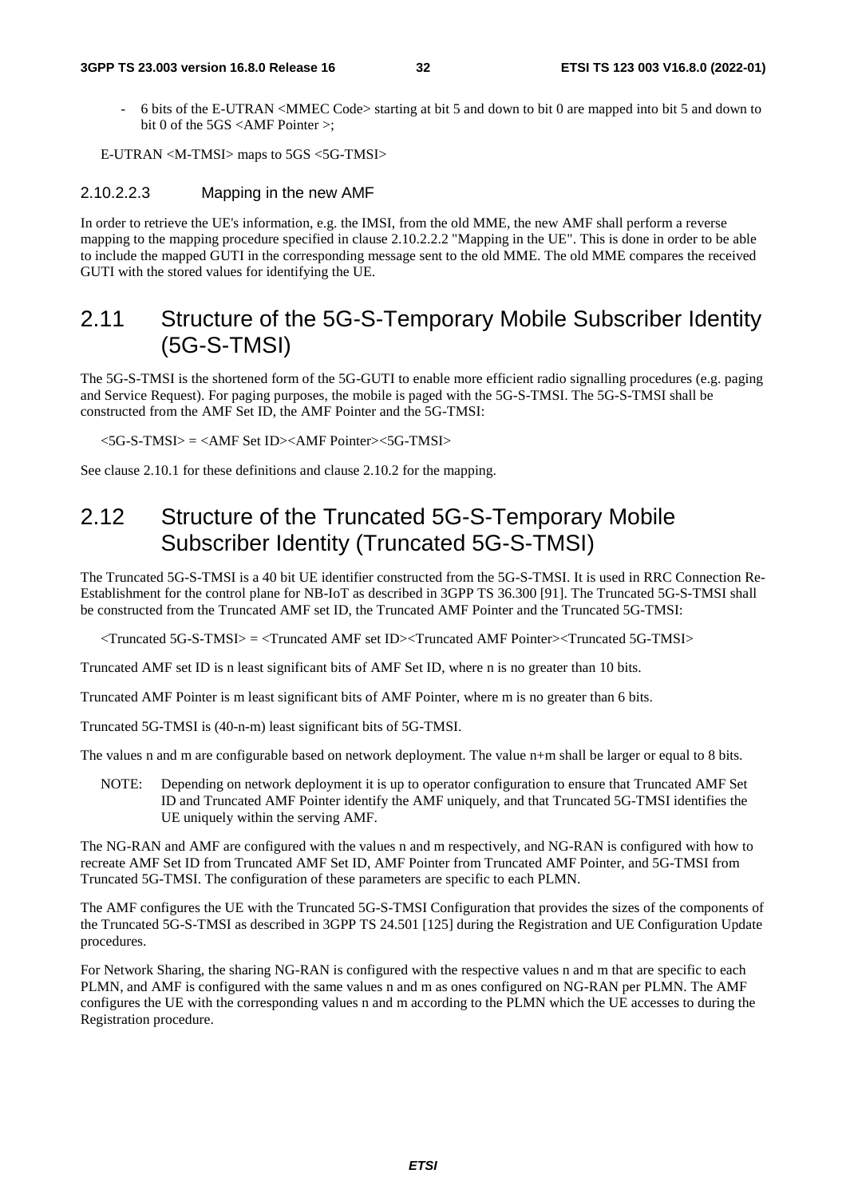- 6 bits of the E-UTRAN <MMEC Code> starting at bit 5 and down to bit 0 are mapped into bit 5 and down to bit 0 of the 5GS <AMF Pointer >;

E-UTRAN <M-TMSI> maps to 5GS <5G-TMSI>

#### 2.10.2.2.3 Mapping in the new AMF

In order to retrieve the UE's information, e.g. the IMSI, from the old MME, the new AMF shall perform a reverse mapping to the mapping procedure specified in clause 2.10.2.2.2 "Mapping in the UE". This is done in order to be able to include the mapped GUTI in the corresponding message sent to the old MME. The old MME compares the received GUTI with the stored values for identifying the UE.

## 2.11 Structure of the 5G-S-Temporary Mobile Subscriber Identity (5G-S-TMSI)

The 5G-S-TMSI is the shortened form of the 5G-GUTI to enable more efficient radio signalling procedures (e.g. paging and Service Request). For paging purposes, the mobile is paged with the 5G-S-TMSI. The 5G-S-TMSI shall be constructed from the AMF Set ID, the AMF Pointer and the 5G-TMSI:

<5G-S-TMSI> = <AMF Set ID><AMF Pointer><5G-TMSI>

See clause 2.10.1 for these definitions and clause 2.10.2 for the mapping.

## 2.12 Structure of the Truncated 5G-S-Temporary Mobile Subscriber Identity (Truncated 5G-S-TMSI)

The Truncated 5G-S-TMSI is a 40 bit UE identifier constructed from the 5G-S-TMSI. It is used in RRC Connection Re-Establishment for the control plane for NB-IoT as described in 3GPP TS 36.300 [91]. The Truncated 5G-S-TMSI shall be constructed from the Truncated AMF set ID, the Truncated AMF Pointer and the Truncated 5G-TMSI:

<Truncated 5G-S-TMSI> = <Truncated AMF set ID><Truncated AMF Pointer><Truncated 5G-TMSI>

Truncated AMF set ID is n least significant bits of AMF Set ID, where n is no greater than 10 bits.

Truncated AMF Pointer is m least significant bits of AMF Pointer, where m is no greater than 6 bits.

Truncated 5G-TMSI is (40-n-m) least significant bits of 5G-TMSI.

The values n and m are configurable based on network deployment. The value n+m shall be larger or equal to 8 bits.

NOTE: Depending on network deployment it is up to operator configuration to ensure that Truncated AMF Set ID and Truncated AMF Pointer identify the AMF uniquely, and that Truncated 5G-TMSI identifies the UE uniquely within the serving AMF.

The NG-RAN and AMF are configured with the values n and m respectively, and NG-RAN is configured with how to recreate AMF Set ID from Truncated AMF Set ID, AMF Pointer from Truncated AMF Pointer, and 5G-TMSI from Truncated 5G-TMSI. The configuration of these parameters are specific to each PLMN.

The AMF configures the UE with the Truncated 5G-S-TMSI Configuration that provides the sizes of the components of the Truncated 5G-S-TMSI as described in 3GPP TS 24.501 [125] during the Registration and UE Configuration Update procedures.

For Network Sharing, the sharing NG-RAN is configured with the respective values n and m that are specific to each PLMN, and AMF is configured with the same values n and m as ones configured on NG-RAN per PLMN. The AMF configures the UE with the corresponding values n and m according to the PLMN which the UE accesses to during the Registration procedure.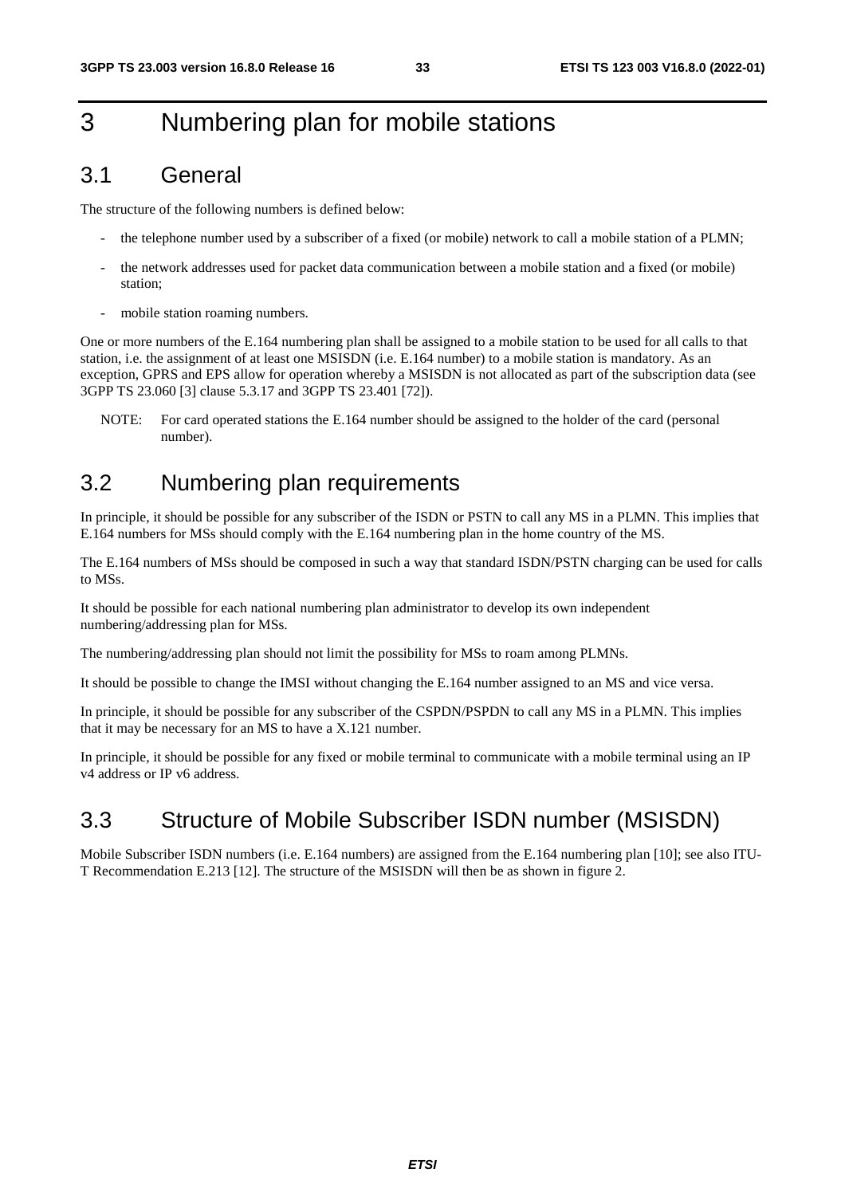# 3 Numbering plan for mobile stations

## 3.1 General

The structure of the following numbers is defined below:

- the telephone number used by a subscriber of a fixed (or mobile) network to call a mobile station of a PLMN;
- the network addresses used for packet data communication between a mobile station and a fixed (or mobile) station;
- mobile station roaming numbers.

One or more numbers of the E.164 numbering plan shall be assigned to a mobile station to be used for all calls to that station, i.e. the assignment of at least one MSISDN (i.e. E.164 number) to a mobile station is mandatory. As an exception, GPRS and EPS allow for operation whereby a MSISDN is not allocated as part of the subscription data (see 3GPP TS 23.060 [3] clause 5.3.17 and 3GPP TS 23.401 [72]).

NOTE: For card operated stations the E.164 number should be assigned to the holder of the card (personal number).

## 3.2 Numbering plan requirements

In principle, it should be possible for any subscriber of the ISDN or PSTN to call any MS in a PLMN. This implies that E.164 numbers for MSs should comply with the E.164 numbering plan in the home country of the MS.

The E.164 numbers of MSs should be composed in such a way that standard ISDN/PSTN charging can be used for calls to MSs.

It should be possible for each national numbering plan administrator to develop its own independent numbering/addressing plan for MSs.

The numbering/addressing plan should not limit the possibility for MSs to roam among PLMNs.

It should be possible to change the IMSI without changing the E.164 number assigned to an MS and vice versa.

In principle, it should be possible for any subscriber of the CSPDN/PSPDN to call any MS in a PLMN. This implies that it may be necessary for an MS to have a X.121 number.

In principle, it should be possible for any fixed or mobile terminal to communicate with a mobile terminal using an IP v4 address or IP v6 address.

## 3.3 Structure of Mobile Subscriber ISDN number (MSISDN)

Mobile Subscriber ISDN numbers (i.e. E.164 numbers) are assigned from the E.164 numbering plan [10]; see also ITU-T Recommendation E.213 [12]. The structure of the MSISDN will then be as shown in figure 2.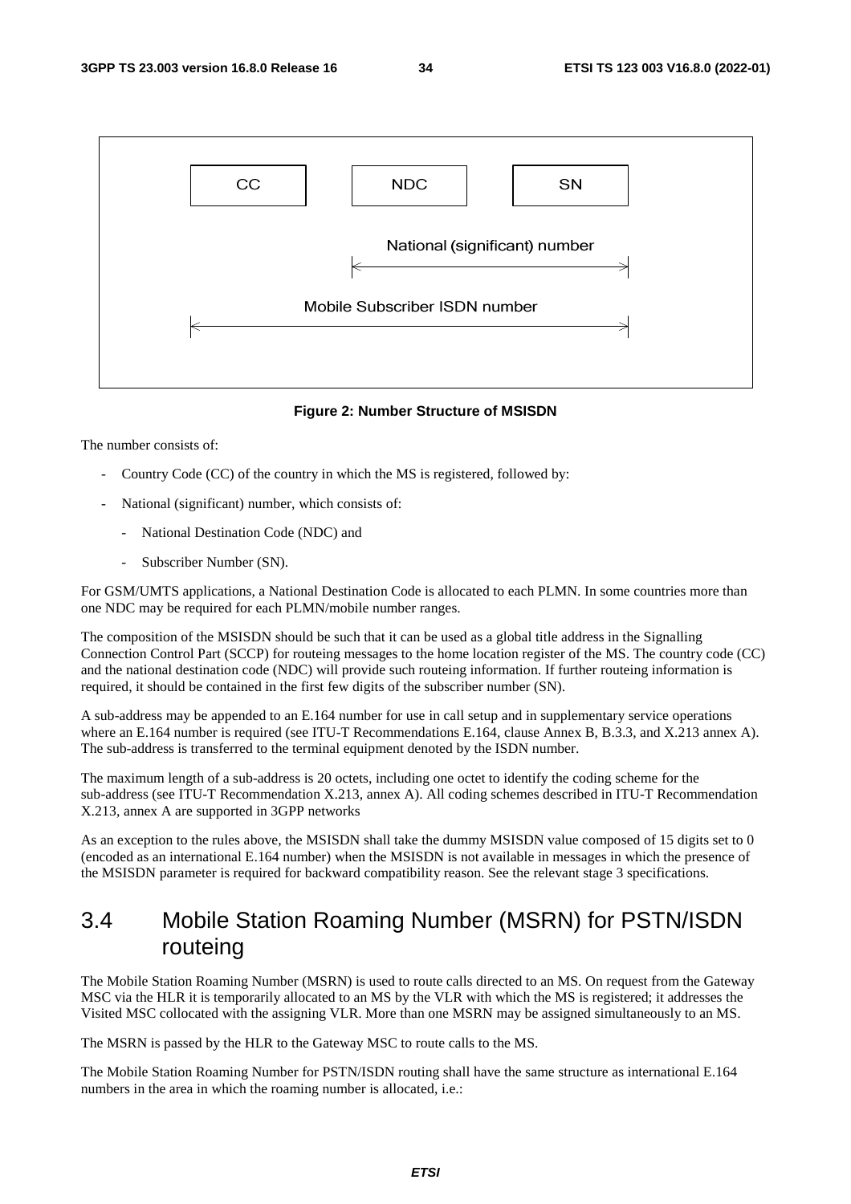| CC | NDC | SN |
|---|---|---|

National (significant) number: NDC + SN

Mobile Subscriber ISDN number: CC + NDC + SN

**Figure 2: Number Structure of MSISDN**

The number consists of:

- Country Code (CC) of the country in which the MS is registered, followed by:
- National (significant) number, which consists of:
  - National Destination Code (NDC) and
  - Subscriber Number (SN).

For GSM/UMTS applications, a National Destination Code is allocated to each PLMN. In some countries more than one NDC may be required for each PLMN/mobile number ranges.

The composition of the MSISDN should be such that it can be used as a global title address in the Signalling Connection Control Part (SCCP) for routeing messages to the home location register of the MS. The country code (CC) and the national destination code (NDC) will provide such routeing information. If further routeing information is required, it should be contained in the first few digits of the subscriber number (SN).

A sub-address may be appended to an E.164 number for use in call setup and in supplementary service operations where an E.164 number is required (see ITU-T Recommendations E.164, clause Annex B, B.3.3, and X.213 annex A). The sub-address is transferred to the terminal equipment denoted by the ISDN number.

The maximum length of a sub-address is 20 octets, including one octet to identify the coding scheme for the sub-address (see ITU-T Recommendation X.213, annex A). All coding schemes described in ITU-T Recommendation X.213, annex A are supported in 3GPP networks

As an exception to the rules above, the MSISDN shall take the dummy MSISDN value composed of 15 digits set to 0 (encoded as an international E.164 number) when the MSISDN is not available in messages in which the presence of the MSISDN parameter is required for backward compatibility reason. See the relevant stage 3 specifications.

## 3.4 Mobile Station Roaming Number (MSRN) for PSTN/ISDN routeing

The Mobile Station Roaming Number (MSRN) is used to route calls directed to an MS. On request from the Gateway MSC via the HLR it is temporarily allocated to an MS by the VLR with which the MS is registered; it addresses the Visited MSC collocated with the assigning VLR. More than one MSRN may be assigned simultaneously to an MS.

The MSRN is passed by the HLR to the Gateway MSC to route calls to the MS.

The Mobile Station Roaming Number for PSTN/ISDN routing shall have the same structure as international E.164 numbers in the area in which the roaming number is allocated, i.e.: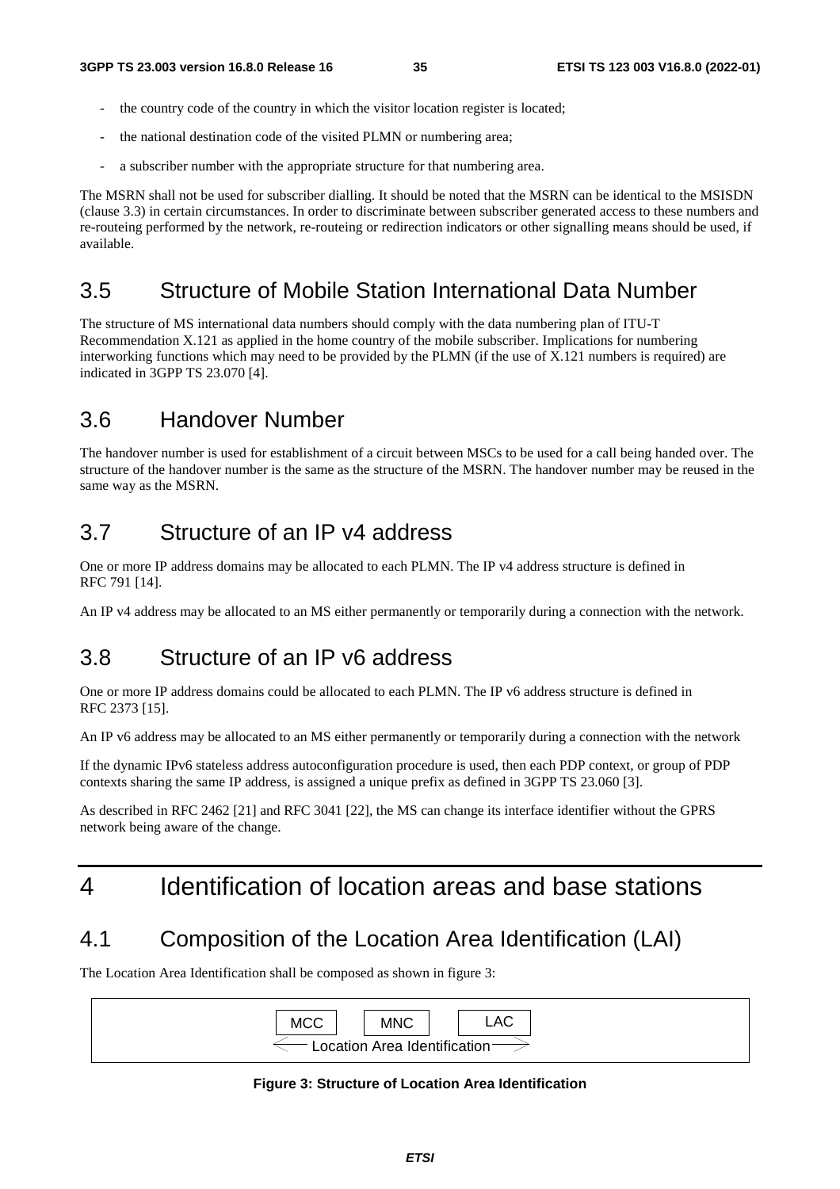- the country code of the country in which the visitor location register is located;
- the national destination code of the visited PLMN or numbering area;
- a subscriber number with the appropriate structure for that numbering area.

The MSRN shall not be used for subscriber dialling. It should be noted that the MSRN can be identical to the MSISDN (clause 3.3) in certain circumstances. In order to discriminate between subscriber generated access to these numbers and re-routeing performed by the network, re-routeing or redirection indicators or other signalling means should be used, if available.

## 3.5 Structure of Mobile Station International Data Number

The structure of MS international data numbers should comply with the data numbering plan of ITU-T Recommendation X.121 as applied in the home country of the mobile subscriber. Implications for numbering interworking functions which may need to be provided by the PLMN (if the use of X.121 numbers is required) are indicated in 3GPP TS 23.070 [4].

## 3.6 Handover Number

The handover number is used for establishment of a circuit between MSCs to be used for a call being handed over. The structure of the handover number is the same as the structure of the MSRN. The handover number may be reused in the same way as the MSRN.

## 3.7 Structure of an IP v4 address

One or more IP address domains may be allocated to each PLMN. The IP v4 address structure is defined in RFC 791 [14].

An IP v4 address may be allocated to an MS either permanently or temporarily during a connection with the network.

## 3.8 Structure of an IP v6 address

One or more IP address domains could be allocated to each PLMN. The IP v6 address structure is defined in RFC 2373 [15].

An IP v6 address may be allocated to an MS either permanently or temporarily during a connection with the network

If the dynamic IPv6 stateless address autoconfiguration procedure is used, then each PDP context, or group of PDP contexts sharing the same IP address, is assigned a unique prefix as defined in 3GPP TS 23.060 [3].

As described in RFC 2462 [21] and RFC 3041 [22], the MS can change its interface identifier without the GPRS network being aware of the change.

# 4 Identification of location areas and base stations

## 4.1 Composition of the Location Area Identification (LAI)

The Location Area Identification shall be composed as shown in figure 3:

| MCC | MNC | LAC |
|---|---|---|
| Location Area Identification | | |

**Figure 3: Structure of Location Area Identification**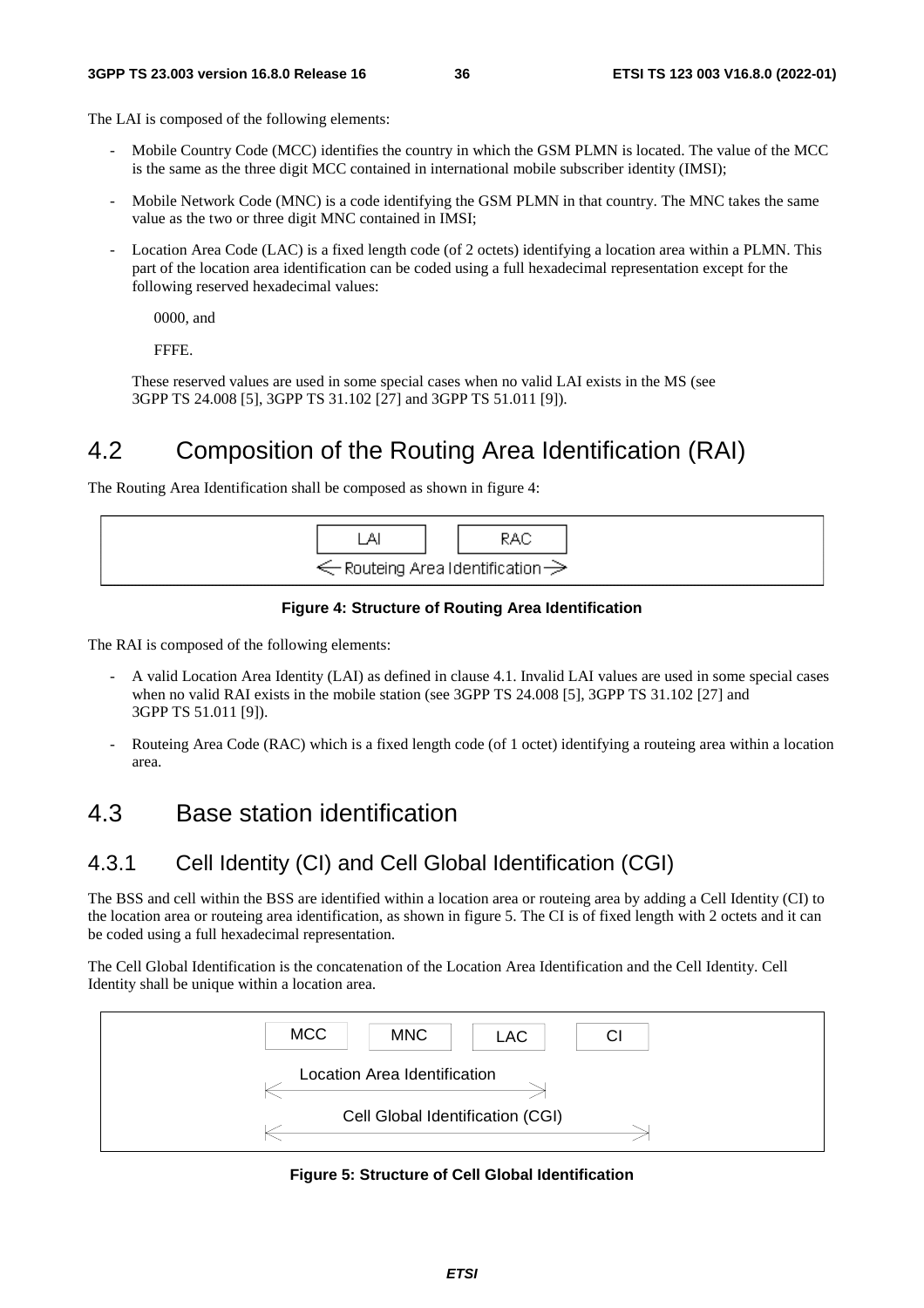The LAI is composed of the following elements:

- Mobile Country Code (MCC) identifies the country in which the GSM PLMN is located. The value of the MCC is the same as the three digit MCC contained in international mobile subscriber identity (IMSI);
- Mobile Network Code (MNC) is a code identifying the GSM PLMN in that country. The MNC takes the same value as the two or three digit MNC contained in IMSI;
- Location Area Code (LAC) is a fixed length code (of 2 octets) identifying a location area within a PLMN. This part of the location area identification can be coded using a full hexadecimal representation except for the following reserved hexadecimal values:

  0000, and

  FFFE.

  These reserved values are used in some special cases when no valid LAI exists in the MS (see 3GPP TS 24.008 [5], 3GPP TS 31.102 [27] and 3GPP TS 51.011 [9]).

# 4.2 Composition of the Routing Area Identification (RAI)

The Routing Area Identification shall be composed as shown in figure 4:

| LAI | RAC |
|---|---|
| ← Routeing Area Identification → | |

**Figure 4: Structure of Routing Area Identification**

The RAI is composed of the following elements:

- A valid Location Area Identity (LAI) as defined in clause 4.1. Invalid LAI values are used in some special cases when no valid RAI exists in the mobile station (see 3GPP TS 24.008 [5], 3GPP TS 31.102 [27] and 3GPP TS 51.011 [9]).
- Routeing Area Code (RAC) which is a fixed length code (of 1 octet) identifying a routeing area within a location area.

# 4.3 Base station identification

## 4.3.1 Cell Identity (CI) and Cell Global Identification (CGI)

The BSS and cell within the BSS are identified within a location area or routeing area by adding a Cell Identity (CI) to the location area or routeing area identification, as shown in figure 5. The CI is of fixed length with 2 octets and it can be coded using a full hexadecimal representation.

The Cell Global Identification is the concatenation of the Location Area Identification and the Cell Identity. Cell Identity shall be unique within a location area.

| MCC | MNC | LAC | CI |
|---|---|---|---|
| ← Location Area Identification → | | | |
| ← Cell Global Identification (CGI) → | | | |

**Figure 5: Structure of Cell Global Identification**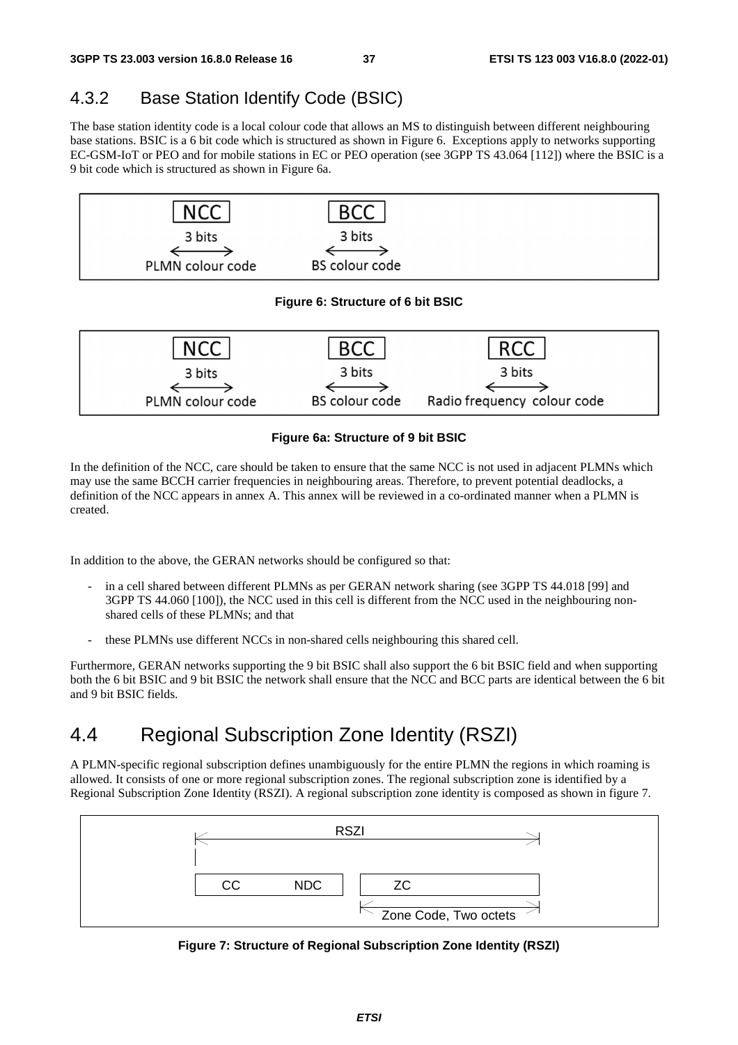### 4.3.2 Base Station Identify Code (BSIC)

The base station identity code is a local colour code that allows an MS to distinguish between different neighbouring base stations. BSIC is a 6 bit code which is structured as shown in Figure 6. Exceptions apply to networks supporting EC-GSM-IoT or PEO and for mobile stations in EC or PEO operation (see 3GPP TS 43.064 [112]) where the BSIC is a 9 bit code which is structured as shown in Figure 6a.

| NCC | BCC |
|---|---|
| 3 bits | 3 bits |
| PLMN colour code | BS colour code |

**Figure 6: Structure of 6 bit BSIC**

| NCC | BCC | RCC |
|---|---|---|
| 3 bits | 3 bits | 3 bits |
| PLMN colour code | BS colour code | Radio frequency colour code |

**Figure 6a: Structure of 9 bit BSIC**

In the definition of the NCC, care should be taken to ensure that the same NCC is not used in adjacent PLMNs which may use the same BCCH carrier frequencies in neighbouring areas. Therefore, to prevent potential deadlocks, a definition of the NCC appears in annex A. This annex will be reviewed in a co-ordinated manner when a PLMN is created.

In addition to the above, the GERAN networks should be configured so that:

- in a cell shared between different PLMNs as per GERAN network sharing (see 3GPP TS 44.018 [99] and 3GPP TS 44.060 [100]), the NCC used in this cell is different from the NCC used in the neighbouring non-shared cells of these PLMNs; and that
- these PLMNs use different NCCs in non-shared cells neighbouring this shared cell.

Furthermore, GERAN networks supporting the 9 bit BSIC shall also support the 6 bit BSIC field and when supporting both the 6 bit BSIC and 9 bit BSIC the network shall ensure that the NCC and BCC parts are identical between the 6 bit and 9 bit BSIC fields.

## 4.4 Regional Subscription Zone Identity (RSZI)

A PLMN-specific regional subscription defines unambiguously for the entire PLMN the regions in which roaming is allowed. It consists of one or more regional subscription zones. The regional subscription zone is identified by a Regional Subscription Zone Identity (RSZI). A regional subscription zone identity is composed as shown in figure 7.

| RSZI | | |
|---|---|---|
| CC | NDC | ZC |
| | | Zone Code, Two octets |

**Figure 7: Structure of Regional Subscription Zone Identity (RSZI)**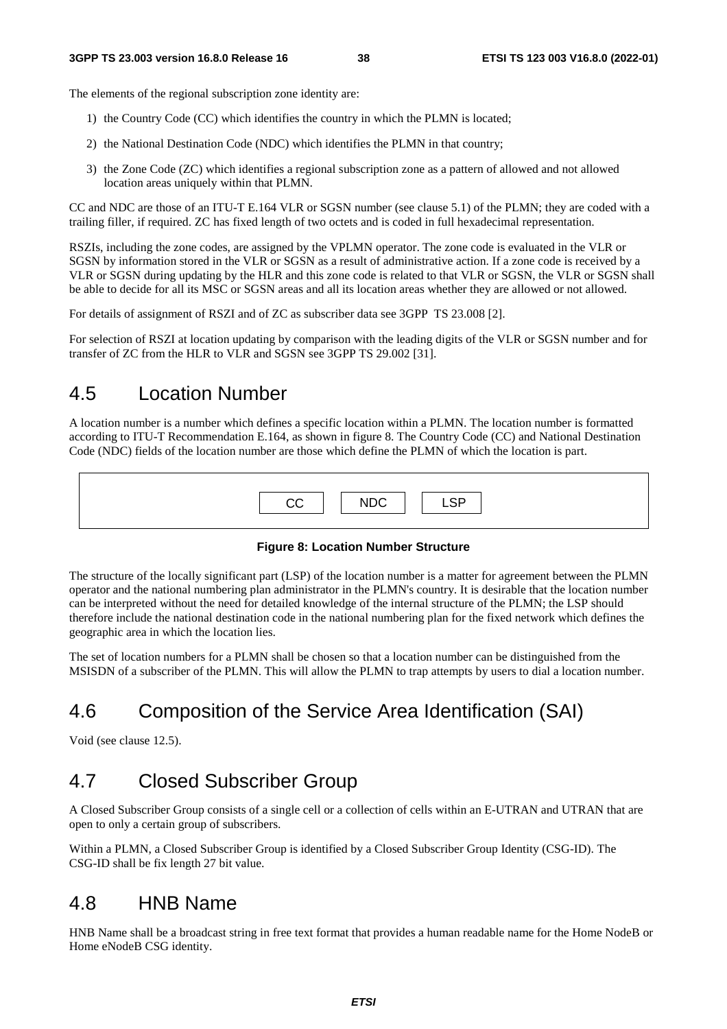The elements of the regional subscription zone identity are:

1) the Country Code (CC) which identifies the country in which the PLMN is located;
2) the National Destination Code (NDC) which identifies the PLMN in that country;
3) the Zone Code (ZC) which identifies a regional subscription zone as a pattern of allowed and not allowed location areas uniquely within that PLMN.

CC and NDC are those of an ITU-T E.164 VLR or SGSN number (see clause 5.1) of the PLMN; they are coded with a trailing filler, if required. ZC has fixed length of two octets and is coded in full hexadecimal representation.

RSZIs, including the zone codes, are assigned by the VPLMN operator. The zone code is evaluated in the VLR or SGSN by information stored in the VLR or SGSN as a result of administrative action. If a zone code is received by a VLR or SGSN during updating by the HLR and this zone code is related to that VLR or SGSN, the VLR or SGSN shall be able to decide for all its MSC or SGSN areas and all its location areas whether they are allowed or not allowed.

For details of assignment of RSZI and of ZC as subscriber data see 3GPP TS 23.008 [2].

For selection of RSZI at location updating by comparison with the leading digits of the VLR or SGSN number and for transfer of ZC from the HLR to VLR and SGSN see 3GPP TS 29.002 [31].

# 4.5 Location Number

A location number is a number which defines a specific location within a PLMN. The location number is formatted according to ITU-T Recommendation E.164, as shown in figure 8. The Country Code (CC) and National Destination Code (NDC) fields of the location number are those which define the PLMN of which the location is part.

| CC | NDC | LSP |
|---|---|---|

**Figure 8: Location Number Structure**

The structure of the locally significant part (LSP) of the location number is a matter for agreement between the PLMN operator and the national numbering plan administrator in the PLMN's country. It is desirable that the location number can be interpreted without the need for detailed knowledge of the internal structure of the PLMN; the LSP should therefore include the national destination code in the national numbering plan for the fixed network which defines the geographic area in which the location lies.

The set of location numbers for a PLMN shall be chosen so that a location number can be distinguished from the MSISDN of a subscriber of the PLMN. This will allow the PLMN to trap attempts by users to dial a location number.

# 4.6 Composition of the Service Area Identification (SAI)

Void (see clause 12.5).

# 4.7 Closed Subscriber Group

A Closed Subscriber Group consists of a single cell or a collection of cells within an E-UTRAN and UTRAN that are open to only a certain group of subscribers.

Within a PLMN, a Closed Subscriber Group is identified by a Closed Subscriber Group Identity (CSG-ID). The CSG-ID shall be fix length 27 bit value.

# 4.8 HNB Name

HNB Name shall be a broadcast string in free text format that provides a human readable name for the Home NodeB or Home eNodeB CSG identity.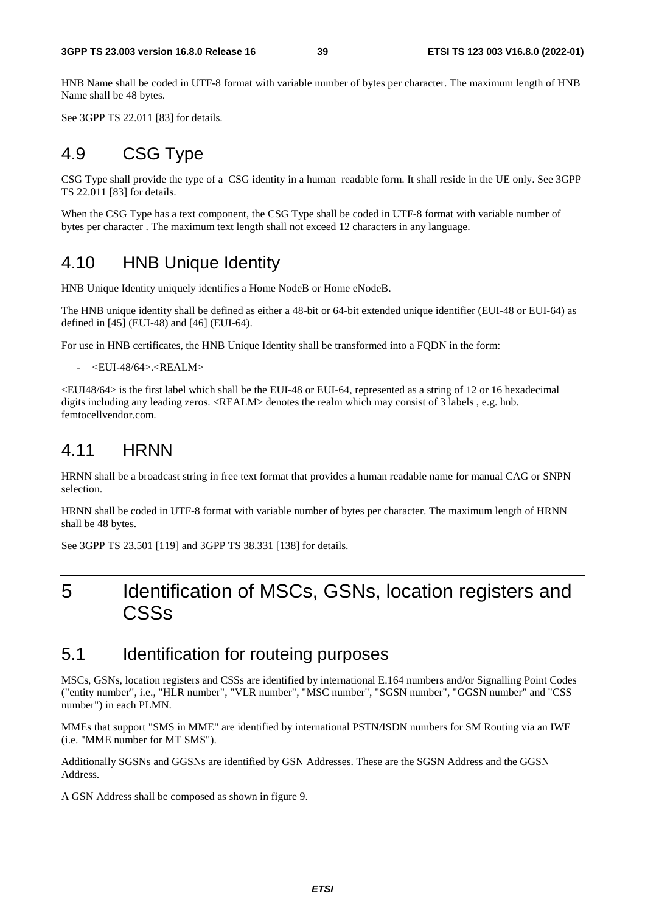HNB Name shall be coded in UTF-8 format with variable number of bytes per character. The maximum length of HNB Name shall be 48 bytes.

See 3GPP TS 22.011 [83] for details.

## 4.9 CSG Type

CSG Type shall provide the type of a CSG identity in a human readable form. It shall reside in the UE only. See 3GPP TS 22.011 [83] for details.

When the CSG Type has a text component, the CSG Type shall be coded in UTF-8 format with variable number of bytes per character . The maximum text length shall not exceed 12 characters in any language.

## 4.10 HNB Unique Identity

HNB Unique Identity uniquely identifies a Home NodeB or Home eNodeB.

The HNB unique identity shall be defined as either a 48-bit or 64-bit extended unique identifier (EUI-48 or EUI-64) as defined in [45] (EUI-48) and [46] (EUI-64).

For use in HNB certificates, the HNB Unique Identity shall be transformed into a FQDN in the form:

- <EUI-48/64>.<REALM>

<EUI48/64> is the first label which shall be the EUI-48 or EUI-64, represented as a string of 12 or 16 hexadecimal digits including any leading zeros. <REALM> denotes the realm which may consist of 3 labels , e.g. hnb. femtocellvendor.com.

## 4.11 HRNN

HRNN shall be a broadcast string in free text format that provides a human readable name for manual CAG or SNPN selection.

HRNN shall be coded in UTF-8 format with variable number of bytes per character. The maximum length of HRNN shall be 48 bytes.

See 3GPP TS 23.501 [119] and 3GPP TS 38.331 [138] for details.

# 5 Identification of MSCs, GSNs, location registers and CSSs

## 5.1 Identification for routeing purposes

MSCs, GSNs, location registers and CSSs are identified by international E.164 numbers and/or Signalling Point Codes ("entity number", i.e., "HLR number", "VLR number", "MSC number", "SGSN number", "GGSN number" and "CSS number") in each PLMN.

MMEs that support "SMS in MME" are identified by international PSTN/ISDN numbers for SM Routing via an IWF (i.e. "MME number for MT SMS").

Additionally SGSNs and GGSNs are identified by GSN Addresses. These are the SGSN Address and the GGSN Address.

A GSN Address shall be composed as shown in figure 9.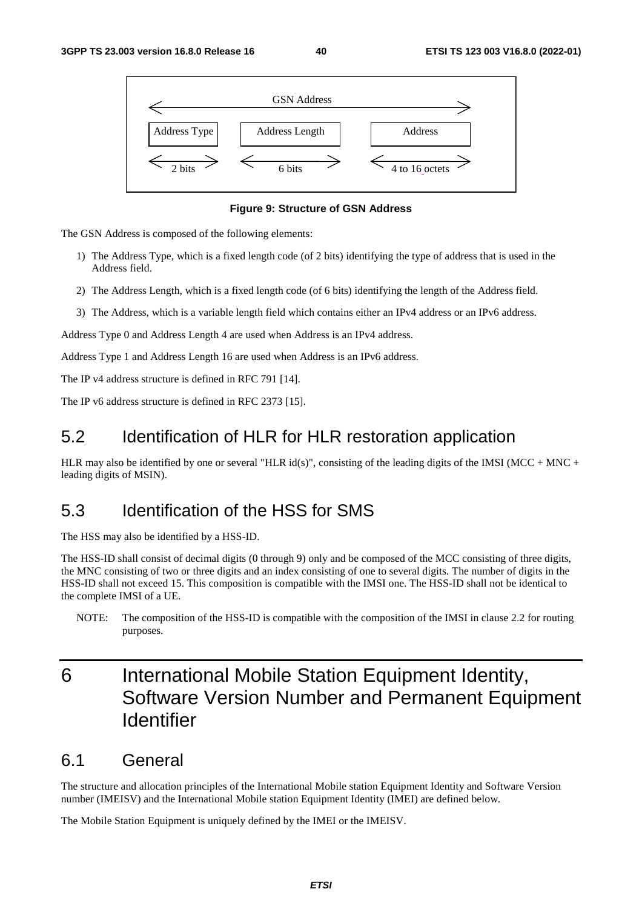| GSN Address | | |
|---|---|---|
| Address Type | Address Length | Address |
| 2 bits | 6 bits | 4 to 16 octets |

**Figure 9: Structure of GSN Address**

The GSN Address is composed of the following elements:

1) The Address Type, which is a fixed length code (of 2 bits) identifying the type of address that is used in the Address field.

2) The Address Length, which is a fixed length code (of 6 bits) identifying the length of the Address field.

3) The Address, which is a variable length field which contains either an IPv4 address or an IPv6 address.

Address Type 0 and Address Length 4 are used when Address is an IPv4 address.

Address Type 1 and Address Length 16 are used when Address is an IPv6 address.

The IP v4 address structure is defined in RFC 791 [14].

The IP v6 address structure is defined in RFC 2373 [15].

## 5.2 Identification of HLR for HLR restoration application

HLR may also be identified by one or several "HLR id(s)", consisting of the leading digits of the IMSI (MCC + MNC + leading digits of MSIN).

## 5.3 Identification of the HSS for SMS

The HSS may also be identified by a HSS-ID.

The HSS-ID shall consist of decimal digits (0 through 9) only and be composed of the MCC consisting of three digits, the MNC consisting of two or three digits and an index consisting of one to several digits. The number of digits in the HSS-ID shall not exceed 15. This composition is compatible with the IMSI one. The HSS-ID shall not be identical to the complete IMSI of a UE.

NOTE: The composition of the HSS-ID is compatible with the composition of the IMSI in clause 2.2 for routing purposes.

# 6 International Mobile Station Equipment Identity, Software Version Number and Permanent Equipment Identifier

## 6.1 General

The structure and allocation principles of the International Mobile station Equipment Identity and Software Version number (IMEISV) and the International Mobile station Equipment Identity (IMEI) are defined below.

The Mobile Station Equipment is uniquely defined by the IMEI or the IMEISV.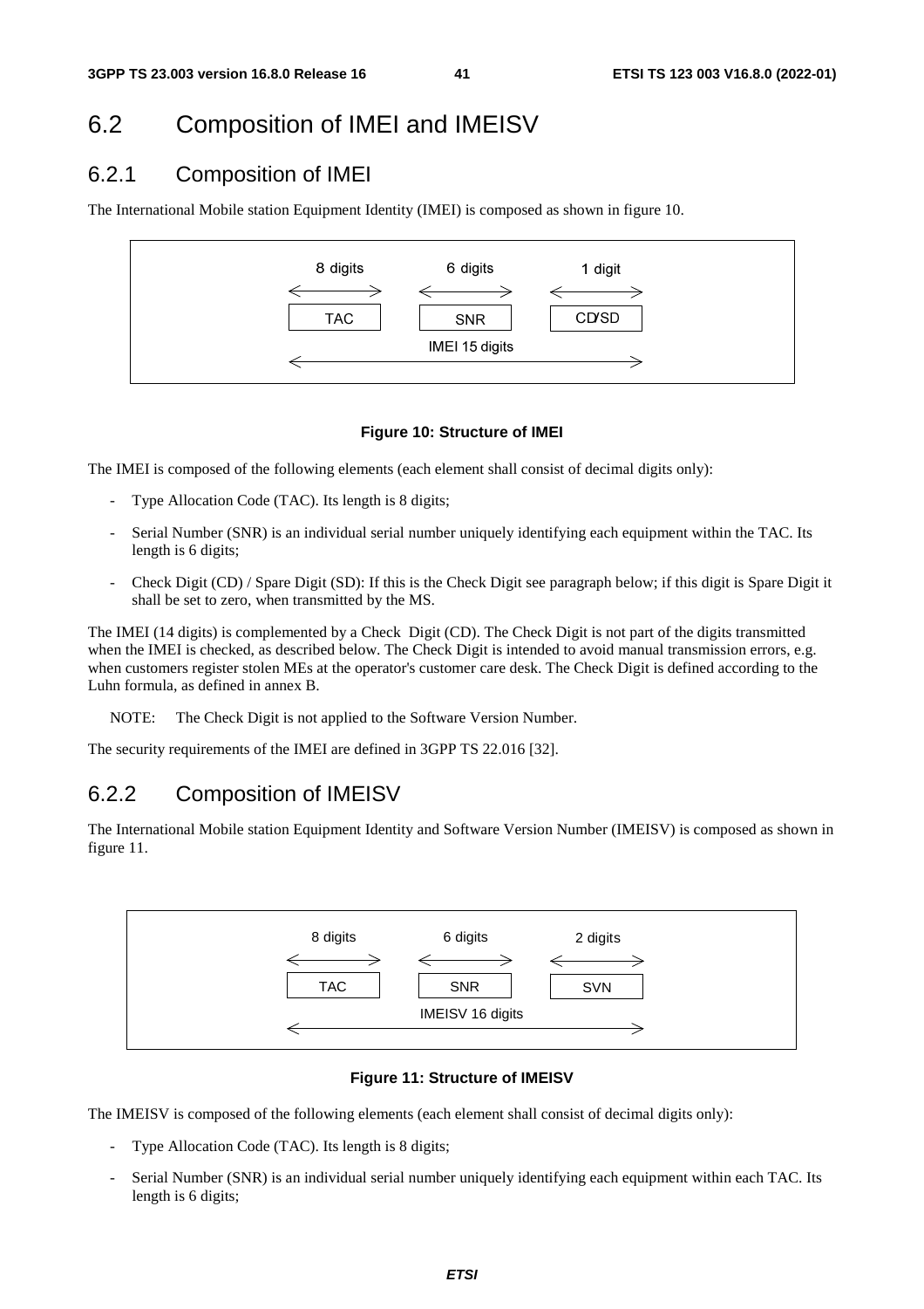## 6.2 Composition of IMEI and IMEISV

### 6.2.1 Composition of IMEI

The International Mobile station Equipment Identity (IMEI) is composed as shown in figure 10.

| 8 digits | 6 digits | 1 digit |
|---|---|---|
| TAC | SNR | CD/SD |
| | IMEI 15 digits | |

**Figure 10: Structure of IMEI**

The IMEI is composed of the following elements (each element shall consist of decimal digits only):

- Type Allocation Code (TAC). Its length is 8 digits;
- Serial Number (SNR) is an individual serial number uniquely identifying each equipment within the TAC. Its length is 6 digits;
- Check Digit (CD) / Spare Digit (SD): If this is the Check Digit see paragraph below; if this digit is Spare Digit it shall be set to zero, when transmitted by the MS.

The IMEI (14 digits) is complemented by a Check Digit (CD). The Check Digit is not part of the digits transmitted when the IMEI is checked, as described below. The Check Digit is intended to avoid manual transmission errors, e.g. when customers register stolen MEs at the operator's customer care desk. The Check Digit is defined according to the Luhn formula, as defined in annex B.

NOTE: The Check Digit is not applied to the Software Version Number.

The security requirements of the IMEI are defined in 3GPP TS 22.016 [32].

### 6.2.2 Composition of IMEISV

The International Mobile station Equipment Identity and Software Version Number (IMEISV) is composed as shown in figure 11.

| 8 digits | 6 digits | 2 digits |
|---|---|---|
| TAC | SNR | SVN |
| | IMEISV 16 digits | |

**Figure 11: Structure of IMEISV**

The IMEISV is composed of the following elements (each element shall consist of decimal digits only):

- Type Allocation Code (TAC). Its length is 8 digits;
- Serial Number (SNR) is an individual serial number uniquely identifying each equipment within each TAC. Its length is 6 digits;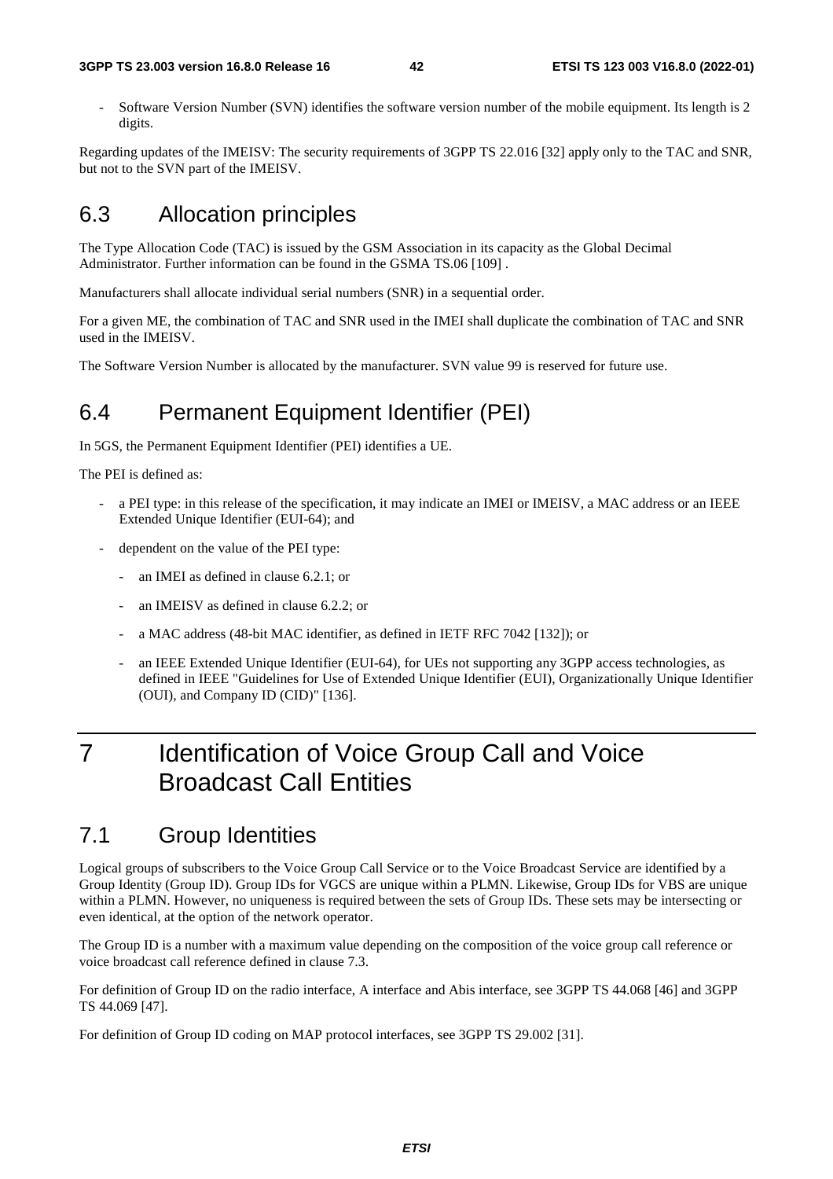- Software Version Number (SVN) identifies the software version number of the mobile equipment. Its length is 2 digits.

Regarding updates of the IMEISV: The security requirements of 3GPP TS 22.016 [32] apply only to the TAC and SNR, but not to the SVN part of the IMEISV.

## 6.3 Allocation principles

The Type Allocation Code (TAC) is issued by the GSM Association in its capacity as the Global Decimal Administrator. Further information can be found in the GSMA TS.06 [109] .

Manufacturers shall allocate individual serial numbers (SNR) in a sequential order.

For a given ME, the combination of TAC and SNR used in the IMEI shall duplicate the combination of TAC and SNR used in the IMEISV.

The Software Version Number is allocated by the manufacturer. SVN value 99 is reserved for future use.

## 6.4 Permanent Equipment Identifier (PEI)

In 5GS, the Permanent Equipment Identifier (PEI) identifies a UE.

The PEI is defined as:

- a PEI type: in this release of the specification, it may indicate an IMEI or IMEISV, a MAC address or an IEEE Extended Unique Identifier (EUI-64); and
- dependent on the value of the PEI type:
  - an IMEI as defined in clause 6.2.1; or
  - an IMEISV as defined in clause 6.2.2; or
  - a MAC address (48-bit MAC identifier, as defined in IETF RFC 7042 [132]); or
  - an IEEE Extended Unique Identifier (EUI-64), for UEs not supporting any 3GPP access technologies, as defined in IEEE "Guidelines for Use of Extended Unique Identifier (EUI), Organizationally Unique Identifier (OUI), and Company ID (CID)" [136].

# 7 Identification of Voice Group Call and Voice Broadcast Call Entities

## 7.1 Group Identities

Logical groups of subscribers to the Voice Group Call Service or to the Voice Broadcast Service are identified by a Group Identity (Group ID). Group IDs for VGCS are unique within a PLMN. Likewise, Group IDs for VBS are unique within a PLMN. However, no uniqueness is required between the sets of Group IDs. These sets may be intersecting or even identical, at the option of the network operator.

The Group ID is a number with a maximum value depending on the composition of the voice group call reference or voice broadcast call reference defined in clause 7.3.

For definition of Group ID on the radio interface, A interface and Abis interface, see 3GPP TS 44.068 [46] and 3GPP TS 44.069 [47].

For definition of Group ID coding on MAP protocol interfaces, see 3GPP TS 29.002 [31].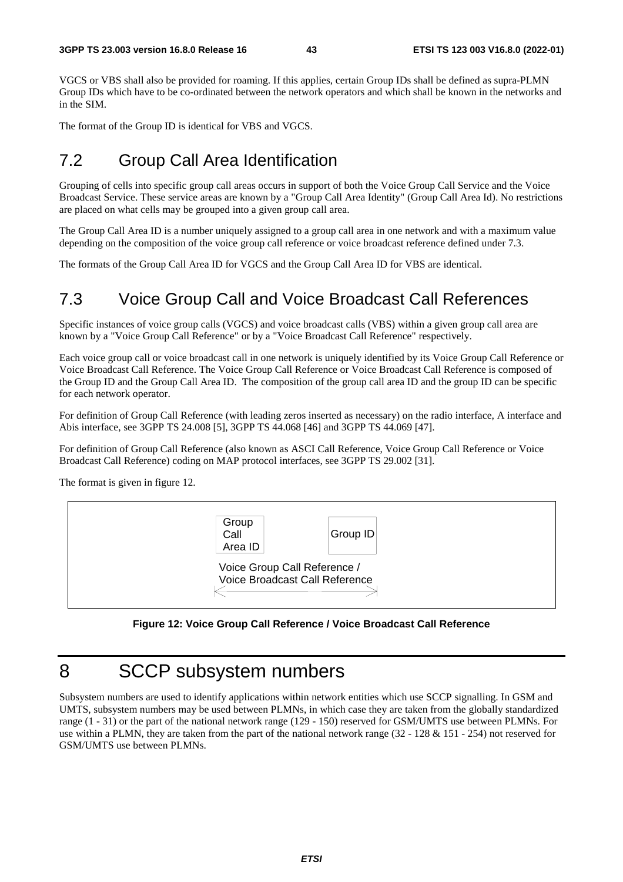VGCS or VBS shall also be provided for roaming. If this applies, certain Group IDs shall be defined as supra-PLMN Group IDs which have to be co-ordinated between the network operators and which shall be known in the networks and in the SIM.

The format of the Group ID is identical for VBS and VGCS.

## 7.2 Group Call Area Identification

Grouping of cells into specific group call areas occurs in support of both the Voice Group Call Service and the Voice Broadcast Service. These service areas are known by a "Group Call Area Identity" (Group Call Area Id). No restrictions are placed on what cells may be grouped into a given group call area.

The Group Call Area ID is a number uniquely assigned to a group call area in one network and with a maximum value depending on the composition of the voice group call reference or voice broadcast reference defined under 7.3.

The formats of the Group Call Area ID for VGCS and the Group Call Area ID for VBS are identical.

## 7.3 Voice Group Call and Voice Broadcast Call References

Specific instances of voice group calls (VGCS) and voice broadcast calls (VBS) within a given group call area are known by a "Voice Group Call Reference" or by a "Voice Broadcast Call Reference" respectively.

Each voice group call or voice broadcast call in one network is uniquely identified by its Voice Group Call Reference or Voice Broadcast Call Reference. The Voice Group Call Reference or Voice Broadcast Call Reference is composed of the Group ID and the Group Call Area ID. The composition of the group call area ID and the group ID can be specific for each network operator.

For definition of Group Call Reference (with leading zeros inserted as necessary) on the radio interface, A interface and Abis interface, see 3GPP TS 24.008 [5], 3GPP TS 44.068 [46] and 3GPP TS 44.069 [47].

For definition of Group Call Reference (also known as ASCI Call Reference, Voice Group Call Reference or Voice Broadcast Call Reference) coding on MAP protocol interfaces, see 3GPP TS 29.002 [31].

The format is given in figure 12.

| Group Call Area ID | Group ID |
|---|---|

Voice Group Call Reference / Voice Broadcast Call Reference

**Figure 12: Voice Group Call Reference / Voice Broadcast Call Reference**

# 8 SCCP subsystem numbers

Subsystem numbers are used to identify applications within network entities which use SCCP signalling. In GSM and UMTS, subsystem numbers may be used between PLMNs, in which case they are taken from the globally standardized range (1 - 31) or the part of the national network range (129 - 150) reserved for GSM/UMTS use between PLMNs. For use within a PLMN, they are taken from the part of the national network range (32 - 128 & 151 - 254) not reserved for GSM/UMTS use between PLMNs.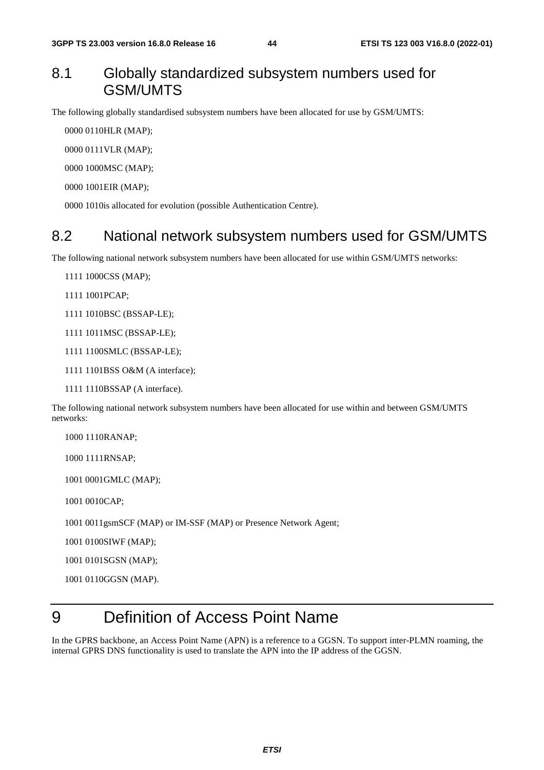## 8.1 Globally standardized subsystem numbers used for GSM/UMTS

The following globally standardised subsystem numbers have been allocated for use by GSM/UMTS:

0000 0110HLR (MAP);

0000 0111VLR (MAP);

0000 1000MSC (MAP);

0000 1001EIR (MAP);

0000 1010is allocated for evolution (possible Authentication Centre).

## 8.2 National network subsystem numbers used for GSM/UMTS

The following national network subsystem numbers have been allocated for use within GSM/UMTS networks:

1111 1000CSS (MAP);

1111 1001PCAP;

1111 1010BSC (BSSAP-LE);

1111 1011MSC (BSSAP-LE);

1111 1100SMLC (BSSAP-LE);

1111 1101BSS O&M (A interface);

1111 1110BSSAP (A interface).

The following national network subsystem numbers have been allocated for use within and between GSM/UMTS networks:

1000 1110RANAP;

1000 1111RNSAP;

1001 0001GMLC (MAP);

1001 0010CAP;

1001 0011gsmSCF (MAP) or IM-SSF (MAP) or Presence Network Agent;

1001 0100SIWF (MAP);

1001 0101SGSN (MAP);

1001 0110GGSN (MAP).

# 9 Definition of Access Point Name

In the GPRS backbone, an Access Point Name (APN) is a reference to a GGSN. To support inter-PLMN roaming, the internal GPRS DNS functionality is used to translate the APN into the IP address of the GGSN.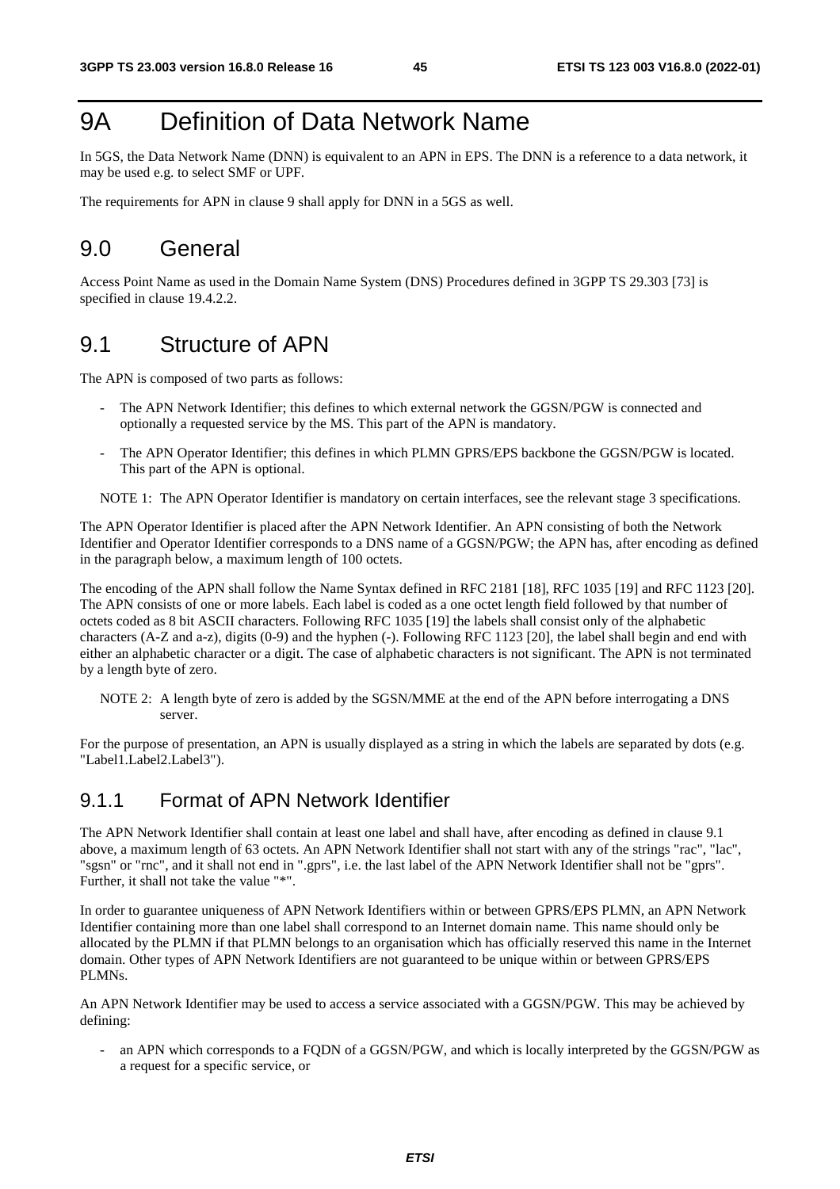# 9A Definition of Data Network Name

In 5GS, the Data Network Name (DNN) is equivalent to an APN in EPS. The DNN is a reference to a data network, it may be used e.g. to select SMF or UPF.

The requirements for APN in clause 9 shall apply for DNN in a 5GS as well.

## 9.0 General

Access Point Name as used in the Domain Name System (DNS) Procedures defined in 3GPP TS 29.303 [73] is specified in clause 19.4.2.2.

## 9.1 Structure of APN

The APN is composed of two parts as follows:

- The APN Network Identifier; this defines to which external network the GGSN/PGW is connected and optionally a requested service by the MS. This part of the APN is mandatory.
- The APN Operator Identifier; this defines in which PLMN GPRS/EPS backbone the GGSN/PGW is located. This part of the APN is optional.

NOTE 1: The APN Operator Identifier is mandatory on certain interfaces, see the relevant stage 3 specifications.

The APN Operator Identifier is placed after the APN Network Identifier. An APN consisting of both the Network Identifier and Operator Identifier corresponds to a DNS name of a GGSN/PGW; the APN has, after encoding as defined in the paragraph below, a maximum length of 100 octets.

The encoding of the APN shall follow the Name Syntax defined in RFC 2181 [18], RFC 1035 [19] and RFC 1123 [20]. The APN consists of one or more labels. Each label is coded as a one octet length field followed by that number of octets coded as 8 bit ASCII characters. Following RFC 1035 [19] the labels shall consist only of the alphabetic characters (A-Z and a-z), digits (0-9) and the hyphen (-). Following RFC 1123 [20], the label shall begin and end with either an alphabetic character or a digit. The case of alphabetic characters is not significant. The APN is not terminated by a length byte of zero.

NOTE 2: A length byte of zero is added by the SGSN/MME at the end of the APN before interrogating a DNS server.

For the purpose of presentation, an APN is usually displayed as a string in which the labels are separated by dots (e.g. "Label1.Label2.Label3").

### 9.1.1 Format of APN Network Identifier

The APN Network Identifier shall contain at least one label and shall have, after encoding as defined in clause 9.1 above, a maximum length of 63 octets. An APN Network Identifier shall not start with any of the strings "rac", "lac", "sgsn" or "rnc", and it shall not end in ".gprs", i.e. the last label of the APN Network Identifier shall not be "gprs". Further, it shall not take the value "*".

In order to guarantee uniqueness of APN Network Identifiers within or between GPRS/EPS PLMN, an APN Network Identifier containing more than one label shall correspond to an Internet domain name. This name should only be allocated by the PLMN if that PLMN belongs to an organisation which has officially reserved this name in the Internet domain. Other types of APN Network Identifiers are not guaranteed to be unique within or between GPRS/EPS PLMNs.

An APN Network Identifier may be used to access a service associated with a GGSN/PGW. This may be achieved by defining:

- an APN which corresponds to a FQDN of a GGSN/PGW, and which is locally interpreted by the GGSN/PGW as a request for a specific service, or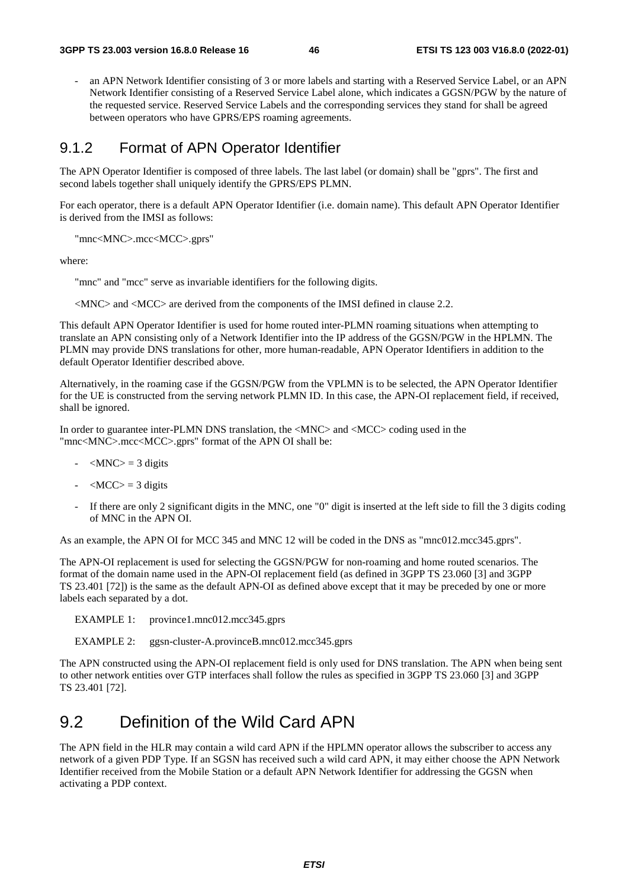- an APN Network Identifier consisting of 3 or more labels and starting with a Reserved Service Label, or an APN Network Identifier consisting of a Reserved Service Label alone, which indicates a GGSN/PGW by the nature of the requested service. Reserved Service Labels and the corresponding services they stand for shall be agreed between operators who have GPRS/EPS roaming agreements.

### 9.1.2 Format of APN Operator Identifier

The APN Operator Identifier is composed of three labels. The last label (or domain) shall be "gprs". The first and second labels together shall uniquely identify the GPRS/EPS PLMN.

For each operator, there is a default APN Operator Identifier (i.e. domain name). This default APN Operator Identifier is derived from the IMSI as follows:

"mnc<MNC>.mcc<MCC>.gprs"

where:

"mnc" and "mcc" serve as invariable identifiers for the following digits.

<MNC> and <MCC> are derived from the components of the IMSI defined in clause 2.2.

This default APN Operator Identifier is used for home routed inter-PLMN roaming situations when attempting to translate an APN consisting only of a Network Identifier into the IP address of the GGSN/PGW in the HPLMN. The PLMN may provide DNS translations for other, more human-readable, APN Operator Identifiers in addition to the default Operator Identifier described above.

Alternatively, in the roaming case if the GGSN/PGW from the VPLMN is to be selected, the APN Operator Identifier for the UE is constructed from the serving network PLMN ID. In this case, the APN-OI replacement field, if received, shall be ignored.

In order to guarantee inter-PLMN DNS translation, the <MNC> and <MCC> coding used in the "mnc<MNC>.mcc<MCC>.gprs" format of the APN OI shall be:

- <MNC> = 3 digits
- <MCC> = 3 digits
- If there are only 2 significant digits in the MNC, one "0" digit is inserted at the left side to fill the 3 digits coding of MNC in the APN OI.

As an example, the APN OI for MCC 345 and MNC 12 will be coded in the DNS as "mnc012.mcc345.gprs".

The APN-OI replacement is used for selecting the GGSN/PGW for non-roaming and home routed scenarios. The format of the domain name used in the APN-OI replacement field (as defined in 3GPP TS 23.060 [3] and 3GPP TS 23.401 [72]) is the same as the default APN-OI as defined above except that it may be preceded by one or more labels each separated by a dot.

EXAMPLE 1: province1.mnc012.mcc345.gprs

EXAMPLE 2: ggsn-cluster-A.provinceB.mnc012.mcc345.gprs

The APN constructed using the APN-OI replacement field is only used for DNS translation. The APN when being sent to other network entities over GTP interfaces shall follow the rules as specified in 3GPP TS 23.060 [3] and 3GPP TS 23.401 [72].

## 9.2 Definition of the Wild Card APN

The APN field in the HLR may contain a wild card APN if the HPLMN operator allows the subscriber to access any network of a given PDP Type. If an SGSN has received such a wild card APN, it may either choose the APN Network Identifier received from the Mobile Station or a default APN Network Identifier for addressing the GGSN when activating a PDP context.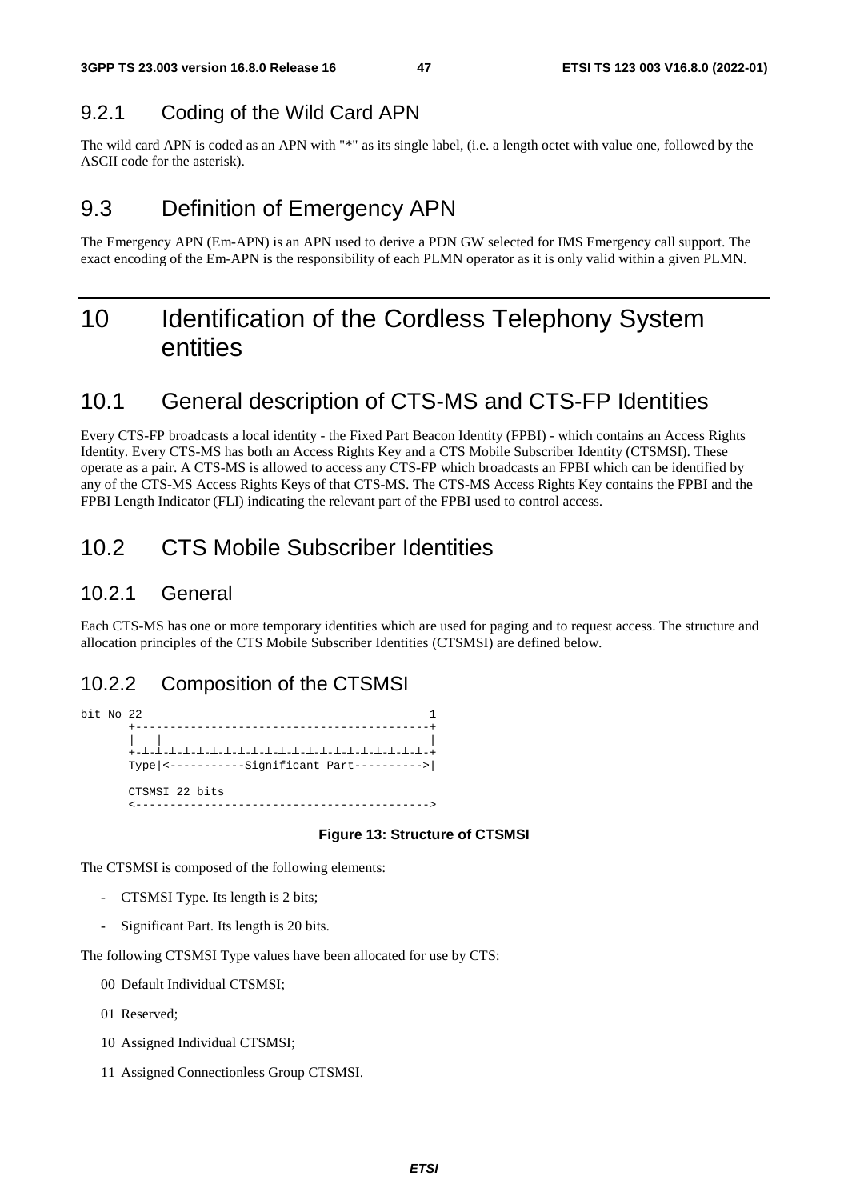### 9.2.1 Coding of the Wild Card APN

The wild card APN is coded as an APN with "*" as its single label, (i.e. a length octet with value one, followed by the ASCII code for the asterisk).

## 9.3 Definition of Emergency APN

The Emergency APN (Em-APN) is an APN used to derive a PDN GW selected for IMS Emergency call support. The exact encoding of the Em-APN is the responsibility of each PLMN operator as it is only valid within a given PLMN.

# 10 Identification of the Cordless Telephony System entities

## 10.1 General description of CTS-MS and CTS-FP Identities

Every CTS-FP broadcasts a local identity - the Fixed Part Beacon Identity (FPBI) - which contains an Access Rights Identity. Every CTS-MS has both an Access Rights Key and a CTS Mobile Subscriber Identity (CTSMSI). These operate as a pair. A CTS-MS is allowed to access any CTS-FP which broadcasts an FPBI which can be identified by any of the CTS-MS Access Rights Keys of that CTS-MS. The CTS-MS Access Rights Key contains the FPBI and the FPBI Length Indicator (FLI) indicating the relevant part of the FPBI used to control access.

## 10.2 CTS Mobile Subscriber Identities

### 10.2.1 General

Each CTS-MS has one or more temporary identities which are used for paging and to request access. The structure and allocation principles of the CTS Mobile Subscriber Identities (CTSMSI) are defined below.

### 10.2.2 Composition of the CTSMSI

```
bit No 22                                          1
       +------------------------------------------+
       |  |                                       |
       +-+-+-+-+-+-+-+-+-+-+-+-+-+-+-+-+-+-+-+-+-+-+
       Type|<-----------Significant Part---------->|

       CTSMSI 22 bits
       <------------------------------------------>
```

**Figure 13: Structure of CTSMSI**

The CTSMSI is composed of the following elements:

- CTSMSI Type. Its length is 2 bits;
- Significant Part. Its length is 20 bits.

The following CTSMSI Type values have been allocated for use by CTS:

00 Default Individual CTSMSI;

01 Reserved;

10 Assigned Individual CTSMSI;

11 Assigned Connectionless Group CTSMSI.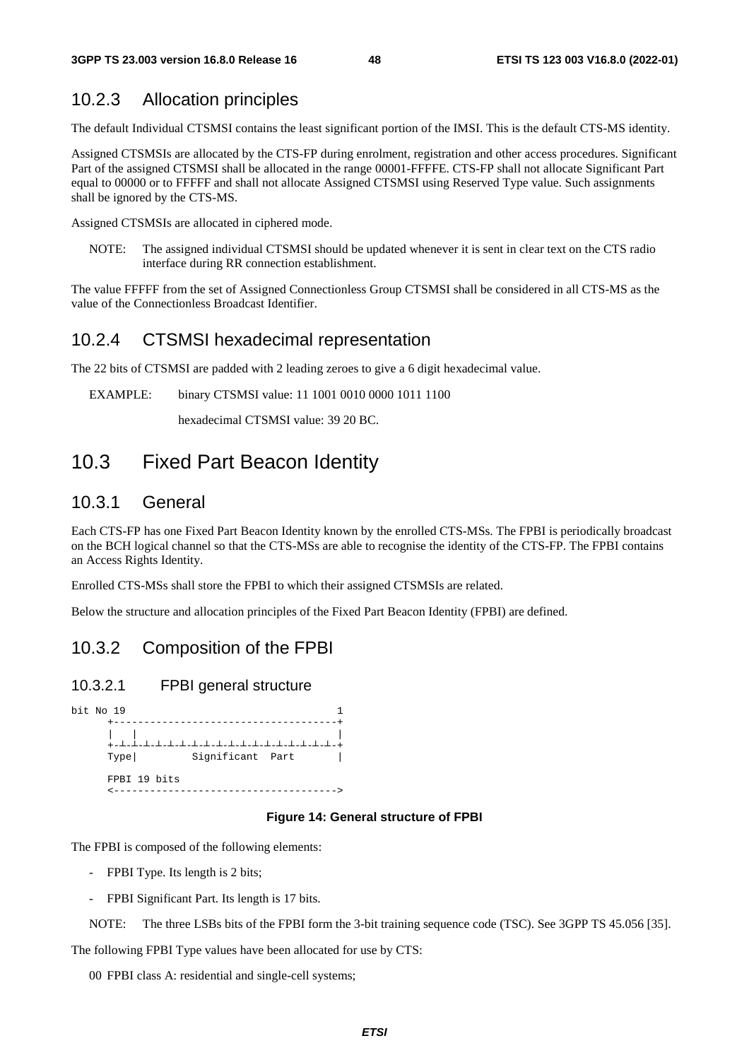## 10.2.3 Allocation principles

The default Individual CTSMSI contains the least significant portion of the IMSI. This is the default CTS-MS identity.

Assigned CTSMSIs are allocated by the CTS-FP during enrolment, registration and other access procedures. Significant Part of the assigned CTSMSI shall be allocated in the range 00001-FFFFE. CTS-FP shall not allocate Significant Part equal to 00000 or to FFFFF and shall not allocate Assigned CTSMSI using Reserved Type value. Such assignments shall be ignored by the CTS-MS.

Assigned CTSMSIs are allocated in ciphered mode.

NOTE: The assigned individual CTSMSI should be updated whenever it is sent in clear text on the CTS radio interface during RR connection establishment.

The value FFFFF from the set of Assigned Connectionless Group CTSMSI shall be considered in all CTS-MS as the value of the Connectionless Broadcast Identifier.

## 10.2.4 CTSMSI hexadecimal representation

The 22 bits of CTSMSI are padded with 2 leading zeroes to give a 6 digit hexadecimal value.

EXAMPLE: binary CTSMSI value: 11 1001 0010 0000 1011 1100

hexadecimal CTSMSI value: 39 20 BC.

# 10.3 Fixed Part Beacon Identity

## 10.3.1 General

Each CTS-FP has one Fixed Part Beacon Identity known by the enrolled CTS-MSs. The FPBI is periodically broadcast on the BCH logical channel so that the CTS-MSs are able to recognise the identity of the CTS-FP. The FPBI contains an Access Rights Identity.

Enrolled CTS-MSs shall store the FPBI to which their assigned CTSMSIs are related.

Below the structure and allocation principles of the Fixed Part Beacon Identity (FPBI) are defined.

## 10.3.2 Composition of the FPBI

### 10.3.2.1 FPBI general structure

```
bit No 19                                  1
      +------------------------------------+
      |   |                                |
      +-+-+-+-+-+-+-+-+-+-+-+-+-+-+-+-+-+-+-+
      Type|         Significant  Part      |

      FPBI 19 bits
      <------------------------------------>
```

**Figure 14: General structure of FPBI**

The FPBI is composed of the following elements:

- FPBI Type. Its length is 2 bits;
- FPBI Significant Part. Its length is 17 bits.

NOTE: The three LSBs bits of the FPBI form the 3-bit training sequence code (TSC). See 3GPP TS 45.056 [35].

The following FPBI Type values have been allocated for use by CTS:

00 FPBI class A: residential and single-cell systems;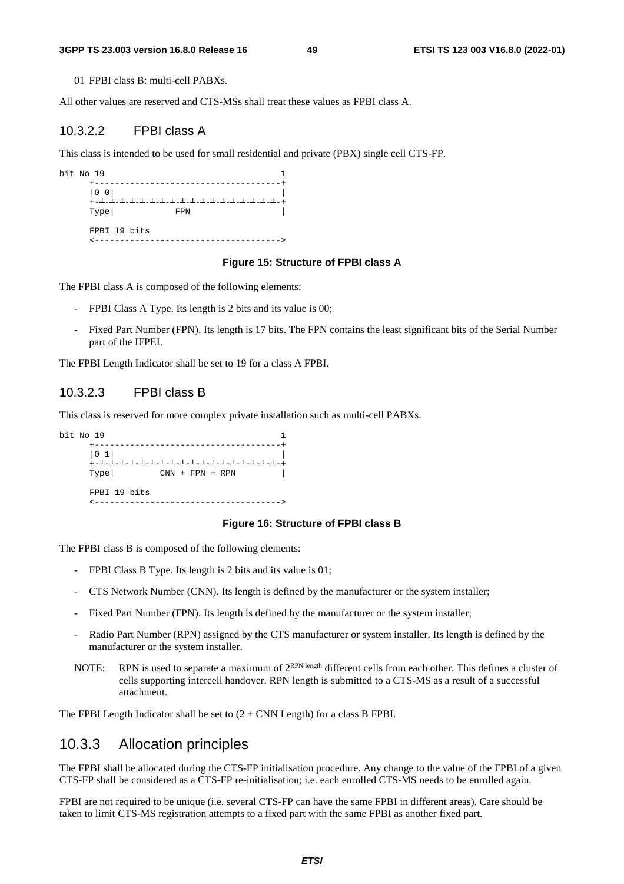01 FPBI class B: multi-cell PABXs.

All other values are reserved and CTS-MSs shall treat these values as FPBI class A.

#### 10.3.2.2 FPBI class A

This class is intended to be used for small residential and private (PBX) single cell CTS-FP.

```
bit No 19                                   1
      +-------------------------------------+
      |0 0|                                 |
      +-┴-┴-┴-┴-┴-┴-┴-┴-┴-┴-┴-┴-┴-┴-┴-┴-┴-┴-+
      Type|            FPN                  |

      FPBI 19 bits
      <------------------------------------->
```

**Figure 15: Structure of FPBI class A**

The FPBI class A is composed of the following elements:

- FPBI Class A Type. Its length is 2 bits and its value is 00;
- Fixed Part Number (FPN). Its length is 17 bits. The FPN contains the least significant bits of the Serial Number part of the IFPEI.

The FPBI Length Indicator shall be set to 19 for a class A FPBI.

#### 10.3.2.3 FPBI class B

This class is reserved for more complex private installation such as multi-cell PABXs.

```
bit No 19                                   1
      +-------------------------------------+
      |0 1|                                 |
      +-┴-┴-┴-┴-┴-┴-┴-┴-┴-┴-┴-┴-┴-┴-┴-┴-┴-┴-+
      Type|         CNN + FPN + RPN         |

      FPBI 19 bits
      <------------------------------------->
```

**Figure 16: Structure of FPBI class B**

The FPBI class B is composed of the following elements:

- FPBI Class B Type. Its length is 2 bits and its value is 01;
- CTS Network Number (CNN). Its length is defined by the manufacturer or the system installer;
- Fixed Part Number (FPN). Its length is defined by the manufacturer or the system installer;
- Radio Part Number (RPN) assigned by the CTS manufacturer or system installer. Its length is defined by the manufacturer or the system installer.

NOTE: RPN is used to separate a maximum of $2^{\text{RPN length}}$ different cells from each other. This defines a cluster of cells supporting intercell handover. RPN length is submitted to a CTS-MS as a result of a successful attachment.

The FPBI Length Indicator shall be set to (2 + CNN Length) for a class B FPBI.

### 10.3.3 Allocation principles

The FPBI shall be allocated during the CTS-FP initialisation procedure. Any change to the value of the FPBI of a given CTS-FP shall be considered as a CTS-FP re-initialisation; i.e. each enrolled CTS-MS needs to be enrolled again.

FPBI are not required to be unique (i.e. several CTS-FP can have the same FPBI in different areas). Care should be taken to limit CTS-MS registration attempts to a fixed part with the same FPBI as another fixed part.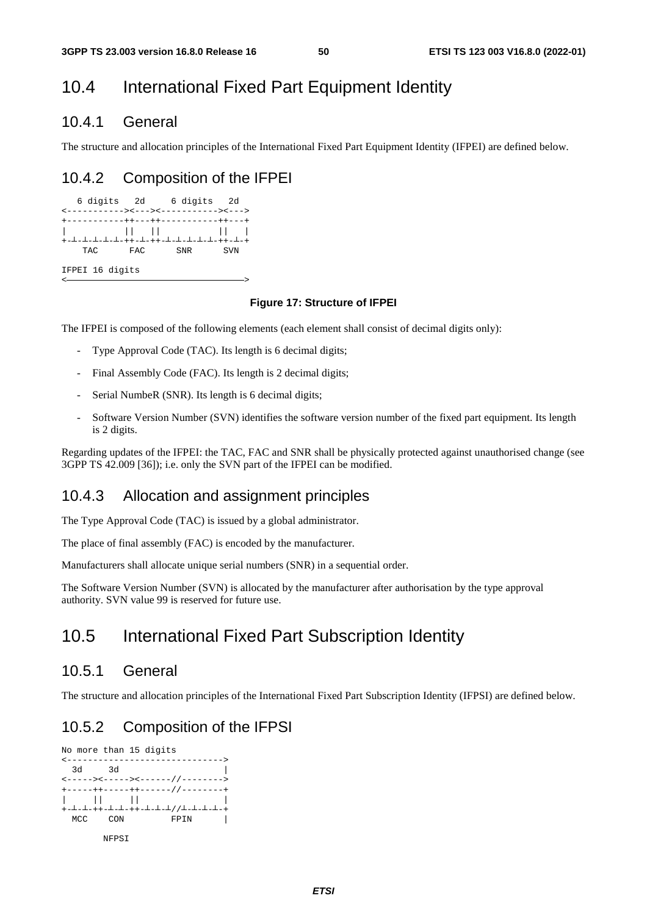## 10.4 International Fixed Part Equipment Identity

### 10.4.1 General

The structure and allocation principles of the International Fixed Part Equipment Identity (IFPEI) are defined below.

### 10.4.2 Composition of the IFPEI

```
   6 digits   2d     6 digits   2d
<----------><---><----------><--->
+-----------++---++-----------++---+
|           ||   ||           ||   |
+-┴-┴-┴-┴-┴-++-┴-++-┴-┴-┴-┴-┴-++-┴-+
    TAC      FAC      SNR      SVN

IFPEI 16 digits
<———————————————————————————————————>
```

**Figure 17: Structure of IFPEI**

The IFPEI is composed of the following elements (each element shall consist of decimal digits only):

- Type Approval Code (TAC). Its length is 6 decimal digits;
- Final Assembly Code (FAC). Its length is 2 decimal digits;
- Serial NumbeR (SNR). Its length is 6 decimal digits;
- Software Version Number (SVN) identifies the software version number of the fixed part equipment. Its length is 2 digits.

Regarding updates of the IFPEI: the TAC, FAC and SNR shall be physically protected against unauthorised change (see 3GPP TS 42.009 [36]); i.e. only the SVN part of the IFPEI can be modified.

### 10.4.3 Allocation and assignment principles

The Type Approval Code (TAC) is issued by a global administrator.

The place of final assembly (FAC) is encoded by the manufacturer.

Manufacturers shall allocate unique serial numbers (SNR) in a sequential order.

The Software Version Number (SVN) is allocated by the manufacturer after authorisation by the type approval authority. SVN value 99 is reserved for future use.

## 10.5 International Fixed Part Subscription Identity

### 10.5.1 General

The structure and allocation principles of the International Fixed Part Subscription Identity (IFPSI) are defined below.

### 10.5.2 Composition of the IFPSI

```
No more than 15 digits
<------------------------------->
  3d     3d                     |
<-----><-----><------//-------->
+-----++-----++------//--------+
|     ||     ||                |
+-┴-┴-++-┴-┴-++-┴-┴-┴//┴-┴-┴-┴-+
  MCC    CON         FPIN      |

        NFPSI
```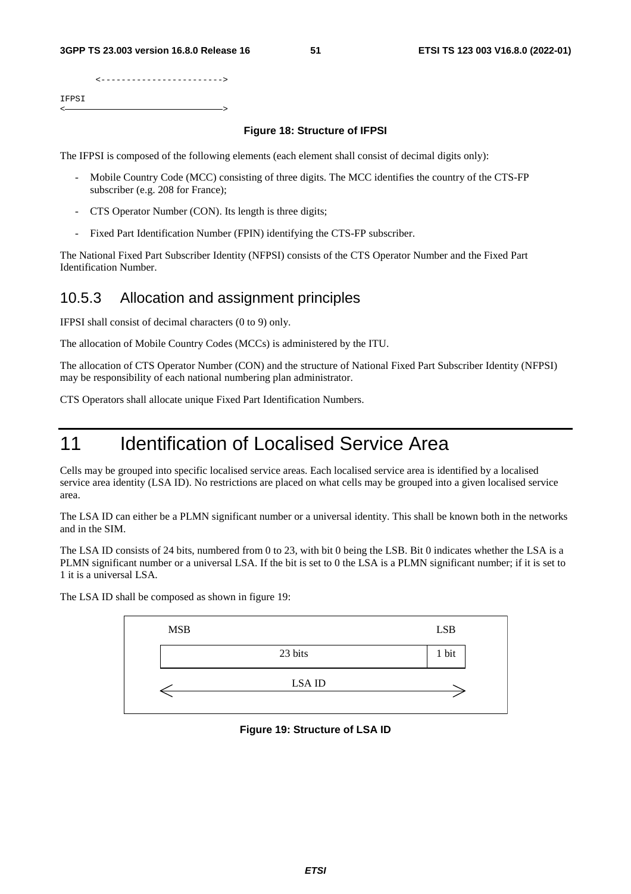```
        <------------------------>

IFPSI
<———————————————————————————————————>
```

**Figure 18: Structure of IFPSI**

The IFPSI is composed of the following elements (each element shall consist of decimal digits only):

- Mobile Country Code (MCC) consisting of three digits. The MCC identifies the country of the CTS-FP subscriber (e.g. 208 for France);
- CTS Operator Number (CON). Its length is three digits;
- Fixed Part Identification Number (FPIN) identifying the CTS-FP subscriber.

The National Fixed Part Subscriber Identity (NFPSI) consists of the CTS Operator Number and the Fixed Part Identification Number.

### 10.5.3 Allocation and assignment principles

IFPSI shall consist of decimal characters (0 to 9) only.

The allocation of Mobile Country Codes (MCCs) is administered by the ITU.

The allocation of CTS Operator Number (CON) and the structure of National Fixed Part Subscriber Identity (NFPSI) may be responsibility of each national numbering plan administrator.

CTS Operators shall allocate unique Fixed Part Identification Numbers.

# 11 Identification of Localised Service Area

Cells may be grouped into specific localised service areas. Each localised service area is identified by a localised service area identity (LSA ID). No restrictions are placed on what cells may be grouped into a given localised service area.

The LSA ID can either be a PLMN significant number or a universal identity. This shall be known both in the networks and in the SIM.

The LSA ID consists of 24 bits, numbered from 0 to 23, with bit 0 being the LSB. Bit 0 indicates whether the LSA is a PLMN significant number or a universal LSA. If the bit is set to 0 the LSA is a PLMN significant number; if it is set to 1 it is a universal LSA.

The LSA ID shall be composed as shown in figure 19:

| MSB | LSB |
|---|---|
| 23 bits | 1 bit |
| <— LSA ID | —> |

**Figure 19: Structure of LSA ID**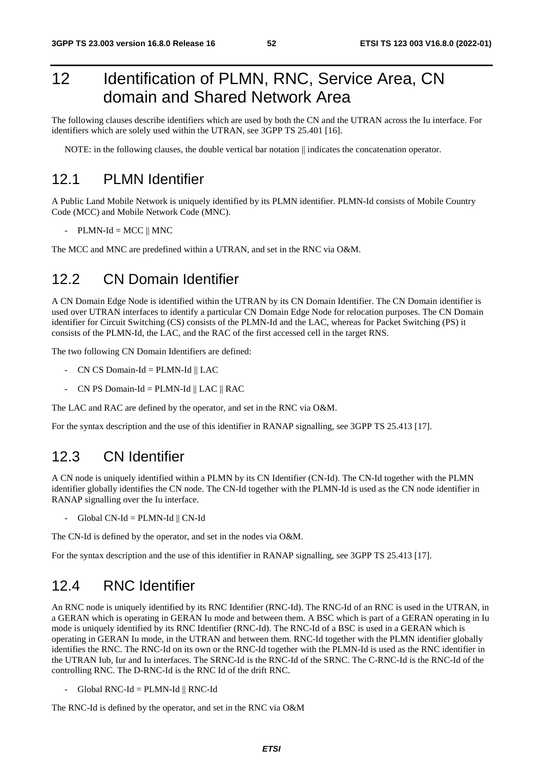# 12 Identification of PLMN, RNC, Service Area, CN domain and Shared Network Area

The following clauses describe identifiers which are used by both the CN and the UTRAN across the Iu interface. For identifiers which are solely used within the UTRAN, see 3GPP TS 25.401 [16].

NOTE: in the following clauses, the double vertical bar notation || indicates the concatenation operator.

## 12.1 PLMN Identifier

A Public Land Mobile Network is uniquely identified by its PLMN identifier. PLMN-Id consists of Mobile Country Code (MCC) and Mobile Network Code (MNC).

- PLMN-Id = MCC || MNC

The MCC and MNC are predefined within a UTRAN, and set in the RNC via O&M.

## 12.2 CN Domain Identifier

A CN Domain Edge Node is identified within the UTRAN by its CN Domain Identifier. The CN Domain identifier is used over UTRAN interfaces to identify a particular CN Domain Edge Node for relocation purposes. The CN Domain identifier for Circuit Switching (CS) consists of the PLMN-Id and the LAC, whereas for Packet Switching (PS) it consists of the PLMN-Id, the LAC, and the RAC of the first accessed cell in the target RNS.

The two following CN Domain Identifiers are defined:

- CN CS Domain-Id = PLMN-Id || LAC
- CN PS Domain-Id = PLMN-Id || LAC || RAC

The LAC and RAC are defined by the operator, and set in the RNC via O&M.

For the syntax description and the use of this identifier in RANAP signalling, see 3GPP TS 25.413 [17].

## 12.3 CN Identifier

A CN node is uniquely identified within a PLMN by its CN Identifier (CN-Id). The CN-Id together with the PLMN identifier globally identifies the CN node. The CN-Id together with the PLMN-Id is used as the CN node identifier in RANAP signalling over the Iu interface.

- Global CN-Id = PLMN-Id || CN-Id

The CN-Id is defined by the operator, and set in the nodes via O&M.

For the syntax description and the use of this identifier in RANAP signalling, see 3GPP TS 25.413 [17].

## 12.4 RNC Identifier

An RNC node is uniquely identified by its RNC Identifier (RNC-Id). The RNC-Id of an RNC is used in the UTRAN, in a GERAN which is operating in GERAN Iu mode and between them. A BSC which is part of a GERAN operating in Iu mode is uniquely identified by its RNC Identifier (RNC-Id). The RNC-Id of a BSC is used in a GERAN which is operating in GERAN Iu mode, in the UTRAN and between them. RNC-Id together with the PLMN identifier globally identifies the RNC. The RNC-Id on its own or the RNC-Id together with the PLMN-Id is used as the RNC identifier in the UTRAN Iub, Iur and Iu interfaces. The SRNC-Id is the RNC-Id of the SRNC. The C-RNC-Id is the RNC-Id of the controlling RNC. The D-RNC-Id is the RNC Id of the drift RNC.

- Global RNC-Id = PLMN-Id || RNC-Id

The RNC-Id is defined by the operator, and set in the RNC via O&M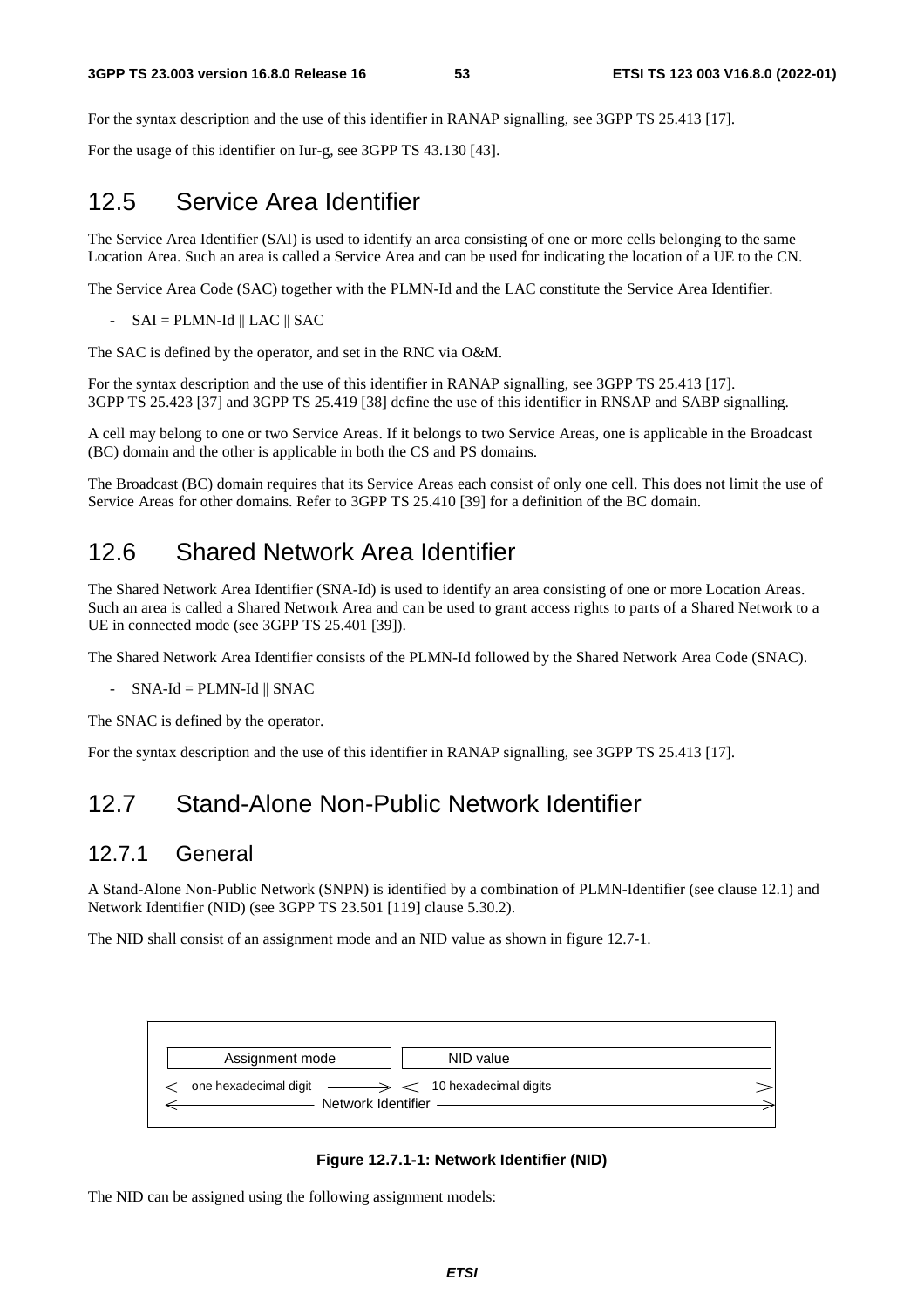For the syntax description and the use of this identifier in RANAP signalling, see 3GPP TS 25.413 [17].

For the usage of this identifier on Iur-g, see 3GPP TS 43.130 [43].

## 12.5 Service Area Identifier

The Service Area Identifier (SAI) is used to identify an area consisting of one or more cells belonging to the same Location Area. Such an area is called a Service Area and can be used for indicating the location of a UE to the CN.

The Service Area Code (SAC) together with the PLMN-Id and the LAC constitute the Service Area Identifier.

- SAI = PLMN-Id || LAC || SAC

The SAC is defined by the operator, and set in the RNC via O&M.

For the syntax description and the use of this identifier in RANAP signalling, see 3GPP TS 25.413 [17]. 3GPP TS 25.423 [37] and 3GPP TS 25.419 [38] define the use of this identifier in RNSAP and SABP signalling.

A cell may belong to one or two Service Areas. If it belongs to two Service Areas, one is applicable in the Broadcast (BC) domain and the other is applicable in both the CS and PS domains.

The Broadcast (BC) domain requires that its Service Areas each consist of only one cell. This does not limit the use of Service Areas for other domains. Refer to 3GPP TS 25.410 [39] for a definition of the BC domain.

## 12.6 Shared Network Area Identifier

The Shared Network Area Identifier (SNA-Id) is used to identify an area consisting of one or more Location Areas. Such an area is called a Shared Network Area and can be used to grant access rights to parts of a Shared Network to a UE in connected mode (see 3GPP TS 25.401 [39]).

The Shared Network Area Identifier consists of the PLMN-Id followed by the Shared Network Area Code (SNAC).

- SNA-Id = PLMN-Id || SNAC

The SNAC is defined by the operator.

For the syntax description and the use of this identifier in RANAP signalling, see 3GPP TS 25.413 [17].

## 12.7 Stand-Alone Non-Public Network Identifier

### 12.7.1 General

A Stand-Alone Non-Public Network (SNPN) is identified by a combination of PLMN-Identifier (see clause 12.1) and Network Identifier (NID) (see 3GPP TS 23.501 [119] clause 5.30.2).

The NID shall consist of an assignment mode and an NID value as shown in figure 12.7-1.

| Assignment mode | NID value |
| --- | --- |
| ← one hexadecimal digit → | ← 10 hexadecimal digits → |
| ← Network Identifier → | |

**Figure 12.7.1-1: Network Identifier (NID)**

The NID can be assigned using the following assignment models: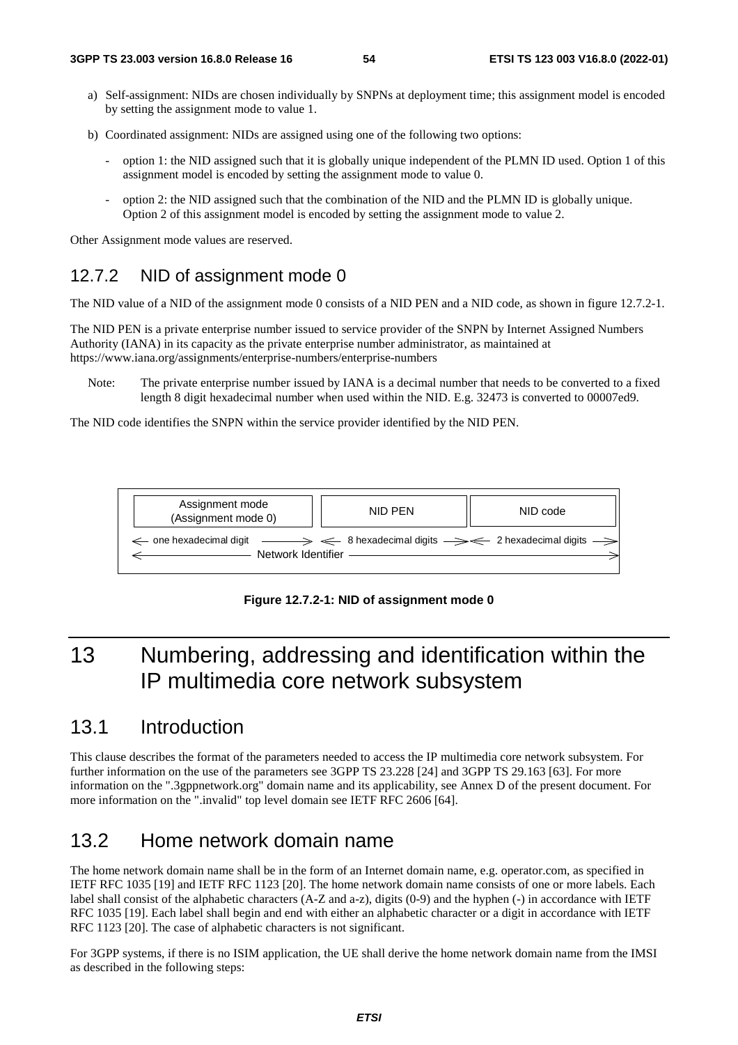a) Self-assignment: NIDs are chosen individually by SNPNs at deployment time; this assignment model is encoded by setting the assignment mode to value 1.

b) Coordinated assignment: NIDs are assigned using one of the following two options:

   - option 1: the NID assigned such that it is globally unique independent of the PLMN ID used. Option 1 of this assignment model is encoded by setting the assignment mode to value 0.

   - option 2: the NID assigned such that the combination of the NID and the PLMN ID is globally unique. Option 2 of this assignment model is encoded by setting the assignment mode to value 2.

Other Assignment mode values are reserved.

### 12.7.2 NID of assignment mode 0

The NID value of a NID of the assignment mode 0 consists of a NID PEN and a NID code, as shown in figure 12.7.2-1.

The NID PEN is a private enterprise number issued to service provider of the SNPN by Internet Assigned Numbers Authority (IANA) in its capacity as the private enterprise number administrator, as maintained at https://www.iana.org/assignments/enterprise-numbers/enterprise-numbers

Note: The private enterprise number issued by IANA is a decimal number that needs to be converted to a fixed length 8 digit hexadecimal number when used within the NID. E.g. 32473 is converted to 00007ed9.

The NID code identifies the SNPN within the service provider identified by the NID PEN.

| Assignment mode (Assignment mode 0) | NID PEN | NID code |
| --- | --- | --- |
| one hexadecimal digit | 8 hexadecimal digits | 2 hexadecimal digits |
| Network Identifier | | |

**Figure 12.7.2-1: NID of assignment mode 0**

# 13 Numbering, addressing and identification within the IP multimedia core network subsystem

## 13.1 Introduction

This clause describes the format of the parameters needed to access the IP multimedia core network subsystem. For further information on the use of the parameters see 3GPP TS 23.228 [24] and 3GPP TS 29.163 [63]. For more information on the ".3gppnetwork.org" domain name and its applicability, see Annex D of the present document. For more information on the ".invalid" top level domain see IETF RFC 2606 [64].

## 13.2 Home network domain name

The home network domain name shall be in the form of an Internet domain name, e.g. operator.com, as specified in IETF RFC 1035 [19] and IETF RFC 1123 [20]. The home network domain name consists of one or more labels. Each label shall consist of the alphabetic characters (A-Z and a-z), digits (0-9) and the hyphen (-) in accordance with IETF RFC 1035 [19]. Each label shall begin and end with either an alphabetic character or a digit in accordance with IETF RFC 1123 [20]. The case of alphabetic characters is not significant.

For 3GPP systems, if there is no ISIM application, the UE shall derive the home network domain name from the IMSI as described in the following steps: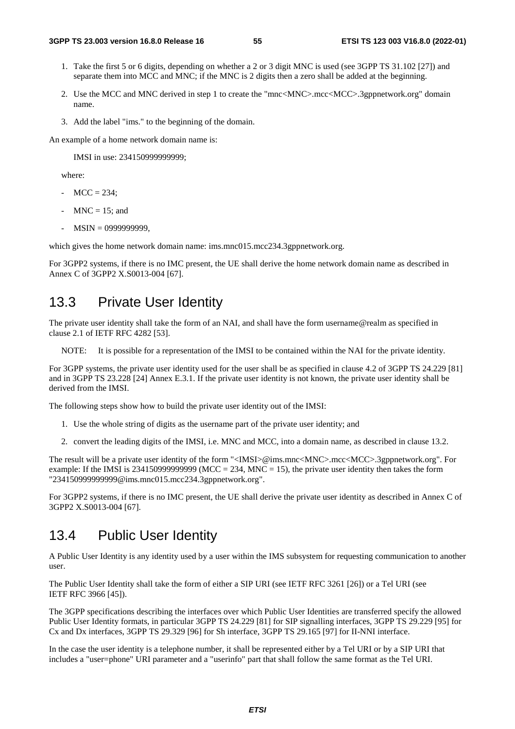1. Take the first 5 or 6 digits, depending on whether a 2 or 3 digit MNC is used (see 3GPP TS 31.102 [27]) and separate them into MCC and MNC; if the MNC is 2 digits then a zero shall be added at the beginning.

2. Use the MCC and MNC derived in step 1 to create the "mnc<MNC>.mcc<MCC>.3gppnetwork.org" domain name.

3. Add the label "ims." to the beginning of the domain.

An example of a home network domain name is:

IMSI in use: 234150999999999;

where:

- MCC = 234;
- MNC = 15; and
- MSIN = 0999999999,

which gives the home network domain name: ims.mnc015.mcc234.3gppnetwork.org.

For 3GPP2 systems, if there is no IMC present, the UE shall derive the home network domain name as described in Annex C of 3GPP2 X.S0013-004 [67].

## 13.3 Private User Identity

The private user identity shall take the form of an NAI, and shall have the form username@realm as specified in clause 2.1 of IETF RFC 4282 [53].

NOTE: It is possible for a representation of the IMSI to be contained within the NAI for the private identity.

For 3GPP systems, the private user identity used for the user shall be as specified in clause 4.2 of 3GPP TS 24.229 [81] and in 3GPP TS 23.228 [24] Annex E.3.1. If the private user identity is not known, the private user identity shall be derived from the IMSI.

The following steps show how to build the private user identity out of the IMSI:

1. Use the whole string of digits as the username part of the private user identity; and

2. convert the leading digits of the IMSI, i.e. MNC and MCC, into a domain name, as described in clause 13.2.

The result will be a private user identity of the form "<IMSI>@ims.mnc<MNC>.mcc<MCC>.3gppnetwork.org". For example: If the IMSI is 234150999999999 (MCC = 234, MNC = 15), the private user identity then takes the form "234150999999999@ims.mnc015.mcc234.3gppnetwork.org".

For 3GPP2 systems, if there is no IMC present, the UE shall derive the private user identity as described in Annex C of 3GPP2 X.S0013-004 [67].

## 13.4 Public User Identity

A Public User Identity is any identity used by a user within the IMS subsystem for requesting communication to another user.

The Public User Identity shall take the form of either a SIP URI (see IETF RFC 3261 [26]) or a Tel URI (see IETF RFC 3966 [45]).

The 3GPP specifications describing the interfaces over which Public User Identities are transferred specify the allowed Public User Identity formats, in particular 3GPP TS 24.229 [81] for SIP signalling interfaces, 3GPP TS 29.229 [95] for Cx and Dx interfaces, 3GPP TS 29.329 [96] for Sh interface, 3GPP TS 29.165 [97] for II-NNI interface.

In the case the user identity is a telephone number, it shall be represented either by a Tel URI or by a SIP URI that includes a "user=phone" URI parameter and a "userinfo" part that shall follow the same format as the Tel URI.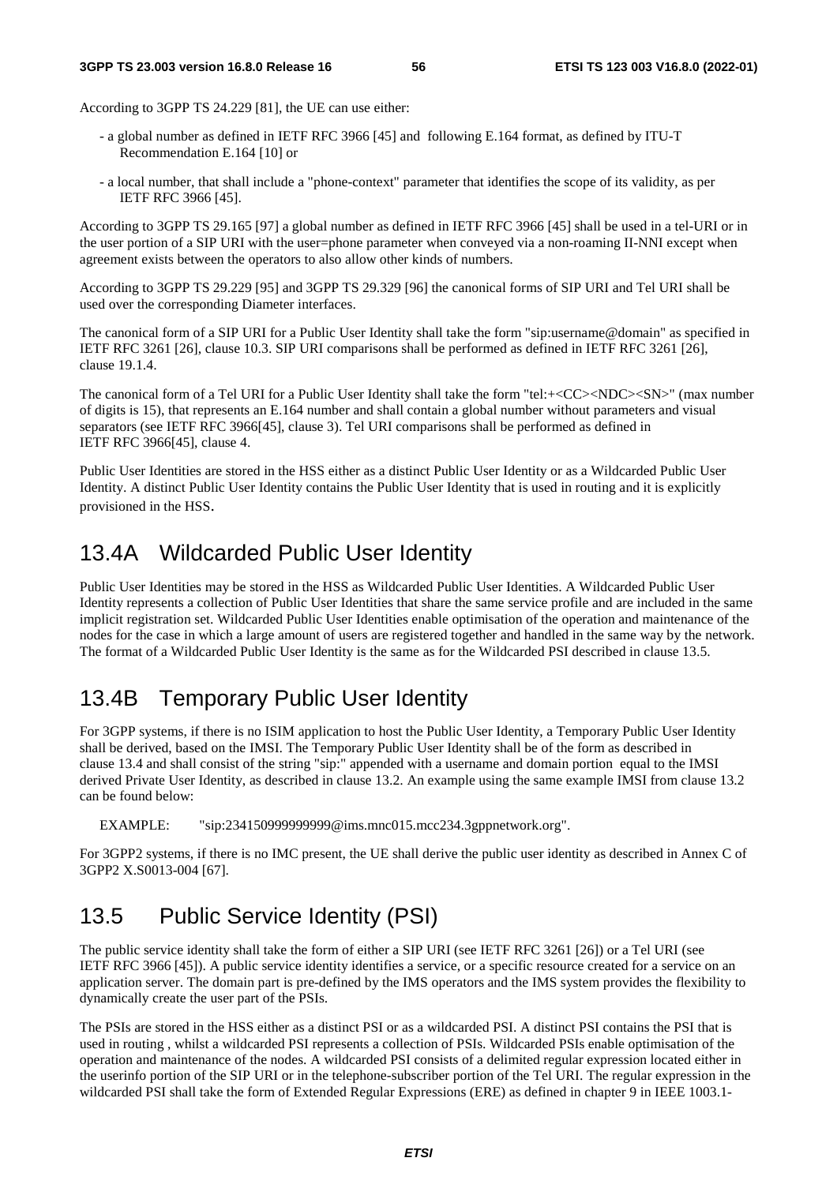According to 3GPP TS 24.229 [81], the UE can use either:

- a global number as defined in IETF RFC 3966 [45] and following E.164 format, as defined by ITU-T Recommendation E.164 [10] or
- a local number, that shall include a "phone-context" parameter that identifies the scope of its validity, as per IETF RFC 3966 [45].

According to 3GPP TS 29.165 [97] a global number as defined in IETF RFC 3966 [45] shall be used in a tel-URI or in the user portion of a SIP URI with the user=phone parameter when conveyed via a non-roaming II-NNI except when agreement exists between the operators to also allow other kinds of numbers.

According to 3GPP TS 29.229 [95] and 3GPP TS 29.329 [96] the canonical forms of SIP URI and Tel URI shall be used over the corresponding Diameter interfaces.

The canonical form of a SIP URI for a Public User Identity shall take the form "sip:username@domain" as specified in IETF RFC 3261 [26], clause 10.3. SIP URI comparisons shall be performed as defined in IETF RFC 3261 [26], clause 19.1.4.

The canonical form of a Tel URI for a Public User Identity shall take the form "tel:+<CC><NDC><SN>" (max number of digits is 15), that represents an E.164 number and shall contain a global number without parameters and visual separators (see IETF RFC 3966[45], clause 3). Tel URI comparisons shall be performed as defined in IETF RFC 3966[45], clause 4.

Public User Identities are stored in the HSS either as a distinct Public User Identity or as a Wildcarded Public User Identity. A distinct Public User Identity contains the Public User Identity that is used in routing and it is explicitly provisioned in the HSS.

## 13.4A Wildcarded Public User Identity

Public User Identities may be stored in the HSS as Wildcarded Public User Identities. A Wildcarded Public User Identity represents a collection of Public User Identities that share the same service profile and are included in the same implicit registration set. Wildcarded Public User Identities enable optimisation of the operation and maintenance of the nodes for the case in which a large amount of users are registered together and handled in the same way by the network. The format of a Wildcarded Public User Identity is the same as for the Wildcarded PSI described in clause 13.5.

## 13.4B Temporary Public User Identity

For 3GPP systems, if there is no ISIM application to host the Public User Identity, a Temporary Public User Identity shall be derived, based on the IMSI. The Temporary Public User Identity shall be of the form as described in clause 13.4 and shall consist of the string "sip:" appended with a username and domain portion equal to the IMSI derived Private User Identity, as described in clause 13.2. An example using the same example IMSI from clause 13.2 can be found below:

EXAMPLE: "sip:234150999999999@ims.mnc015.mcc234.3gppnetwork.org".

For 3GPP2 systems, if there is no IMC present, the UE shall derive the public user identity as described in Annex C of 3GPP2 X.S0013-004 [67].

## 13.5 Public Service Identity (PSI)

The public service identity shall take the form of either a SIP URI (see IETF RFC 3261 [26]) or a Tel URI (see IETF RFC 3966 [45]). A public service identity identifies a service, or a specific resource created for a service on an application server. The domain part is pre-defined by the IMS operators and the IMS system provides the flexibility to dynamically create the user part of the PSIs.

The PSIs are stored in the HSS either as a distinct PSI or as a wildcarded PSI. A distinct PSI contains the PSI that is used in routing , whilst a wildcarded PSI represents a collection of PSIs. Wildcarded PSIs enable optimisation of the operation and maintenance of the nodes. A wildcarded PSI consists of a delimited regular expression located either in the userinfo portion of the SIP URI or in the telephone-subscriber portion of the Tel URI. The regular expression in the wildcarded PSI shall take the form of Extended Regular Expressions (ERE) as defined in chapter 9 in IEEE 1003.1-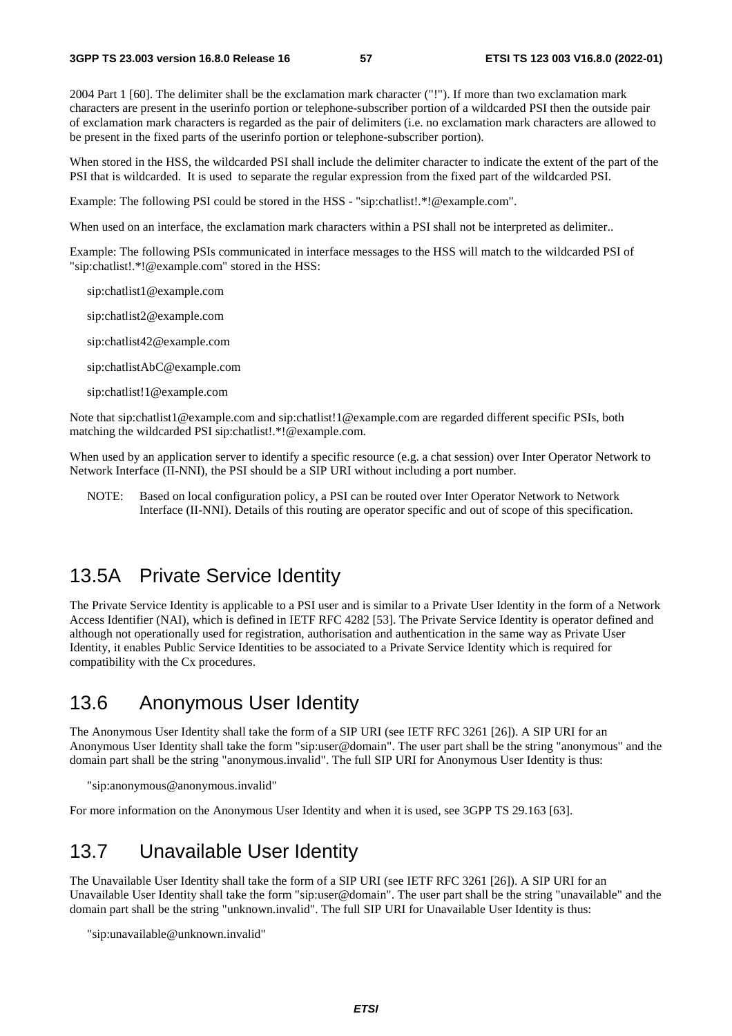2004 Part 1 [60]. The delimiter shall be the exclamation mark character ("!"). If more than two exclamation mark characters are present in the userinfo portion or telephone-subscriber portion of a wildcarded PSI then the outside pair of exclamation mark characters is regarded as the pair of delimiters (i.e. no exclamation mark characters are allowed to be present in the fixed parts of the userinfo portion or telephone-subscriber portion).

When stored in the HSS, the wildcarded PSI shall include the delimiter character to indicate the extent of the part of the PSI that is wildcarded. It is used to separate the regular expression from the fixed part of the wildcarded PSI.

Example: The following PSI could be stored in the HSS - "sip:chatlist!.*!@example.com".

When used on an interface, the exclamation mark characters within a PSI shall not be interpreted as delimiter..

Example: The following PSIs communicated in interface messages to the HSS will match to the wildcarded PSI of "sip:chatlist!.*!@example.com" stored in the HSS:

sip:chatlist1@example.com

sip:chatlist2@example.com

sip:chatlist42@example.com

sip:chatlistAbC@example.com

sip:chatlist!1@example.com

Note that sip:chatlist1@example.com and sip:chatlist!1@example.com are regarded different specific PSIs, both matching the wildcarded PSI sip:chatlist!.*!@example.com.

When used by an application server to identify a specific resource (e.g. a chat session) over Inter Operator Network to Network Interface (II-NNI), the PSI should be a SIP URI without including a port number.

NOTE: Based on local configuration policy, a PSI can be routed over Inter Operator Network to Network Interface (II-NNI). Details of this routing are operator specific and out of scope of this specification.

## 13.5A Private Service Identity

The Private Service Identity is applicable to a PSI user and is similar to a Private User Identity in the form of a Network Access Identifier (NAI), which is defined in IETF RFC 4282 [53]. The Private Service Identity is operator defined and although not operationally used for registration, authorisation and authentication in the same way as Private User Identity, it enables Public Service Identities to be associated to a Private Service Identity which is required for compatibility with the Cx procedures.

## 13.6 Anonymous User Identity

The Anonymous User Identity shall take the form of a SIP URI (see IETF RFC 3261 [26]). A SIP URI for an Anonymous User Identity shall take the form "sip:user@domain". The user part shall be the string "anonymous" and the domain part shall be the string "anonymous.invalid". The full SIP URI for Anonymous User Identity is thus:

"sip:anonymous@anonymous.invalid"

For more information on the Anonymous User Identity and when it is used, see 3GPP TS 29.163 [63].

## 13.7 Unavailable User Identity

The Unavailable User Identity shall take the form of a SIP URI (see IETF RFC 3261 [26]). A SIP URI for an Unavailable User Identity shall take the form "sip:user@domain". The user part shall be the string "unavailable" and the domain part shall be the string "unknown.invalid". The full SIP URI for Unavailable User Identity is thus:

"sip:unavailable@unknown.invalid"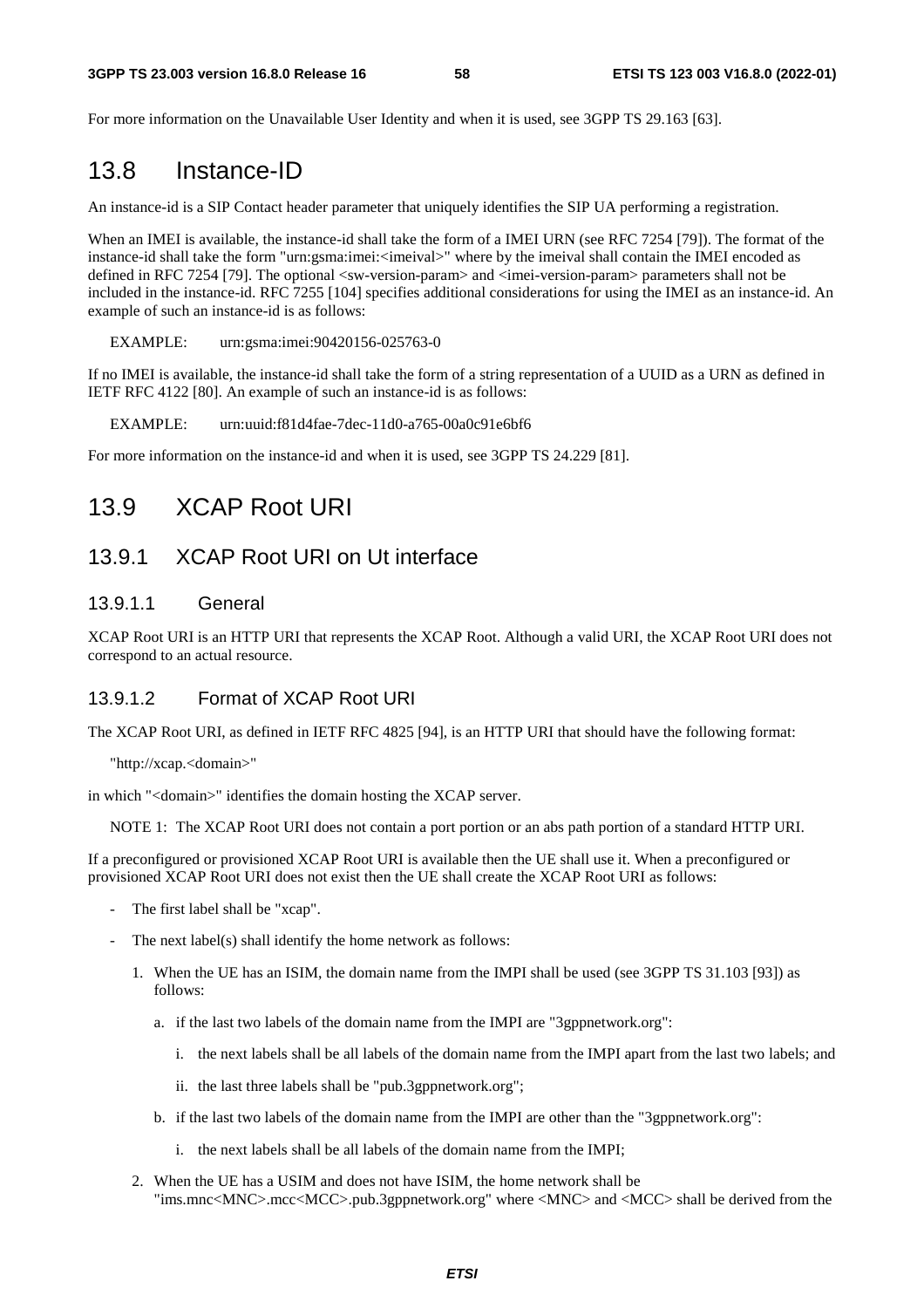For more information on the Unavailable User Identity and when it is used, see 3GPP TS 29.163 [63].

## 13.8 Instance-ID

An instance-id is a SIP Contact header parameter that uniquely identifies the SIP UA performing a registration.

When an IMEI is available, the instance-id shall take the form of a IMEI URN (see RFC 7254 [79]). The format of the instance-id shall take the form "urn:gsma:imei:<imeival>" where by the imeival shall contain the IMEI encoded as defined in RFC 7254 [79]. The optional <sw-version-param> and <imei-version-param> parameters shall not be included in the instance-id. RFC 7255 [104] specifies additional considerations for using the IMEI as an instance-id. An example of such an instance-id is as follows:

EXAMPLE: urn:gsma:imei:90420156-025763-0

If no IMEI is available, the instance-id shall take the form of a string representation of a UUID as a URN as defined in IETF RFC 4122 [80]. An example of such an instance-id is as follows:

EXAMPLE: urn:uuid:f81d4fae-7dec-11d0-a765-00a0c91e6bf6

For more information on the instance-id and when it is used, see 3GPP TS 24.229 [81].

## 13.9 XCAP Root URI

### 13.9.1 XCAP Root URI on Ut interface

#### 13.9.1.1 General

XCAP Root URI is an HTTP URI that represents the XCAP Root. Although a valid URI, the XCAP Root URI does not correspond to an actual resource.

#### 13.9.1.2 Format of XCAP Root URI

The XCAP Root URI, as defined in IETF RFC 4825 [94], is an HTTP URI that should have the following format:

"http://xcap.<domain>"

in which "<domain>" identifies the domain hosting the XCAP server.

NOTE 1: The XCAP Root URI does not contain a port portion or an abs path portion of a standard HTTP URI.

If a preconfigured or provisioned XCAP Root URI is available then the UE shall use it. When a preconfigured or provisioned XCAP Root URI does not exist then the UE shall create the XCAP Root URI as follows:

- The first label shall be "xcap".
- The next label(s) shall identify the home network as follows:
  1. When the UE has an ISIM, the domain name from the IMPI shall be used (see 3GPP TS 31.103 [93]) as follows:
     a. if the last two labels of the domain name from the IMPI are "3gppnetwork.org":
        i. the next labels shall be all labels of the domain name from the IMPI apart from the last two labels; and
        ii. the last three labels shall be "pub.3gppnetwork.org";
     b. if the last two labels of the domain name from the IMPI are other than the "3gppnetwork.org":
        i. the next labels shall be all labels of the domain name from the IMPI;
  2. When the UE has a USIM and does not have ISIM, the home network shall be "ims.mnc<MNC>.mcc<MCC>.pub.3gppnetwork.org" where <MNC> and <MCC> shall be derived from the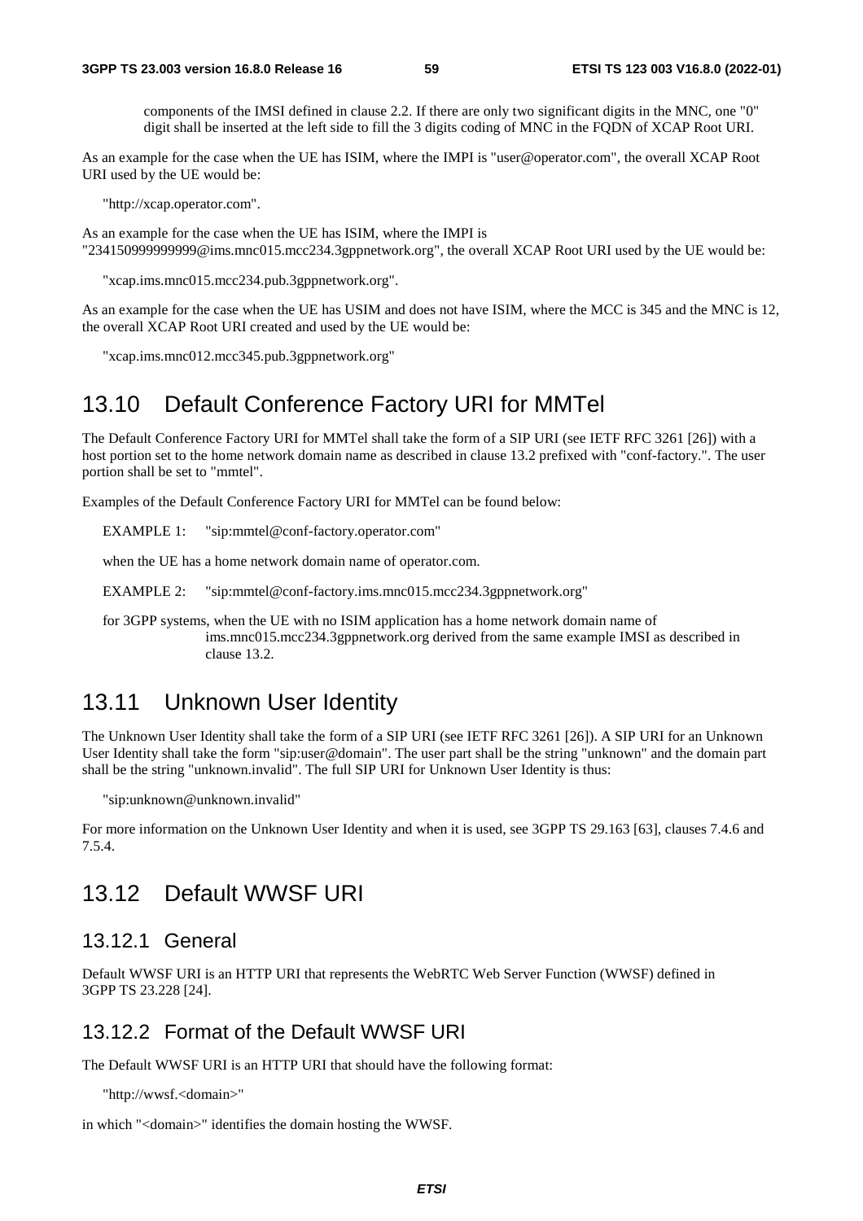components of the IMSI defined in clause 2.2. If there are only two significant digits in the MNC, one "0" digit shall be inserted at the left side to fill the 3 digits coding of MNC in the FQDN of XCAP Root URI.

As an example for the case when the UE has ISIM, where the IMPI is "user@operator.com", the overall XCAP Root URI used by the UE would be:

"http://xcap.operator.com".

As an example for the case when the UE has ISIM, where the IMPI is "234150999999999@ims.mnc015.mcc234.3gppnetwork.org", the overall XCAP Root URI used by the UE would be:

"xcap.ims.mnc015.mcc234.pub.3gppnetwork.org".

As an example for the case when the UE has USIM and does not have ISIM, where the MCC is 345 and the MNC is 12, the overall XCAP Root URI created and used by the UE would be:

"xcap.ims.mnc012.mcc345.pub.3gppnetwork.org"

## 13.10 Default Conference Factory URI for MMTel

The Default Conference Factory URI for MMTel shall take the form of a SIP URI (see IETF RFC 3261 [26]) with a host portion set to the home network domain name as described in clause 13.2 prefixed with "conf-factory.". The user portion shall be set to "mmtel".

Examples of the Default Conference Factory URI for MMTel can be found below:

EXAMPLE 1: "sip:mmtel@conf-factory.operator.com"

when the UE has a home network domain name of operator.com.

EXAMPLE 2: "sip:mmtel@conf-factory.ims.mnc015.mcc234.3gppnetwork.org"

for 3GPP systems, when the UE with no ISIM application has a home network domain name of ims.mnc015.mcc234.3gppnetwork.org derived from the same example IMSI as described in clause 13.2.

## 13.11 Unknown User Identity

The Unknown User Identity shall take the form of a SIP URI (see IETF RFC 3261 [26]). A SIP URI for an Unknown User Identity shall take the form "sip:user@domain". The user part shall be the string "unknown" and the domain part shall be the string "unknown.invalid". The full SIP URI for Unknown User Identity is thus:

"sip:unknown@unknown.invalid"

For more information on the Unknown User Identity and when it is used, see 3GPP TS 29.163 [63], clauses 7.4.6 and 7.5.4.

## 13.12 Default WWSF URI

### 13.12.1 General

Default WWSF URI is an HTTP URI that represents the WebRTC Web Server Function (WWSF) defined in 3GPP TS 23.228 [24].

### 13.12.2 Format of the Default WWSF URI

The Default WWSF URI is an HTTP URI that should have the following format:

"http://wwsf.<domain>"

in which "<domain>" identifies the domain hosting the WWSF.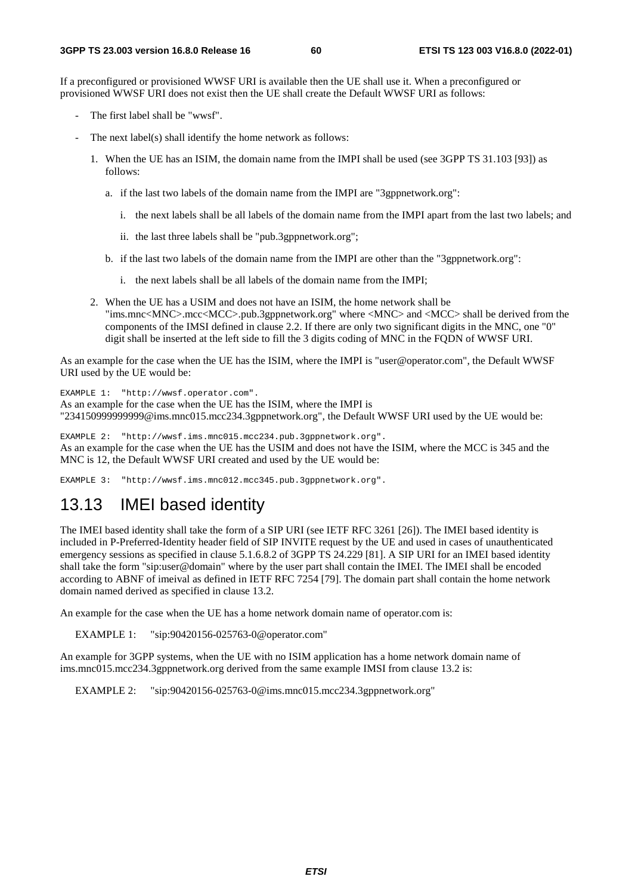If a preconfigured or provisioned WWSF URI is available then the UE shall use it. When a preconfigured or provisioned WWSF URI does not exist then the UE shall create the Default WWSF URI as follows:

- The first label shall be "wwsf".
- The next label(s) shall identify the home network as follows:
  1. When the UE has an ISIM, the domain name from the IMPI shall be used (see 3GPP TS 31.103 [93]) as follows:
     a. if the last two labels of the domain name from the IMPI are "3gppnetwork.org":
        i. the next labels shall be all labels of the domain name from the IMPI apart from the last two labels; and
        ii. the last three labels shall be "pub.3gppnetwork.org";
     b. if the last two labels of the domain name from the IMPI are other than the "3gppnetwork.org":
        i. the next labels shall be all labels of the domain name from the IMPI;
  2. When the UE has a USIM and does not have an ISIM, the home network shall be "ims.mnc<MNC>.mcc<MCC>.pub.3gppnetwork.org" where <MNC> and <MCC> shall be derived from the components of the IMSI defined in clause 2.2. If there are only two significant digits in the MNC, one "0" digit shall be inserted at the left side to fill the 3 digits coding of MNC in the FQDN of WWSF URI.

As an example for the case when the UE has the ISIM, where the IMPI is "user@operator.com", the Default WWSF URI used by the UE would be:

```
EXAMPLE 1:  "http://wwsf.operator.com".
```

As an example for the case when the UE has the ISIM, where the IMPI is "234150999999999@ims.mnc015.mcc234.3gppnetwork.org", the Default WWSF URI used by the UE would be:

```
EXAMPLE 2:  "http://wwsf.ims.mnc015.mcc234.pub.3gppnetwork.org".
```

As an example for the case when the UE has the USIM and does not have the ISIM, where the MCC is 345 and the MNC is 12, the Default WWSF URI created and used by the UE would be:

```
EXAMPLE 3:  "http://wwsf.ims.mnc012.mcc345.pub.3gppnetwork.org".
```

## 13.13 IMEI based identity

The IMEI based identity shall take the form of a SIP URI (see IETF RFC 3261 [26]). The IMEI based identity is included in P-Preferred-Identity header field of SIP INVITE request by the UE and used in cases of unauthenticated emergency sessions as specified in clause 5.1.6.8.2 of 3GPP TS 24.229 [81]. A SIP URI for an IMEI based identity shall take the form "sip:user@domain" where by the user part shall contain the IMEI. The IMEI shall be encoded according to ABNF of imeival as defined in IETF RFC 7254 [79]. The domain part shall contain the home network domain named derived as specified in clause 13.2.

An example for the case when the UE has a home network domain name of operator.com is:

EXAMPLE 1: "sip:90420156-025763-0@operator.com"

An example for 3GPP systems, when the UE with no ISIM application has a home network domain name of ims.mnc015.mcc234.3gppnetwork.org derived from the same example IMSI from clause 13.2 is:

EXAMPLE 2: "sip:90420156-025763-0@ims.mnc015.mcc234.3gppnetwork.org"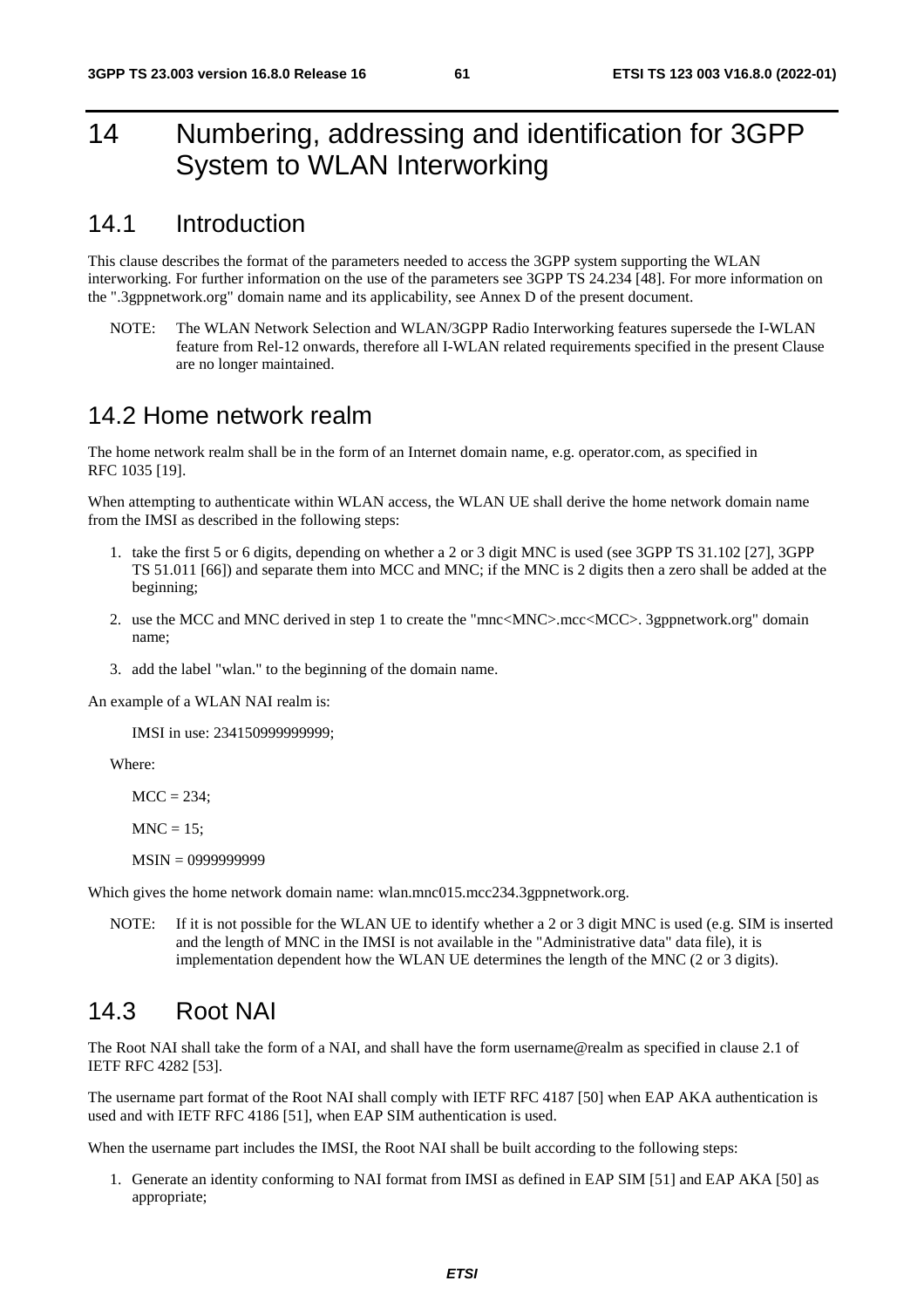# 14 Numbering, addressing and identification for 3GPP System to WLAN Interworking

## 14.1 Introduction

This clause describes the format of the parameters needed to access the 3GPP system supporting the WLAN interworking. For further information on the use of the parameters see 3GPP TS 24.234 [48]. For more information on the ".3gppnetwork.org" domain name and its applicability, see Annex D of the present document.

NOTE: The WLAN Network Selection and WLAN/3GPP Radio Interworking features supersede the I-WLAN feature from Rel-12 onwards, therefore all I-WLAN related requirements specified in the present Clause are no longer maintained.

## 14.2 Home network realm

The home network realm shall be in the form of an Internet domain name, e.g. operator.com, as specified in RFC 1035 [19].

When attempting to authenticate within WLAN access, the WLAN UE shall derive the home network domain name from the IMSI as described in the following steps:

1. take the first 5 or 6 digits, depending on whether a 2 or 3 digit MNC is used (see 3GPP TS 31.102 [27], 3GPP TS 51.011 [66]) and separate them into MCC and MNC; if the MNC is 2 digits then a zero shall be added at the beginning;
2. use the MCC and MNC derived in step 1 to create the "mnc<MNC>.mcc<MCC>. 3gppnetwork.org" domain name;
3. add the label "wlan." to the beginning of the domain name.

An example of a WLAN NAI realm is:

IMSI in use: 234150999999999;

Where:

MCC = 234;

MNC = 15;

MSIN = 0999999999

Which gives the home network domain name: wlan.mnc015.mcc234.3gppnetwork.org.

NOTE: If it is not possible for the WLAN UE to identify whether a 2 or 3 digit MNC is used (e.g. SIM is inserted and the length of MNC in the IMSI is not available in the "Administrative data" data file), it is implementation dependent how the WLAN UE determines the length of the MNC (2 or 3 digits).

## 14.3 Root NAI

The Root NAI shall take the form of a NAI, and shall have the form username@realm as specified in clause 2.1 of IETF RFC 4282 [53].

The username part format of the Root NAI shall comply with IETF RFC 4187 [50] when EAP AKA authentication is used and with IETF RFC 4186 [51], when EAP SIM authentication is used.

When the username part includes the IMSI, the Root NAI shall be built according to the following steps:

1. Generate an identity conforming to NAI format from IMSI as defined in EAP SIM [51] and EAP AKA [50] as appropriate;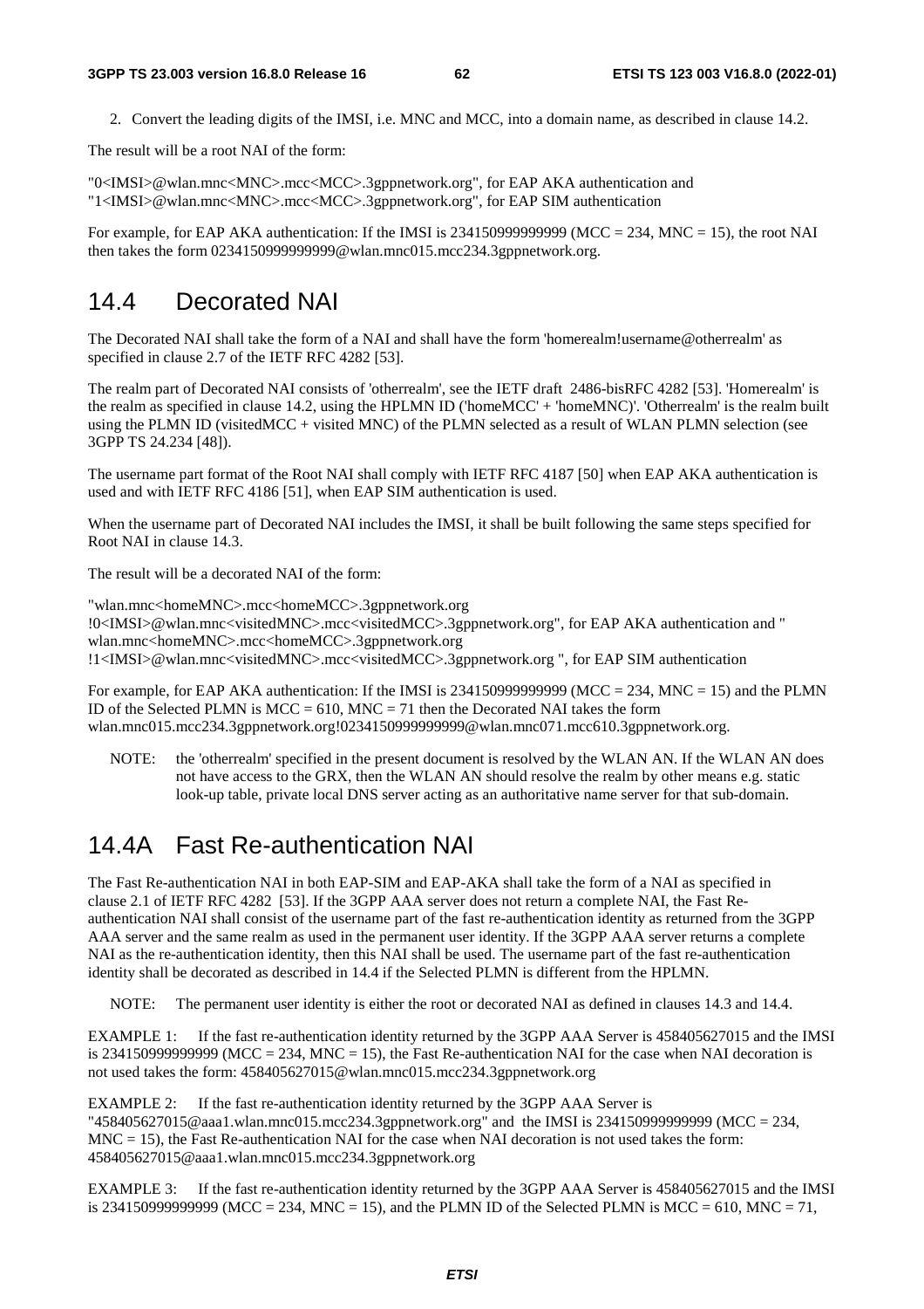2. Convert the leading digits of the IMSI, i.e. MNC and MCC, into a domain name, as described in clause 14.2.

The result will be a root NAI of the form:

"0<IMSI>@wlan.mnc<MNC>.mcc<MCC>.3gppnetwork.org", for EAP AKA authentication and
"1<IMSI>@wlan.mnc<MNC>.mcc<MCC>.3gppnetwork.org", for EAP SIM authentication

For example, for EAP AKA authentication: If the IMSI is 234150999999999 (MCC = 234, MNC = 15), the root NAI then takes the form 0234150999999999@wlan.mnc015.mcc234.3gppnetwork.org.

## 14.4 Decorated NAI

The Decorated NAI shall take the form of a NAI and shall have the form 'homerealm!username@otherrealm' as specified in clause 2.7 of the IETF RFC 4282 [53].

The realm part of Decorated NAI consists of 'otherrealm', see the IETF draft 2486-bisRFC 4282 [53]. 'Homerealm' is the realm as specified in clause 14.2, using the HPLMN ID ('homeMCC' + 'homeMNC)'. 'Otherrealm' is the realm built using the PLMN ID (visitedMCC + visited MNC) of the PLMN selected as a result of WLAN PLMN selection (see 3GPP TS 24.234 [48]).

The username part format of the Root NAI shall comply with IETF RFC 4187 [50] when EAP AKA authentication is used and with IETF RFC 4186 [51], when EAP SIM authentication is used.

When the username part of Decorated NAI includes the IMSI, it shall be built following the same steps specified for Root NAI in clause 14.3.

The result will be a decorated NAI of the form:

"wlan.mnc<homeMNC>.mcc<homeMCC>.3gppnetwork.org
!0<IMSI>@wlan.mnc<visitedMNC>.mcc<visitedMCC>.3gppnetwork.org", for EAP AKA authentication and "
wlan.mnc<homeMNC>.mcc<homeMCC>.3gppnetwork.org
!1<IMSI>@wlan.mnc<visitedMNC>.mcc<visitedMCC>.3gppnetwork.org ", for EAP SIM authentication

For example, for EAP AKA authentication: If the IMSI is 234150999999999 (MCC = 234, MNC = 15) and the PLMN ID of the Selected PLMN is MCC = 610, MNC = 71 then the Decorated NAI takes the form wlan.mnc015.mcc234.3gppnetwork.org!0234150999999999@wlan.mnc071.mcc610.3gppnetwork.org.

NOTE: the 'otherrealm' specified in the present document is resolved by the WLAN AN. If the WLAN AN does not have access to the GRX, then the WLAN AN should resolve the realm by other means e.g. static look-up table, private local DNS server acting as an authoritative name server for that sub-domain.

## 14.4A Fast Re-authentication NAI

The Fast Re-authentication NAI in both EAP-SIM and EAP-AKA shall take the form of a NAI as specified in clause 2.1 of IETF RFC 4282 [53]. If the 3GPP AAA server does not return a complete NAI, the Fast Re-authentication NAI shall consist of the username part of the fast re-authentication identity as returned from the 3GPP AAA server and the same realm as used in the permanent user identity. If the 3GPP AAA server returns a complete NAI as the re-authentication identity, then this NAI shall be used. The username part of the fast re-authentication identity shall be decorated as described in 14.4 if the Selected PLMN is different from the HPLMN.

NOTE: The permanent user identity is either the root or decorated NAI as defined in clauses 14.3 and 14.4.

EXAMPLE 1: If the fast re-authentication identity returned by the 3GPP AAA Server is 458405627015 and the IMSI is 234150999999999 (MCC = 234, MNC = 15), the Fast Re-authentication NAI for the case when NAI decoration is not used takes the form: 458405627015@wlan.mnc015.mcc234.3gppnetwork.org

EXAMPLE 2: If the fast re-authentication identity returned by the 3GPP AAA Server is "458405627015@aaa1.wlan.mnc015.mcc234.3gppnetwork.org" and the IMSI is 234150999999999 (MCC = 234, MNC = 15), the Fast Re-authentication NAI for the case when NAI decoration is not used takes the form: 458405627015@aaa1.wlan.mnc015.mcc234.3gppnetwork.org

EXAMPLE 3: If the fast re-authentication identity returned by the 3GPP AAA Server is 458405627015 and the IMSI is 234150999999999 (MCC = 234, MNC = 15), and the PLMN ID of the Selected PLMN is MCC = 610, MNC = 71,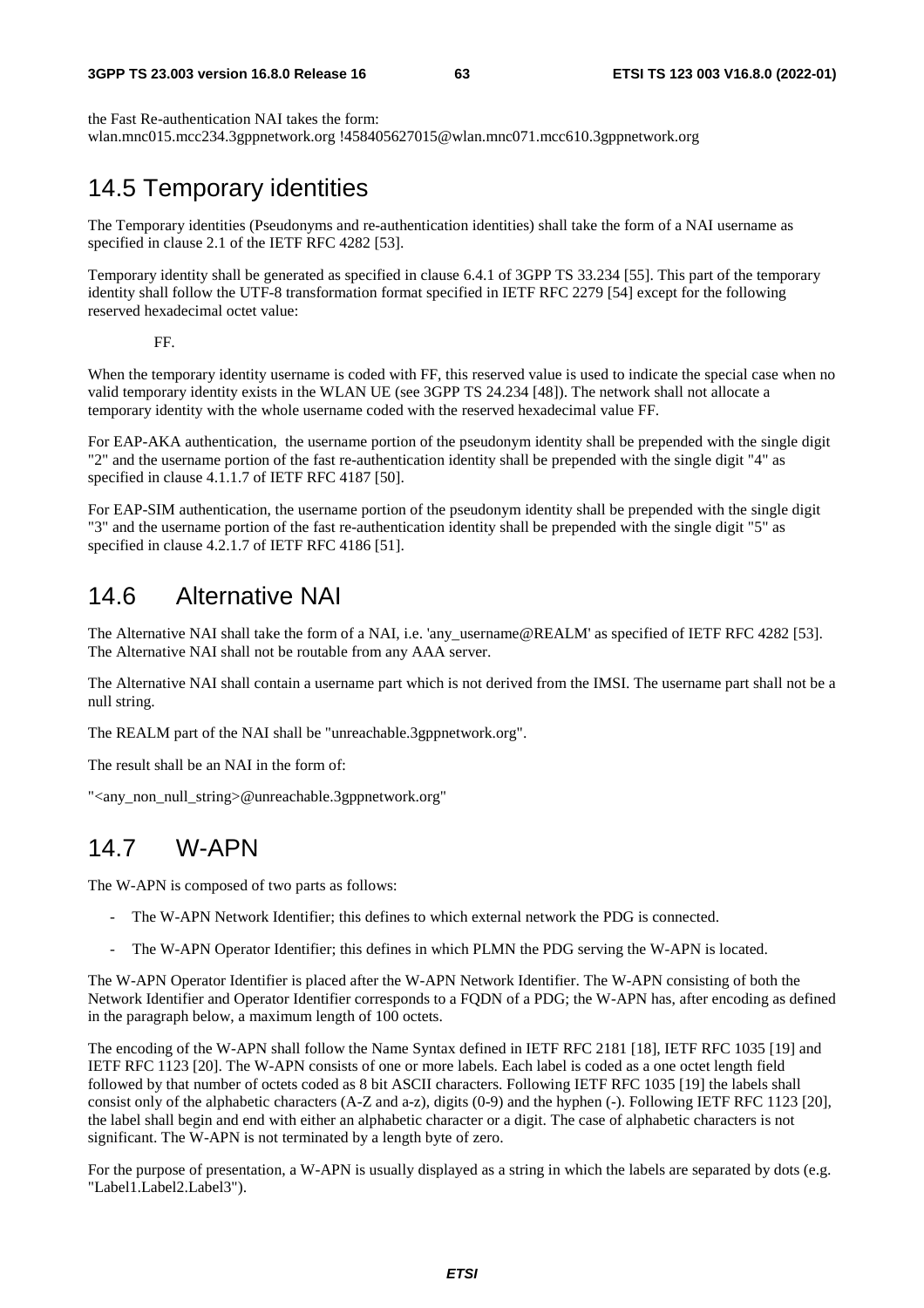the Fast Re-authentication NAI takes the form:
wlan.mnc015.mcc234.3gppnetwork.org !458405627015@wlan.mnc071.mcc610.3gppnetwork.org

## 14.5 Temporary identities

The Temporary identities (Pseudonyms and re-authentication identities) shall take the form of a NAI username as specified in clause 2.1 of the IETF RFC 4282 [53].

Temporary identity shall be generated as specified in clause 6.4.1 of 3GPP TS 33.234 [55]. This part of the temporary identity shall follow the UTF-8 transformation format specified in IETF RFC 2279 [54] except for the following reserved hexadecimal octet value:

FF.

When the temporary identity username is coded with FF, this reserved value is used to indicate the special case when no valid temporary identity exists in the WLAN UE (see 3GPP TS 24.234 [48]). The network shall not allocate a temporary identity with the whole username coded with the reserved hexadecimal value FF.

For EAP-AKA authentication, the username portion of the pseudonym identity shall be prepended with the single digit "2" and the username portion of the fast re-authentication identity shall be prepended with the single digit "4" as specified in clause 4.1.1.7 of IETF RFC 4187 [50].

For EAP-SIM authentication, the username portion of the pseudonym identity shall be prepended with the single digit "3" and the username portion of the fast re-authentication identity shall be prepended with the single digit "5" as specified in clause 4.2.1.7 of IETF RFC 4186 [51].

## 14.6 Alternative NAI

The Alternative NAI shall take the form of a NAI, i.e. 'any_username@REALM' as specified of IETF RFC 4282 [53]. The Alternative NAI shall not be routable from any AAA server.

The Alternative NAI shall contain a username part which is not derived from the IMSI. The username part shall not be a null string.

The REALM part of the NAI shall be "unreachable.3gppnetwork.org".

The result shall be an NAI in the form of:

"<any_non_null_string>@unreachable.3gppnetwork.org"

## 14.7 W-APN

The W-APN is composed of two parts as follows:

- The W-APN Network Identifier; this defines to which external network the PDG is connected.
- The W-APN Operator Identifier; this defines in which PLMN the PDG serving the W-APN is located.

The W-APN Operator Identifier is placed after the W-APN Network Identifier. The W-APN consisting of both the Network Identifier and Operator Identifier corresponds to a FQDN of a PDG; the W-APN has, after encoding as defined in the paragraph below, a maximum length of 100 octets.

The encoding of the W-APN shall follow the Name Syntax defined in IETF RFC 2181 [18], IETF RFC 1035 [19] and IETF RFC 1123 [20]. The W-APN consists of one or more labels. Each label is coded as a one octet length field followed by that number of octets coded as 8 bit ASCII characters. Following IETF RFC 1035 [19] the labels shall consist only of the alphabetic characters (A-Z and a-z), digits (0-9) and the hyphen (-). Following IETF RFC 1123 [20], the label shall begin and end with either an alphabetic character or a digit. The case of alphabetic characters is not significant. The W-APN is not terminated by a length byte of zero.

For the purpose of presentation, a W-APN is usually displayed as a string in which the labels are separated by dots (e.g. "Label1.Label2.Label3").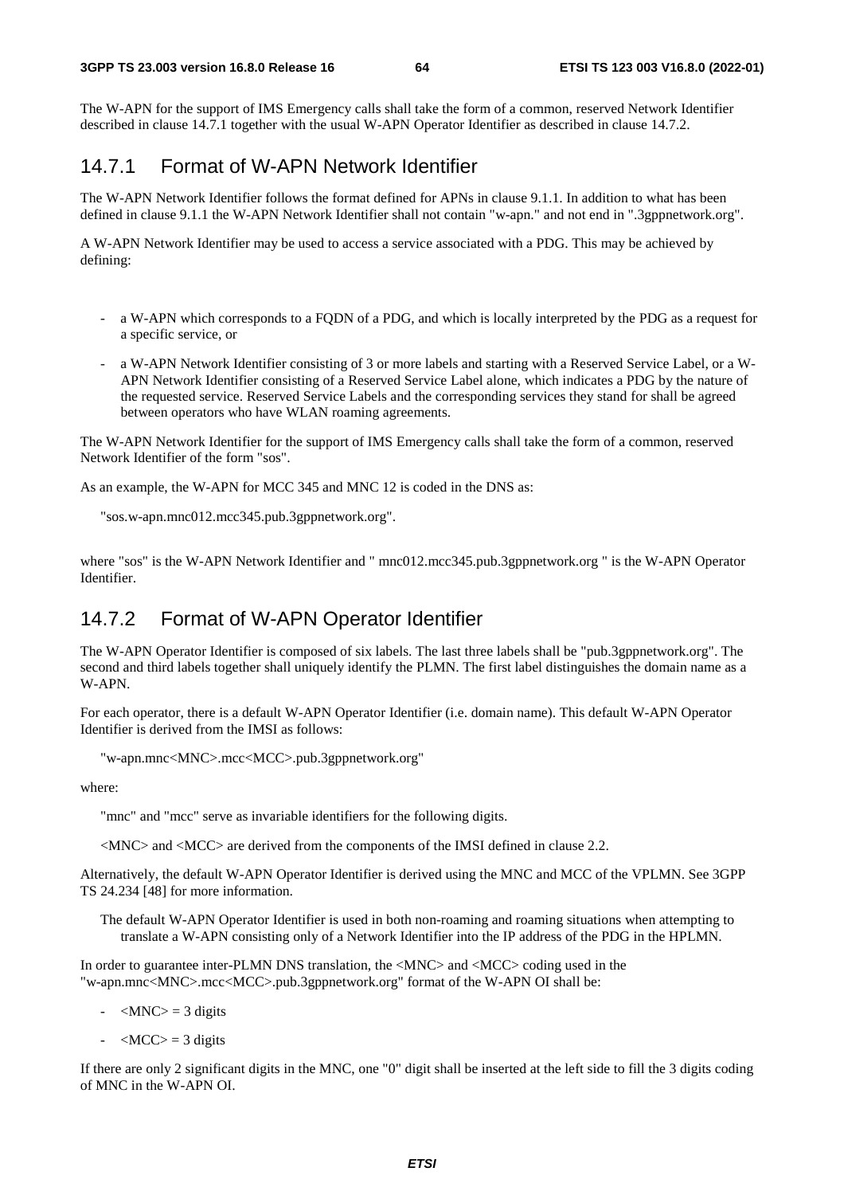The W-APN for the support of IMS Emergency calls shall take the form of a common, reserved Network Identifier described in clause 14.7.1 together with the usual W-APN Operator Identifier as described in clause 14.7.2.

## 14.7.1 Format of W-APN Network Identifier

The W-APN Network Identifier follows the format defined for APNs in clause 9.1.1. In addition to what has been defined in clause 9.1.1 the W-APN Network Identifier shall not contain "w-apn." and not end in ".3gppnetwork.org".

A W-APN Network Identifier may be used to access a service associated with a PDG. This may be achieved by defining:

- a W-APN which corresponds to a FQDN of a PDG, and which is locally interpreted by the PDG as a request for a specific service, or
- a W-APN Network Identifier consisting of 3 or more labels and starting with a Reserved Service Label, or a W-APN Network Identifier consisting of a Reserved Service Label alone, which indicates a PDG by the nature of the requested service. Reserved Service Labels and the corresponding services they stand for shall be agreed between operators who have WLAN roaming agreements.

The W-APN Network Identifier for the support of IMS Emergency calls shall take the form of a common, reserved Network Identifier of the form "sos".

As an example, the W-APN for MCC 345 and MNC 12 is coded in the DNS as:

"sos.w-apn.mnc012.mcc345.pub.3gppnetwork.org".

where "sos" is the W-APN Network Identifier and " mnc012.mcc345.pub.3gppnetwork.org " is the W-APN Operator Identifier.

## 14.7.2 Format of W-APN Operator Identifier

The W-APN Operator Identifier is composed of six labels. The last three labels shall be "pub.3gppnetwork.org". The second and third labels together shall uniquely identify the PLMN. The first label distinguishes the domain name as a W-APN.

For each operator, there is a default W-APN Operator Identifier (i.e. domain name). This default W-APN Operator Identifier is derived from the IMSI as follows:

"w-apn.mnc<MNC>.mcc<MCC>.pub.3gppnetwork.org"

where:

"mnc" and "mcc" serve as invariable identifiers for the following digits.

<MNC> and <MCC> are derived from the components of the IMSI defined in clause 2.2.

Alternatively, the default W-APN Operator Identifier is derived using the MNC and MCC of the VPLMN. See 3GPP TS 24.234 [48] for more information.

The default W-APN Operator Identifier is used in both non-roaming and roaming situations when attempting to translate a W-APN consisting only of a Network Identifier into the IP address of the PDG in the HPLMN.

In order to guarantee inter-PLMN DNS translation, the <MNC> and <MCC> coding used in the "w-apn.mnc<MNC>.mcc<MCC>.pub.3gppnetwork.org" format of the W-APN OI shall be:

- <MNC> = 3 digits
- <MCC> = 3 digits

If there are only 2 significant digits in the MNC, one "0" digit shall be inserted at the left side to fill the 3 digits coding of MNC in the W-APN OI.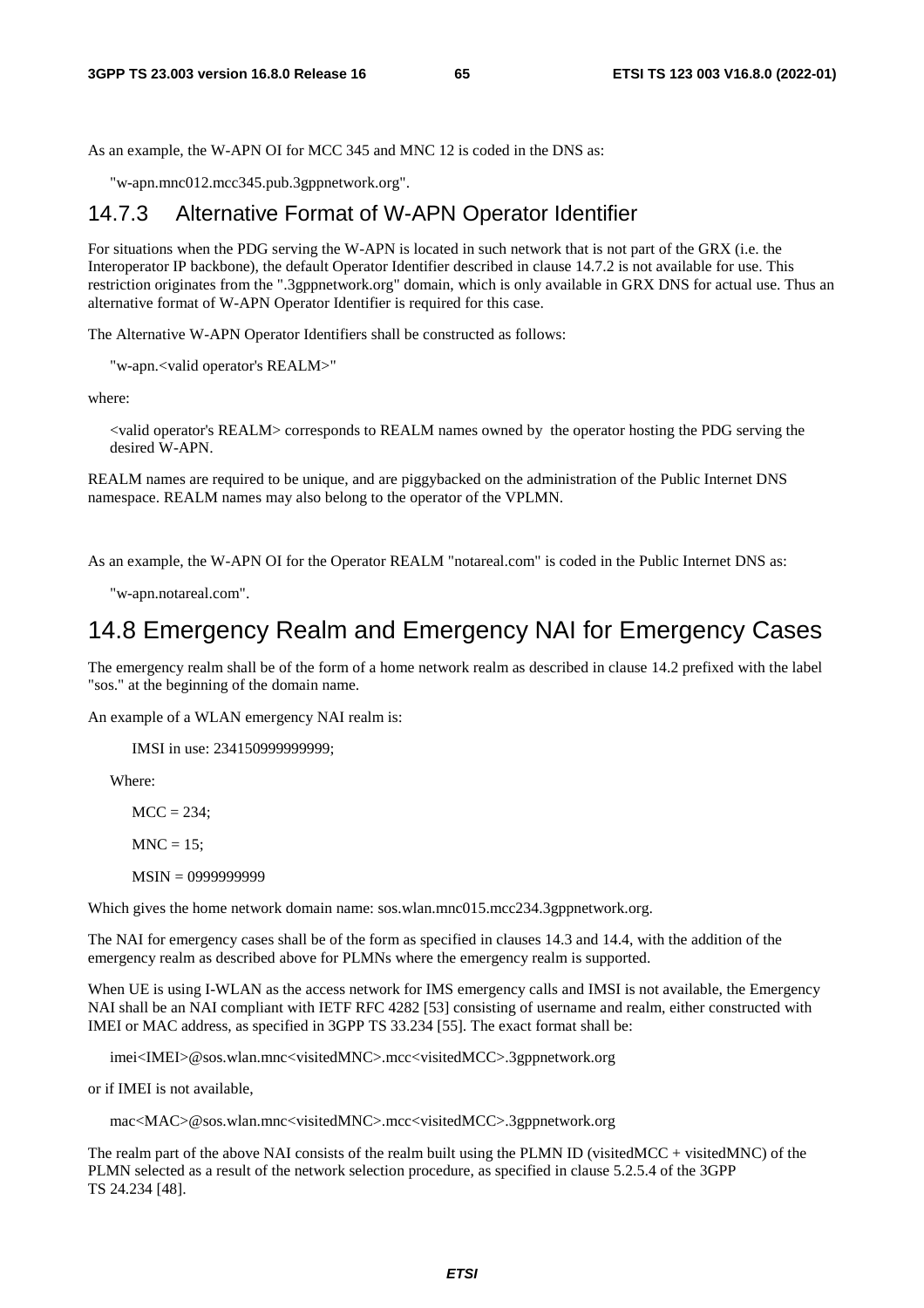As an example, the W-APN OI for MCC 345 and MNC 12 is coded in the DNS as:

"w-apn.mnc012.mcc345.pub.3gppnetwork.org".

### 14.7.3 Alternative Format of W-APN Operator Identifier

For situations when the PDG serving the W-APN is located in such network that is not part of the GRX (i.e. the Interoperator IP backbone), the default Operator Identifier described in clause 14.7.2 is not available for use. This restriction originates from the ".3gppnetwork.org" domain, which is only available in GRX DNS for actual use. Thus an alternative format of W-APN Operator Identifier is required for this case.

The Alternative W-APN Operator Identifiers shall be constructed as follows:

"w-apn.<valid operator's REALM>"

where:

<valid operator's REALM> corresponds to REALM names owned by the operator hosting the PDG serving the desired W-APN.

REALM names are required to be unique, and are piggybacked on the administration of the Public Internet DNS namespace. REALM names may also belong to the operator of the VPLMN.

As an example, the W-APN OI for the Operator REALM "notareal.com" is coded in the Public Internet DNS as:

"w-apn.notareal.com".

## 14.8 Emergency Realm and Emergency NAI for Emergency Cases

The emergency realm shall be of the form of a home network realm as described in clause 14.2 prefixed with the label "sos." at the beginning of the domain name.

An example of a WLAN emergency NAI realm is:

IMSI in use: 234150999999999;

Where:

MCC = 234;

MNC = 15;

MSIN = 0999999999

Which gives the home network domain name: sos.wlan.mnc015.mcc234.3gppnetwork.org.

The NAI for emergency cases shall be of the form as specified in clauses 14.3 and 14.4, with the addition of the emergency realm as described above for PLMNs where the emergency realm is supported.

When UE is using I-WLAN as the access network for IMS emergency calls and IMSI is not available, the Emergency NAI shall be an NAI compliant with IETF RFC 4282 [53] consisting of username and realm, either constructed with IMEI or MAC address, as specified in 3GPP TS 33.234 [55]. The exact format shall be:

imei<IMEI>@sos.wlan.mnc<visitedMNC>.mcc<visitedMCC>.3gppnetwork.org

or if IMEI is not available,

mac<MAC>@sos.wlan.mnc<visitedMNC>.mcc<visitedMCC>.3gppnetwork.org

The realm part of the above NAI consists of the realm built using the PLMN ID (visitedMCC + visitedMNC) of the PLMN selected as a result of the network selection procedure, as specified in clause 5.2.5.4 of the 3GPP TS 24.234 [48].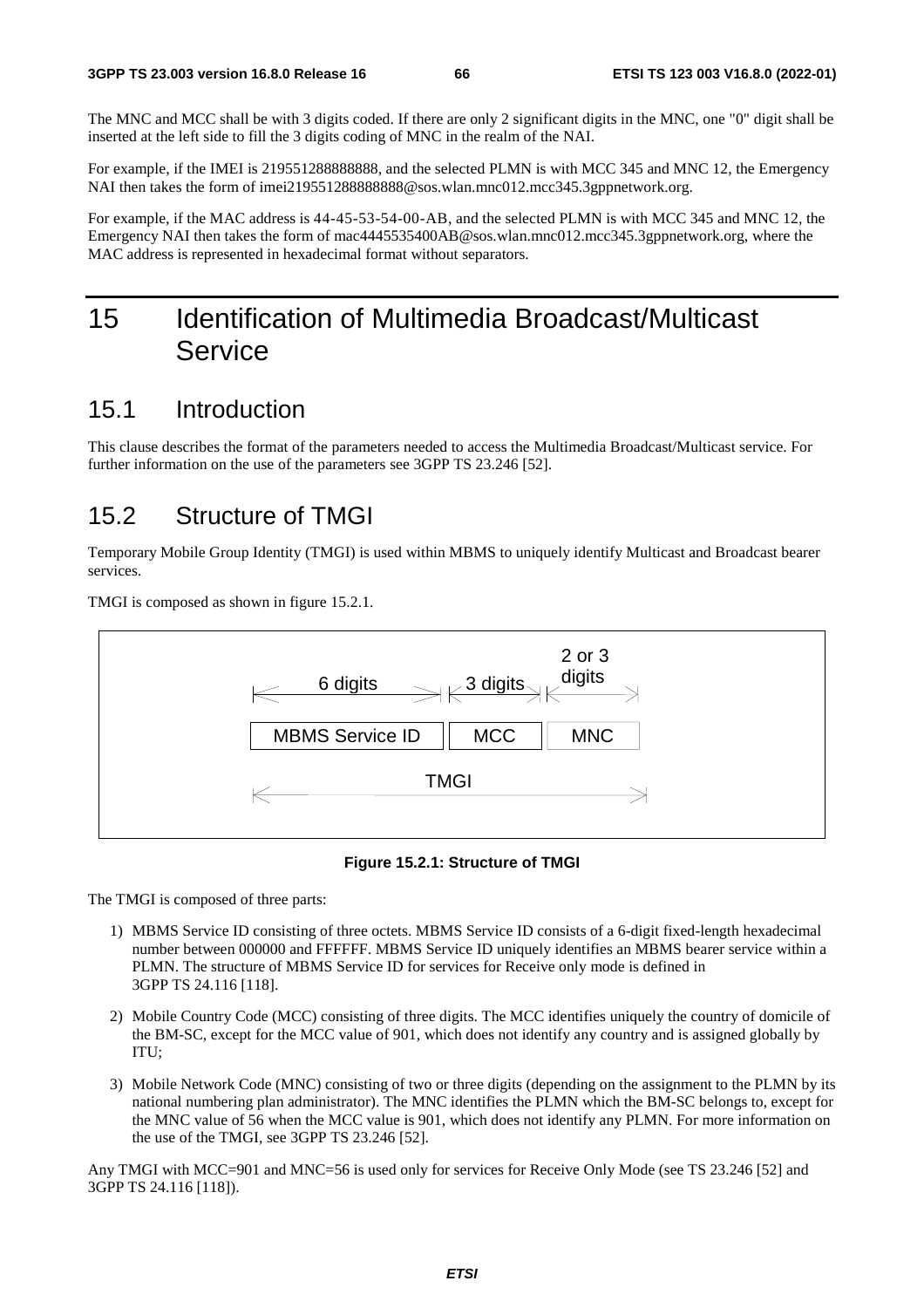The MNC and MCC shall be with 3 digits coded. If there are only 2 significant digits in the MNC, one "0" digit shall be inserted at the left side to fill the 3 digits coding of MNC in the realm of the NAI.

For example, if the IMEI is 219551288888888, and the selected PLMN is with MCC 345 and MNC 12, the Emergency NAI then takes the form of imei219551288888888@sos.wlan.mnc012.mcc345.3gppnetwork.org.

For example, if the MAC address is 44-45-53-54-00-AB, and the selected PLMN is with MCC 345 and MNC 12, the Emergency NAI then takes the form of mac4445535400AB@sos.wlan.mnc012.mcc345.3gppnetwork.org, where the MAC address is represented in hexadecimal format without separators.

# 15 Identification of Multimedia Broadcast/Multicast Service

## 15.1 Introduction

This clause describes the format of the parameters needed to access the Multimedia Broadcast/Multicast service. For further information on the use of the parameters see 3GPP TS 23.246 [52].

## 15.2 Structure of TMGI

Temporary Mobile Group Identity (TMGI) is used within MBMS to uniquely identify Multicast and Broadcast bearer services.

TMGI is composed as shown in figure 15.2.1.

| 6 digits | 3 digits | 2 or 3 digits |
|---|---|---|
| MBMS Service ID | MCC | MNC |
| TMGI | | |

**Figure 15.2.1: Structure of TMGI**

The TMGI is composed of three parts:

1) MBMS Service ID consisting of three octets. MBMS Service ID consists of a 6-digit fixed-length hexadecimal number between 000000 and FFFFFF. MBMS Service ID uniquely identifies an MBMS bearer service within a PLMN. The structure of MBMS Service ID for services for Receive only mode is defined in 3GPP TS 24.116 [118].

2) Mobile Country Code (MCC) consisting of three digits. The MCC identifies uniquely the country of domicile of the BM-SC, except for the MCC value of 901, which does not identify any country and is assigned globally by ITU;

3) Mobile Network Code (MNC) consisting of two or three digits (depending on the assignment to the PLMN by its national numbering plan administrator). The MNC identifies the PLMN which the BM-SC belongs to, except for the MNC value of 56 when the MCC value is 901, which does not identify any PLMN. For more information on the use of the TMGI, see 3GPP TS 23.246 [52].

Any TMGI with MCC=901 and MNC=56 is used only for services for Receive Only Mode (see TS 23.246 [52] and 3GPP TS 24.116 [118]).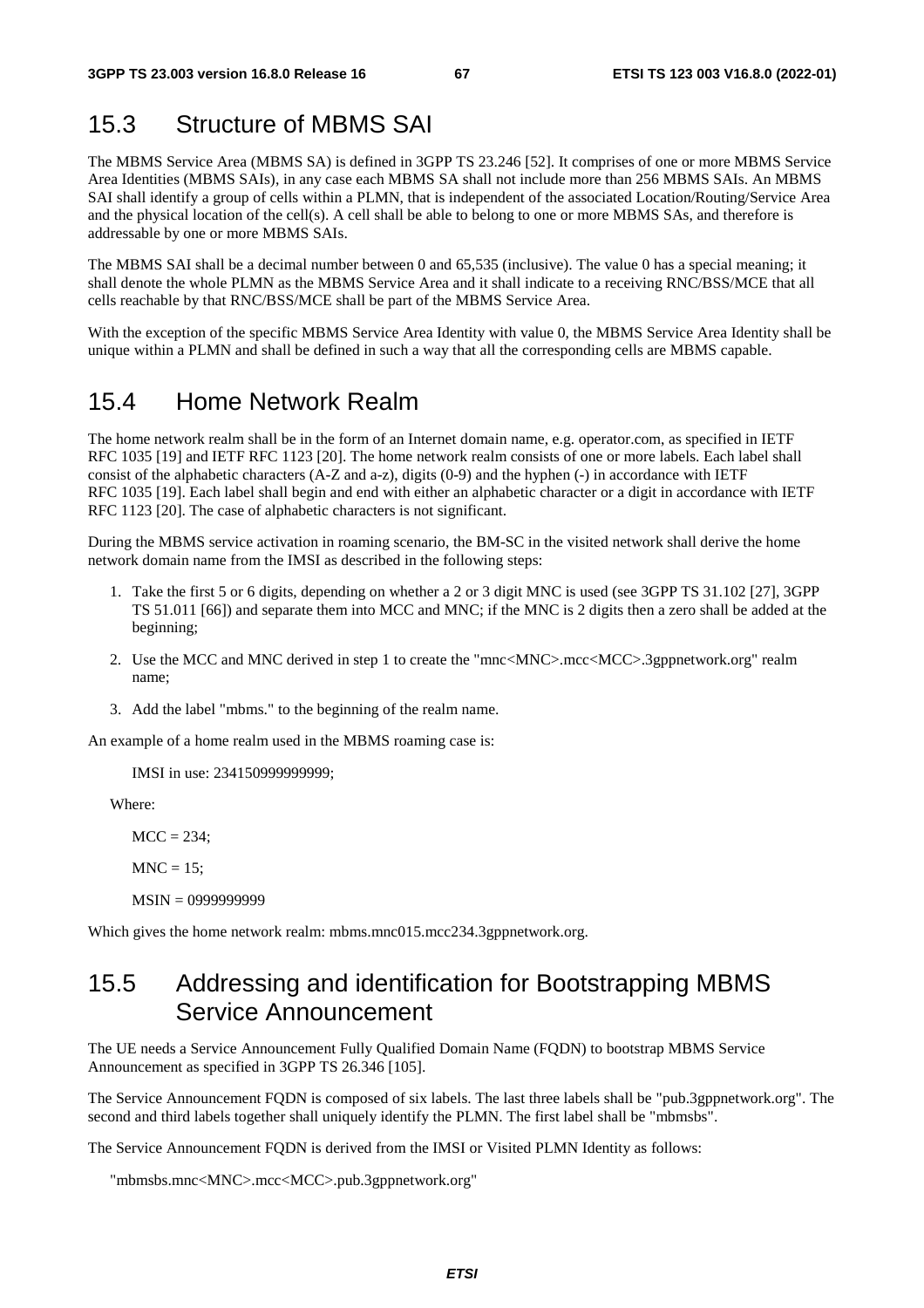## 15.3 Structure of MBMS SAI

The MBMS Service Area (MBMS SA) is defined in 3GPP TS 23.246 [52]. It comprises of one or more MBMS Service Area Identities (MBMS SAIs), in any case each MBMS SA shall not include more than 256 MBMS SAIs. An MBMS SAI shall identify a group of cells within a PLMN, that is independent of the associated Location/Routing/Service Area and the physical location of the cell(s). A cell shall be able to belong to one or more MBMS SAs, and therefore is addressable by one or more MBMS SAIs.

The MBMS SAI shall be a decimal number between 0 and 65,535 (inclusive). The value 0 has a special meaning; it shall denote the whole PLMN as the MBMS Service Area and it shall indicate to a receiving RNC/BSS/MCE that all cells reachable by that RNC/BSS/MCE shall be part of the MBMS Service Area.

With the exception of the specific MBMS Service Area Identity with value 0, the MBMS Service Area Identity shall be unique within a PLMN and shall be defined in such a way that all the corresponding cells are MBMS capable.

## 15.4 Home Network Realm

The home network realm shall be in the form of an Internet domain name, e.g. operator.com, as specified in IETF RFC 1035 [19] and IETF RFC 1123 [20]. The home network realm consists of one or more labels. Each label shall consist of the alphabetic characters (A-Z and a-z), digits (0-9) and the hyphen (-) in accordance with IETF RFC 1035 [19]. Each label shall begin and end with either an alphabetic character or a digit in accordance with IETF RFC 1123 [20]. The case of alphabetic characters is not significant.

During the MBMS service activation in roaming scenario, the BM-SC in the visited network shall derive the home network domain name from the IMSI as described in the following steps:

1. Take the first 5 or 6 digits, depending on whether a 2 or 3 digit MNC is used (see 3GPP TS 31.102 [27], 3GPP TS 51.011 [66]) and separate them into MCC and MNC; if the MNC is 2 digits then a zero shall be added at the beginning;
2. Use the MCC and MNC derived in step 1 to create the "mnc<MNC>.mcc<MCC>.3gppnetwork.org" realm name;
3. Add the label "mbms." to the beginning of the realm name.

An example of a home realm used in the MBMS roaming case is:

IMSI in use: 234150999999999;

Where:

MCC = 234;

MNC = 15;

MSIN = 0999999999

Which gives the home network realm: mbms.mnc015.mcc234.3gppnetwork.org.

## 15.5 Addressing and identification for Bootstrapping MBMS Service Announcement

The UE needs a Service Announcement Fully Qualified Domain Name (FQDN) to bootstrap MBMS Service Announcement as specified in 3GPP TS 26.346 [105].

The Service Announcement FQDN is composed of six labels. The last three labels shall be "pub.3gppnetwork.org". The second and third labels together shall uniquely identify the PLMN. The first label shall be "mbmsbs".

The Service Announcement FQDN is derived from the IMSI or Visited PLMN Identity as follows:

"mbmsbs.mnc<MNC>.mcc<MCC>.pub.3gppnetwork.org"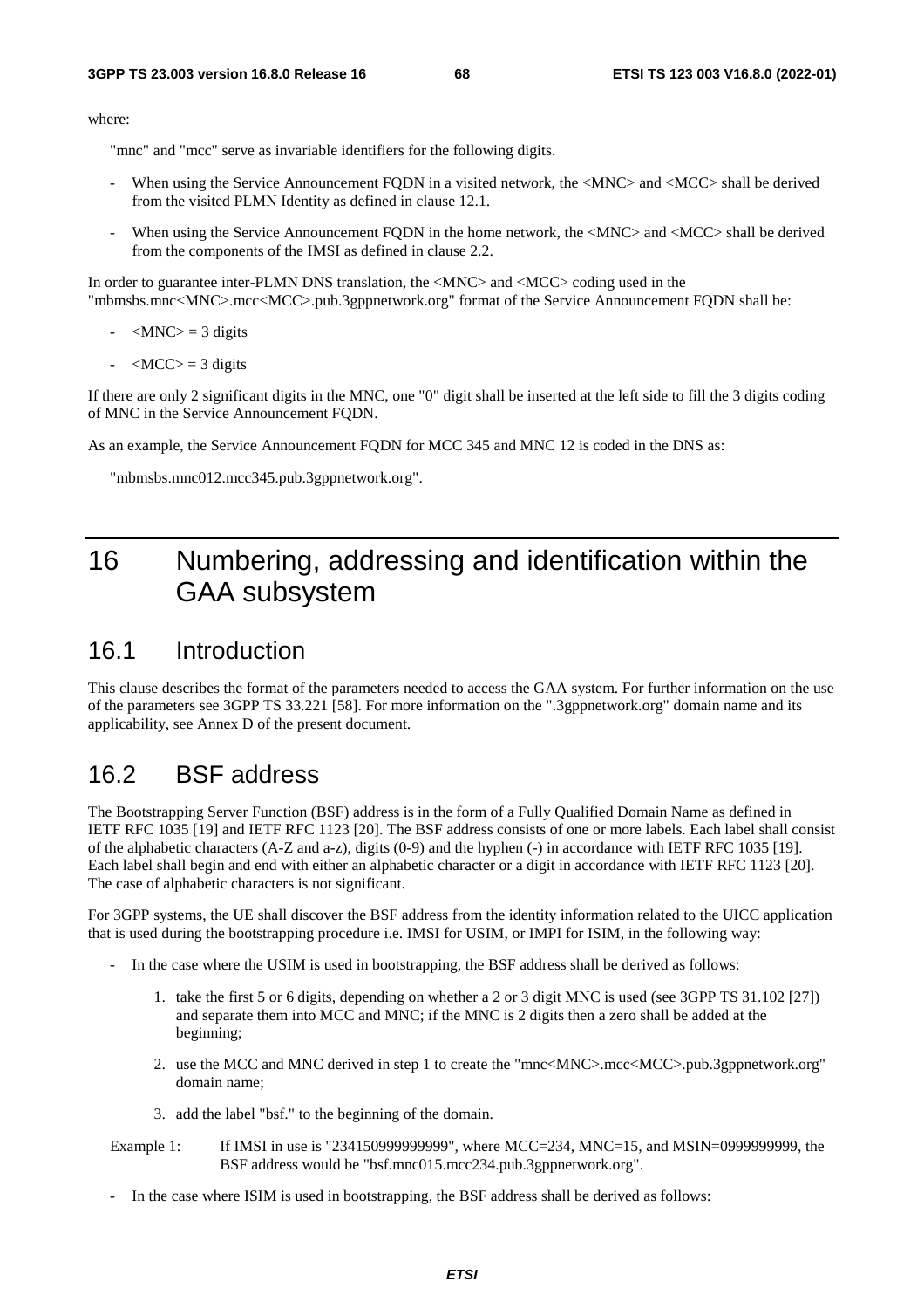where:

"mnc" and "mcc" serve as invariable identifiers for the following digits.

- When using the Service Announcement FQDN in a visited network, the <MNC> and <MCC> shall be derived from the visited PLMN Identity as defined in clause 12.1.

- When using the Service Announcement FQDN in the home network, the <MNC> and <MCC> shall be derived from the components of the IMSI as defined in clause 2.2.

In order to guarantee inter-PLMN DNS translation, the <MNC> and <MCC> coding used in the "mbmsbs.mnc<MNC>.mcc<MCC>.pub.3gppnetwork.org" format of the Service Announcement FQDN shall be:

- <MNC> = 3 digits

- <MCC> = 3 digits

If there are only 2 significant digits in the MNC, one "0" digit shall be inserted at the left side to fill the 3 digits coding of MNC in the Service Announcement FQDN.

As an example, the Service Announcement FQDN for MCC 345 and MNC 12 is coded in the DNS as:

"mbmsbs.mnc012.mcc345.pub.3gppnetwork.org".

# 16 Numbering, addressing and identification within the GAA subsystem

## 16.1 Introduction

This clause describes the format of the parameters needed to access the GAA system. For further information on the use of the parameters see 3GPP TS 33.221 [58]. For more information on the ".3gppnetwork.org" domain name and its applicability, see Annex D of the present document.

## 16.2 BSF address

The Bootstrapping Server Function (BSF) address is in the form of a Fully Qualified Domain Name as defined in IETF RFC 1035 [19] and IETF RFC 1123 [20]. The BSF address consists of one or more labels. Each label shall consist of the alphabetic characters (A-Z and a-z), digits (0-9) and the hyphen (-) in accordance with IETF RFC 1035 [19]. Each label shall begin and end with either an alphabetic character or a digit in accordance with IETF RFC 1123 [20]. The case of alphabetic characters is not significant.

For 3GPP systems, the UE shall discover the BSF address from the identity information related to the UICC application that is used during the bootstrapping procedure i.e. IMSI for USIM, or IMPI for ISIM, in the following way:

- In the case where the USIM is used in bootstrapping, the BSF address shall be derived as follows:

  1. take the first 5 or 6 digits, depending on whether a 2 or 3 digit MNC is used (see 3GPP TS 31.102 [27]) and separate them into MCC and MNC; if the MNC is 2 digits then a zero shall be added at the beginning;

  2. use the MCC and MNC derived in step 1 to create the "mnc<MNC>.mcc<MCC>.pub.3gppnetwork.org" domain name;

  3. add the label "bsf." to the beginning of the domain.

Example 1: If IMSI in use is "234150999999999", where MCC=234, MNC=15, and MSIN=0999999999, the BSF address would be "bsf.mnc015.mcc234.pub.3gppnetwork.org".

- In the case where ISIM is used in bootstrapping, the BSF address shall be derived as follows: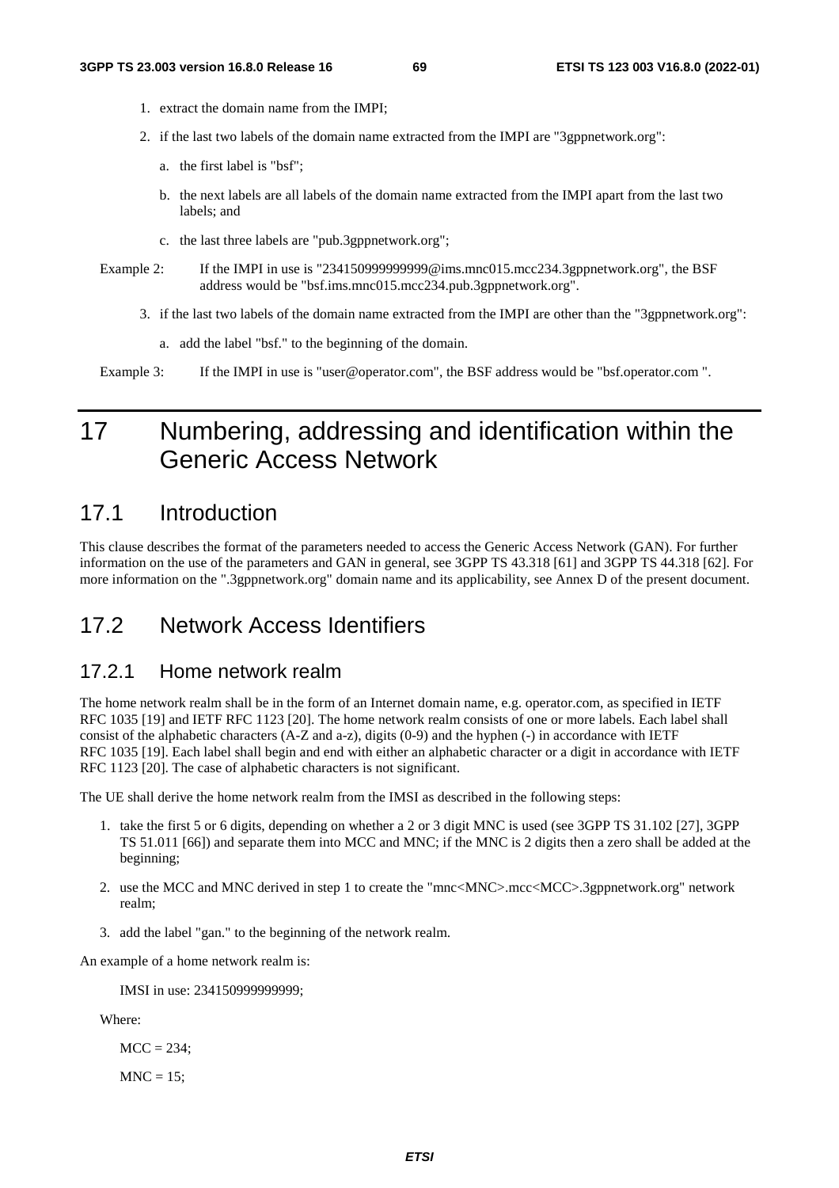1. extract the domain name from the IMPI;
2. if the last two labels of the domain name extracted from the IMPI are "3gppnetwork.org":
   a. the first label is "bsf";
   b. the next labels are all labels of the domain name extracted from the IMPI apart from the last two labels; and
   c. the last three labels are "pub.3gppnetwork.org";

Example 2: If the IMPI in use is "234150999999999@ims.mnc015.mcc234.3gppnetwork.org", the BSF address would be "bsf.ims.mnc015.mcc234.pub.3gppnetwork.org".

3. if the last two labels of the domain name extracted from the IMPI are other than the "3gppnetwork.org":
   a. add the label "bsf." to the beginning of the domain.

Example 3: If the IMPI in use is "user@operator.com", the BSF address would be "bsf.operator.com ".

# 17 Numbering, addressing and identification within the Generic Access Network

## 17.1 Introduction

This clause describes the format of the parameters needed to access the Generic Access Network (GAN). For further information on the use of the parameters and GAN in general, see 3GPP TS 43.318 [61] and 3GPP TS 44.318 [62]. For more information on the ".3gppnetwork.org" domain name and its applicability, see Annex D of the present document.

## 17.2 Network Access Identifiers

### 17.2.1 Home network realm

The home network realm shall be in the form of an Internet domain name, e.g. operator.com, as specified in IETF RFC 1035 [19] and IETF RFC 1123 [20]. The home network realm consists of one or more labels. Each label shall consist of the alphabetic characters (A-Z and a-z), digits (0-9) and the hyphen (-) in accordance with IETF RFC 1035 [19]. Each label shall begin and end with either an alphabetic character or a digit in accordance with IETF RFC 1123 [20]. The case of alphabetic characters is not significant.

The UE shall derive the home network realm from the IMSI as described in the following steps:

1. take the first 5 or 6 digits, depending on whether a 2 or 3 digit MNC is used (see 3GPP TS 31.102 [27], 3GPP TS 51.011 [66]) and separate them into MCC and MNC; if the MNC is 2 digits then a zero shall be added at the beginning;
2. use the MCC and MNC derived in step 1 to create the "mnc<MNC>.mcc<MCC>.3gppnetwork.org" network realm;
3. add the label "gan." to the beginning of the network realm.

An example of a home network realm is:

IMSI in use: 234150999999999;

Where:

MCC = 234;

MNC = 15;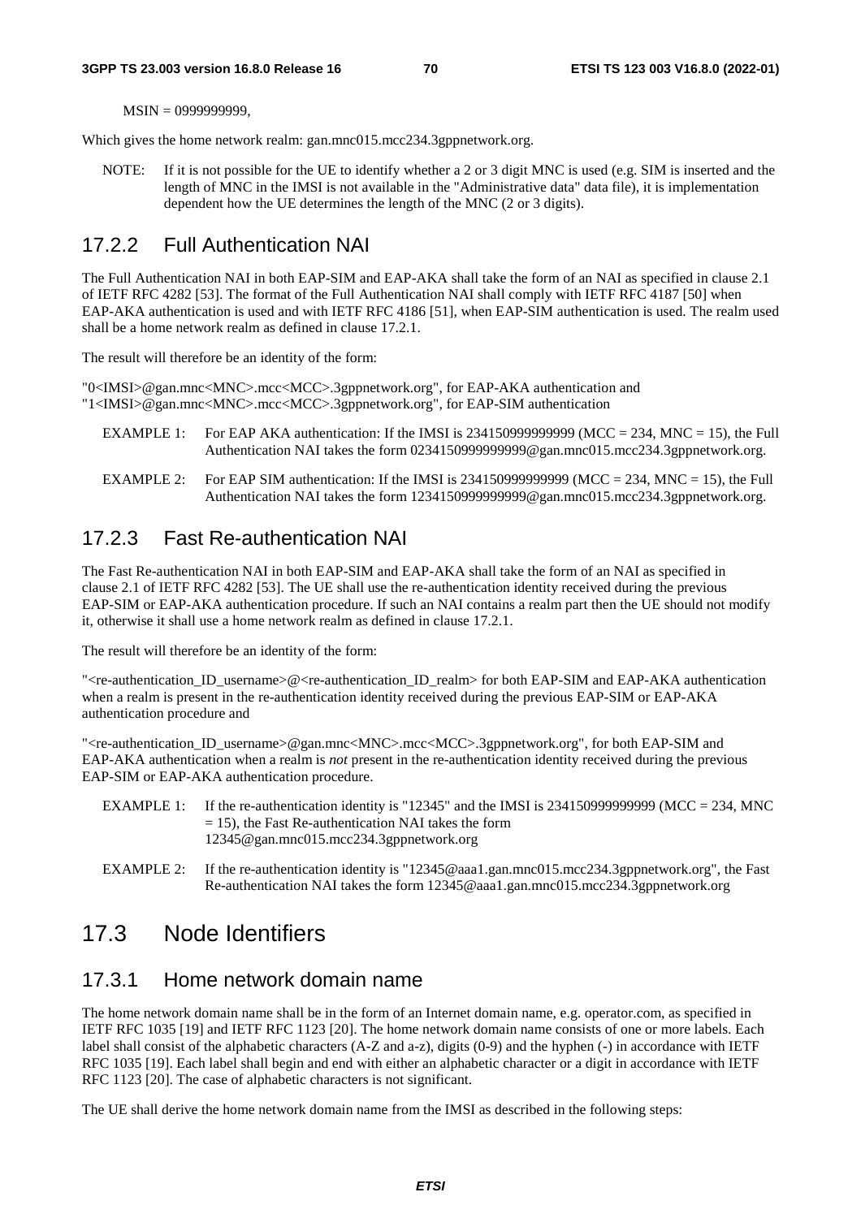MSIN = 0999999999,

Which gives the home network realm: gan.mnc015.mcc234.3gppnetwork.org.

NOTE: If it is not possible for the UE to identify whether a 2 or 3 digit MNC is used (e.g. SIM is inserted and the length of MNC in the IMSI is not available in the "Administrative data" data file), it is implementation dependent how the UE determines the length of the MNC (2 or 3 digits).

### 17.2.2 Full Authentication NAI

The Full Authentication NAI in both EAP-SIM and EAP-AKA shall take the form of an NAI as specified in clause 2.1 of IETF RFC 4282 [53]. The format of the Full Authentication NAI shall comply with IETF RFC 4187 [50] when EAP-AKA authentication is used and with IETF RFC 4186 [51], when EAP-SIM authentication is used. The realm used shall be a home network realm as defined in clause 17.2.1.

The result will therefore be an identity of the form:

"0<IMSI>@gan.mnc<MNC>.mcc<MCC>.3gppnetwork.org", for EAP-AKA authentication and
"1<IMSI>@gan.mnc<MNC>.mcc<MCC>.3gppnetwork.org", for EAP-SIM authentication

EXAMPLE 1: For EAP AKA authentication: If the IMSI is 234150999999999 (MCC = 234, MNC = 15), the Full Authentication NAI takes the form 0234150999999999@gan.mnc015.mcc234.3gppnetwork.org.

EXAMPLE 2: For EAP SIM authentication: If the IMSI is 234150999999999 (MCC = 234, MNC = 15), the Full Authentication NAI takes the form 1234150999999999@gan.mnc015.mcc234.3gppnetwork.org.

### 17.2.3 Fast Re-authentication NAI

The Fast Re-authentication NAI in both EAP-SIM and EAP-AKA shall take the form of an NAI as specified in clause 2.1 of IETF RFC 4282 [53]. The UE shall use the re-authentication identity received during the previous EAP-SIM or EAP-AKA authentication procedure. If such an NAI contains a realm part then the UE should not modify it, otherwise it shall use a home network realm as defined in clause 17.2.1.

The result will therefore be an identity of the form:

"<re-authentication_ID_username>@<re-authentication_ID_realm> for both EAP-SIM and EAP-AKA authentication when a realm is present in the re-authentication identity received during the previous EAP-SIM or EAP-AKA authentication procedure and

"<re-authentication_ID_username>@gan.mnc<MNC>.mcc<MCC>.3gppnetwork.org", for both EAP-SIM and EAP-AKA authentication when a realm is *not* present in the re-authentication identity received during the previous EAP-SIM or EAP-AKA authentication procedure.

EXAMPLE 1: If the re-authentication identity is "12345" and the IMSI is 234150999999999 (MCC = 234, MNC = 15), the Fast Re-authentication NAI takes the form 12345@gan.mnc015.mcc234.3gppnetwork.org

EXAMPLE 2: If the re-authentication identity is "12345@aaa1.gan.mnc015.mcc234.3gppnetwork.org", the Fast Re-authentication NAI takes the form 12345@aaa1.gan.mnc015.mcc234.3gppnetwork.org

## 17.3 Node Identifiers

### 17.3.1 Home network domain name

The home network domain name shall be in the form of an Internet domain name, e.g. operator.com, as specified in IETF RFC 1035 [19] and IETF RFC 1123 [20]. The home network domain name consists of one or more labels. Each label shall consist of the alphabetic characters (A-Z and a-z), digits (0-9) and the hyphen (-) in accordance with IETF RFC 1035 [19]. Each label shall begin and end with either an alphabetic character or a digit in accordance with IETF RFC 1123 [20]. The case of alphabetic characters is not significant.

The UE shall derive the home network domain name from the IMSI as described in the following steps: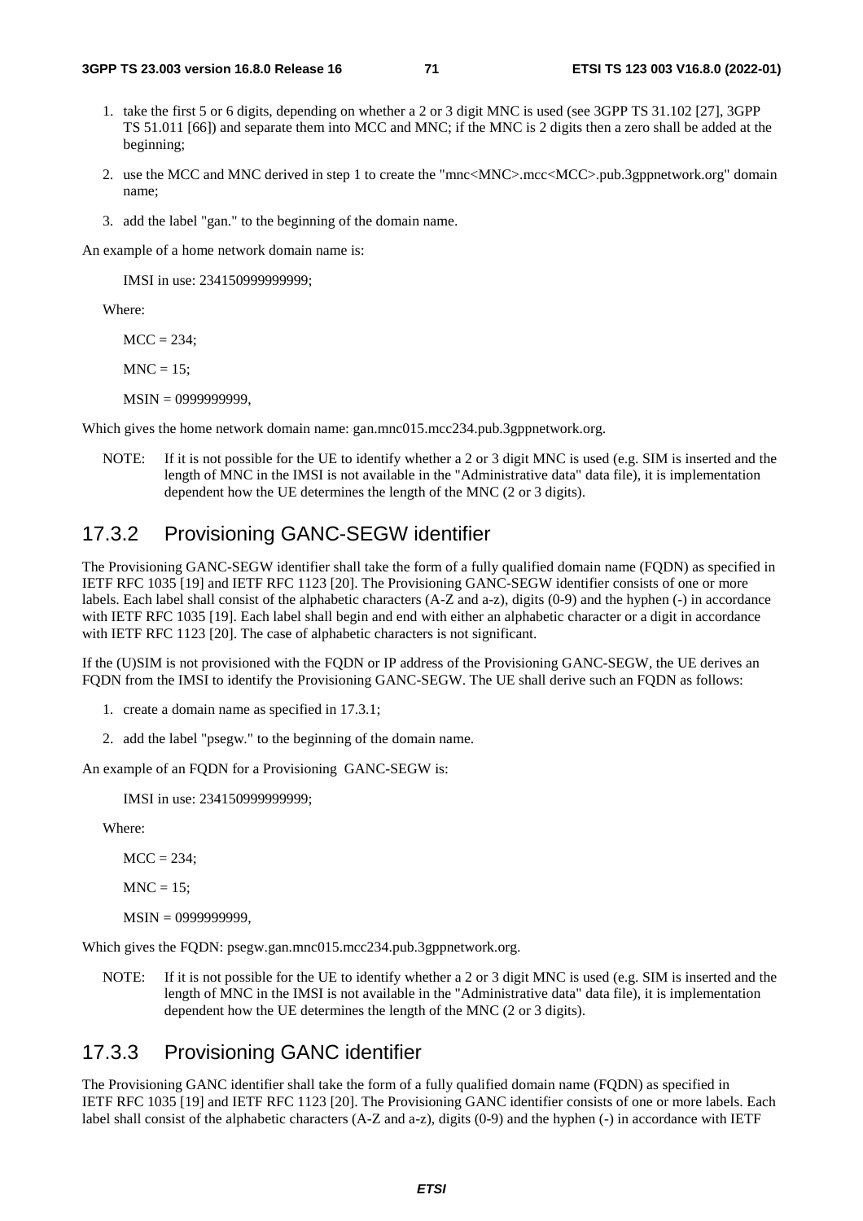1. take the first 5 or 6 digits, depending on whether a 2 or 3 digit MNC is used (see 3GPP TS 31.102 [27], 3GPP TS 51.011 [66]) and separate them into MCC and MNC; if the MNC is 2 digits then a zero shall be added at the beginning;

2. use the MCC and MNC derived in step 1 to create the "mnc<MNC>.mcc<MCC>.pub.3gppnetwork.org" domain name;

3. add the label "gan." to the beginning of the domain name.

An example of a home network domain name is:

IMSI in use: 234150999999999;

Where:

MCC = 234;

MNC = 15;

MSIN = 0999999999,

Which gives the home network domain name: gan.mnc015.mcc234.pub.3gppnetwork.org.

NOTE: If it is not possible for the UE to identify whether a 2 or 3 digit MNC is used (e.g. SIM is inserted and the length of MNC in the IMSI is not available in the "Administrative data" data file), it is implementation dependent how the UE determines the length of the MNC (2 or 3 digits).

### 17.3.2 Provisioning GANC-SEGW identifier

The Provisioning GANC-SEGW identifier shall take the form of a fully qualified domain name (FQDN) as specified in IETF RFC 1035 [19] and IETF RFC 1123 [20]. The Provisioning GANC-SEGW identifier consists of one or more labels. Each label shall consist of the alphabetic characters (A-Z and a-z), digits (0-9) and the hyphen (-) in accordance with IETF RFC 1035 [19]. Each label shall begin and end with either an alphabetic character or a digit in accordance with IETF RFC 1123 [20]. The case of alphabetic characters is not significant.

If the (U)SIM is not provisioned with the FQDN or IP address of the Provisioning GANC-SEGW, the UE derives an FQDN from the IMSI to identify the Provisioning GANC-SEGW. The UE shall derive such an FQDN as follows:

1. create a domain name as specified in 17.3.1;

2. add the label "psegw." to the beginning of the domain name.

An example of an FQDN for a Provisioning GANC-SEGW is:

IMSI in use: 234150999999999;

Where:

MCC = 234;

MNC = 15;

MSIN = 0999999999,

Which gives the FQDN: psegw.gan.mnc015.mcc234.pub.3gppnetwork.org.

NOTE: If it is not possible for the UE to identify whether a 2 or 3 digit MNC is used (e.g. SIM is inserted and the length of MNC in the IMSI is not available in the "Administrative data" data file), it is implementation dependent how the UE determines the length of the MNC (2 or 3 digits).

### 17.3.3 Provisioning GANC identifier

The Provisioning GANC identifier shall take the form of a fully qualified domain name (FQDN) as specified in IETF RFC 1035 [19] and IETF RFC 1123 [20]. The Provisioning GANC identifier consists of one or more labels. Each label shall consist of the alphabetic characters (A-Z and a-z), digits (0-9) and the hyphen (-) in accordance with IETF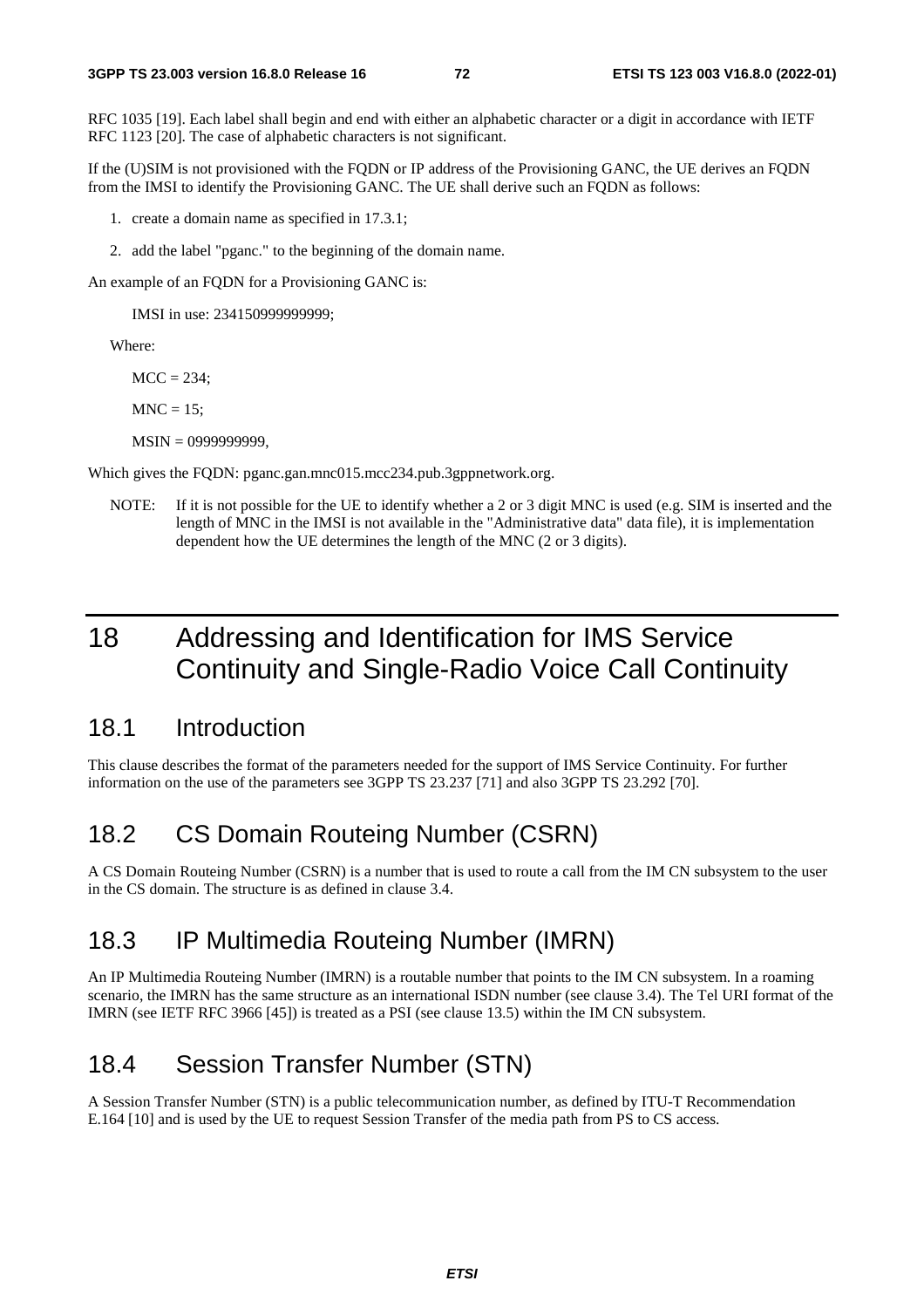RFC 1035 [19]. Each label shall begin and end with either an alphabetic character or a digit in accordance with IETF RFC 1123 [20]. The case of alphabetic characters is not significant.

If the (U)SIM is not provisioned with the FQDN or IP address of the Provisioning GANC, the UE derives an FQDN from the IMSI to identify the Provisioning GANC. The UE shall derive such an FQDN as follows:

1. create a domain name as specified in 17.3.1;
2. add the label "pganc." to the beginning of the domain name.

An example of an FQDN for a Provisioning GANC is:

IMSI in use: 234150999999999;

Where:

MCC = 234;

MNC = 15;

MSIN = 0999999999,

Which gives the FQDN: pganc.gan.mnc015.mcc234.pub.3gppnetwork.org.

NOTE: If it is not possible for the UE to identify whether a 2 or 3 digit MNC is used (e.g. SIM is inserted and the length of MNC in the IMSI is not available in the "Administrative data" data file), it is implementation dependent how the UE determines the length of the MNC (2 or 3 digits).

# 18 Addressing and Identification for IMS Service Continuity and Single-Radio Voice Call Continuity

## 18.1 Introduction

This clause describes the format of the parameters needed for the support of IMS Service Continuity. For further information on the use of the parameters see 3GPP TS 23.237 [71] and also 3GPP TS 23.292 [70].

## 18.2 CS Domain Routeing Number (CSRN)

A CS Domain Routeing Number (CSRN) is a number that is used to route a call from the IM CN subsystem to the user in the CS domain. The structure is as defined in clause 3.4.

## 18.3 IP Multimedia Routeing Number (IMRN)

An IP Multimedia Routeing Number (IMRN) is a routable number that points to the IM CN subsystem. In a roaming scenario, the IMRN has the same structure as an international ISDN number (see clause 3.4). The Tel URI format of the IMRN (see IETF RFC 3966 [45]) is treated as a PSI (see clause 13.5) within the IM CN subsystem.

## 18.4 Session Transfer Number (STN)

A Session Transfer Number (STN) is a public telecommunication number, as defined by ITU-T Recommendation E.164 [10] and is used by the UE to request Session Transfer of the media path from PS to CS access.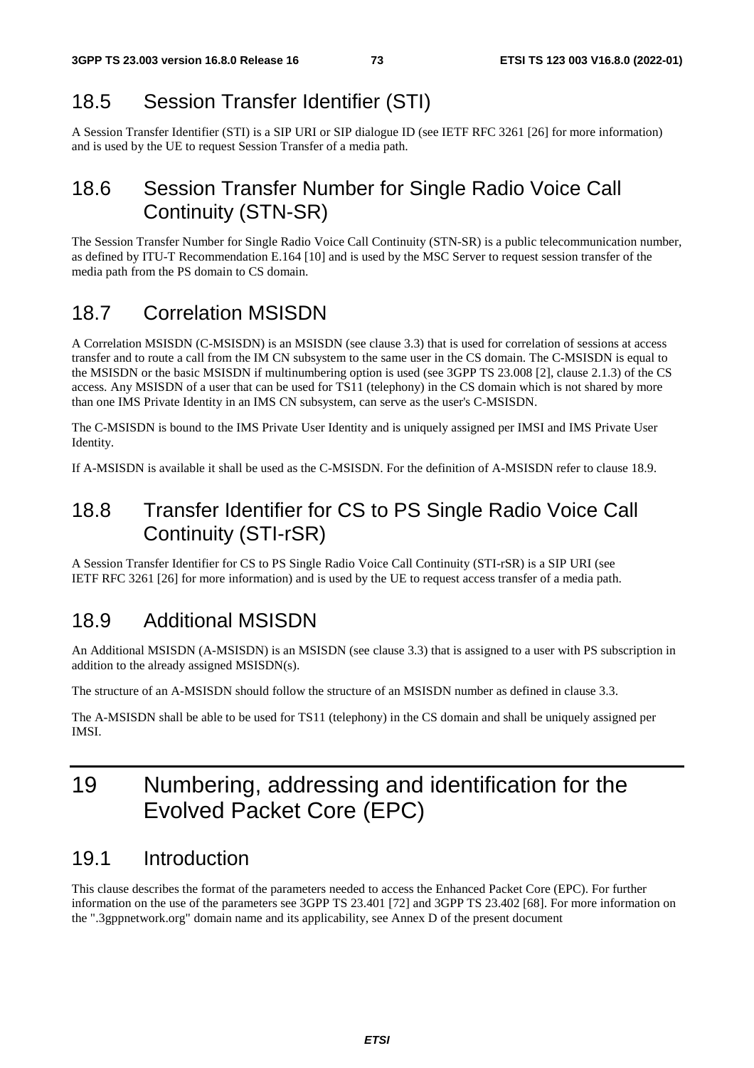## 18.5 Session Transfer Identifier (STI)

A Session Transfer Identifier (STI) is a SIP URI or SIP dialogue ID (see IETF RFC 3261 [26] for more information) and is used by the UE to request Session Transfer of a media path.

## 18.6 Session Transfer Number for Single Radio Voice Call Continuity (STN-SR)

The Session Transfer Number for Single Radio Voice Call Continuity (STN-SR) is a public telecommunication number, as defined by ITU-T Recommendation E.164 [10] and is used by the MSC Server to request session transfer of the media path from the PS domain to CS domain.

## 18.7 Correlation MSISDN

A Correlation MSISDN (C-MSISDN) is an MSISDN (see clause 3.3) that is used for correlation of sessions at access transfer and to route a call from the IM CN subsystem to the same user in the CS domain. The C-MSISDN is equal to the MSISDN or the basic MSISDN if multinumbering option is used (see 3GPP TS 23.008 [2], clause 2.1.3) of the CS access. Any MSISDN of a user that can be used for TS11 (telephony) in the CS domain which is not shared by more than one IMS Private Identity in an IMS CN subsystem, can serve as the user's C-MSISDN.

The C-MSISDN is bound to the IMS Private User Identity and is uniquely assigned per IMSI and IMS Private User Identity.

If A-MSISDN is available it shall be used as the C-MSISDN. For the definition of A-MSISDN refer to clause 18.9.

## 18.8 Transfer Identifier for CS to PS Single Radio Voice Call Continuity (STI-rSR)

A Session Transfer Identifier for CS to PS Single Radio Voice Call Continuity (STI-rSR) is a SIP URI (see IETF RFC 3261 [26] for more information) and is used by the UE to request access transfer of a media path.

## 18.9 Additional MSISDN

An Additional MSISDN (A-MSISDN) is an MSISDN (see clause 3.3) that is assigned to a user with PS subscription in addition to the already assigned MSISDN(s).

The structure of an A-MSISDN should follow the structure of an MSISDN number as defined in clause 3.3.

The A-MSISDN shall be able to be used for TS11 (telephony) in the CS domain and shall be uniquely assigned per IMSI.

# 19 Numbering, addressing and identification for the Evolved Packet Core (EPC)

## 19.1 Introduction

This clause describes the format of the parameters needed to access the Enhanced Packet Core (EPC). For further information on the use of the parameters see 3GPP TS 23.401 [72] and 3GPP TS 23.402 [68]. For more information on the ".3gppnetwork.org" domain name and its applicability, see Annex D of the present document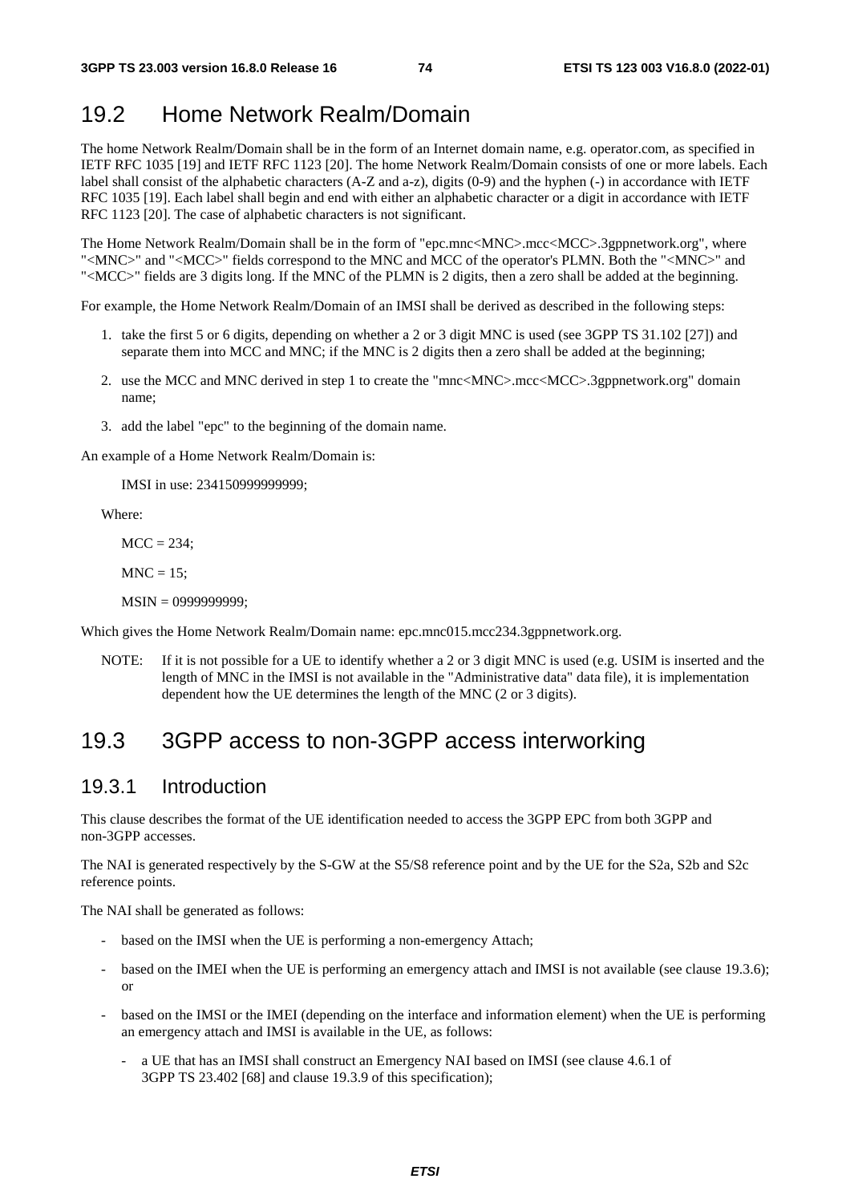## 19.2 Home Network Realm/Domain

The home Network Realm/Domain shall be in the form of an Internet domain name, e.g. operator.com, as specified in IETF RFC 1035 [19] and IETF RFC 1123 [20]. The home Network Realm/Domain consists of one or more labels. Each label shall consist of the alphabetic characters (A-Z and a-z), digits (0-9) and the hyphen (-) in accordance with IETF RFC 1035 [19]. Each label shall begin and end with either an alphabetic character or a digit in accordance with IETF RFC 1123 [20]. The case of alphabetic characters is not significant.

The Home Network Realm/Domain shall be in the form of "epc.mnc<MNC>.mcc<MCC>.3gppnetwork.org", where "<MNC>" and "<MCC>" fields correspond to the MNC and MCC of the operator's PLMN. Both the "<MNC>" and "<MCC>" fields are 3 digits long. If the MNC of the PLMN is 2 digits, then a zero shall be added at the beginning.

For example, the Home Network Realm/Domain of an IMSI shall be derived as described in the following steps:

1. take the first 5 or 6 digits, depending on whether a 2 or 3 digit MNC is used (see 3GPP TS 31.102 [27]) and separate them into MCC and MNC; if the MNC is 2 digits then a zero shall be added at the beginning;
2. use the MCC and MNC derived in step 1 to create the "mnc<MNC>.mcc<MCC>.3gppnetwork.org" domain name;
3. add the label "epc" to the beginning of the domain name.

An example of a Home Network Realm/Domain is:

IMSI in use: 234150999999999;

Where:

MCC = 234;

MNC = 15;

MSIN = 0999999999;

Which gives the Home Network Realm/Domain name: epc.mnc015.mcc234.3gppnetwork.org.

NOTE: If it is not possible for a UE to identify whether a 2 or 3 digit MNC is used (e.g. USIM is inserted and the length of MNC in the IMSI is not available in the "Administrative data" data file), it is implementation dependent how the UE determines the length of the MNC (2 or 3 digits).

## 19.3 3GPP access to non-3GPP access interworking

### 19.3.1 Introduction

This clause describes the format of the UE identification needed to access the 3GPP EPC from both 3GPP and non-3GPP accesses.

The NAI is generated respectively by the S-GW at the S5/S8 reference point and by the UE for the S2a, S2b and S2c reference points.

The NAI shall be generated as follows:

- based on the IMSI when the UE is performing a non-emergency Attach;
- based on the IMEI when the UE is performing an emergency attach and IMSI is not available (see clause 19.3.6); or
- based on the IMSI or the IMEI (depending on the interface and information element) when the UE is performing an emergency attach and IMSI is available in the UE, as follows:
  - a UE that has an IMSI shall construct an Emergency NAI based on IMSI (see clause 4.6.1 of 3GPP TS 23.402 [68] and clause 19.3.9 of this specification);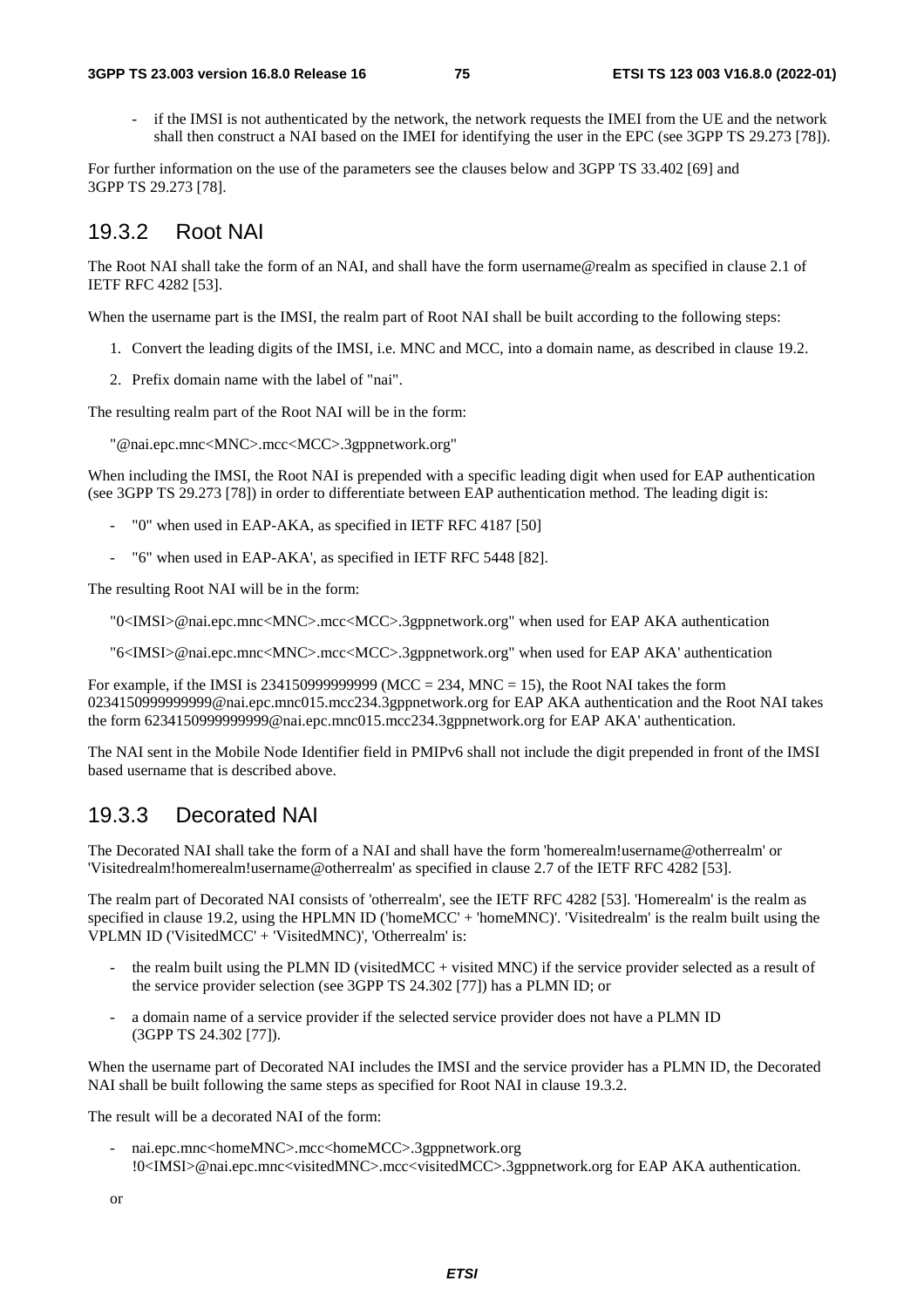- if the IMSI is not authenticated by the network, the network requests the IMEI from the UE and the network shall then construct a NAI based on the IMEI for identifying the user in the EPC (see 3GPP TS 29.273 [78]).

For further information on the use of the parameters see the clauses below and 3GPP TS 33.402 [69] and 3GPP TS 29.273 [78].

### 19.3.2 Root NAI

The Root NAI shall take the form of an NAI, and shall have the form username@realm as specified in clause 2.1 of IETF RFC 4282 [53].

When the username part is the IMSI, the realm part of Root NAI shall be built according to the following steps:

1. Convert the leading digits of the IMSI, i.e. MNC and MCC, into a domain name, as described in clause 19.2.
2. Prefix domain name with the label of "nai".

The resulting realm part of the Root NAI will be in the form:

"@nai.epc.mnc<MNC>.mcc<MCC>.3gppnetwork.org"

When including the IMSI, the Root NAI is prepended with a specific leading digit when used for EAP authentication (see 3GPP TS 29.273 [78]) in order to differentiate between EAP authentication method. The leading digit is:

- "0" when used in EAP-AKA, as specified in IETF RFC 4187 [50]
- "6" when used in EAP-AKA', as specified in IETF RFC 5448 [82].

The resulting Root NAI will be in the form:

"0<IMSI>@nai.epc.mnc<MNC>.mcc<MCC>.3gppnetwork.org" when used for EAP AKA authentication

"6<IMSI>@nai.epc.mnc<MNC>.mcc<MCC>.3gppnetwork.org" when used for EAP AKA' authentication

For example, if the IMSI is 234150999999999 (MCC = 234, MNC = 15), the Root NAI takes the form 0234150999999999@nai.epc.mnc015.mcc234.3gppnetwork.org for EAP AKA authentication and the Root NAI takes the form 6234150999999999@nai.epc.mnc015.mcc234.3gppnetwork.org for EAP AKA' authentication.

The NAI sent in the Mobile Node Identifier field in PMIPv6 shall not include the digit prepended in front of the IMSI based username that is described above.

### 19.3.3 Decorated NAI

The Decorated NAI shall take the form of a NAI and shall have the form 'homerealm!username@otherrealm' or 'Visitedrealm!homerealm!username@otherrealm' as specified in clause 2.7 of the IETF RFC 4282 [53].

The realm part of Decorated NAI consists of 'otherrealm', see the IETF RFC 4282 [53]. 'Homerealm' is the realm as specified in clause 19.2, using the HPLMN ID ('homeMCC' + 'homeMNC)'. 'Visitedrealm' is the realm built using the VPLMN ID ('VisitedMCC' + 'VisitedMNC)', 'Otherrealm' is:

- the realm built using the PLMN ID (visitedMCC + visited MNC) if the service provider selected as a result of the service provider selection (see 3GPP TS 24.302 [77]) has a PLMN ID; or
- a domain name of a service provider if the selected service provider does not have a PLMN ID (3GPP TS 24.302 [77]).

When the username part of Decorated NAI includes the IMSI and the service provider has a PLMN ID, the Decorated NAI shall be built following the same steps as specified for Root NAI in clause 19.3.2.

The result will be a decorated NAI of the form:

- nai.epc.mnc<homeMNC>.mcc<homeMCC>.3gppnetwork.org !0<IMSI>@nai.epc.mnc<visitedMNC>.mcc<visitedMCC>.3gppnetwork.org for EAP AKA authentication.

or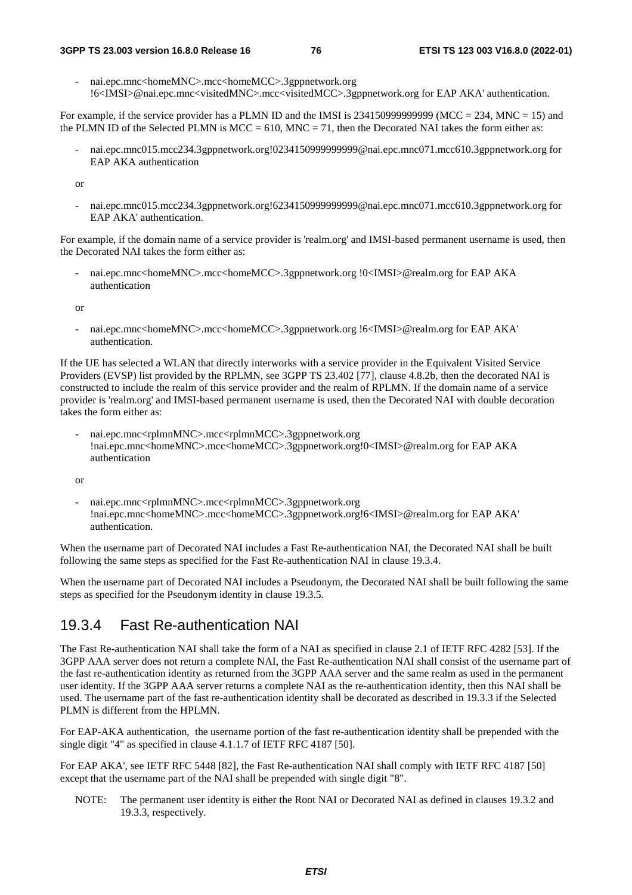- nai.epc.mnc<homeMNC>.mcc<homeMCC>.3gppnetwork.org !6<IMSI>@nai.epc.mnc<visitedMNC>.mcc<visitedMCC>.3gppnetwork.org for EAP AKA' authentication.

For example, if the service provider has a PLMN ID and the IMSI is 234150999999999 (MCC = 234, MNC = 15) and the PLMN ID of the Selected PLMN is MCC = 610, MNC = 71, then the Decorated NAI takes the form either as:

- nai.epc.mnc015.mcc234.3gppnetwork.org!0234150999999999@nai.epc.mnc071.mcc610.3gppnetwork.org for EAP AKA authentication

or

- nai.epc.mnc015.mcc234.3gppnetwork.org!6234150999999999@nai.epc.mnc071.mcc610.3gppnetwork.org for EAP AKA' authentication.

For example, if the domain name of a service provider is 'realm.org' and IMSI-based permanent username is used, then the Decorated NAI takes the form either as:

- nai.epc.mnc<homeMNC>.mcc<homeMCC>.3gppnetwork.org !0<IMSI>@realm.org for EAP AKA authentication

or

- nai.epc.mnc<homeMNC>.mcc<homeMCC>.3gppnetwork.org !6<IMSI>@realm.org for EAP AKA' authentication.

If the UE has selected a WLAN that directly interworks with a service provider in the Equivalent Visited Service Providers (EVSP) list provided by the RPLMN, see 3GPP TS 23.402 [77], clause 4.8.2b, then the decorated NAI is constructed to include the realm of this service provider and the realm of RPLMN. If the domain name of a service provider is 'realm.org' and IMSI-based permanent username is used, then the Decorated NAI with double decoration takes the form either as:

- nai.epc.mnc<rplmnMNC>.mcc<rplmnMCC>.3gppnetwork.org !nai.epc.mnc<homeMNC>.mcc<homeMCC>.3gppnetwork.org!0<IMSI>@realm.org for EAP AKA authentication

or

- nai.epc.mnc<rplmnMNC>.mcc<rplmnMCC>.3gppnetwork.org !nai.epc.mnc<homeMNC>.mcc<homeMCC>.3gppnetwork.org!6<IMSI>@realm.org for EAP AKA' authentication.

When the username part of Decorated NAI includes a Fast Re-authentication NAI, the Decorated NAI shall be built following the same steps as specified for the Fast Re-authentication NAI in clause 19.3.4.

When the username part of Decorated NAI includes a Pseudonym, the Decorated NAI shall be built following the same steps as specified for the Pseudonym identity in clause 19.3.5.

## 19.3.4 Fast Re-authentication NAI

The Fast Re-authentication NAI shall take the form of a NAI as specified in clause 2.1 of IETF RFC 4282 [53]. If the 3GPP AAA server does not return a complete NAI, the Fast Re-authentication NAI shall consist of the username part of the fast re-authentication identity as returned from the 3GPP AAA server and the same realm as used in the permanent user identity. If the 3GPP AAA server returns a complete NAI as the re-authentication identity, then this NAI shall be used. The username part of the fast re-authentication identity shall be decorated as described in 19.3.3 if the Selected PLMN is different from the HPLMN.

For EAP-AKA authentication, the username portion of the fast re-authentication identity shall be prepended with the single digit "4" as specified in clause 4.1.1.7 of IETF RFC 4187 [50].

For EAP AKA', see IETF RFC 5448 [82], the Fast Re-authentication NAI shall comply with IETF RFC 4187 [50] except that the username part of the NAI shall be prepended with single digit "8".

NOTE: The permanent user identity is either the Root NAI or Decorated NAI as defined in clauses 19.3.2 and 19.3.3, respectively.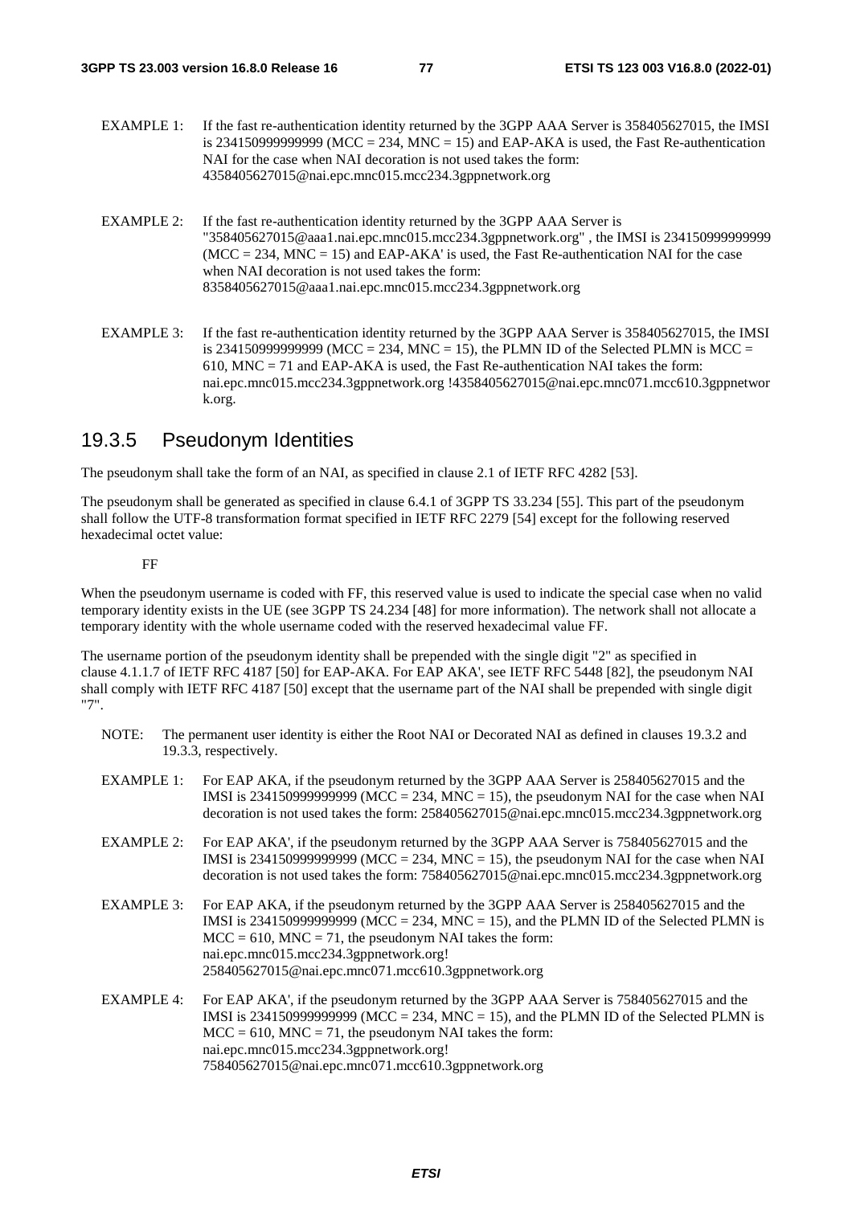EXAMPLE 1: If the fast re-authentication identity returned by the 3GPP AAA Server is 358405627015, the IMSI is 234150999999999 (MCC = 234, MNC = 15) and EAP-AKA is used, the Fast Re-authentication NAI for the case when NAI decoration is not used takes the form: 4358405627015@nai.epc.mnc015.mcc234.3gppnetwork.org

EXAMPLE 2: If the fast re-authentication identity returned by the 3GPP AAA Server is "358405627015@aaa1.nai.epc.mnc015.mcc234.3gppnetwork.org" , the IMSI is 234150999999999 (MCC = 234, MNC = 15) and EAP-AKA' is used, the Fast Re-authentication NAI for the case when NAI decoration is not used takes the form: 8358405627015@aaa1.nai.epc.mnc015.mcc234.3gppnetwork.org

EXAMPLE 3: If the fast re-authentication identity returned by the 3GPP AAA Server is 358405627015, the IMSI is 234150999999999 (MCC = 234, MNC = 15), the PLMN ID of the Selected PLMN is MCC = 610, MNC = 71 and EAP-AKA is used, the Fast Re-authentication NAI takes the form: nai.epc.mnc015.mcc234.3gppnetwork.org !4358405627015@nai.epc.mnc071.mcc610.3gppnetwork.org.

## 19.3.5 Pseudonym Identities

The pseudonym shall take the form of an NAI, as specified in clause 2.1 of IETF RFC 4282 [53].

The pseudonym shall be generated as specified in clause 6.4.1 of 3GPP TS 33.234 [55]. This part of the pseudonym shall follow the UTF-8 transformation format specified in IETF RFC 2279 [54] except for the following reserved hexadecimal octet value:

FF

When the pseudonym username is coded with FF, this reserved value is used to indicate the special case when no valid temporary identity exists in the UE (see 3GPP TS 24.234 [48] for more information). The network shall not allocate a temporary identity with the whole username coded with the reserved hexadecimal value FF.

The username portion of the pseudonym identity shall be prepended with the single digit "2" as specified in clause 4.1.1.7 of IETF RFC 4187 [50] for EAP-AKA. For EAP AKA', see IETF RFC 5448 [82], the pseudonym NAI shall comply with IETF RFC 4187 [50] except that the username part of the NAI shall be prepended with single digit "7".

NOTE: The permanent user identity is either the Root NAI or Decorated NAI as defined in clauses 19.3.2 and 19.3.3, respectively.

EXAMPLE 1: For EAP AKA, if the pseudonym returned by the 3GPP AAA Server is 258405627015 and the IMSI is 234150999999999 (MCC = 234, MNC = 15), the pseudonym NAI for the case when NAI decoration is not used takes the form: 258405627015@nai.epc.mnc015.mcc234.3gppnetwork.org

EXAMPLE 2: For EAP AKA', if the pseudonym returned by the 3GPP AAA Server is 758405627015 and the IMSI is 234150999999999 (MCC = 234, MNC = 15), the pseudonym NAI for the case when NAI decoration is not used takes the form: 758405627015@nai.epc.mnc015.mcc234.3gppnetwork.org

EXAMPLE 3: For EAP AKA, if the pseudonym returned by the 3GPP AAA Server is 258405627015 and the IMSI is 234150999999999 (MCC = 234, MNC = 15), and the PLMN ID of the Selected PLMN is MCC = 610, MNC = 71, the pseudonym NAI takes the form: nai.epc.mnc015.mcc234.3gppnetwork.org! 258405627015@nai.epc.mnc071.mcc610.3gppnetwork.org

EXAMPLE 4: For EAP AKA', if the pseudonym returned by the 3GPP AAA Server is 758405627015 and the IMSI is 234150999999999 (MCC = 234, MNC = 15), and the PLMN ID of the Selected PLMN is MCC = 610, MNC = 71, the pseudonym NAI takes the form: nai.epc.mnc015.mcc234.3gppnetwork.org! 758405627015@nai.epc.mnc071.mcc610.3gppnetwork.org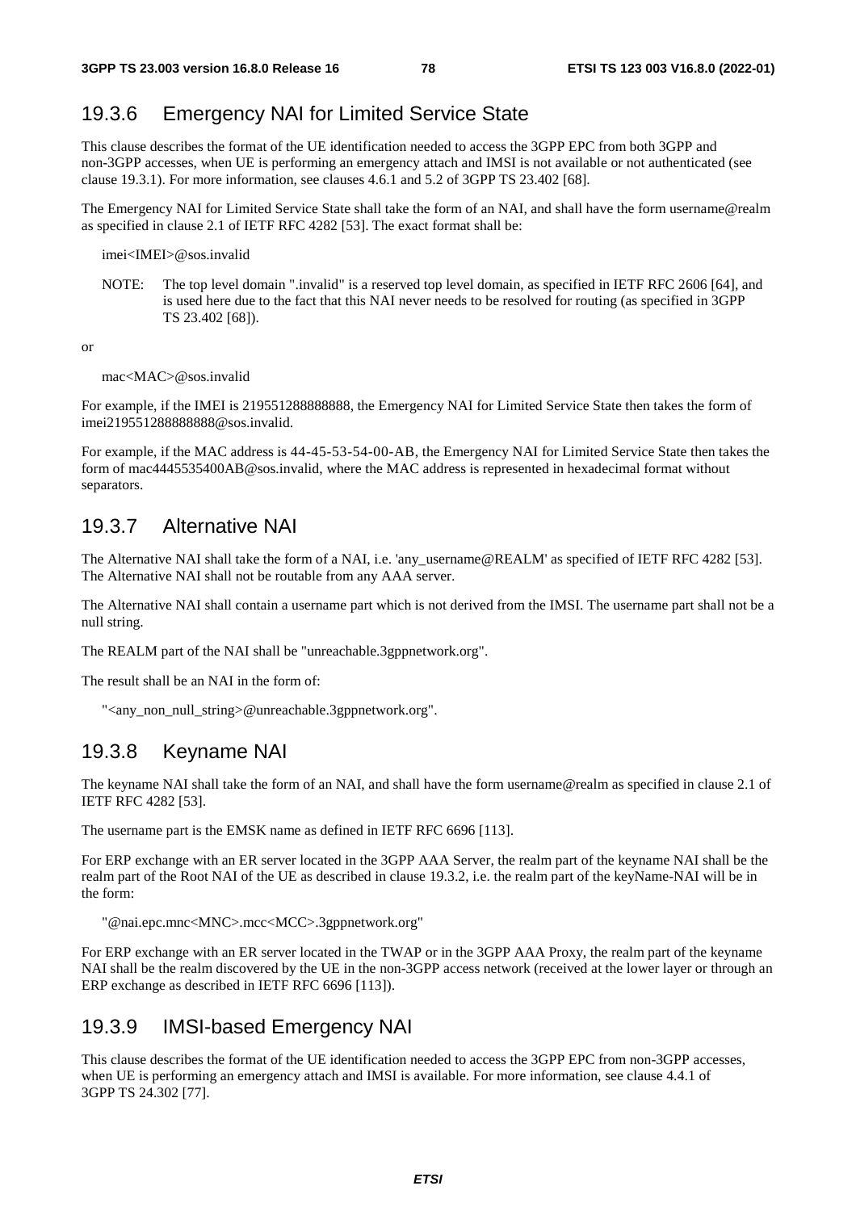### 19.3.6 Emergency NAI for Limited Service State

This clause describes the format of the UE identification needed to access the 3GPP EPC from both 3GPP and non-3GPP accesses, when UE is performing an emergency attach and IMSI is not available or not authenticated (see clause 19.3.1). For more information, see clauses 4.6.1 and 5.2 of 3GPP TS 23.402 [68].

The Emergency NAI for Limited Service State shall take the form of an NAI, and shall have the form username@realm as specified in clause 2.1 of IETF RFC 4282 [53]. The exact format shall be:

imei<IMEI>@sos.invalid

NOTE: The top level domain ".invalid" is a reserved top level domain, as specified in IETF RFC 2606 [64], and is used here due to the fact that this NAI never needs to be resolved for routing (as specified in 3GPP TS 23.402 [68]).

or

mac<MAC>@sos.invalid

For example, if the IMEI is 219551288888888, the Emergency NAI for Limited Service State then takes the form of imei219551288888888@sos.invalid.

For example, if the MAC address is 44-45-53-54-00-AB, the Emergency NAI for Limited Service State then takes the form of mac4445535400AB@sos.invalid, where the MAC address is represented in hexadecimal format without separators.

### 19.3.7 Alternative NAI

The Alternative NAI shall take the form of a NAI, i.e. 'any_username@REALM' as specified of IETF RFC 4282 [53]. The Alternative NAI shall not be routable from any AAA server.

The Alternative NAI shall contain a username part which is not derived from the IMSI. The username part shall not be a null string.

The REALM part of the NAI shall be "unreachable.3gppnetwork.org".

The result shall be an NAI in the form of:

"<any_non_null_string>@unreachable.3gppnetwork.org".

### 19.3.8 Keyname NAI

The keyname NAI shall take the form of an NAI, and shall have the form username@realm as specified in clause 2.1 of IETF RFC 4282 [53].

The username part is the EMSK name as defined in IETF RFC 6696 [113].

For ERP exchange with an ER server located in the 3GPP AAA Server, the realm part of the keyname NAI shall be the realm part of the Root NAI of the UE as described in clause 19.3.2, i.e. the realm part of the keyName-NAI will be in the form:

"@nai.epc.mnc<MNC>.mcc<MCC>.3gppnetwork.org"

For ERP exchange with an ER server located in the TWAP or in the 3GPP AAA Proxy, the realm part of the keyname NAI shall be the realm discovered by the UE in the non-3GPP access network (received at the lower layer or through an ERP exchange as described in IETF RFC 6696 [113]).

### 19.3.9 IMSI-based Emergency NAI

This clause describes the format of the UE identification needed to access the 3GPP EPC from non-3GPP accesses, when UE is performing an emergency attach and IMSI is available. For more information, see clause 4.4.1 of 3GPP TS 24.302 [77].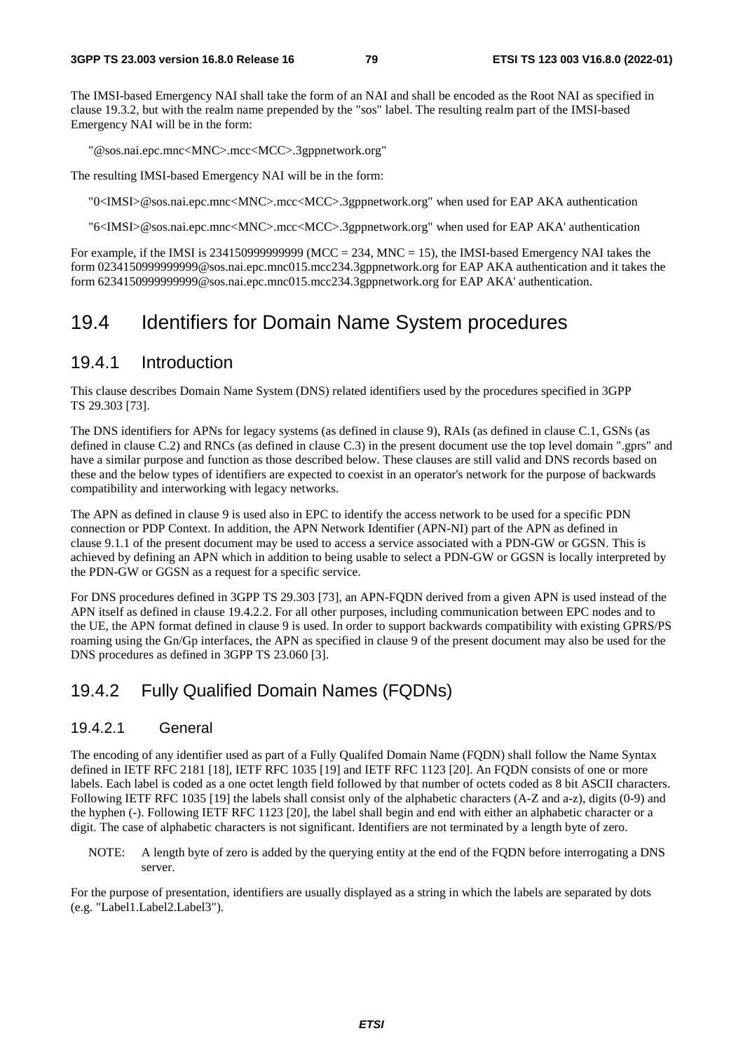The IMSI-based Emergency NAI shall take the form of an NAI and shall be encoded as the Root NAI as specified in clause 19.3.2, but with the realm name prepended by the "sos" label. The resulting realm part of the IMSI-based Emergency NAI will be in the form:

"@sos.nai.epc.mnc<MNC>.mcc<MCC>.3gppnetwork.org"

The resulting IMSI-based Emergency NAI will be in the form:

"0<IMSI>@sos.nai.epc.mnc<MNC>.mcc<MCC>.3gppnetwork.org" when used for EAP AKA authentication

"6<IMSI>@sos.nai.epc.mnc<MNC>.mcc<MCC>.3gppnetwork.org" when used for EAP AKA' authentication

For example, if the IMSI is 234150999999999 (MCC = 234, MNC = 15), the IMSI-based Emergency NAI takes the form 0234150999999999@sos.nai.epc.mnc015.mcc234.3gppnetwork.org for EAP AKA authentication and it takes the form 6234150999999999@sos.nai.epc.mnc015.mcc234.3gppnetwork.org for EAP AKA' authentication.

## 19.4 Identifiers for Domain Name System procedures

### 19.4.1 Introduction

This clause describes Domain Name System (DNS) related identifiers used by the procedures specified in 3GPP TS 29.303 [73].

The DNS identifiers for APNs for legacy systems (as defined in clause 9), RAIs (as defined in clause C.1, GSNs (as defined in clause C.2) and RNCs (as defined in clause C.3) in the present document use the top level domain ".gprs" and have a similar purpose and function as those described below. These clauses are still valid and DNS records based on these and the below types of identifiers are expected to coexist in an operator's network for the purpose of backwards compatibility and interworking with legacy networks.

The APN as defined in clause 9 is used also in EPC to identify the access network to be used for a specific PDN connection or PDP Context. In addition, the APN Network Identifier (APN-NI) part of the APN as defined in clause 9.1.1 of the present document may be used to access a service associated with a PDN-GW or GGSN. This is achieved by defining an APN which in addition to being usable to select a PDN-GW or GGSN is locally interpreted by the PDN-GW or GGSN as a request for a specific service.

For DNS procedures defined in 3GPP TS 29.303 [73], an APN-FQDN derived from a given APN is used instead of the APN itself as defined in clause 19.4.2.2. For all other purposes, including communication between EPC nodes and to the UE, the APN format defined in clause 9 is used. In order to support backwards compatibility with existing GPRS/PS roaming using the Gn/Gp interfaces, the APN as specified in clause 9 of the present document may also be used for the DNS procedures as defined in 3GPP TS 23.060 [3].

### 19.4.2 Fully Qualified Domain Names (FQDNs)

#### 19.4.2.1 General

The encoding of any identifier used as part of a Fully Qualifed Domain Name (FQDN) shall follow the Name Syntax defined in IETF RFC 2181 [18], IETF RFC 1035 [19] and IETF RFC 1123 [20]. An FQDN consists of one or more labels. Each label is coded as a one octet length field followed by that number of octets coded as 8 bit ASCII characters. Following IETF RFC 1035 [19] the labels shall consist only of the alphabetic characters (A-Z and a-z), digits (0-9) and the hyphen (-). Following IETF RFC 1123 [20], the label shall begin and end with either an alphabetic character or a digit. The case of alphabetic characters is not significant. Identifiers are not terminated by a length byte of zero.

NOTE: A length byte of zero is added by the querying entity at the end of the FQDN before interrogating a DNS server.

For the purpose of presentation, identifiers are usually displayed as a string in which the labels are separated by dots (e.g. "Label1.Label2.Label3").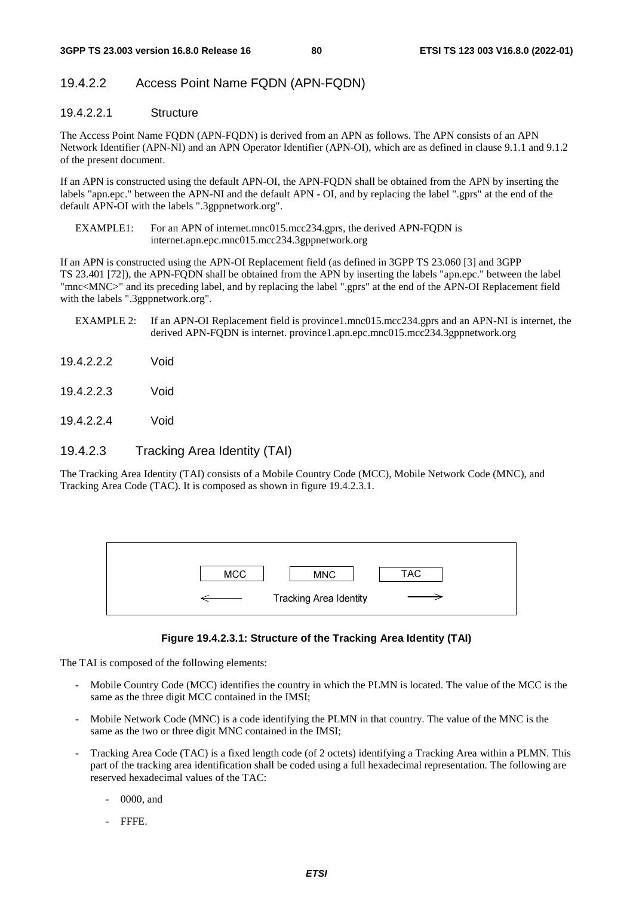#### 19.4.2.2 Access Point Name FQDN (APN-FQDN)

##### 19.4.2.2.1 Structure

The Access Point Name FQDN (APN-FQDN) is derived from an APN as follows. The APN consists of an APN Network Identifier (APN-NI) and an APN Operator Identifier (APN-OI), which are as defined in clause 9.1.1 and 9.1.2 of the present document.

If an APN is constructed using the default APN-OI, the APN-FQDN shall be obtained from the APN by inserting the labels "apn.epc." between the APN-NI and the default APN - OI, and by replacing the label ".gprs" at the end of the default APN-OI with the labels ".3gppnetwork.org".

EXAMPLE1: For an APN of internet.mnc015.mcc234.gprs, the derived APN-FQDN is internet.apn.epc.mnc015.mcc234.3gppnetwork.org

If an APN is constructed using the APN-OI Replacement field (as defined in 3GPP TS 23.060 [3] and 3GPP TS 23.401 [72]), the APN-FQDN shall be obtained from the APN by inserting the labels "apn.epc." between the label "mnc<MNC>" and its preceding label, and by replacing the label ".gprs" at the end of the APN-OI Replacement field with the labels ".3gppnetwork.org".

EXAMPLE 2: If an APN-OI Replacement field is province1.mnc015.mcc234.gprs and an APN-NI is internet, the derived APN-FQDN is internet. province1.apn.epc.mnc015.mcc234.3gppnetwork.org

##### 19.4.2.2.2 Void

##### 19.4.2.2.3 Void

##### 19.4.2.2.4 Void

#### 19.4.2.3 Tracking Area Identity (TAI)

The Tracking Area Identity (TAI) consists of a Mobile Country Code (MCC), Mobile Network Code (MNC), and Tracking Area Code (TAC). It is composed as shown in figure 19.4.2.3.1.

| MCC | MNC | TAC |
|---|---|---|
| ← | Tracking Area Identity | → |

**Figure 19.4.2.3.1: Structure of the Tracking Area Identity (TAI)**

The TAI is composed of the following elements:

- Mobile Country Code (MCC) identifies the country in which the PLMN is located. The value of the MCC is the same as the three digit MCC contained in the IMSI;
- Mobile Network Code (MNC) is a code identifying the PLMN in that country. The value of the MNC is the same as the two or three digit MNC contained in the IMSI;
- Tracking Area Code (TAC) is a fixed length code (of 2 octets) identifying a Tracking Area within a PLMN. This part of the tracking area identification shall be coded using a full hexadecimal representation. The following are reserved hexadecimal values of the TAC:
  - 0000, and
  - FFFE.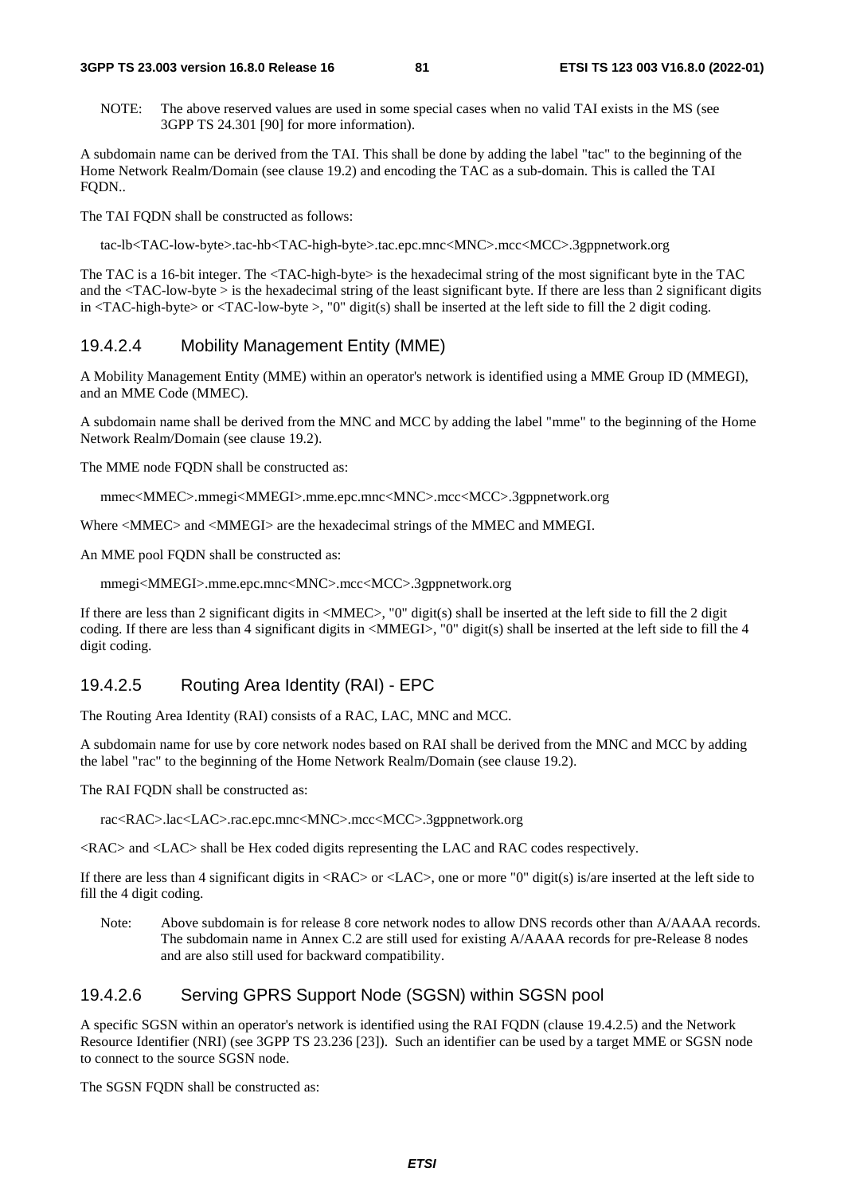NOTE: The above reserved values are used in some special cases when no valid TAI exists in the MS (see 3GPP TS 24.301 [90] for more information).

A subdomain name can be derived from the TAI. This shall be done by adding the label "tac" to the beginning of the Home Network Realm/Domain (see clause 19.2) and encoding the TAC as a sub-domain. This is called the TAI FQDN..

The TAI FQDN shall be constructed as follows:

tac-lb<TAC-low-byte>.tac-hb<TAC-high-byte>.tac.epc.mnc<MNC>.mcc<MCC>.3gppnetwork.org

The TAC is a 16-bit integer. The <TAC-high-byte> is the hexadecimal string of the most significant byte in the TAC and the <TAC-low-byte > is the hexadecimal string of the least significant byte. If there are less than 2 significant digits in <TAC-high-byte> or <TAC-low-byte >, "0" digit(s) shall be inserted at the left side to fill the 2 digit coding.

#### 19.4.2.4 Mobility Management Entity (MME)

A Mobility Management Entity (MME) within an operator's network is identified using a MME Group ID (MMEGI), and an MME Code (MMEC).

A subdomain name shall be derived from the MNC and MCC by adding the label "mme" to the beginning of the Home Network Realm/Domain (see clause 19.2).

The MME node FQDN shall be constructed as:

mmec<MMEC>.mmegi<MMEGI>.mme.epc.mnc<MNC>.mcc<MCC>.3gppnetwork.org

Where <MMEC> and <MMEGI> are the hexadecimal strings of the MMEC and MMEGI.

An MME pool FQDN shall be constructed as:

mmegi<MMEGI>.mme.epc.mnc<MNC>.mcc<MCC>.3gppnetwork.org

If there are less than 2 significant digits in <MMEC>, "0" digit(s) shall be inserted at the left side to fill the 2 digit coding. If there are less than 4 significant digits in <MMEGI>, "0" digit(s) shall be inserted at the left side to fill the 4 digit coding.

#### 19.4.2.5 Routing Area Identity (RAI) - EPC

The Routing Area Identity (RAI) consists of a RAC, LAC, MNC and MCC.

A subdomain name for use by core network nodes based on RAI shall be derived from the MNC and MCC by adding the label "rac" to the beginning of the Home Network Realm/Domain (see clause 19.2).

The RAI FQDN shall be constructed as:

rac<RAC>.lac<LAC>.rac.epc.mnc<MNC>.mcc<MCC>.3gppnetwork.org

<RAC> and <LAC> shall be Hex coded digits representing the LAC and RAC codes respectively.

If there are less than 4 significant digits in <RAC> or <LAC>, one or more "0" digit(s) is/are inserted at the left side to fill the 4 digit coding.

Note: Above subdomain is for release 8 core network nodes to allow DNS records other than A/AAAA records. The subdomain name in Annex C.2 are still used for existing A/AAAA records for pre-Release 8 nodes and are also still used for backward compatibility.

#### 19.4.2.6 Serving GPRS Support Node (SGSN) within SGSN pool

A specific SGSN within an operator's network is identified using the RAI FQDN (clause 19.4.2.5) and the Network Resource Identifier (NRI) (see 3GPP TS 23.236 [23]). Such an identifier can be used by a target MME or SGSN node to connect to the source SGSN node.

The SGSN FQDN shall be constructed as: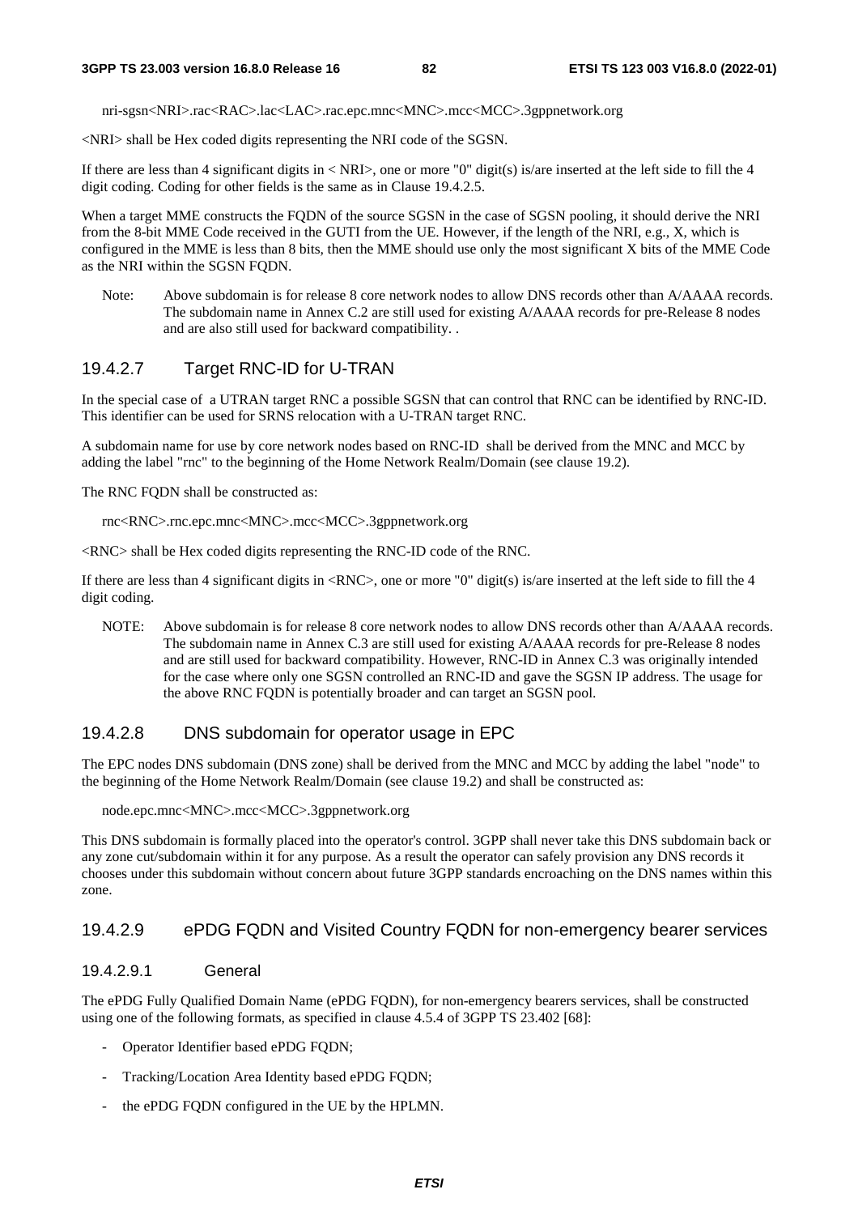nri-sgsn<NRI>.rac<RAC>.lac<LAC>.rac.epc.mnc<MNC>.mcc<MCC>.3gppnetwork.org

<NRI> shall be Hex coded digits representing the NRI code of the SGSN.

If there are less than 4 significant digits in < NRI>, one or more "0" digit(s) is/are inserted at the left side to fill the 4 digit coding. Coding for other fields is the same as in Clause 19.4.2.5.

When a target MME constructs the FQDN of the source SGSN in the case of SGSN pooling, it should derive the NRI from the 8-bit MME Code received in the GUTI from the UE. However, if the length of the NRI, e.g., X, which is configured in the MME is less than 8 bits, then the MME should use only the most significant X bits of the MME Code as the NRI within the SGSN FQDN.

Note: Above subdomain is for release 8 core network nodes to allow DNS records other than A/AAAA records. The subdomain name in Annex C.2 are still used for existing A/AAAA records for pre-Release 8 nodes and are also still used for backward compatibility. .

#### 19.4.2.7 Target RNC-ID for U-TRAN

In the special case of a UTRAN target RNC a possible SGSN that can control that RNC can be identified by RNC-ID. This identifier can be used for SRNS relocation with a U-TRAN target RNC.

A subdomain name for use by core network nodes based on RNC-ID shall be derived from the MNC and MCC by adding the label "rnc" to the beginning of the Home Network Realm/Domain (see clause 19.2).

The RNC FQDN shall be constructed as:

rnc<RNC>.rnc.epc.mnc<MNC>.mcc<MCC>.3gppnetwork.org

<RNC> shall be Hex coded digits representing the RNC-ID code of the RNC.

If there are less than 4 significant digits in <RNC>, one or more "0" digit(s) is/are inserted at the left side to fill the 4 digit coding.

NOTE: Above subdomain is for release 8 core network nodes to allow DNS records other than A/AAAA records. The subdomain name in Annex C.3 are still used for existing A/AAAA records for pre-Release 8 nodes and are still used for backward compatibility. However, RNC-ID in Annex C.3 was originally intended for the case where only one SGSN controlled an RNC-ID and gave the SGSN IP address. The usage for the above RNC FQDN is potentially broader and can target an SGSN pool.

#### 19.4.2.8 DNS subdomain for operator usage in EPC

The EPC nodes DNS subdomain (DNS zone) shall be derived from the MNC and MCC by adding the label "node" to the beginning of the Home Network Realm/Domain (see clause 19.2) and shall be constructed as:

node.epc.mnc<MNC>.mcc<MCC>.3gppnetwork.org

This DNS subdomain is formally placed into the operator's control. 3GPP shall never take this DNS subdomain back or any zone cut/subdomain within it for any purpose. As a result the operator can safely provision any DNS records it chooses under this subdomain without concern about future 3GPP standards encroaching on the DNS names within this zone.

#### 19.4.2.9 ePDG FQDN and Visited Country FQDN for non-emergency bearer services

##### 19.4.2.9.1 General

The ePDG Fully Qualified Domain Name (ePDG FQDN), for non-emergency bearers services, shall be constructed using one of the following formats, as specified in clause 4.5.4 of 3GPP TS 23.402 [68]:

- Operator Identifier based ePDG FQDN;
- Tracking/Location Area Identity based ePDG FQDN;
- the ePDG FQDN configured in the UE by the HPLMN.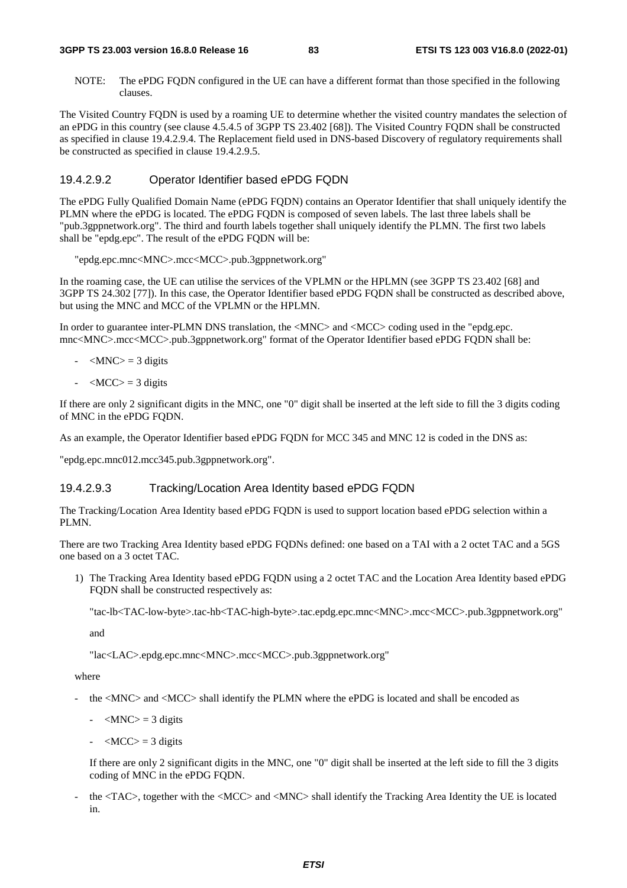NOTE: The ePDG FQDN configured in the UE can have a different format than those specified in the following clauses.

The Visited Country FQDN is used by a roaming UE to determine whether the visited country mandates the selection of an ePDG in this country (see clause 4.5.4.5 of 3GPP TS 23.402 [68]). The Visited Country FQDN shall be constructed as specified in clause 19.4.2.9.4. The Replacement field used in DNS-based Discovery of regulatory requirements shall be constructed as specified in clause 19.4.2.9.5.

#### 19.4.2.9.2 Operator Identifier based ePDG FQDN

The ePDG Fully Qualified Domain Name (ePDG FQDN) contains an Operator Identifier that shall uniquely identify the PLMN where the ePDG is located. The ePDG FQDN is composed of seven labels. The last three labels shall be "pub.3gppnetwork.org". The third and fourth labels together shall uniquely identify the PLMN. The first two labels shall be "epdg.epc". The result of the ePDG FQDN will be:

"epdg.epc.mnc<MNC>.mcc<MCC>.pub.3gppnetwork.org"

In the roaming case, the UE can utilise the services of the VPLMN or the HPLMN (see 3GPP TS 23.402 [68] and 3GPP TS 24.302 [77]). In this case, the Operator Identifier based ePDG FQDN shall be constructed as described above, but using the MNC and MCC of the VPLMN or the HPLMN.

In order to guarantee inter-PLMN DNS translation, the <MNC> and <MCC> coding used in the "epdg.epc. mnc<MNC>.mcc<MCC>.pub.3gppnetwork.org" format of the Operator Identifier based ePDG FQDN shall be:

- <MNC> = 3 digits
- <MCC> = 3 digits

If there are only 2 significant digits in the MNC, one "0" digit shall be inserted at the left side to fill the 3 digits coding of MNC in the ePDG FQDN.

As an example, the Operator Identifier based ePDG FQDN for MCC 345 and MNC 12 is coded in the DNS as:

"epdg.epc.mnc012.mcc345.pub.3gppnetwork.org".

#### 19.4.2.9.3 Tracking/Location Area Identity based ePDG FQDN

The Tracking/Location Area Identity based ePDG FQDN is used to support location based ePDG selection within a PLMN.

There are two Tracking Area Identity based ePDG FQDNs defined: one based on a TAI with a 2 octet TAC and a 5GS one based on a 3 octet TAC.

1) The Tracking Area Identity based ePDG FQDN using a 2 octet TAC and the Location Area Identity based ePDG FQDN shall be constructed respectively as:

   "tac-lb<TAC-low-byte>.tac-hb<TAC-high-byte>.tac.epdg.epc.mnc<MNC>.mcc<MCC>.pub.3gppnetwork.org"

   and

   "lac<LAC>.epdg.epc.mnc<MNC>.mcc<MCC>.pub.3gppnetwork.org"

   where

   - the <MNC> and <MCC> shall identify the PLMN where the ePDG is located and shall be encoded as
     - <MNC> = 3 digits
     - <MCC> = 3 digits

     If there are only 2 significant digits in the MNC, one "0" digit shall be inserted at the left side to fill the 3 digits coding of MNC in the ePDG FQDN.

   - the <TAC>, together with the <MCC> and <MNC> shall identify the Tracking Area Identity the UE is located in.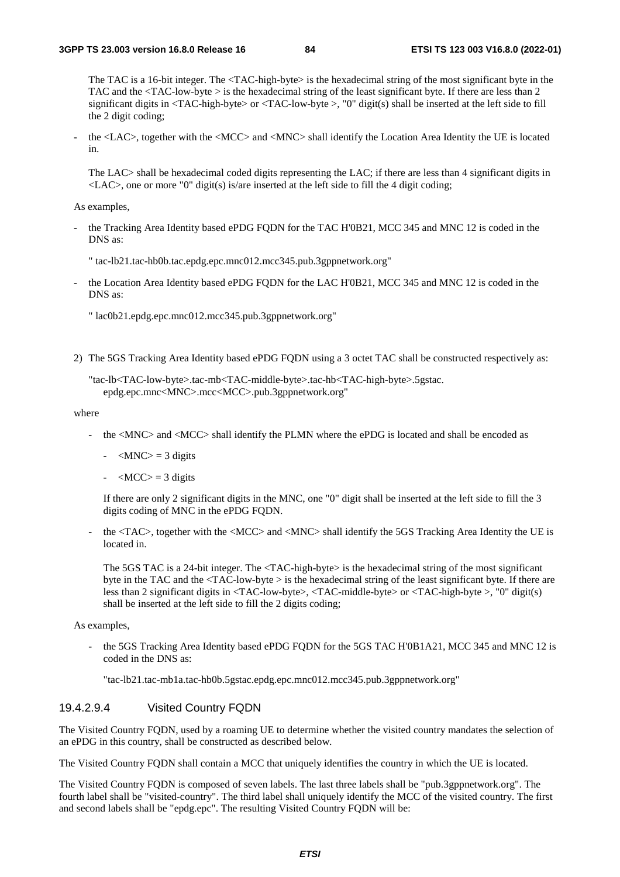The TAC is a 16-bit integer. The <TAC-high-byte> is the hexadecimal string of the most significant byte in the TAC and the <TAC-low-byte > is the hexadecimal string of the least significant byte. If there are less than 2 significant digits in <TAC-high-byte> or <TAC-low-byte >, "0" digit(s) shall be inserted at the left side to fill the 2 digit coding;

- the <LAC>, together with the <MCC> and <MNC> shall identify the Location Area Identity the UE is located in.

  The LAC> shall be hexadecimal coded digits representing the LAC; if there are less than 4 significant digits in <LAC>, one or more "0" digit(s) is/are inserted at the left side to fill the 4 digit coding;

As examples,

- the Tracking Area Identity based ePDG FQDN for the TAC H'0B21, MCC 345 and MNC 12 is coded in the DNS as:

  " tac-lb21.tac-hb0b.tac.epdg.epc.mnc012.mcc345.pub.3gppnetwork.org"

- the Location Area Identity based ePDG FQDN for the LAC H'0B21, MCC 345 and MNC 12 is coded in the DNS as:

  " lac0b21.epdg.epc.mnc012.mcc345.pub.3gppnetwork.org"

2) The 5GS Tracking Area Identity based ePDG FQDN using a 3 octet TAC shall be constructed respectively as:

   "tac-lb<TAC-low-byte>.tac-mb<TAC-middle-byte>.tac-hb<TAC-high-byte>.5gstac.
   epdg.epc.mnc<MNC>.mcc<MCC>.pub.3gppnetwork.org"

where

- the <MNC> and <MCC> shall identify the PLMN where the ePDG is located and shall be encoded as

  - <MNC> = 3 digits
  - <MCC> = 3 digits

  If there are only 2 significant digits in the MNC, one "0" digit shall be inserted at the left side to fill the 3 digits coding of MNC in the ePDG FQDN.

- the <TAC>, together with the <MCC> and <MNC> shall identify the 5GS Tracking Area Identity the UE is located in.

  The 5GS TAC is a 24-bit integer. The <TAC-high-byte> is the hexadecimal string of the most significant byte in the TAC and the <TAC-low-byte > is the hexadecimal string of the least significant byte. If there are less than 2 significant digits in <TAC-low-byte>, <TAC-middle-byte> or <TAC-high-byte >, "0" digit(s) shall be inserted at the left side to fill the 2 digits coding;

As examples,

- the 5GS Tracking Area Identity based ePDG FQDN for the 5GS TAC H'0B1A21, MCC 345 and MNC 12 is coded in the DNS as:

  "tac-lb21.tac-mb1a.tac-hb0b.5gstac.epdg.epc.mnc012.mcc345.pub.3gppnetwork.org"

#### 19.4.2.9.4 Visited Country FQDN

The Visited Country FQDN, used by a roaming UE to determine whether the visited country mandates the selection of an ePDG in this country, shall be constructed as described below.

The Visited Country FQDN shall contain a MCC that uniquely identifies the country in which the UE is located.

The Visited Country FQDN is composed of seven labels. The last three labels shall be "pub.3gppnetwork.org". The fourth label shall be "visited-country". The third label shall uniquely identify the MCC of the visited country. The first and second labels shall be "epdg.epc". The resulting Visited Country FQDN will be: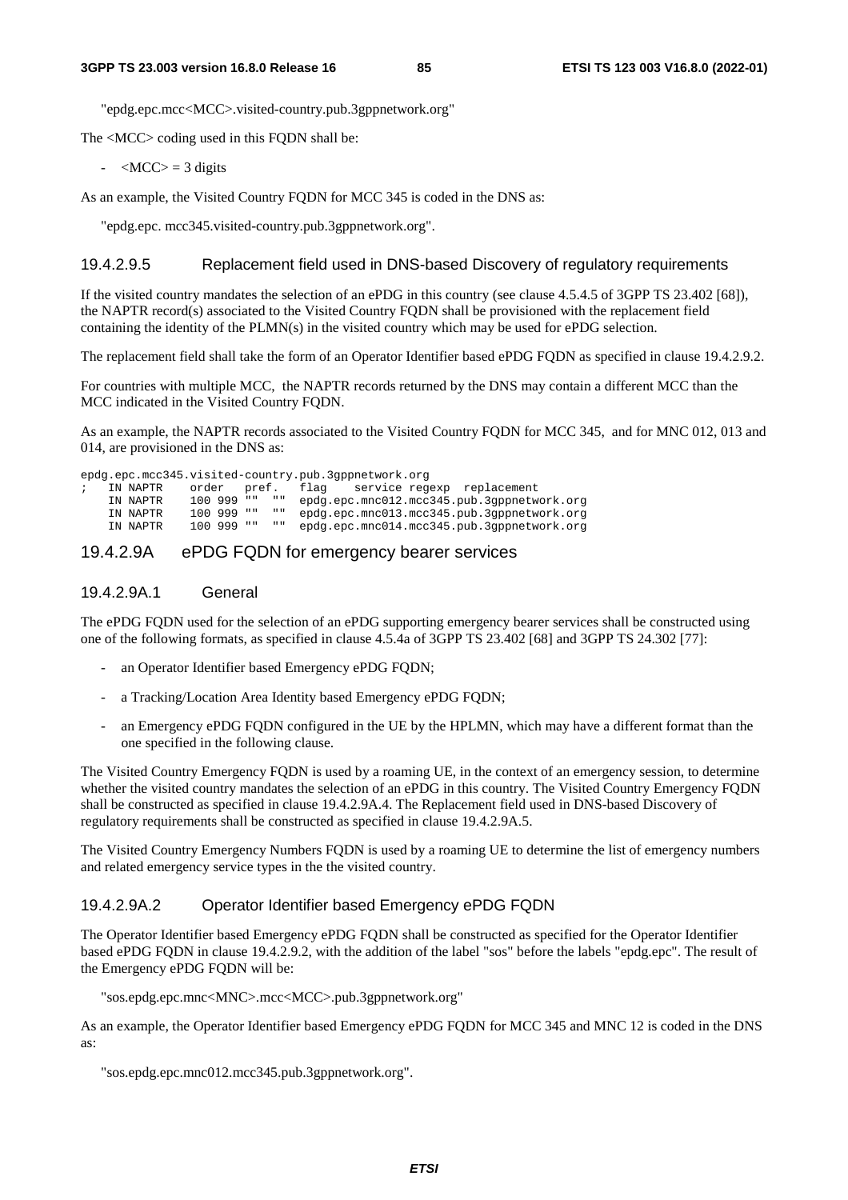"epdg.epc.mcc<MCC>.visited-country.pub.3gppnetwork.org"

The <MCC> coding used in this FQDN shall be:

- <MCC> = 3 digits

As an example, the Visited Country FQDN for MCC 345 is coded in the DNS as:

"epdg.epc. mcc345.visited-country.pub.3gppnetwork.org".

#### 19.4.2.9.5 Replacement field used in DNS-based Discovery of regulatory requirements

If the visited country mandates the selection of an ePDG in this country (see clause 4.5.4.5 of 3GPP TS 23.402 [68]), the NAPTR record(s) associated to the Visited Country FQDN shall be provisioned with the replacement field containing the identity of the PLMN(s) in the visited country which may be used for ePDG selection.

The replacement field shall take the form of an Operator Identifier based ePDG FQDN as specified in clause 19.4.2.9.2.

For countries with multiple MCC, the NAPTR records returned by the DNS may contain a different MCC than the MCC indicated in the Visited Country FQDN.

As an example, the NAPTR records associated to the Visited Country FQDN for MCC 345, and for MNC 012, 013 and 014, are provisioned in the DNS as:

```
epdg.epc.mcc345.visited-country.pub.3gppnetwork.org
;   IN NAPTR    order   pref.   flag    service regexp  replacement
    IN NAPTR    100 999 ""   ""  epdg.epc.mnc012.mcc345.pub.3gppnetwork.org
    IN NAPTR    100 999 ""   ""  epdg.epc.mnc013.mcc345.pub.3gppnetwork.org
    IN NAPTR    100 999 ""   ""  epdg.epc.mnc014.mcc345.pub.3gppnetwork.org
```

### 19.4.2.9A ePDG FQDN for emergency bearer services

#### 19.4.2.9A.1 General

The ePDG FQDN used for the selection of an ePDG supporting emergency bearer services shall be constructed using one of the following formats, as specified in clause 4.5.4a of 3GPP TS 23.402 [68] and 3GPP TS 24.302 [77]:

- an Operator Identifier based Emergency ePDG FQDN;
- a Tracking/Location Area Identity based Emergency ePDG FQDN;
- an Emergency ePDG FQDN configured in the UE by the HPLMN, which may have a different format than the one specified in the following clause.

The Visited Country Emergency FQDN is used by a roaming UE, in the context of an emergency session, to determine whether the visited country mandates the selection of an ePDG in this country. The Visited Country Emergency FQDN shall be constructed as specified in clause 19.4.2.9A.4. The Replacement field used in DNS-based Discovery of regulatory requirements shall be constructed as specified in clause 19.4.2.9A.5.

The Visited Country Emergency Numbers FQDN is used by a roaming UE to determine the list of emergency numbers and related emergency service types in the the visited country.

#### 19.4.2.9A.2 Operator Identifier based Emergency ePDG FQDN

The Operator Identifier based Emergency ePDG FQDN shall be constructed as specified for the Operator Identifier based ePDG FQDN in clause 19.4.2.9.2, with the addition of the label "sos" before the labels "epdg.epc". The result of the Emergency ePDG FQDN will be:

"sos.epdg.epc.mnc<MNC>.mcc<MCC>.pub.3gppnetwork.org"

As an example, the Operator Identifier based Emergency ePDG FQDN for MCC 345 and MNC 12 is coded in the DNS as:

"sos.epdg.epc.mnc012.mcc345.pub.3gppnetwork.org".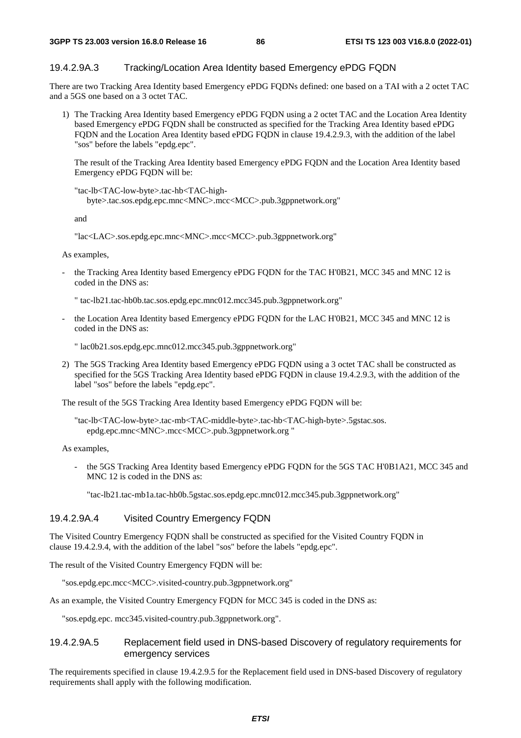#### 19.4.2.9A.3 Tracking/Location Area Identity based Emergency ePDG FQDN

There are two Tracking Area Identity based Emergency ePDG FQDNs defined: one based on a TAI with a 2 octet TAC and a 5GS one based on a 3 octet TAC.

1) The Tracking Area Identity based Emergency ePDG FQDN using a 2 octet TAC and the Location Area Identity based Emergency ePDG FQDN shall be constructed as specified for the Tracking Area Identity based ePDG FQDN and the Location Area Identity based ePDG FQDN in clause 19.4.2.9.3, with the addition of the label "sos" before the labels "epdg.epc".

   The result of the Tracking Area Identity based Emergency ePDG FQDN and the Location Area Identity based Emergency ePDG FQDN will be:

   "tac-lb<TAC-low-byte>.tac-hb<TAC-high-byte>.tac.sos.epdg.epc.mnc<MNC>.mcc<MCC>.pub.3gppnetwork.org"

   and

   "lac<LAC>.sos.epdg.epc.mnc<MNC>.mcc<MCC>.pub.3gppnetwork.org"

   As examples,

   - the Tracking Area Identity based Emergency ePDG FQDN for the TAC H'0B21, MCC 345 and MNC 12 is coded in the DNS as:

     " tac-lb21.tac-hb0b.tac.sos.epdg.epc.mnc012.mcc345.pub.3gppnetwork.org"

   - the Location Area Identity based Emergency ePDG FQDN for the LAC H'0B21, MCC 345 and MNC 12 is coded in the DNS as:

     " lac0b21.sos.epdg.epc.mnc012.mcc345.pub.3gppnetwork.org"

2) The 5GS Tracking Area Identity based Emergency ePDG FQDN using a 3 octet TAC shall be constructed as specified for the 5GS Tracking Area Identity based ePDG FQDN in clause 19.4.2.9.3, with the addition of the label "sos" before the labels "epdg.epc".

The result of the 5GS Tracking Area Identity based Emergency ePDG FQDN will be:

   "tac-lb<TAC-low-byte>.tac-mb<TAC-middle-byte>.tac-hb<TAC-high-byte>.5gstac.sos.epdg.epc.mnc<MNC>.mcc<MCC>.pub.3gppnetwork.org "

As examples,

   - the 5GS Tracking Area Identity based Emergency ePDG FQDN for the 5GS TAC H'0B1A21, MCC 345 and MNC 12 is coded in the DNS as:

     "tac-lb21.tac-mb1a.tac-hb0b.5gstac.sos.epdg.epc.mnc012.mcc345.pub.3gppnetwork.org"

#### 19.4.2.9A.4 Visited Country Emergency FQDN

The Visited Country Emergency FQDN shall be constructed as specified for the Visited Country FQDN in clause 19.4.2.9.4, with the addition of the label "sos" before the labels "epdg.epc".

The result of the Visited Country Emergency FQDN will be:

   "sos.epdg.epc.mcc<MCC>.visited-country.pub.3gppnetwork.org"

As an example, the Visited Country Emergency FQDN for MCC 345 is coded in the DNS as:

   "sos.epdg.epc. mcc345.visited-country.pub.3gppnetwork.org".

#### 19.4.2.9A.5 Replacement field used in DNS-based Discovery of regulatory requirements for emergency services

The requirements specified in clause 19.4.2.9.5 for the Replacement field used in DNS-based Discovery of regulatory requirements shall apply with the following modification.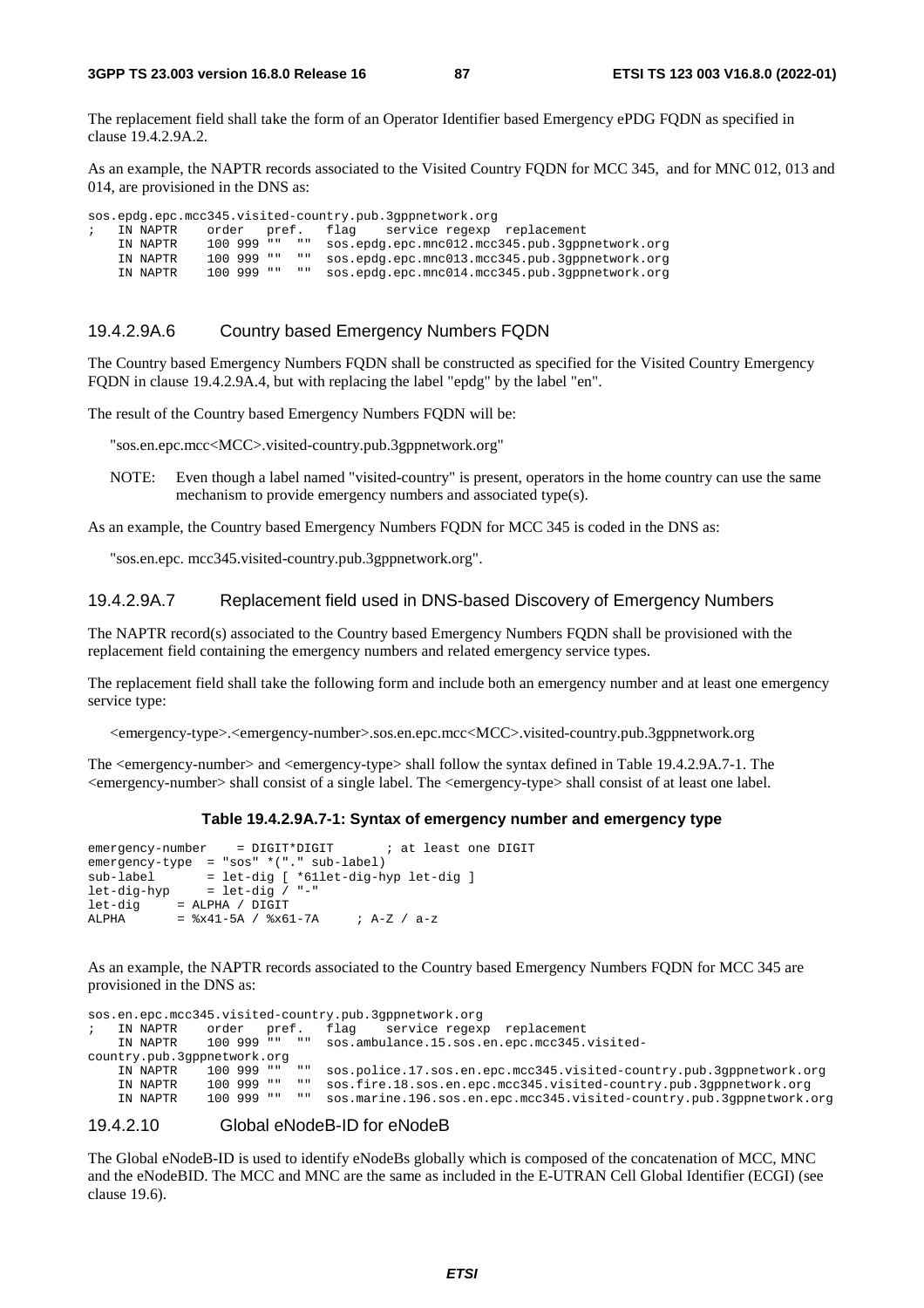The replacement field shall take the form of an Operator Identifier based Emergency ePDG FQDN as specified in clause 19.4.2.9A.2.

As an example, the NAPTR records associated to the Visited Country FQDN for MCC 345, and for MNC 012, 013 and 014, are provisioned in the DNS as:

```
sos.epdg.epc.mcc345.visited-country.pub.3gppnetwork.org
;   IN NAPTR    order  pref.  flag   service regexp  replacement
    IN NAPTR    100 999 ""  ""  sos.epdg.epc.mnc012.mcc345.pub.3gppnetwork.org
    IN NAPTR    100 999 ""  ""  sos.epdg.epc.mnc013.mcc345.pub.3gppnetwork.org
    IN NAPTR    100 999 ""  ""  sos.epdg.epc.mnc014.mcc345.pub.3gppnetwork.org
```

#### 19.4.2.9A.6 Country based Emergency Numbers FQDN

The Country based Emergency Numbers FQDN shall be constructed as specified for the Visited Country Emergency FQDN in clause 19.4.2.9A.4, but with replacing the label "epdg" by the label "en".

The result of the Country based Emergency Numbers FQDN will be:

"sos.en.epc.mcc<MCC>.visited-country.pub.3gppnetwork.org"

NOTE: Even though a label named "visited-country" is present, operators in the home country can use the same mechanism to provide emergency numbers and associated type(s).

As an example, the Country based Emergency Numbers FQDN for MCC 345 is coded in the DNS as:

"sos.en.epc. mcc345.visited-country.pub.3gppnetwork.org".

#### 19.4.2.9A.7 Replacement field used in DNS-based Discovery of Emergency Numbers

The NAPTR record(s) associated to the Country based Emergency Numbers FQDN shall be provisioned with the replacement field containing the emergency numbers and related emergency service types.

The replacement field shall take the following form and include both an emergency number and at least one emergency service type:

<emergency-type>.<emergency-number>.sos.en.epc.mcc<MCC>.visited-country.pub.3gppnetwork.org

The <emergency-number> and <emergency-type> shall follow the syntax defined in Table 19.4.2.9A.7-1. The <emergency-number> shall consist of a single label. The <emergency-type> shall consist of at least one label.

**Table 19.4.2.9A.7-1: Syntax of emergency number and emergency type**

```
emergency-number    = DIGIT*DIGIT       ; at least one DIGIT
emergency-type  = "sos" *("." sub-label)
sub-label       = let-dig [ *61let-dig-hyp let-dig ]
let-dig-hyp     = let-dig / "-"
let-dig     = ALPHA / DIGIT
ALPHA       = %x41-5A / %x61-7A     ; A-Z / a-z
```

As an example, the NAPTR records associated to the Country based Emergency Numbers FQDN for MCC 345 are provisioned in the DNS as:

```
sos.en.epc.mcc345.visited-country.pub.3gppnetwork.org
;   IN NAPTR    order  pref.  flag   service regexp  replacement
    IN NAPTR    100 999 ""  ""  sos.ambulance.15.sos.en.epc.mcc345.visited-
country.pub.3gppnetwork.org
    IN NAPTR    100 999 ""  ""  sos.police.17.sos.en.epc.mcc345.visited-country.pub.3gppnetwork.org
    IN NAPTR    100 999 ""  ""  sos.fire.18.sos.en.epc.mcc345.visited-country.pub.3gppnetwork.org
    IN NAPTR    100 999 ""  ""  sos.marine.196.sos.en.epc.mcc345.visited-country.pub.3gppnetwork.org
```

#### 19.4.2.10 Global eNodeB-ID for eNodeB

The Global eNodeB-ID is used to identify eNodeBs globally which is composed of the concatenation of MCC, MNC and the eNodeBID. The MCC and MNC are the same as included in the E-UTRAN Cell Global Identifier (ECGI) (see clause 19.6).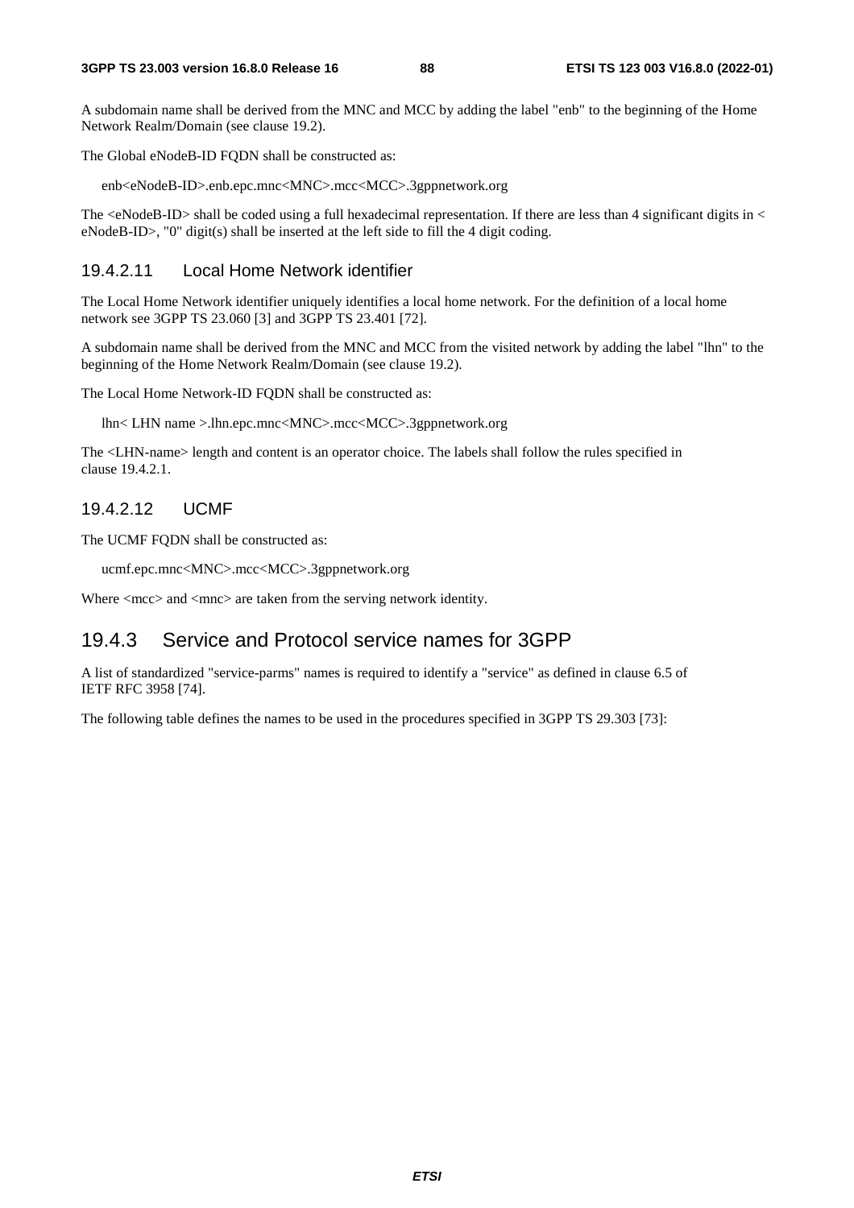A subdomain name shall be derived from the MNC and MCC by adding the label "enb" to the beginning of the Home Network Realm/Domain (see clause 19.2).

The Global eNodeB-ID FQDN shall be constructed as:

enb<eNodeB-ID>.enb.epc.mnc<MNC>.mcc<MCC>.3gppnetwork.org

The <eNodeB-ID> shall be coded using a full hexadecimal representation. If there are less than 4 significant digits in < eNodeB-ID>, "0" digit(s) shall be inserted at the left side to fill the 4 digit coding.

#### 19.4.2.11 Local Home Network identifier

The Local Home Network identifier uniquely identifies a local home network. For the definition of a local home network see 3GPP TS 23.060 [3] and 3GPP TS 23.401 [72].

A subdomain name shall be derived from the MNC and MCC from the visited network by adding the label "lhn" to the beginning of the Home Network Realm/Domain (see clause 19.2).

The Local Home Network-ID FQDN shall be constructed as:

lhn< LHN name >.lhn.epc.mnc<MNC>.mcc<MCC>.3gppnetwork.org

The <LHN-name> length and content is an operator choice. The labels shall follow the rules specified in clause 19.4.2.1.

#### 19.4.2.12 UCMF

The UCMF FQDN shall be constructed as:

ucmf.epc.mnc<MNC>.mcc<MCC>.3gppnetwork.org

Where <mcc> and <mnc> are taken from the serving network identity.

### 19.4.3 Service and Protocol service names for 3GPP

A list of standardized "service-parms" names is required to identify a "service" as defined in clause 6.5 of IETF RFC 3958 [74].

The following table defines the names to be used in the procedures specified in 3GPP TS 29.303 [73]: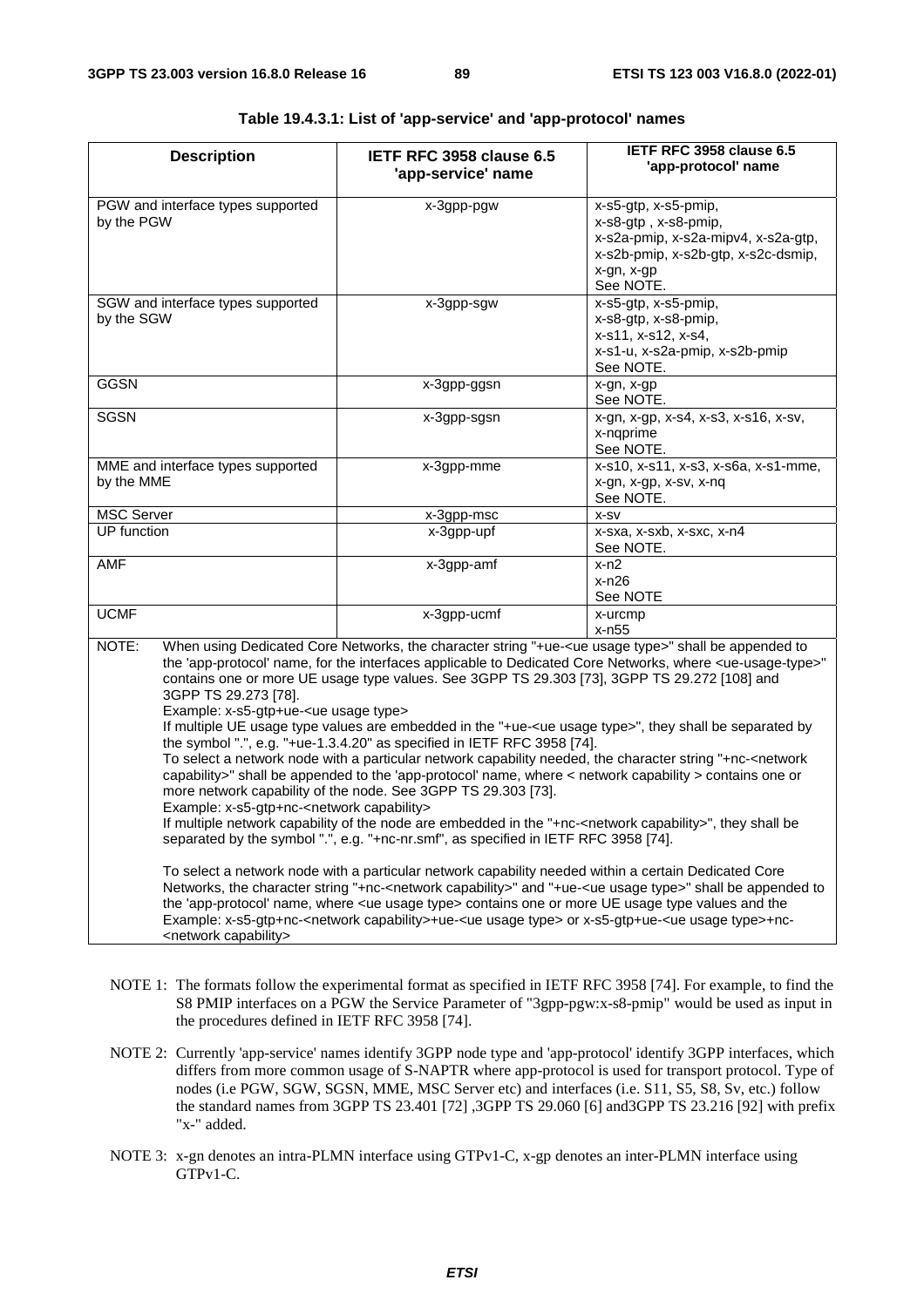**Table 19.4.3.1: List of 'app-service' and 'app-protocol' names**

| Description | IETF RFC 3958 clause 6.5 'app-service' name | IETF RFC 3958 clause 6.5 'app-protocol' name |
|---|---|---|
| PGW and interface types supported by the PGW | x-3gpp-pgw | x-s5-gtp, x-s5-pmip, x-s8-gtp , x-s8-pmip, x-s2a-pmip, x-s2a-mipv4, x-s2a-gtp, x-s2b-pmip, x-s2b-gtp, x-s2c-dsmip, x-gn, x-gp See NOTE. |
| SGW and interface types supported by the SGW | x-3gpp-sgw | x-s5-gtp, x-s5-pmip, x-s8-gtp, x-s8-pmip, x-s11, x-s12, x-s4, x-s1-u, x-s2a-pmip, x-s2b-pmip See NOTE. |
| GGSN | x-3gpp-ggsn | x-gn, x-gp See NOTE. |
| SGSN | x-3gpp-sgsn | x-gn, x-gp, x-s4, x-s3, x-s16, x-sv, x-nqprime See NOTE. |
| MME and interface types supported by the MME | x-3gpp-mme | x-s10, x-s11, x-s3, x-s6a, x-s1-mme, x-gn, x-gp, x-sv, x-nq See NOTE. |
| MSC Server | x-3gpp-msc | x-sv |
| UP function | x-3gpp-upf | x-sxa, x-sxb, x-sxc, x-n4 See NOTE. |
| AMF | x-3gpp-amf | x-n2 x-n26 See NOTE |
| UCMF | x-3gpp-ucmf | x-urcmp x-n55 |
| NOTE: When using Dedicated Core Networks, the character string "+ue-<ue usage type>" shall be appended to the 'app-protocol' name, for the interfaces applicable to Dedicated Core Networks, where <ue-usage-type>" contains one or more UE usage type values. See 3GPP TS 29.303 [73], 3GPP TS 29.272 [108] and 3GPP TS 29.273 [78]. Example: x-s5-gtp+ue-<ue usage type> If multiple UE usage type values are embedded in the "+ue-<ue usage type>", they shall be separated by the symbol ".", e.g. "+ue-1.3.4.20" as specified in IETF RFC 3958 [74]. To select a network node with a particular network capability needed, the character string "+nc-<network capability>" shall be appended to the 'app-protocol' name, where < network capability > contains one or more network capability of the node. See 3GPP TS 29.303 [73]. Example: x-s5-gtp+nc-<network capability> If multiple network capability of the node are embedded in the "+nc-<network capability>", they shall be separated by the symbol ".", e.g. "+nc-nr.smf", as specified in IETF RFC 3958 [74]. <br><br> To select a network node with a particular network capability needed within a certain Dedicated Core Networks, the character string "+nc-<network capability>" and "+ue-<ue usage type>" shall be appended to the 'app-protocol' name, where <ue usage type> contains one or more UE usage type values and the Example: x-s5-gtp+nc-<network capability>+ue-<ue usage type> or x-s5-gtp+ue-<ue usage type>+nc-<network capability> | | |

NOTE 1: The formats follow the experimental format as specified in IETF RFC 3958 [74]. For example, to find the S8 PMIP interfaces on a PGW the Service Parameter of "3gpp-pgw:x-s8-pmip" would be used as input in the procedures defined in IETF RFC 3958 [74].

NOTE 2: Currently 'app-service' names identify 3GPP node type and 'app-protocol' identify 3GPP interfaces, which differs from more common usage of S-NAPTR where app-protocol is used for transport protocol. Type of nodes (i.e PGW, SGW, SGSN, MME, MSC Server etc) and interfaces (i.e. S11, S5, S8, Sv, etc.) follow the standard names from 3GPP TS 23.401 [72] ,3GPP TS 29.060 [6] and3GPP TS 23.216 [92] with prefix "x-" added.

NOTE 3: x-gn denotes an intra-PLMN interface using GTPv1-C, x-gp denotes an inter-PLMN interface using GTPv1-C.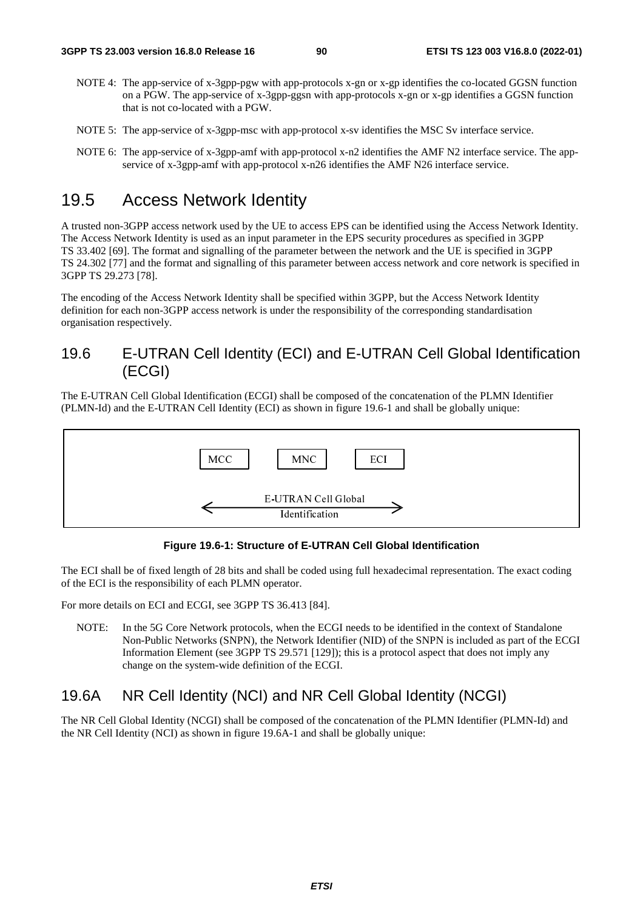NOTE 4: The app-service of x-3gpp-pgw with app-protocols x-gn or x-gp identifies the co-located GGSN function on a PGW. The app-service of x-3gpp-ggsn with app-protocols x-gn or x-gp identifies a GGSN function that is not co-located with a PGW.

NOTE 5: The app-service of x-3gpp-msc with app-protocol x-sv identifies the MSC Sv interface service.

NOTE 6: The app-service of x-3gpp-amf with app-protocol x-n2 identifies the AMF N2 interface service. The app-service of x-3gpp-amf with app-protocol x-n26 identifies the AMF N26 interface service.

## 19.5 Access Network Identity

A trusted non-3GPP access network used by the UE to access EPS can be identified using the Access Network Identity. The Access Network Identity is used as an input parameter in the EPS security procedures as specified in 3GPP TS 33.402 [69]. The format and signalling of the parameter between the network and the UE is specified in 3GPP TS 24.302 [77] and the format and signalling of this parameter between access network and core network is specified in 3GPP TS 29.273 [78].

The encoding of the Access Network Identity shall be specified within 3GPP, but the Access Network Identity definition for each non-3GPP access network is under the responsibility of the corresponding standardisation organisation respectively.

## 19.6 E-UTRAN Cell Identity (ECI) and E-UTRAN Cell Global Identification (ECGI)

The E-UTRAN Cell Global Identification (ECGI) shall be composed of the concatenation of the PLMN Identifier (PLMN-Id) and the E-UTRAN Cell Identity (ECI) as shown in figure 19.6-1 and shall be globally unique:

| MCC | MNC | ECI |
|---|---|---|
| E-UTRAN Cell Global Identification | | |

**Figure 19.6-1: Structure of E-UTRAN Cell Global Identification**

The ECI shall be of fixed length of 28 bits and shall be coded using full hexadecimal representation. The exact coding of the ECI is the responsibility of each PLMN operator.

For more details on ECI and ECGI, see 3GPP TS 36.413 [84].

NOTE: In the 5G Core Network protocols, when the ECGI needs to be identified in the context of Standalone Non-Public Networks (SNPN), the Network Identifier (NID) of the SNPN is included as part of the ECGI Information Element (see 3GPP TS 29.571 [129]); this is a protocol aspect that does not imply any change on the system-wide definition of the ECGI.

## 19.6A NR Cell Identity (NCI) and NR Cell Global Identity (NCGI)

The NR Cell Global Identity (NCGI) shall be composed of the concatenation of the PLMN Identifier (PLMN-Id) and the NR Cell Identity (NCI) as shown in figure 19.6A-1 and shall be globally unique: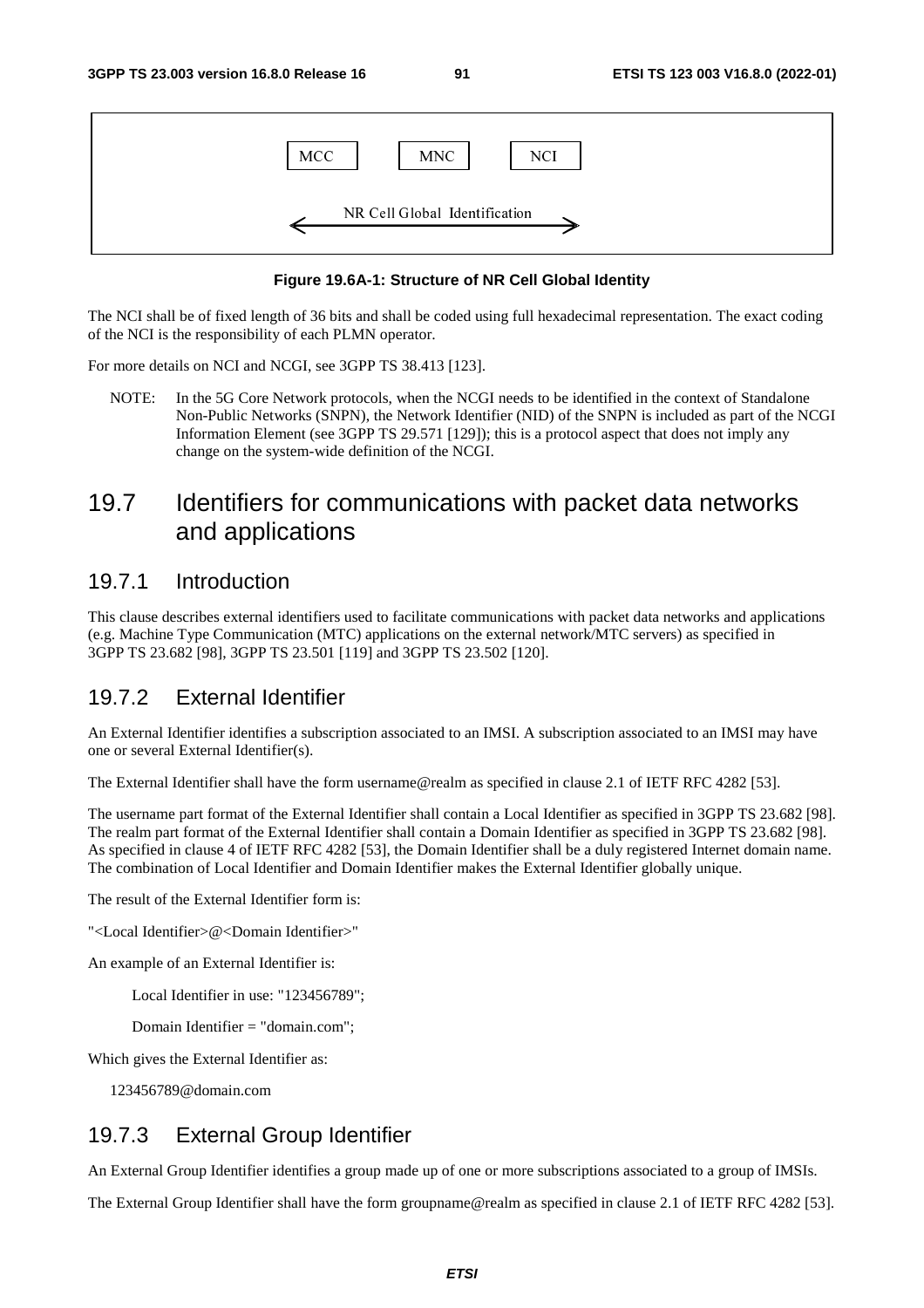| MCC | MNC | NCI |
| --- | --- | --- |
| NR Cell Global Identification | | |

**Figure 19.6A-1: Structure of NR Cell Global Identity**

The NCI shall be of fixed length of 36 bits and shall be coded using full hexadecimal representation. The exact coding of the NCI is the responsibility of each PLMN operator.

For more details on NCI and NCGI, see 3GPP TS 38.413 [123].

NOTE: In the 5G Core Network protocols, when the NCGI needs to be identified in the context of Standalone Non-Public Networks (SNPN), the Network Identifier (NID) of the SNPN is included as part of the NCGI Information Element (see 3GPP TS 29.571 [129]); this is a protocol aspect that does not imply any change on the system-wide definition of the NCGI.

# 19.7 Identifiers for communications with packet data networks and applications

## 19.7.1 Introduction

This clause describes external identifiers used to facilitate communications with packet data networks and applications (e.g. Machine Type Communication (MTC) applications on the external network/MTC servers) as specified in 3GPP TS 23.682 [98], 3GPP TS 23.501 [119] and 3GPP TS 23.502 [120].

## 19.7.2 External Identifier

An External Identifier identifies a subscription associated to an IMSI. A subscription associated to an IMSI may have one or several External Identifier(s).

The External Identifier shall have the form username@realm as specified in clause 2.1 of IETF RFC 4282 [53].

The username part format of the External Identifier shall contain a Local Identifier as specified in 3GPP TS 23.682 [98]. The realm part format of the External Identifier shall contain a Domain Identifier as specified in 3GPP TS 23.682 [98]. As specified in clause 4 of IETF RFC 4282 [53], the Domain Identifier shall be a duly registered Internet domain name. The combination of Local Identifier and Domain Identifier makes the External Identifier globally unique.

The result of the External Identifier form is:

"<Local Identifier>@<Domain Identifier>"

An example of an External Identifier is:

Local Identifier in use: "123456789";

Domain Identifier = "domain.com";

Which gives the External Identifier as:

123456789@domain.com

## 19.7.3 External Group Identifier

An External Group Identifier identifies a group made up of one or more subscriptions associated to a group of IMSIs.

The External Group Identifier shall have the form groupname@realm as specified in clause 2.1 of IETF RFC 4282 [53].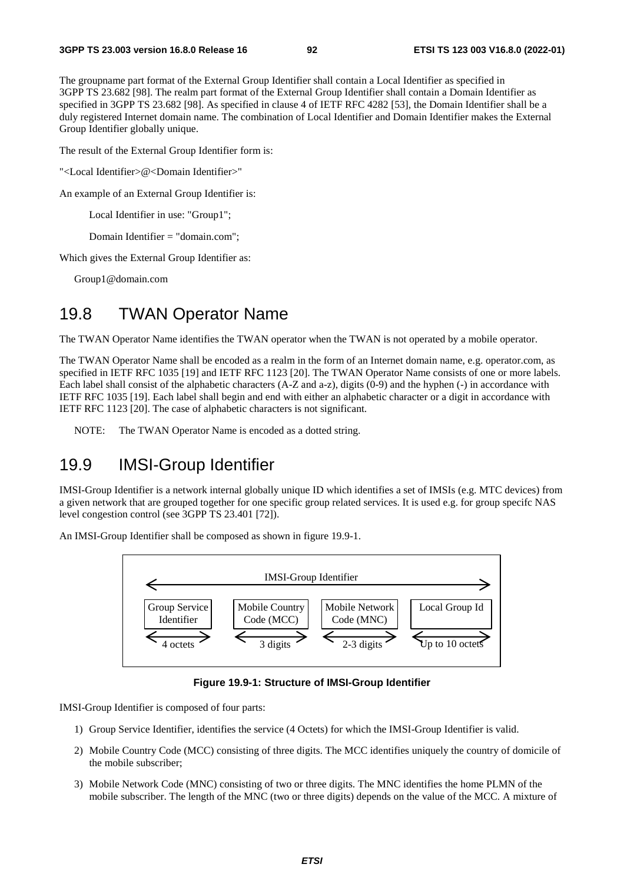The groupname part format of the External Group Identifier shall contain a Local Identifier as specified in 3GPP TS 23.682 [98]. The realm part format of the External Group Identifier shall contain a Domain Identifier as specified in 3GPP TS 23.682 [98]. As specified in clause 4 of IETF RFC 4282 [53], the Domain Identifier shall be a duly registered Internet domain name. The combination of Local Identifier and Domain Identifier makes the External Group Identifier globally unique.

The result of the External Group Identifier form is:

"<Local Identifier>@<Domain Identifier>"

An example of an External Group Identifier is:

Local Identifier in use: "Group1";

Domain Identifier = "domain.com";

Which gives the External Group Identifier as:

Group1@domain.com

## 19.8 TWAN Operator Name

The TWAN Operator Name identifies the TWAN operator when the TWAN is not operated by a mobile operator.

The TWAN Operator Name shall be encoded as a realm in the form of an Internet domain name, e.g. operator.com, as specified in IETF RFC 1035 [19] and IETF RFC 1123 [20]. The TWAN Operator Name consists of one or more labels. Each label shall consist of the alphabetic characters (A-Z and a-z), digits (0-9) and the hyphen (-) in accordance with IETF RFC 1035 [19]. Each label shall begin and end with either an alphabetic character or a digit in accordance with IETF RFC 1123 [20]. The case of alphabetic characters is not significant.

NOTE: The TWAN Operator Name is encoded as a dotted string.

## 19.9 IMSI-Group Identifier

IMSI-Group Identifier is a network internal globally unique ID which identifies a set of IMSIs (e.g. MTC devices) from a given network that are grouped together for one specific group related services. It is used e.g. for group specifc NAS level congestion control (see 3GPP TS 23.401 [72]).

An IMSI-Group Identifier shall be composed as shown in figure 19.9-1.

| IMSI-Group Identifier | | | |
|---|---|---|---|
| Group Service Identifier | Mobile Country Code (MCC) | Mobile Network Code (MNC) | Local Group Id |
| 4 octets | 3 digits | 2-3 digits | Up to 10 octets |

**Figure 19.9-1: Structure of IMSI-Group Identifier**

IMSI-Group Identifier is composed of four parts:

1) Group Service Identifier, identifies the service (4 Octets) for which the IMSI-Group Identifier is valid.

2) Mobile Country Code (MCC) consisting of three digits. The MCC identifies uniquely the country of domicile of the mobile subscriber;

3) Mobile Network Code (MNC) consisting of two or three digits. The MNC identifies the home PLMN of the mobile subscriber. The length of the MNC (two or three digits) depends on the value of the MCC. A mixture of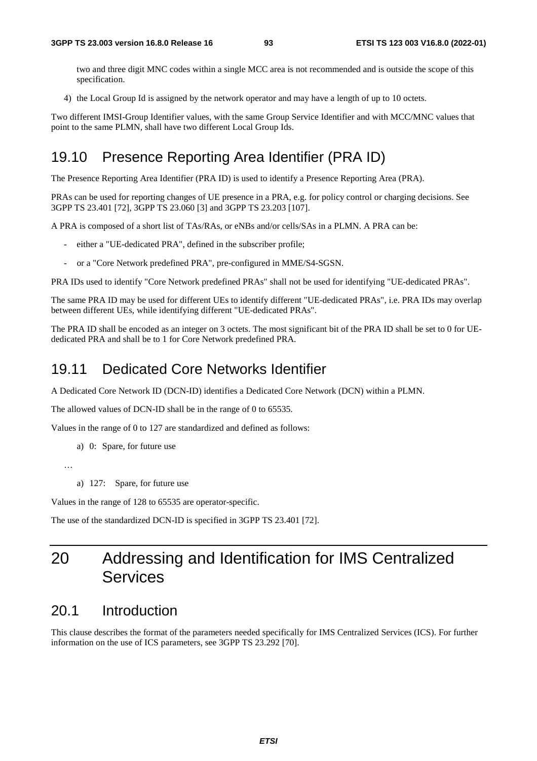two and three digit MNC codes within a single MCC area is not recommended and is outside the scope of this specification.

4) the Local Group Id is assigned by the network operator and may have a length of up to 10 octets.

Two different IMSI-Group Identifier values, with the same Group Service Identifier and with MCC/MNC values that point to the same PLMN, shall have two different Local Group Ids.

## 19.10 Presence Reporting Area Identifier (PRA ID)

The Presence Reporting Area Identifier (PRA ID) is used to identify a Presence Reporting Area (PRA).

PRAs can be used for reporting changes of UE presence in a PRA, e.g. for policy control or charging decisions. See 3GPP TS 23.401 [72], 3GPP TS 23.060 [3] and 3GPP TS 23.203 [107].

A PRA is composed of a short list of TAs/RAs, or eNBs and/or cells/SAs in a PLMN. A PRA can be:

- either a "UE-dedicated PRA", defined in the subscriber profile;
- or a "Core Network predefined PRA", pre-configured in MME/S4-SGSN.

PRA IDs used to identify "Core Network predefined PRAs" shall not be used for identifying "UE-dedicated PRAs".

The same PRA ID may be used for different UEs to identify different "UE-dedicated PRAs", i.e. PRA IDs may overlap between different UEs, while identifying different "UE-dedicated PRAs".

The PRA ID shall be encoded as an integer on 3 octets. The most significant bit of the PRA ID shall be set to 0 for UE-dedicated PRA and shall be to 1 for Core Network predefined PRA.

## 19.11 Dedicated Core Networks Identifier

A Dedicated Core Network ID (DCN-ID) identifies a Dedicated Core Network (DCN) within a PLMN.

The allowed values of DCN-ID shall be in the range of 0 to 65535.

Values in the range of 0 to 127 are standardized and defined as follows:

a) 0: Spare, for future use

…

a) 127: Spare, for future use

Values in the range of 128 to 65535 are operator-specific.

The use of the standardized DCN-ID is specified in 3GPP TS 23.401 [72].

# 20 Addressing and Identification for IMS Centralized Services

## 20.1 Introduction

This clause describes the format of the parameters needed specifically for IMS Centralized Services (ICS). For further information on the use of ICS parameters, see 3GPP TS 23.292 [70].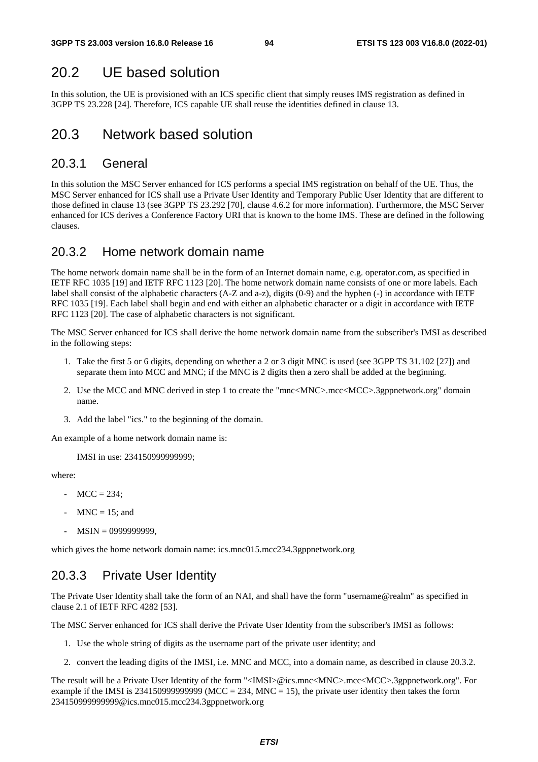## 20.2 UE based solution

In this solution, the UE is provisioned with an ICS specific client that simply reuses IMS registration as defined in 3GPP TS 23.228 [24]. Therefore, ICS capable UE shall reuse the identities defined in clause 13.

## 20.3 Network based solution

### 20.3.1 General

In this solution the MSC Server enhanced for ICS performs a special IMS registration on behalf of the UE. Thus, the MSC Server enhanced for ICS shall use a Private User Identity and Temporary Public User Identity that are different to those defined in clause 13 (see 3GPP TS 23.292 [70], clause 4.6.2 for more information). Furthermore, the MSC Server enhanced for ICS derives a Conference Factory URI that is known to the home IMS. These are defined in the following clauses.

### 20.3.2 Home network domain name

The home network domain name shall be in the form of an Internet domain name, e.g. operator.com, as specified in IETF RFC 1035 [19] and IETF RFC 1123 [20]. The home network domain name consists of one or more labels. Each label shall consist of the alphabetic characters (A-Z and a-z), digits (0-9) and the hyphen (-) in accordance with IETF RFC 1035 [19]. Each label shall begin and end with either an alphabetic character or a digit in accordance with IETF RFC 1123 [20]. The case of alphabetic characters is not significant.

The MSC Server enhanced for ICS shall derive the home network domain name from the subscriber's IMSI as described in the following steps:

1. Take the first 5 or 6 digits, depending on whether a 2 or 3 digit MNC is used (see 3GPP TS 31.102 [27]) and separate them into MCC and MNC; if the MNC is 2 digits then a zero shall be added at the beginning.
2. Use the MCC and MNC derived in step 1 to create the "mnc<MNC>.mcc<MCC>.3gppnetwork.org" domain name.
3. Add the label "ics." to the beginning of the domain.

An example of a home network domain name is:

IMSI in use: 234150999999999;

where:

- MCC = 234;
- MNC = 15; and
- MSIN = 0999999999,

which gives the home network domain name: ics.mnc015.mcc234.3gppnetwork.org

### 20.3.3 Private User Identity

The Private User Identity shall take the form of an NAI, and shall have the form "username@realm" as specified in clause 2.1 of IETF RFC 4282 [53].

The MSC Server enhanced for ICS shall derive the Private User Identity from the subscriber's IMSI as follows:

1. Use the whole string of digits as the username part of the private user identity; and
2. convert the leading digits of the IMSI, i.e. MNC and MCC, into a domain name, as described in clause 20.3.2.

The result will be a Private User Identity of the form "<IMSI>@ics.mnc<MNC>.mcc<MCC>.3gppnetwork.org". For example if the IMSI is 234150999999999 (MCC = 234, MNC = 15), the private user identity then takes the form 234150999999999@ics.mnc015.mcc234.3gppnetwork.org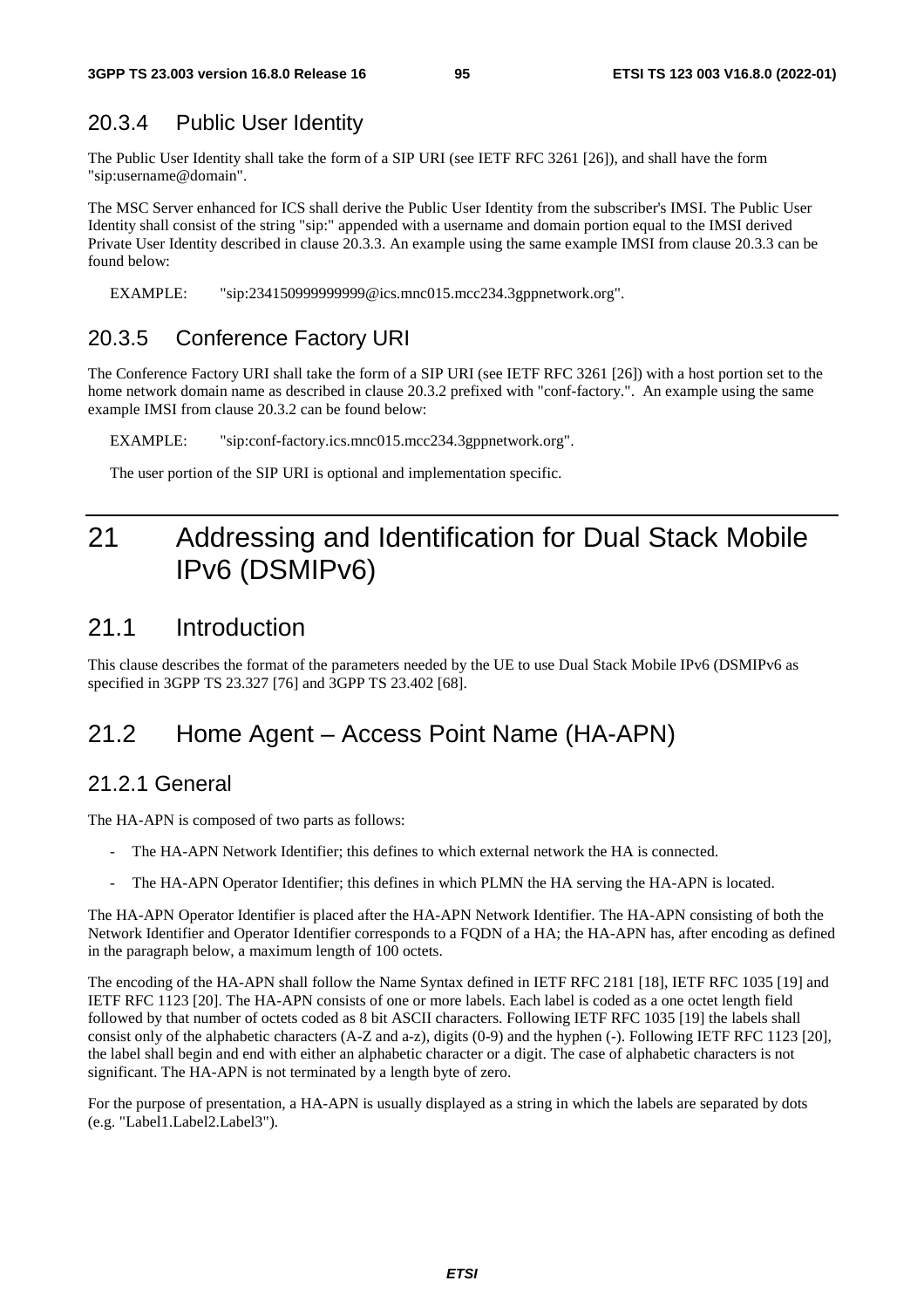### 20.3.4 Public User Identity

The Public User Identity shall take the form of a SIP URI (see IETF RFC 3261 [26]), and shall have the form "sip:username@domain".

The MSC Server enhanced for ICS shall derive the Public User Identity from the subscriber's IMSI. The Public User Identity shall consist of the string "sip:" appended with a username and domain portion equal to the IMSI derived Private User Identity described in clause 20.3.3. An example using the same example IMSI from clause 20.3.3 can be found below:

EXAMPLE: "sip:234150999999999@ics.mnc015.mcc234.3gppnetwork.org".

### 20.3.5 Conference Factory URI

The Conference Factory URI shall take the form of a SIP URI (see IETF RFC 3261 [26]) with a host portion set to the home network domain name as described in clause 20.3.2 prefixed with "conf-factory.". An example using the same example IMSI from clause 20.3.2 can be found below:

EXAMPLE: "sip:conf-factory.ics.mnc015.mcc234.3gppnetwork.org".

The user portion of the SIP URI is optional and implementation specific.

# 21 Addressing and Identification for Dual Stack Mobile IPv6 (DSMIPv6)

## 21.1 Introduction

This clause describes the format of the parameters needed by the UE to use Dual Stack Mobile IPv6 (DSMIPv6 as specified in 3GPP TS 23.327 [76] and 3GPP TS 23.402 [68].

## 21.2 Home Agent – Access Point Name (HA-APN)

### 21.2.1 General

The HA-APN is composed of two parts as follows:

- The HA-APN Network Identifier; this defines to which external network the HA is connected.
- The HA-APN Operator Identifier; this defines in which PLMN the HA serving the HA-APN is located.

The HA-APN Operator Identifier is placed after the HA-APN Network Identifier. The HA-APN consisting of both the Network Identifier and Operator Identifier corresponds to a FQDN of a HA; the HA-APN has, after encoding as defined in the paragraph below, a maximum length of 100 octets.

The encoding of the HA-APN shall follow the Name Syntax defined in IETF RFC 2181 [18], IETF RFC 1035 [19] and IETF RFC 1123 [20]. The HA-APN consists of one or more labels. Each label is coded as a one octet length field followed by that number of octets coded as 8 bit ASCII characters. Following IETF RFC 1035 [19] the labels shall consist only of the alphabetic characters (A-Z and a-z), digits (0-9) and the hyphen (-). Following IETF RFC 1123 [20], the label shall begin and end with either an alphabetic character or a digit. The case of alphabetic characters is not significant. The HA-APN is not terminated by a length byte of zero.

For the purpose of presentation, a HA-APN is usually displayed as a string in which the labels are separated by dots (e.g. "Label1.Label2.Label3").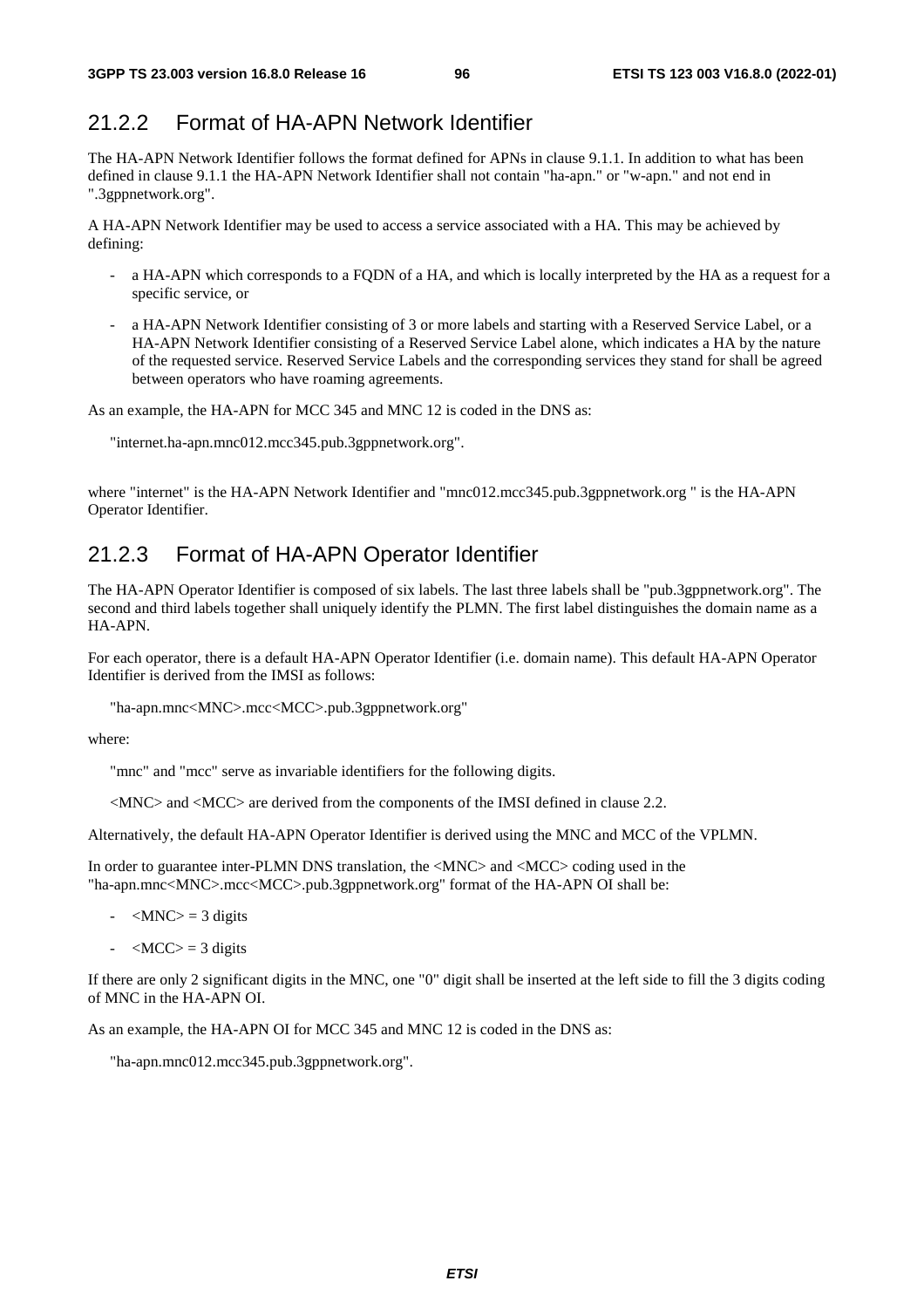## 21.2.2 Format of HA-APN Network Identifier

The HA-APN Network Identifier follows the format defined for APNs in clause 9.1.1. In addition to what has been defined in clause 9.1.1 the HA-APN Network Identifier shall not contain "ha-apn." or "w-apn." and not end in ".3gppnetwork.org".

A HA-APN Network Identifier may be used to access a service associated with a HA. This may be achieved by defining:

- a HA-APN which corresponds to a FQDN of a HA, and which is locally interpreted by the HA as a request for a specific service, or
- a HA-APN Network Identifier consisting of 3 or more labels and starting with a Reserved Service Label, or a HA-APN Network Identifier consisting of a Reserved Service Label alone, which indicates a HA by the nature of the requested service. Reserved Service Labels and the corresponding services they stand for shall be agreed between operators who have roaming agreements.

As an example, the HA-APN for MCC 345 and MNC 12 is coded in the DNS as:

"internet.ha-apn.mnc012.mcc345.pub.3gppnetwork.org".

where "internet" is the HA-APN Network Identifier and "mnc012.mcc345.pub.3gppnetwork.org " is the HA-APN Operator Identifier.

## 21.2.3 Format of HA-APN Operator Identifier

The HA-APN Operator Identifier is composed of six labels. The last three labels shall be "pub.3gppnetwork.org". The second and third labels together shall uniquely identify the PLMN. The first label distinguishes the domain name as a HA-APN.

For each operator, there is a default HA-APN Operator Identifier (i.e. domain name). This default HA-APN Operator Identifier is derived from the IMSI as follows:

"ha-apn.mnc<MNC>.mcc<MCC>.pub.3gppnetwork.org"

where:

"mnc" and "mcc" serve as invariable identifiers for the following digits.

<MNC> and <MCC> are derived from the components of the IMSI defined in clause 2.2.

Alternatively, the default HA-APN Operator Identifier is derived using the MNC and MCC of the VPLMN.

In order to guarantee inter-PLMN DNS translation, the <MNC> and <MCC> coding used in the "ha-apn.mnc<MNC>.mcc<MCC>.pub.3gppnetwork.org" format of the HA-APN OI shall be:

- <MNC> = 3 digits
- <MCC> = 3 digits

If there are only 2 significant digits in the MNC, one "0" digit shall be inserted at the left side to fill the 3 digits coding of MNC in the HA-APN OI.

As an example, the HA-APN OI for MCC 345 and MNC 12 is coded in the DNS as:

"ha-apn.mnc012.mcc345.pub.3gppnetwork.org".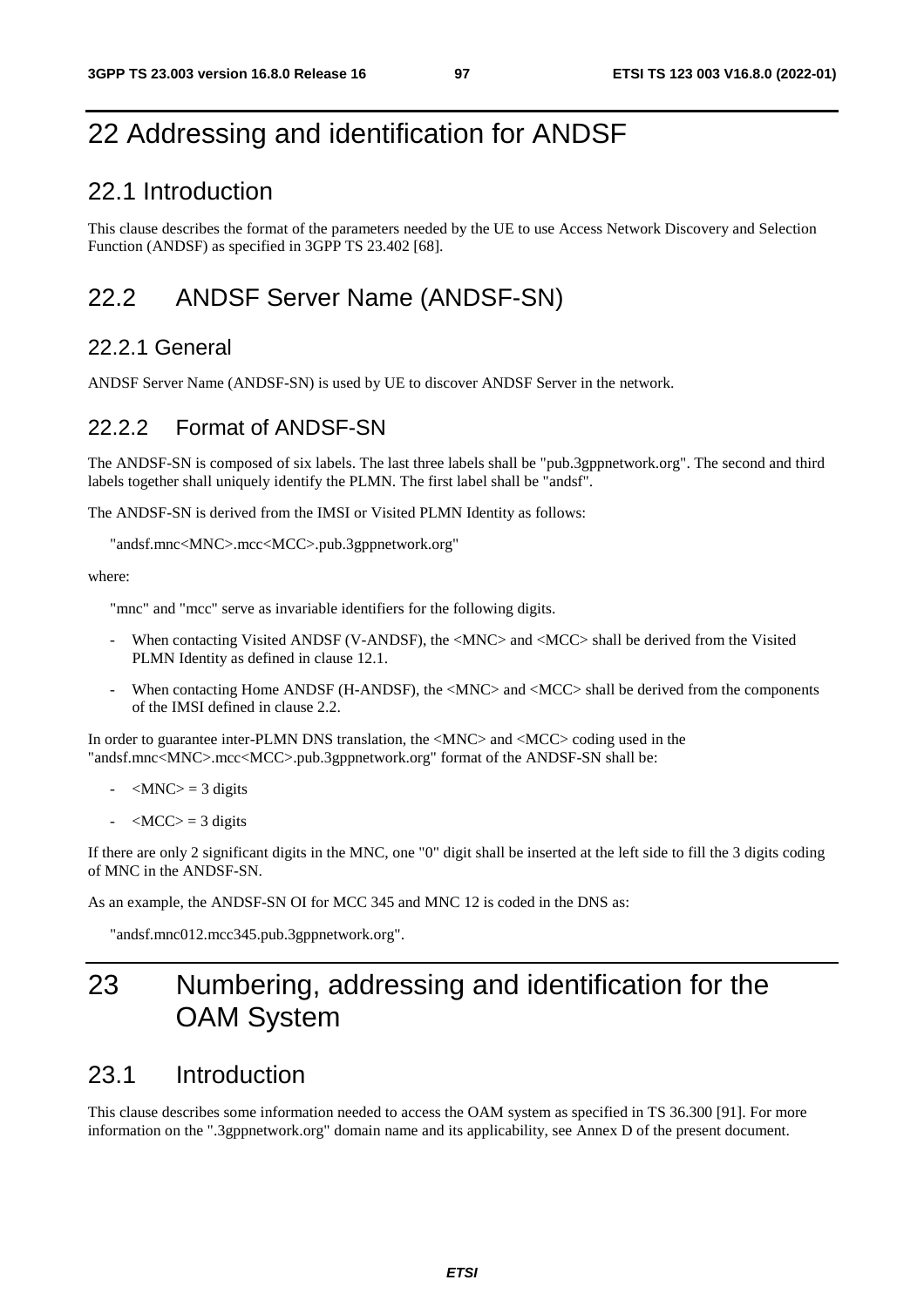# 22 Addressing and identification for ANDSF

## 22.1 Introduction

This clause describes the format of the parameters needed by the UE to use Access Network Discovery and Selection Function (ANDSF) as specified in 3GPP TS 23.402 [68].

## 22.2 ANDSF Server Name (ANDSF-SN)

### 22.2.1 General

ANDSF Server Name (ANDSF-SN) is used by UE to discover ANDSF Server in the network.

### 22.2.2 Format of ANDSF-SN

The ANDSF-SN is composed of six labels. The last three labels shall be "pub.3gppnetwork.org". The second and third labels together shall uniquely identify the PLMN. The first label shall be "andsf".

The ANDSF-SN is derived from the IMSI or Visited PLMN Identity as follows:

"andsf.mnc<MNC>.mcc<MCC>.pub.3gppnetwork.org"

where:

"mnc" and "mcc" serve as invariable identifiers for the following digits.

- When contacting Visited ANDSF (V-ANDSF), the <MNC> and <MCC> shall be derived from the Visited PLMN Identity as defined in clause 12.1.
- When contacting Home ANDSF (H-ANDSF), the <MNC> and <MCC> shall be derived from the components of the IMSI defined in clause 2.2.

In order to guarantee inter-PLMN DNS translation, the <MNC> and <MCC> coding used in the "andsf.mnc<MNC>.mcc<MCC>.pub.3gppnetwork.org" format of the ANDSF-SN shall be:

- <MNC> = 3 digits
- <MCC> = 3 digits

If there are only 2 significant digits in the MNC, one "0" digit shall be inserted at the left side to fill the 3 digits coding of MNC in the ANDSF-SN.

As an example, the ANDSF-SN OI for MCC 345 and MNC 12 is coded in the DNS as:

"andsf.mnc012.mcc345.pub.3gppnetwork.org".

# 23 Numbering, addressing and identification for the OAM System

## 23.1 Introduction

This clause describes some information needed to access the OAM system as specified in TS 36.300 [91]. For more information on the ".3gppnetwork.org" domain name and its applicability, see Annex D of the present document.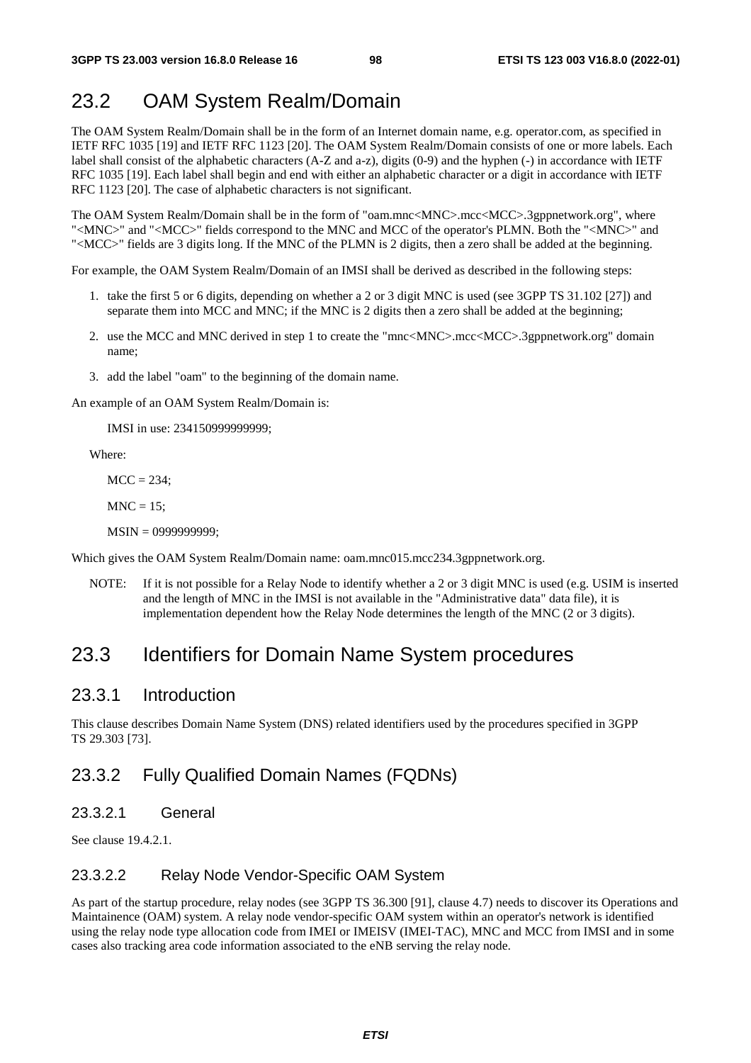## 23.2 OAM System Realm/Domain

The OAM System Realm/Domain shall be in the form of an Internet domain name, e.g. operator.com, as specified in IETF RFC 1035 [19] and IETF RFC 1123 [20]. The OAM System Realm/Domain consists of one or more labels. Each label shall consist of the alphabetic characters (A-Z and a-z), digits (0-9) and the hyphen (-) in accordance with IETF RFC 1035 [19]. Each label shall begin and end with either an alphabetic character or a digit in accordance with IETF RFC 1123 [20]. The case of alphabetic characters is not significant.

The OAM System Realm/Domain shall be in the form of "oam.mnc<MNC>.mcc<MCC>.3gppnetwork.org", where "<MNC>" and "<MCC>" fields correspond to the MNC and MCC of the operator's PLMN. Both the "<MNC>" and "<MCC>" fields are 3 digits long. If the MNC of the PLMN is 2 digits, then a zero shall be added at the beginning.

For example, the OAM System Realm/Domain of an IMSI shall be derived as described in the following steps:

1. take the first 5 or 6 digits, depending on whether a 2 or 3 digit MNC is used (see 3GPP TS 31.102 [27]) and separate them into MCC and MNC; if the MNC is 2 digits then a zero shall be added at the beginning;
2. use the MCC and MNC derived in step 1 to create the "mnc<MNC>.mcc<MCC>.3gppnetwork.org" domain name;
3. add the label "oam" to the beginning of the domain name.

An example of an OAM System Realm/Domain is:

IMSI in use: 234150999999999;

Where:

MCC = 234;

MNC = 15;

MSIN = 0999999999;

Which gives the OAM System Realm/Domain name: oam.mnc015.mcc234.3gppnetwork.org.

NOTE: If it is not possible for a Relay Node to identify whether a 2 or 3 digit MNC is used (e.g. USIM is inserted and the length of MNC in the IMSI is not available in the "Administrative data" data file), it is implementation dependent how the Relay Node determines the length of the MNC (2 or 3 digits).

## 23.3 Identifiers for Domain Name System procedures

### 23.3.1 Introduction

This clause describes Domain Name System (DNS) related identifiers used by the procedures specified in 3GPP TS 29.303 [73].

### 23.3.2 Fully Qualified Domain Names (FQDNs)

#### 23.3.2.1 General

See clause 19.4.2.1.

#### 23.3.2.2 Relay Node Vendor-Specific OAM System

As part of the startup procedure, relay nodes (see 3GPP TS 36.300 [91], clause 4.7) needs to discover its Operations and Maintainence (OAM) system. A relay node vendor-specific OAM system within an operator's network is identified using the relay node type allocation code from IMEI or IMEISV (IMEI-TAC), MNC and MCC from IMSI and in some cases also tracking area code information associated to the eNB serving the relay node.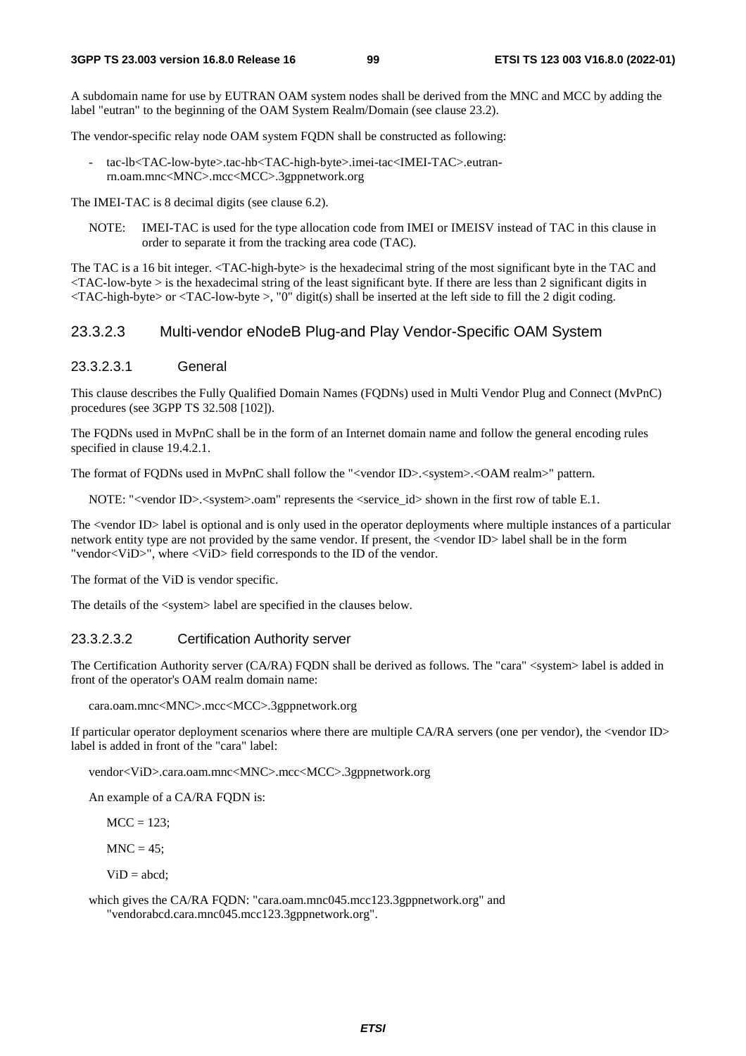A subdomain name for use by EUTRAN OAM system nodes shall be derived from the MNC and MCC by adding the label "eutran" to the beginning of the OAM System Realm/Domain (see clause 23.2).

The vendor-specific relay node OAM system FQDN shall be constructed as following:

- tac-lb<TAC-low-byte>.tac-hb<TAC-high-byte>.imei-tac<IMEI-TAC>.eutran-rn.oam.mnc<MNC>.mcc<MCC>.3gppnetwork.org

The IMEI-TAC is 8 decimal digits (see clause 6.2).

NOTE: IMEI-TAC is used for the type allocation code from IMEI or IMEISV instead of TAC in this clause in order to separate it from the tracking area code (TAC).

The TAC is a 16 bit integer. <TAC-high-byte> is the hexadecimal string of the most significant byte in the TAC and <TAC-low-byte > is the hexadecimal string of the least significant byte. If there are less than 2 significant digits in <TAC-high-byte> or <TAC-low-byte >, "0" digit(s) shall be inserted at the left side to fill the 2 digit coding.

### 23.3.2.3 Multi-vendor eNodeB Plug-and Play Vendor-Specific OAM System

#### 23.3.2.3.1 General

This clause describes the Fully Qualified Domain Names (FQDNs) used in Multi Vendor Plug and Connect (MvPnC) procedures (see 3GPP TS 32.508 [102]).

The FQDNs used in MvPnC shall be in the form of an Internet domain name and follow the general encoding rules specified in clause 19.4.2.1.

The format of FQDNs used in MvPnC shall follow the "<vendor ID>.<system>.<OAM realm>" pattern.

NOTE: "<vendor ID>.<system>.oam" represents the <service_id> shown in the first row of table E.1.

The <vendor ID> label is optional and is only used in the operator deployments where multiple instances of a particular network entity type are not provided by the same vendor. If present, the <vendor ID> label shall be in the form "vendor<ViD>", where <ViD> field corresponds to the ID of the vendor.

The format of the ViD is vendor specific.

The details of the <system> label are specified in the clauses below.

#### 23.3.2.3.2 Certification Authority server

The Certification Authority server (CA/RA) FQDN shall be derived as follows. The "cara" <system> label is added in front of the operator's OAM realm domain name:

cara.oam.mnc<MNC>.mcc<MCC>.3gppnetwork.org

If particular operator deployment scenarios where there are multiple CA/RA servers (one per vendor), the <vendor ID> label is added in front of the "cara" label:

vendor<ViD>.cara.oam.mnc<MNC>.mcc<MCC>.3gppnetwork.org

An example of a CA/RA FQDN is:

MCC = 123;

MNC = 45;

ViD = abcd;

which gives the CA/RA FQDN: "cara.oam.mnc045.mcc123.3gppnetwork.org" and "vendorabcd.cara.mnc045.mcc123.3gppnetwork.org".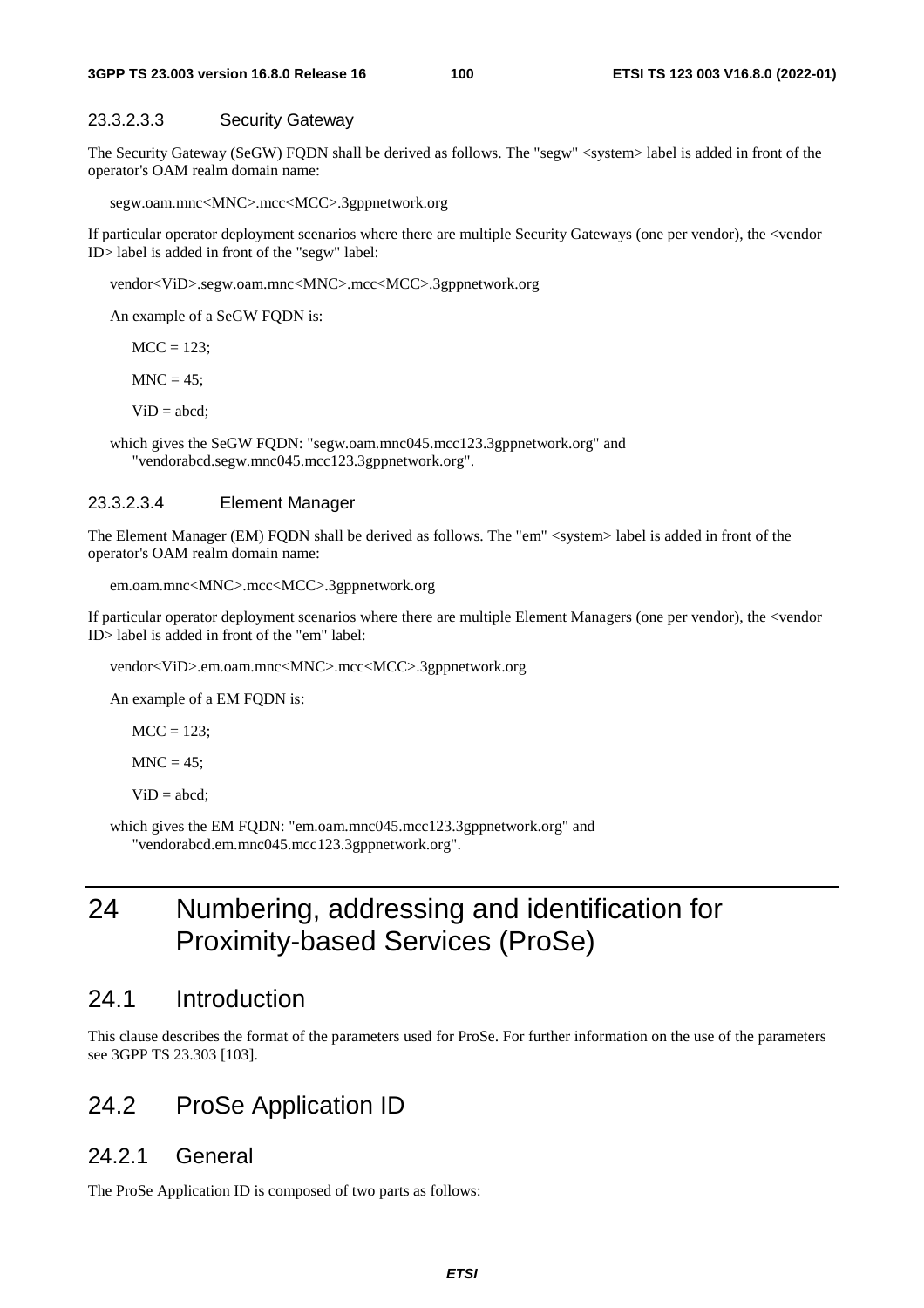#### 23.3.2.3.3 Security Gateway

The Security Gateway (SeGW) FQDN shall be derived as follows. The "segw" <system> label is added in front of the operator's OAM realm domain name:

segw.oam.mnc<MNC>.mcc<MCC>.3gppnetwork.org

If particular operator deployment scenarios where there are multiple Security Gateways (one per vendor), the <vendor ID> label is added in front of the "segw" label:

vendor<ViD>.segw.oam.mnc<MNC>.mcc<MCC>.3gppnetwork.org

An example of a SeGW FQDN is:

MCC = 123;

MNC = 45;

ViD = abcd;

which gives the SeGW FQDN: "segw.oam.mnc045.mcc123.3gppnetwork.org" and "vendorabcd.segw.mnc045.mcc123.3gppnetwork.org".

#### 23.3.2.3.4 Element Manager

The Element Manager (EM) FQDN shall be derived as follows. The "em" <system> label is added in front of the operator's OAM realm domain name:

em.oam.mnc<MNC>.mcc<MCC>.3gppnetwork.org

If particular operator deployment scenarios where there are multiple Element Managers (one per vendor), the <vendor ID> label is added in front of the "em" label:

vendor<ViD>.em.oam.mnc<MNC>.mcc<MCC>.3gppnetwork.org

An example of a EM FQDN is:

MCC = 123;

MNC = 45;

ViD = abcd;

which gives the EM FQDN: "em.oam.mnc045.mcc123.3gppnetwork.org" and "vendorabcd.em.mnc045.mcc123.3gppnetwork.org".

# 24 Numbering, addressing and identification for Proximity-based Services (ProSe)

## 24.1 Introduction

This clause describes the format of the parameters used for ProSe. For further information on the use of the parameters see 3GPP TS 23.303 [103].

## 24.2 ProSe Application ID

### 24.2.1 General

The ProSe Application ID is composed of two parts as follows: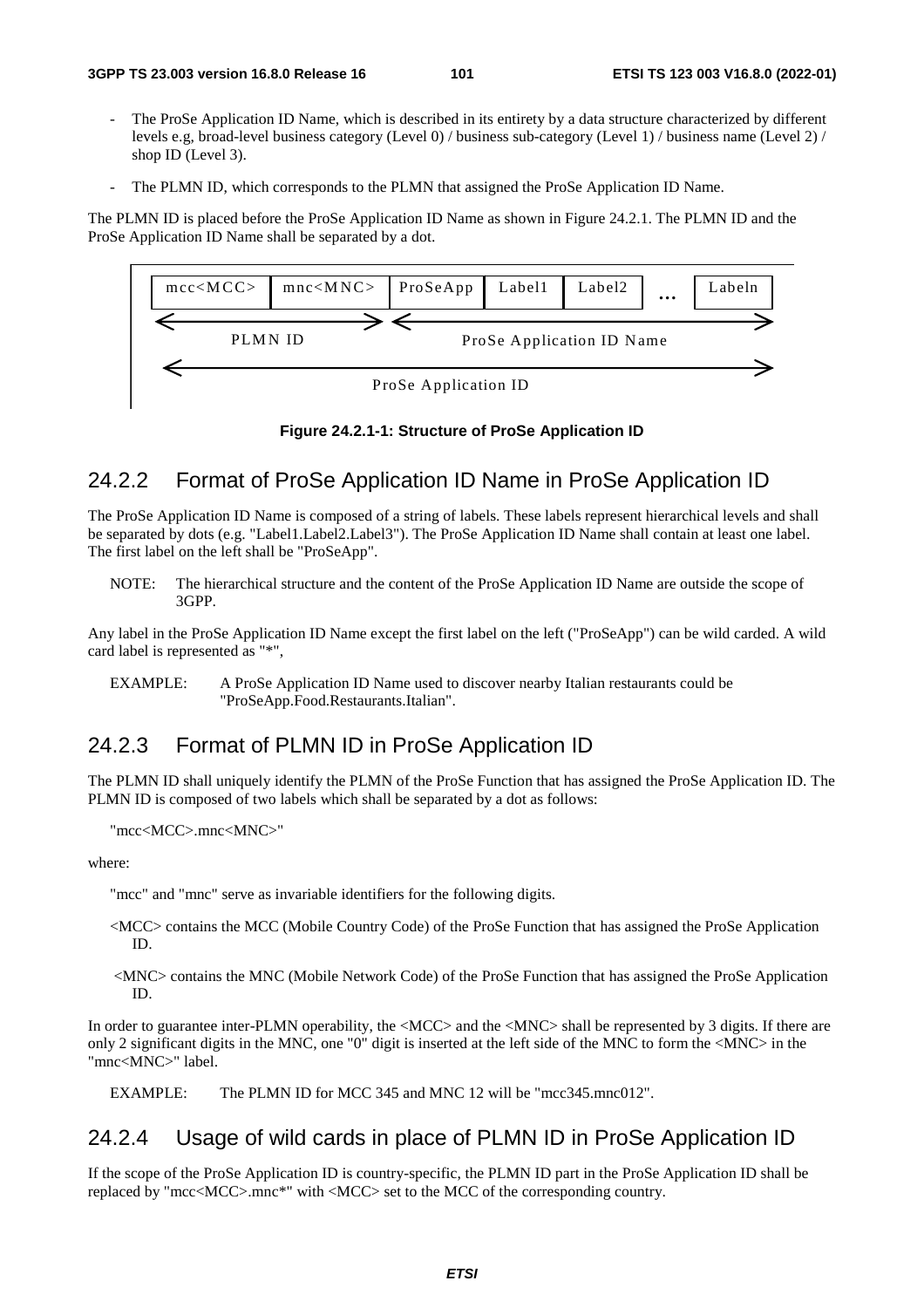- The ProSe Application ID Name, which is described in its entirety by a data structure characterized by different levels e.g, broad-level business category (Level 0) / business sub-category (Level 1) / business name (Level 2) / shop ID (Level 3).

- The PLMN ID, which corresponds to the PLMN that assigned the ProSe Application ID Name.

The PLMN ID is placed before the ProSe Application ID Name as shown in Figure 24.2.1. The PLMN ID and the ProSe Application ID Name shall be separated by a dot.

| mcc<MCC> | mnc<MNC> | ProSeApp | Label1 | Label2 | ... | Labeln |
|---|---|---|---|---|---|---|
| PLMN ID | | ProSe Application ID Name | | | | |
| ProSe Application ID | | | | | | |

**Figure 24.2.1-1: Structure of ProSe Application ID**

## 24.2.2 Format of ProSe Application ID Name in ProSe Application ID

The ProSe Application ID Name is composed of a string of labels. These labels represent hierarchical levels and shall be separated by dots (e.g. "Label1.Label2.Label3"). The ProSe Application ID Name shall contain at least one label. The first label on the left shall be "ProSeApp".

NOTE: The hierarchical structure and the content of the ProSe Application ID Name are outside the scope of 3GPP.

Any label in the ProSe Application ID Name except the first label on the left ("ProSeApp") can be wild carded. A wild card label is represented as "*",

EXAMPLE: A ProSe Application ID Name used to discover nearby Italian restaurants could be "ProSeApp.Food.Restaurants.Italian".

## 24.2.3 Format of PLMN ID in ProSe Application ID

The PLMN ID shall uniquely identify the PLMN of the ProSe Function that has assigned the ProSe Application ID. The PLMN ID is composed of two labels which shall be separated by a dot as follows:

"mcc<MCC>.mnc<MNC>"

where:

"mcc" and "mnc" serve as invariable identifiers for the following digits.

<MCC> contains the MCC (Mobile Country Code) of the ProSe Function that has assigned the ProSe Application ID.

<MNC> contains the MNC (Mobile Network Code) of the ProSe Function that has assigned the ProSe Application ID.

In order to guarantee inter-PLMN operability, the <MCC> and the <MNC> shall be represented by 3 digits. If there are only 2 significant digits in the MNC, one "0" digit is inserted at the left side of the MNC to form the <MNC> in the "mnc<MNC>" label.

EXAMPLE: The PLMN ID for MCC 345 and MNC 12 will be "mcc345.mnc012".

## 24.2.4 Usage of wild cards in place of PLMN ID in ProSe Application ID

If the scope of the ProSe Application ID is country-specific, the PLMN ID part in the ProSe Application ID shall be replaced by "mcc<MCC>.mnc*" with <MCC> set to the MCC of the corresponding country.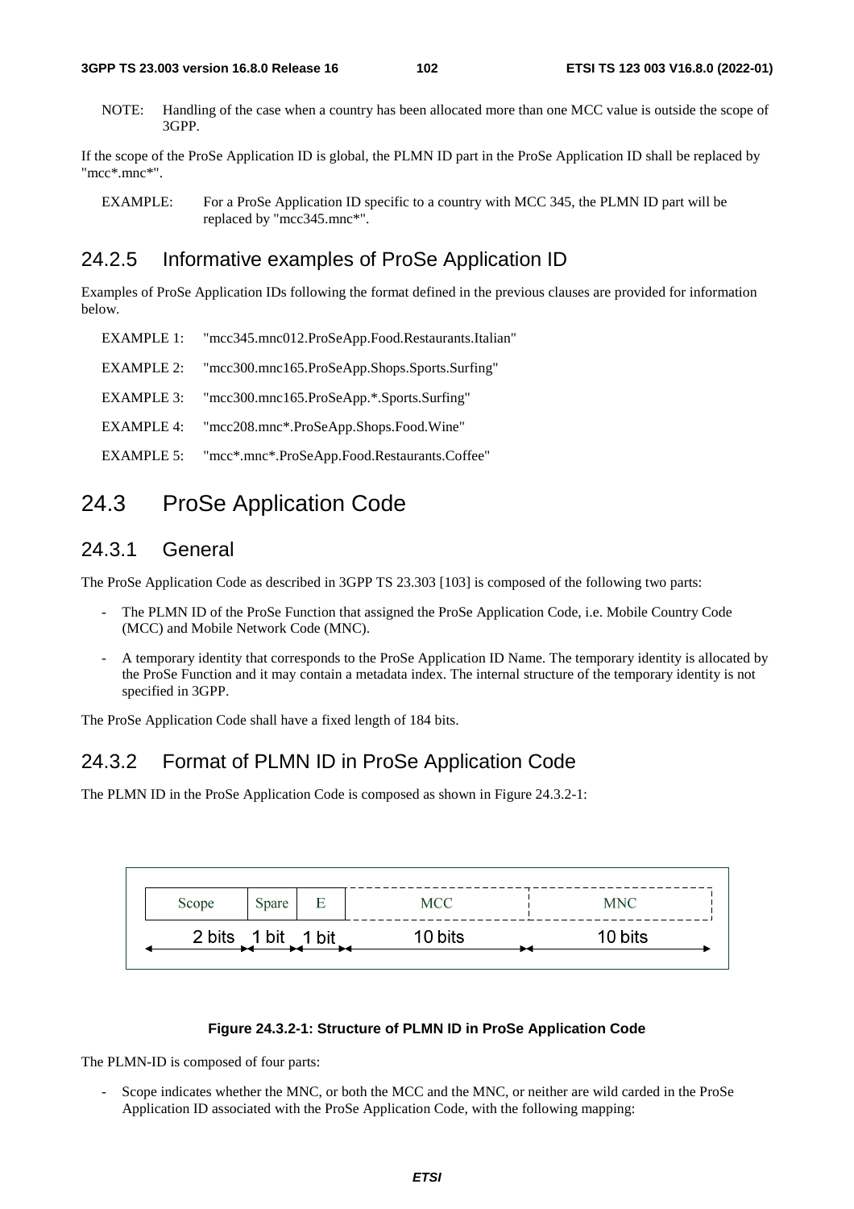NOTE: Handling of the case when a country has been allocated more than one MCC value is outside the scope of 3GPP.

If the scope of the ProSe Application ID is global, the PLMN ID part in the ProSe Application ID shall be replaced by "mcc*.mnc*".

EXAMPLE: For a ProSe Application ID specific to a country with MCC 345, the PLMN ID part will be replaced by "mcc345.mnc*".

### 24.2.5 Informative examples of ProSe Application ID

Examples of ProSe Application IDs following the format defined in the previous clauses are provided for information below.

EXAMPLE 1: "mcc345.mnc012.ProSeApp.Food.Restaurants.Italian"

EXAMPLE 2: "mcc300.mnc165.ProSeApp.Shops.Sports.Surfing"

EXAMPLE 3: "mcc300.mnc165.ProSeApp.*.Sports.Surfing"

EXAMPLE 4: "mcc208.mnc*.ProSeApp.Shops.Food.Wine"

EXAMPLE 5: "mcc*.mnc*.ProSeApp.Food.Restaurants.Coffee"

## 24.3 ProSe Application Code

### 24.3.1 General

The ProSe Application Code as described in 3GPP TS 23.303 [103] is composed of the following two parts:

- The PLMN ID of the ProSe Function that assigned the ProSe Application Code, i.e. Mobile Country Code (MCC) and Mobile Network Code (MNC).
- A temporary identity that corresponds to the ProSe Application ID Name. The temporary identity is allocated by the ProSe Function and it may contain a metadata index. The internal structure of the temporary identity is not specified in 3GPP.

The ProSe Application Code shall have a fixed length of 184 bits.

### 24.3.2 Format of PLMN ID in ProSe Application Code

The PLMN ID in the ProSe Application Code is composed as shown in Figure 24.3.2-1:

| Scope | Spare | E | MCC | MNC |
|---|---|---|---|---|
| 2 bits | 1 bit | 1 bit | 10 bits | 10 bits |

**Figure 24.3.2-1: Structure of PLMN ID in ProSe Application Code**

The PLMN-ID is composed of four parts:

- Scope indicates whether the MNC, or both the MCC and the MNC, or neither are wild carded in the ProSe Application ID associated with the ProSe Application Code, with the following mapping: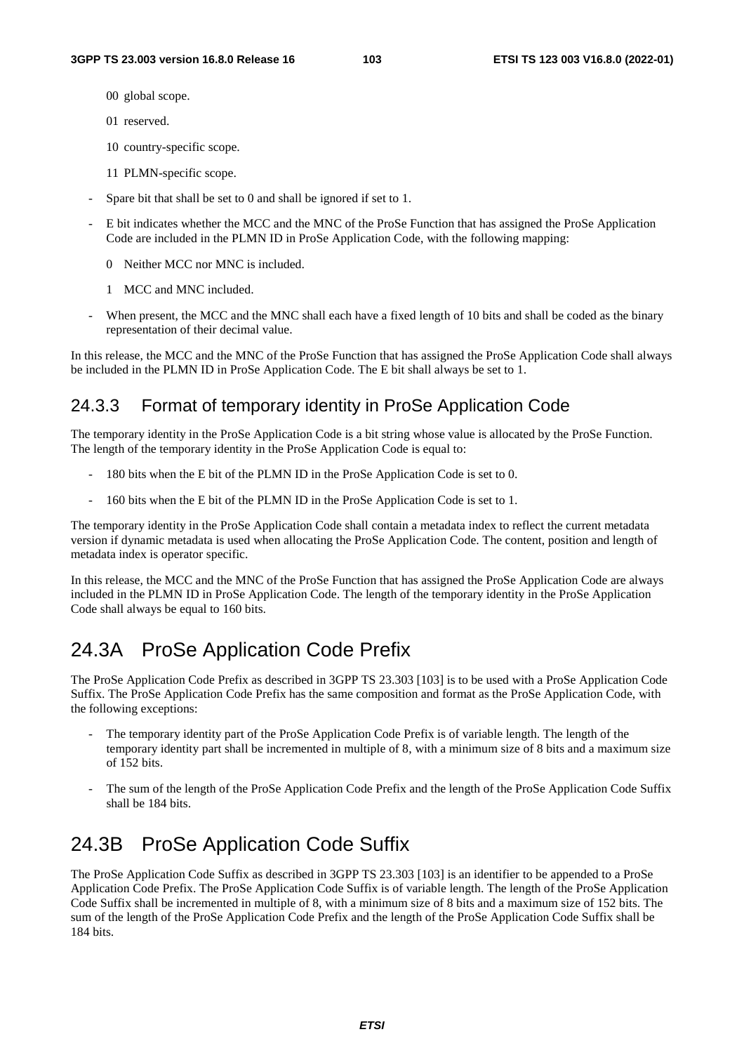- 00 global scope.
- 01 reserved.
- 10 country-specific scope.
- 11 PLMN-specific scope.

- Spare bit that shall be set to 0 and shall be ignored if set to 1.
- E bit indicates whether the MCC and the MNC of the ProSe Function that has assigned the ProSe Application Code are included in the PLMN ID in ProSe Application Code, with the following mapping:
  - 0 Neither MCC nor MNC is included.
  - 1 MCC and MNC included.
- When present, the MCC and the MNC shall each have a fixed length of 10 bits and shall be coded as the binary representation of their decimal value.

In this release, the MCC and the MNC of the ProSe Function that has assigned the ProSe Application Code shall always be included in the PLMN ID in ProSe Application Code. The E bit shall always be set to 1.

### 24.3.3 Format of temporary identity in ProSe Application Code

The temporary identity in the ProSe Application Code is a bit string whose value is allocated by the ProSe Function. The length of the temporary identity in the ProSe Application Code is equal to:

- 180 bits when the E bit of the PLMN ID in the ProSe Application Code is set to 0.
- 160 bits when the E bit of the PLMN ID in the ProSe Application Code is set to 1.

The temporary identity in the ProSe Application Code shall contain a metadata index to reflect the current metadata version if dynamic metadata is used when allocating the ProSe Application Code. The content, position and length of metadata index is operator specific.

In this release, the MCC and the MNC of the ProSe Function that has assigned the ProSe Application Code are always included in the PLMN ID in ProSe Application Code. The length of the temporary identity in the ProSe Application Code shall always be equal to 160 bits.

## 24.3A ProSe Application Code Prefix

The ProSe Application Code Prefix as described in 3GPP TS 23.303 [103] is to be used with a ProSe Application Code Suffix. The ProSe Application Code Prefix has the same composition and format as the ProSe Application Code, with the following exceptions:

- The temporary identity part of the ProSe Application Code Prefix is of variable length. The length of the temporary identity part shall be incremented in multiple of 8, with a minimum size of 8 bits and a maximum size of 152 bits.
- The sum of the length of the ProSe Application Code Prefix and the length of the ProSe Application Code Suffix shall be 184 bits.

## 24.3B ProSe Application Code Suffix

The ProSe Application Code Suffix as described in 3GPP TS 23.303 [103] is an identifier to be appended to a ProSe Application Code Prefix. The ProSe Application Code Suffix is of variable length. The length of the ProSe Application Code Suffix shall be incremented in multiple of 8, with a minimum size of 8 bits and a maximum size of 152 bits. The sum of the length of the ProSe Application Code Prefix and the length of the ProSe Application Code Suffix shall be 184 bits.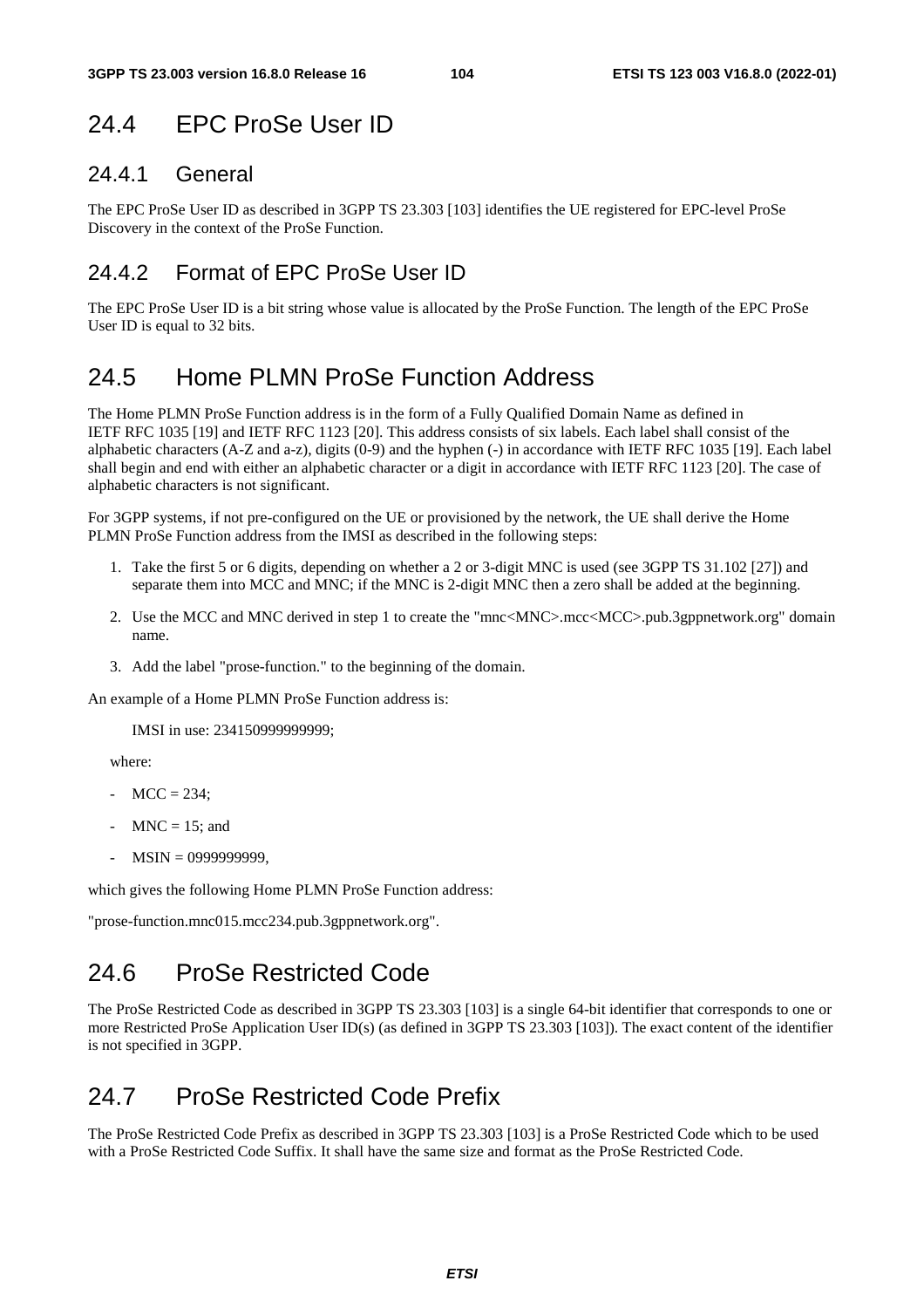## 24.4 EPC ProSe User ID

### 24.4.1 General

The EPC ProSe User ID as described in 3GPP TS 23.303 [103] identifies the UE registered for EPC-level ProSe Discovery in the context of the ProSe Function.

### 24.4.2 Format of EPC ProSe User ID

The EPC ProSe User ID is a bit string whose value is allocated by the ProSe Function. The length of the EPC ProSe User ID is equal to 32 bits.

## 24.5 Home PLMN ProSe Function Address

The Home PLMN ProSe Function address is in the form of a Fully Qualified Domain Name as defined in IETF RFC 1035 [19] and IETF RFC 1123 [20]. This address consists of six labels. Each label shall consist of the alphabetic characters (A-Z and a-z), digits (0-9) and the hyphen (-) in accordance with IETF RFC 1035 [19]. Each label shall begin and end with either an alphabetic character or a digit in accordance with IETF RFC 1123 [20]. The case of alphabetic characters is not significant.

For 3GPP systems, if not pre-configured on the UE or provisioned by the network, the UE shall derive the Home PLMN ProSe Function address from the IMSI as described in the following steps:

1. Take the first 5 or 6 digits, depending on whether a 2 or 3-digit MNC is used (see 3GPP TS 31.102 [27]) and separate them into MCC and MNC; if the MNC is 2-digit MNC then a zero shall be added at the beginning.
2. Use the MCC and MNC derived in step 1 to create the "mnc<MNC>.mcc<MCC>.pub.3gppnetwork.org" domain name.
3. Add the label "prose-function." to the beginning of the domain.

An example of a Home PLMN ProSe Function address is:

IMSI in use: 234150999999999;

where:

- MCC = 234;
- MNC = 15; and
- MSIN = 0999999999,

which gives the following Home PLMN ProSe Function address:

"prose-function.mnc015.mcc234.pub.3gppnetwork.org".

## 24.6 ProSe Restricted Code

The ProSe Restricted Code as described in 3GPP TS 23.303 [103] is a single 64-bit identifier that corresponds to one or more Restricted ProSe Application User ID(s) (as defined in 3GPP TS 23.303 [103]). The exact content of the identifier is not specified in 3GPP.

## 24.7 ProSe Restricted Code Prefix

The ProSe Restricted Code Prefix as described in 3GPP TS 23.303 [103] is a ProSe Restricted Code which to be used with a ProSe Restricted Code Suffix. It shall have the same size and format as the ProSe Restricted Code.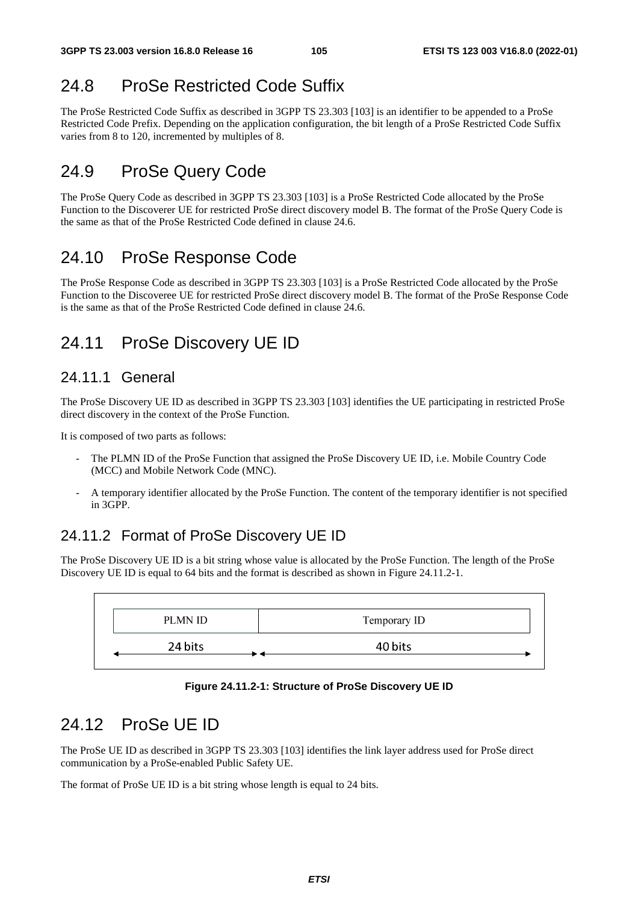## 24.8 ProSe Restricted Code Suffix

The ProSe Restricted Code Suffix as described in 3GPP TS 23.303 [103] is an identifier to be appended to a ProSe Restricted Code Prefix. Depending on the application configuration, the bit length of a ProSe Restricted Code Suffix varies from 8 to 120, incremented by multiples of 8.

## 24.9 ProSe Query Code

The ProSe Query Code as described in 3GPP TS 23.303 [103] is a ProSe Restricted Code allocated by the ProSe Function to the Discoverer UE for restricted ProSe direct discovery model B. The format of the ProSe Query Code is the same as that of the ProSe Restricted Code defined in clause 24.6.

## 24.10 ProSe Response Code

The ProSe Response Code as described in 3GPP TS 23.303 [103] is a ProSe Restricted Code allocated by the ProSe Function to the Discoveree UE for restricted ProSe direct discovery model B. The format of the ProSe Response Code is the same as that of the ProSe Restricted Code defined in clause 24.6.

## 24.11 ProSe Discovery UE ID

### 24.11.1 General

The ProSe Discovery UE ID as described in 3GPP TS 23.303 [103] identifies the UE participating in restricted ProSe direct discovery in the context of the ProSe Function.

It is composed of two parts as follows:

- The PLMN ID of the ProSe Function that assigned the ProSe Discovery UE ID, i.e. Mobile Country Code (MCC) and Mobile Network Code (MNC).
- A temporary identifier allocated by the ProSe Function. The content of the temporary identifier is not specified in 3GPP.

### 24.11.2 Format of ProSe Discovery UE ID

The ProSe Discovery UE ID is a bit string whose value is allocated by the ProSe Function. The length of the ProSe Discovery UE ID is equal to 64 bits and the format is described as shown in Figure 24.11.2-1.

| PLMN ID | Temporary ID |
|---|---|
| 24 bits | 40 bits |

**Figure 24.11.2-1: Structure of ProSe Discovery UE ID**

## 24.12 ProSe UE ID

The ProSe UE ID as described in 3GPP TS 23.303 [103] identifies the link layer address used for ProSe direct communication by a ProSe-enabled Public Safety UE.

The format of ProSe UE ID is a bit string whose length is equal to 24 bits.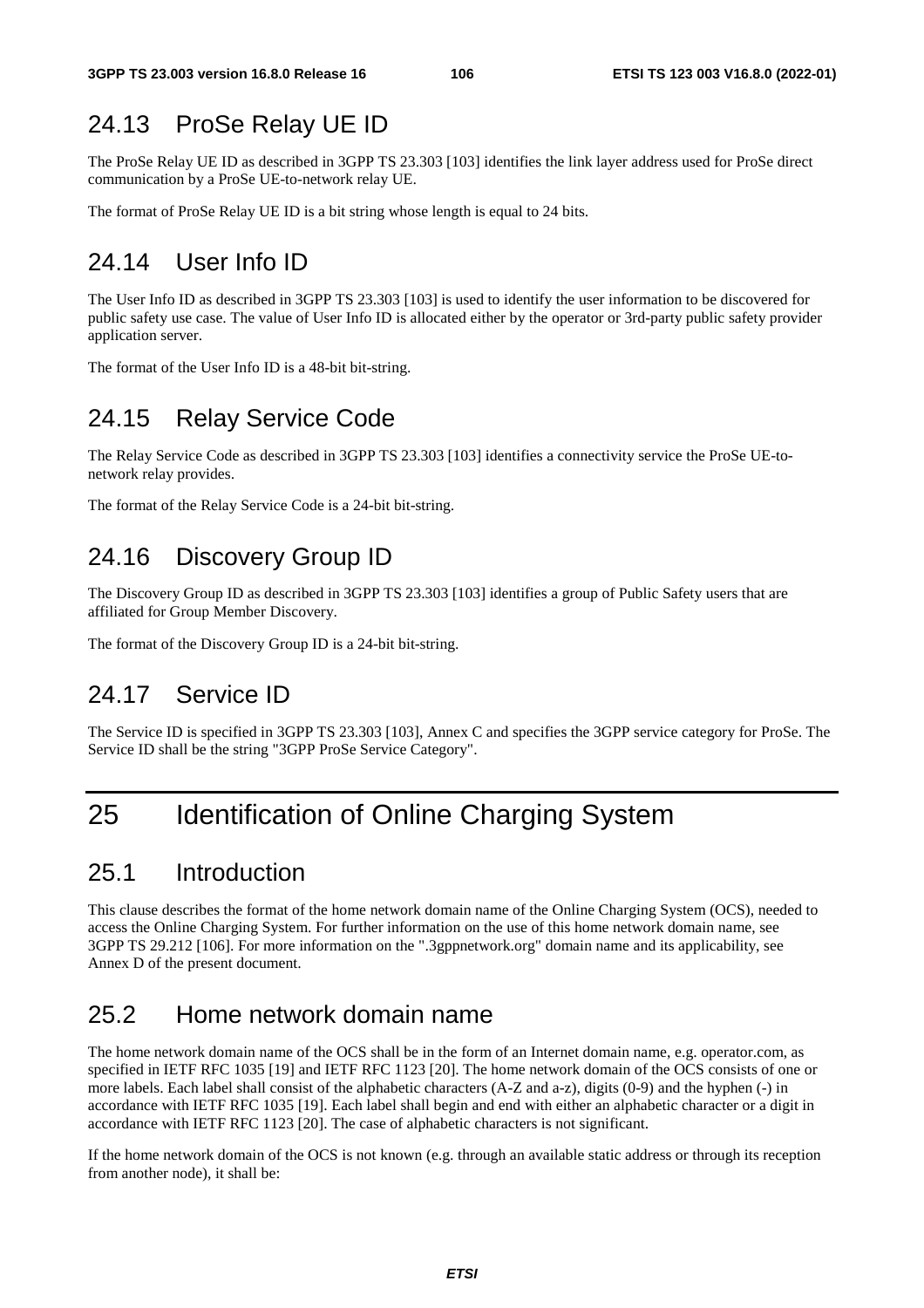## 24.13 ProSe Relay UE ID

The ProSe Relay UE ID as described in 3GPP TS 23.303 [103] identifies the link layer address used for ProSe direct communication by a ProSe UE-to-network relay UE.

The format of ProSe Relay UE ID is a bit string whose length is equal to 24 bits.

## 24.14 User Info ID

The User Info ID as described in 3GPP TS 23.303 [103] is used to identify the user information to be discovered for public safety use case. The value of User Info ID is allocated either by the operator or 3rd-party public safety provider application server.

The format of the User Info ID is a 48-bit bit-string.

## 24.15 Relay Service Code

The Relay Service Code as described in 3GPP TS 23.303 [103] identifies a connectivity service the ProSe UE-to-network relay provides.

The format of the Relay Service Code is a 24-bit bit-string.

## 24.16 Discovery Group ID

The Discovery Group ID as described in 3GPP TS 23.303 [103] identifies a group of Public Safety users that are affiliated for Group Member Discovery.

The format of the Discovery Group ID is a 24-bit bit-string.

## 24.17 Service ID

The Service ID is specified in 3GPP TS 23.303 [103], Annex C and specifies the 3GPP service category for ProSe. The Service ID shall be the string "3GPP ProSe Service Category".

# 25 Identification of Online Charging System

## 25.1 Introduction

This clause describes the format of the home network domain name of the Online Charging System (OCS), needed to access the Online Charging System. For further information on the use of this home network domain name, see 3GPP TS 29.212 [106]. For more information on the ".3gppnetwork.org" domain name and its applicability, see Annex D of the present document.

## 25.2 Home network domain name

The home network domain name of the OCS shall be in the form of an Internet domain name, e.g. operator.com, as specified in IETF RFC 1035 [19] and IETF RFC 1123 [20]. The home network domain of the OCS consists of one or more labels. Each label shall consist of the alphabetic characters (A-Z and a-z), digits (0-9) and the hyphen (-) in accordance with IETF RFC 1035 [19]. Each label shall begin and end with either an alphabetic character or a digit in accordance with IETF RFC 1123 [20]. The case of alphabetic characters is not significant.

If the home network domain of the OCS is not known (e.g. through an available static address or through its reception from another node), it shall be: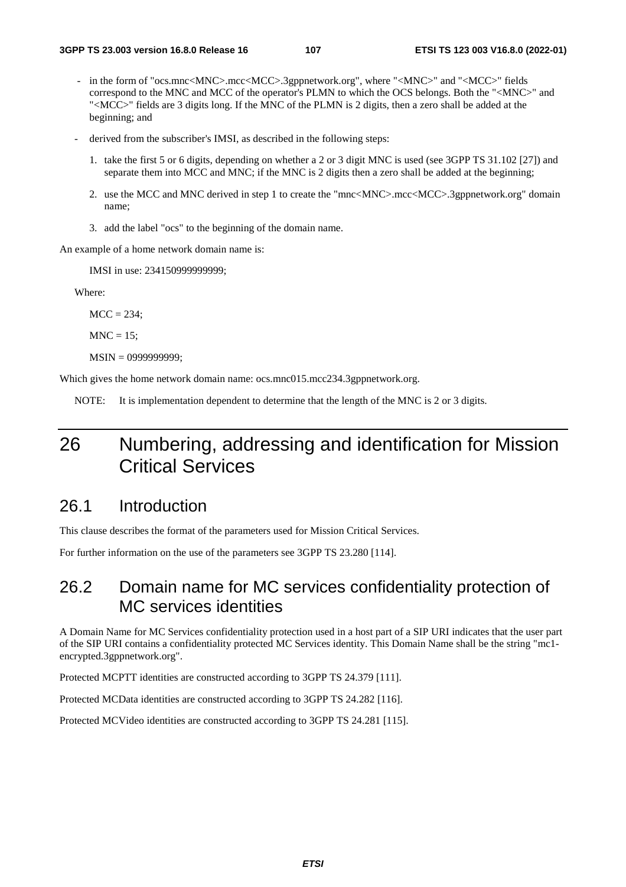- in the form of "ocs.mnc<MNC>.mcc<MCC>.3gppnetwork.org", where "<MNC>" and "<MCC>" fields correspond to the MNC and MCC of the operator's PLMN to which the OCS belongs. Both the "<MNC>" and "<MCC>" fields are 3 digits long. If the MNC of the PLMN is 2 digits, then a zero shall be added at the beginning; and

- derived from the subscriber's IMSI, as described in the following steps:

  1. take the first 5 or 6 digits, depending on whether a 2 or 3 digit MNC is used (see 3GPP TS 31.102 [27]) and separate them into MCC and MNC; if the MNC is 2 digits then a zero shall be added at the beginning;

  2. use the MCC and MNC derived in step 1 to create the "mnc<MNC>.mcc<MCC>.3gppnetwork.org" domain name;

  3. add the label "ocs" to the beginning of the domain name.

An example of a home network domain name is:

IMSI in use: 234150999999999;

Where:

MCC = 234;

MNC = 15;

MSIN = 0999999999;

Which gives the home network domain name: ocs.mnc015.mcc234.3gppnetwork.org.

NOTE: It is implementation dependent to determine that the length of the MNC is 2 or 3 digits.

# 26 Numbering, addressing and identification for Mission Critical Services

## 26.1 Introduction

This clause describes the format of the parameters used for Mission Critical Services.

For further information on the use of the parameters see 3GPP TS 23.280 [114].

## 26.2 Domain name for MC services confidentiality protection of MC services identities

A Domain Name for MC Services confidentiality protection used in a host part of a SIP URI indicates that the user part of the SIP URI contains a confidentiality protected MC Services identity. This Domain Name shall be the string "mc1-encrypted.3gppnetwork.org".

Protected MCPTT identities are constructed according to 3GPP TS 24.379 [111].

Protected MCData identities are constructed according to 3GPP TS 24.282 [116].

Protected MCVideo identities are constructed according to 3GPP TS 24.281 [115].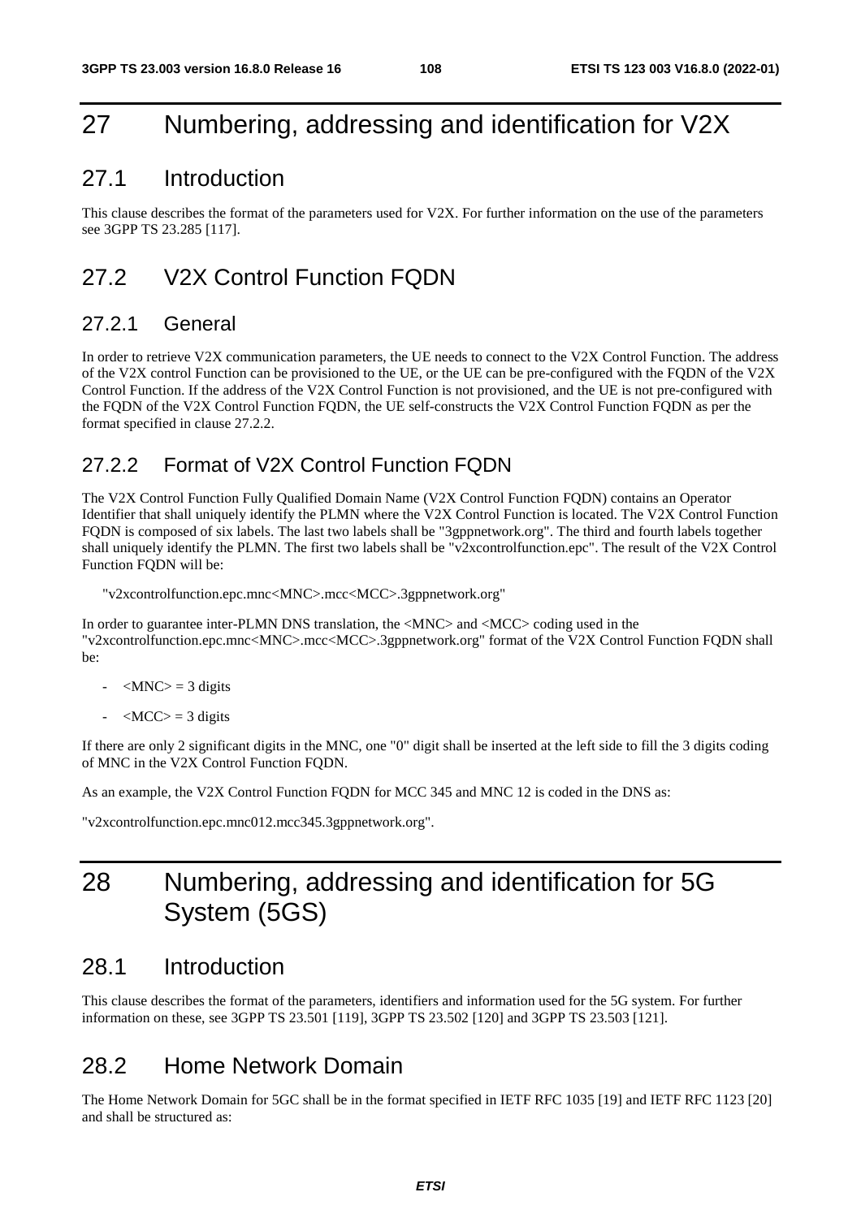# 27 Numbering, addressing and identification for V2X

## 27.1 Introduction

This clause describes the format of the parameters used for V2X. For further information on the use of the parameters see 3GPP TS 23.285 [117].

## 27.2 V2X Control Function FQDN

### 27.2.1 General

In order to retrieve V2X communication parameters, the UE needs to connect to the V2X Control Function. The address of the V2X control Function can be provisioned to the UE, or the UE can be pre-configured with the FQDN of the V2X Control Function. If the address of the V2X Control Function is not provisioned, and the UE is not pre-configured with the FQDN of the V2X Control Function FQDN, the UE self-constructs the V2X Control Function FQDN as per the format specified in clause 27.2.2.

### 27.2.2 Format of V2X Control Function FQDN

The V2X Control Function Fully Qualified Domain Name (V2X Control Function FQDN) contains an Operator Identifier that shall uniquely identify the PLMN where the V2X Control Function is located. The V2X Control Function FQDN is composed of six labels. The last two labels shall be "3gppnetwork.org". The third and fourth labels together shall uniquely identify the PLMN. The first two labels shall be "v2xcontrolfunction.epc". The result of the V2X Control Function FQDN will be:

"v2xcontrolfunction.epc.mnc<MNC>.mcc<MCC>.3gppnetwork.org"

In order to guarantee inter-PLMN DNS translation, the <MNC> and <MCC> coding used in the "v2xcontrolfunction.epc.mnc<MNC>.mcc<MCC>.3gppnetwork.org" format of the V2X Control Function FQDN shall be:

- <MNC> = 3 digits
- <MCC> = 3 digits

If there are only 2 significant digits in the MNC, one "0" digit shall be inserted at the left side to fill the 3 digits coding of MNC in the V2X Control Function FQDN.

As an example, the V2X Control Function FQDN for MCC 345 and MNC 12 is coded in the DNS as:

"v2xcontrolfunction.epc.mnc012.mcc345.3gppnetwork.org".

# 28 Numbering, addressing and identification for 5G System (5GS)

## 28.1 Introduction

This clause describes the format of the parameters, identifiers and information used for the 5G system. For further information on these, see 3GPP TS 23.501 [119], 3GPP TS 23.502 [120] and 3GPP TS 23.503 [121].

## 28.2 Home Network Domain

The Home Network Domain for 5GC shall be in the format specified in IETF RFC 1035 [19] and IETF RFC 1123 [20] and shall be structured as: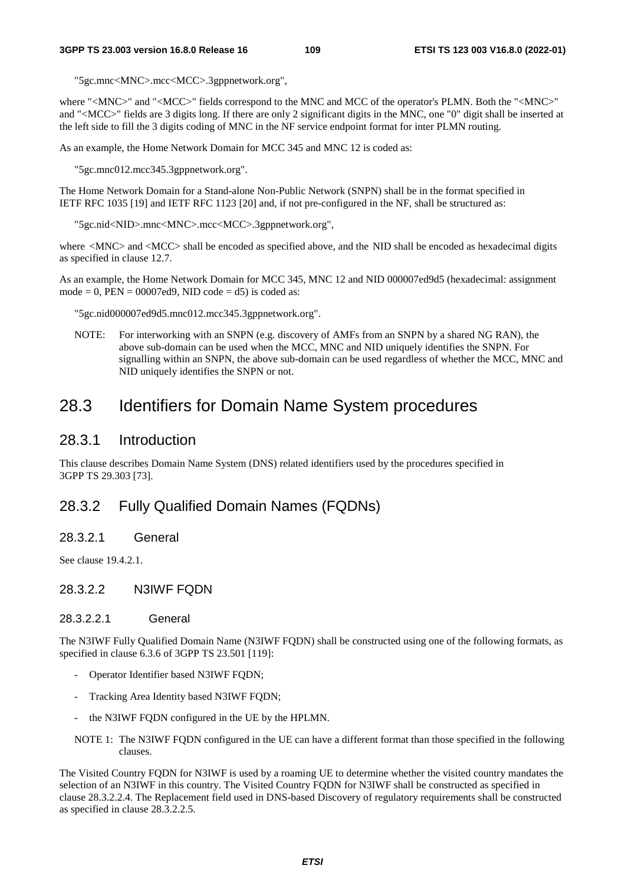"5gc.mnc<MNC>.mcc<MCC>.3gppnetwork.org",

where "<MNC>" and "<MCC>" fields correspond to the MNC and MCC of the operator's PLMN. Both the "<MNC>" and "<MCC>" fields are 3 digits long. If there are only 2 significant digits in the MNC, one "0" digit shall be inserted at the left side to fill the 3 digits coding of MNC in the NF service endpoint format for inter PLMN routing.

As an example, the Home Network Domain for MCC 345 and MNC 12 is coded as:

"5gc.mnc012.mcc345.3gppnetwork.org".

The Home Network Domain for a Stand-alone Non-Public Network (SNPN) shall be in the format specified in IETF RFC 1035 [19] and IETF RFC 1123 [20] and, if not pre-configured in the NF, shall be structured as:

"5gc.nid<NID>.mnc<MNC>.mcc<MCC>.3gppnetwork.org",

where <MNC> and <MCC> shall be encoded as specified above, and the NID shall be encoded as hexadecimal digits as specified in clause 12.7.

As an example, the Home Network Domain for MCC 345, MNC 12 and NID 000007ed9d5 (hexadecimal: assignment mode = 0, PEN = 00007ed9, NID code = d5) is coded as:

"5gc.nid000007ed9d5.mnc012.mcc345.3gppnetwork.org".

NOTE: For interworking with an SNPN (e.g. discovery of AMFs from an SNPN by a shared NG RAN), the above sub-domain can be used when the MCC, MNC and NID uniquely identifies the SNPN. For signalling within an SNPN, the above sub-domain can be used regardless of whether the MCC, MNC and NID uniquely identifies the SNPN or not.

## 28.3 Identifiers for Domain Name System procedures

### 28.3.1 Introduction

This clause describes Domain Name System (DNS) related identifiers used by the procedures specified in 3GPP TS 29.303 [73].

### 28.3.2 Fully Qualified Domain Names (FQDNs)

#### 28.3.2.1 General

See clause 19.4.2.1.

#### 28.3.2.2 N3IWF FQDN

##### 28.3.2.2.1 General

The N3IWF Fully Qualified Domain Name (N3IWF FQDN) shall be constructed using one of the following formats, as specified in clause 6.3.6 of 3GPP TS 23.501 [119]:

- Operator Identifier based N3IWF FQDN;
- Tracking Area Identity based N3IWF FQDN;
- the N3IWF FQDN configured in the UE by the HPLMN.

NOTE 1: The N3IWF FQDN configured in the UE can have a different format than those specified in the following clauses.

The Visited Country FQDN for N3IWF is used by a roaming UE to determine whether the visited country mandates the selection of an N3IWF in this country. The Visited Country FQDN for N3IWF shall be constructed as specified in clause 28.3.2.2.4. The Replacement field used in DNS-based Discovery of regulatory requirements shall be constructed as specified in clause 28.3.2.2.5.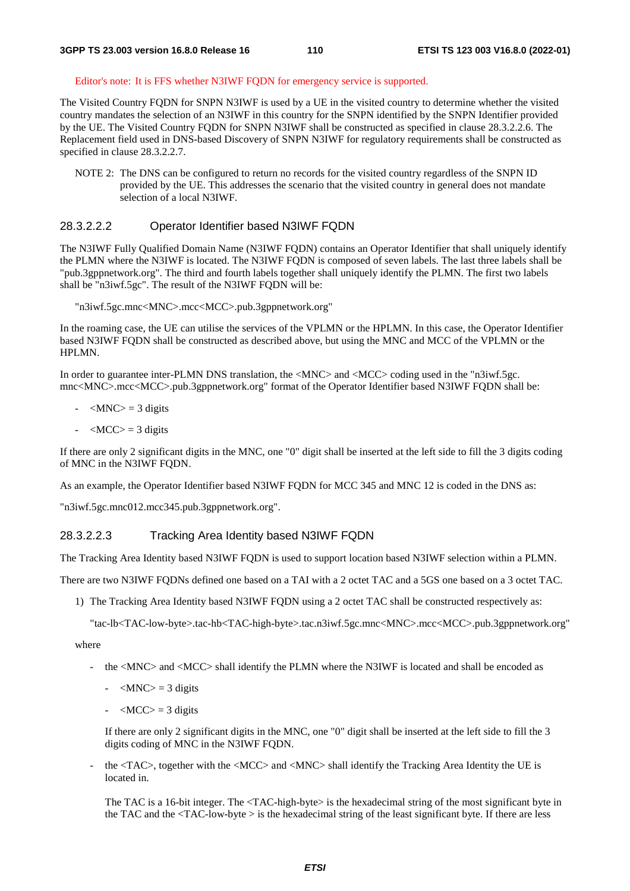Editor's note: It is FFS whether N3IWF FQDN for emergency service is supported.

The Visited Country FQDN for SNPN N3IWF is used by a UE in the visited country to determine whether the visited country mandates the selection of an N3IWF in this country for the SNPN identified by the SNPN Identifier provided by the UE. The Visited Country FQDN for SNPN N3IWF shall be constructed as specified in clause 28.3.2.2.6. The Replacement field used in DNS-based Discovery of SNPN N3IWF for regulatory requirements shall be constructed as specified in clause 28.3.2.2.7.

NOTE 2: The DNS can be configured to return no records for the visited country regardless of the SNPN ID provided by the UE. This addresses the scenario that the visited country in general does not mandate selection of a local N3IWF.

#### 28.3.2.2.2 Operator Identifier based N3IWF FQDN

The N3IWF Fully Qualified Domain Name (N3IWF FQDN) contains an Operator Identifier that shall uniquely identify the PLMN where the N3IWF is located. The N3IWF FQDN is composed of seven labels. The last three labels shall be "pub.3gppnetwork.org". The third and fourth labels together shall uniquely identify the PLMN. The first two labels shall be "n3iwf.5gc". The result of the N3IWF FQDN will be:

"n3iwf.5gc.mnc<MNC>.mcc<MCC>.pub.3gppnetwork.org"

In the roaming case, the UE can utilise the services of the VPLMN or the HPLMN. In this case, the Operator Identifier based N3IWF FQDN shall be constructed as described above, but using the MNC and MCC of the VPLMN or the HPLMN.

In order to guarantee inter-PLMN DNS translation, the <MNC> and <MCC> coding used in the "n3iwf.5gc. mnc<MNC>.mcc<MCC>.pub.3gppnetwork.org" format of the Operator Identifier based N3IWF FQDN shall be:

- <MNC> = 3 digits
- <MCC> = 3 digits

If there are only 2 significant digits in the MNC, one "0" digit shall be inserted at the left side to fill the 3 digits coding of MNC in the N3IWF FQDN.

As an example, the Operator Identifier based N3IWF FQDN for MCC 345 and MNC 12 is coded in the DNS as:

"n3iwf.5gc.mnc012.mcc345.pub.3gppnetwork.org".

#### 28.3.2.2.3 Tracking Area Identity based N3IWF FQDN

The Tracking Area Identity based N3IWF FQDN is used to support location based N3IWF selection within a PLMN.

There are two N3IWF FQDNs defined one based on a TAI with a 2 octet TAC and a 5GS one based on a 3 octet TAC.

1) The Tracking Area Identity based N3IWF FQDN using a 2 octet TAC shall be constructed respectively as:

   "tac-lb<TAC-low-byte>.tac-hb<TAC-high-byte>.tac.n3iwf.5gc.mnc<MNC>.mcc<MCC>.pub.3gppnetwork.org"

   where

   - the <MNC> and <MCC> shall identify the PLMN where the N3IWF is located and shall be encoded as
     - <MNC> = 3 digits
     - <MCC> = 3 digits

     If there are only 2 significant digits in the MNC, one "0" digit shall be inserted at the left side to fill the 3 digits coding of MNC in the N3IWF FQDN.

   - the <TAC>, together with the <MCC> and <MNC> shall identify the Tracking Area Identity the UE is located in.

     The TAC is a 16-bit integer. The <TAC-high-byte> is the hexadecimal string of the most significant byte in the TAC and the <TAC-low-byte > is the hexadecimal string of the least significant byte. If there are less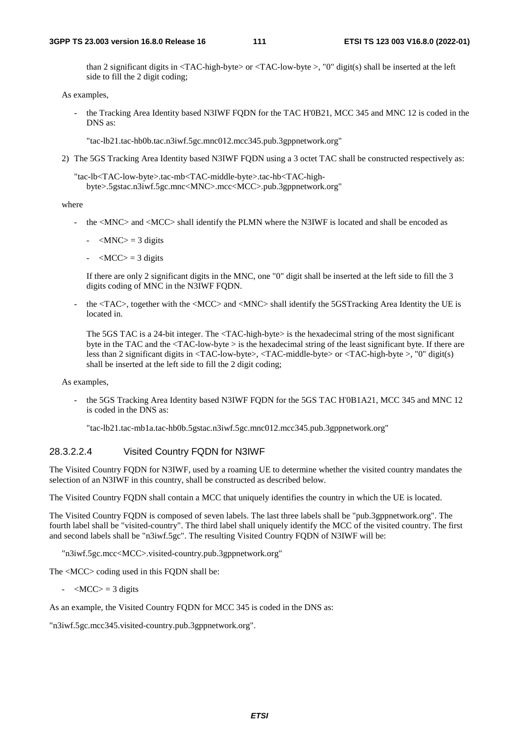than 2 significant digits in <TAC-high-byte> or <TAC-low-byte >, "0" digit(s) shall be inserted at the left side to fill the 2 digit coding;

As examples,

- the Tracking Area Identity based N3IWF FQDN for the TAC H'0B21, MCC 345 and MNC 12 is coded in the DNS as:

  "tac-lb21.tac-hb0b.tac.n3iwf.5gc.mnc012.mcc345.pub.3gppnetwork.org"

2) The 5GS Tracking Area Identity based N3IWF FQDN using a 3 octet TAC shall be constructed respectively as:

   "tac-lb<TAC-low-byte>.tac-mb<TAC-middle-byte>.tac-hb<TAC-high-byte>.5gstac.n3iwf.5gc.mnc<MNC>.mcc<MCC>.pub.3gppnetwork.org"

where

- the <MNC> and <MCC> shall identify the PLMN where the N3IWF is located and shall be encoded as

  - <MNC> = 3 digits
  - <MCC> = 3 digits

  If there are only 2 significant digits in the MNC, one "0" digit shall be inserted at the left side to fill the 3 digits coding of MNC in the N3IWF FQDN.

- the <TAC>, together with the <MCC> and <MNC> shall identify the 5GSTracking Area Identity the UE is located in.

  The 5GS TAC is a 24-bit integer. The <TAC-high-byte> is the hexadecimal string of the most significant byte in the TAC and the <TAC-low-byte > is the hexadecimal string of the least significant byte. If there are less than 2 significant digits in <TAC-low-byte>, <TAC-middle-byte> or <TAC-high-byte >, "0" digit(s) shall be inserted at the left side to fill the 2 digit coding;

As examples,

- the 5GS Tracking Area Identity based N3IWF FQDN for the 5GS TAC H'0B1A21, MCC 345 and MNC 12 is coded in the DNS as:

  "tac-lb21.tac-mb1a.tac-hb0b.5gstac.n3iwf.5gc.mnc012.mcc345.pub.3gppnetwork.org"

#### 28.3.2.2.4 Visited Country FQDN for N3IWF

The Visited Country FQDN for N3IWF, used by a roaming UE to determine whether the visited country mandates the selection of an N3IWF in this country, shall be constructed as described below.

The Visited Country FQDN shall contain a MCC that uniquely identifies the country in which the UE is located.

The Visited Country FQDN is composed of seven labels. The last three labels shall be "pub.3gppnetwork.org". The fourth label shall be "visited-country". The third label shall uniquely identify the MCC of the visited country. The first and second labels shall be "n3iwf.5gc". The resulting Visited Country FQDN of N3IWF will be:

   "n3iwf.5gc.mcc<MCC>.visited-country.pub.3gppnetwork.org"

The <MCC> coding used in this FQDN shall be:

- <MCC> = 3 digits

As an example, the Visited Country FQDN for MCC 345 is coded in the DNS as:

"n3iwf.5gc.mcc345.visited-country.pub.3gppnetwork.org".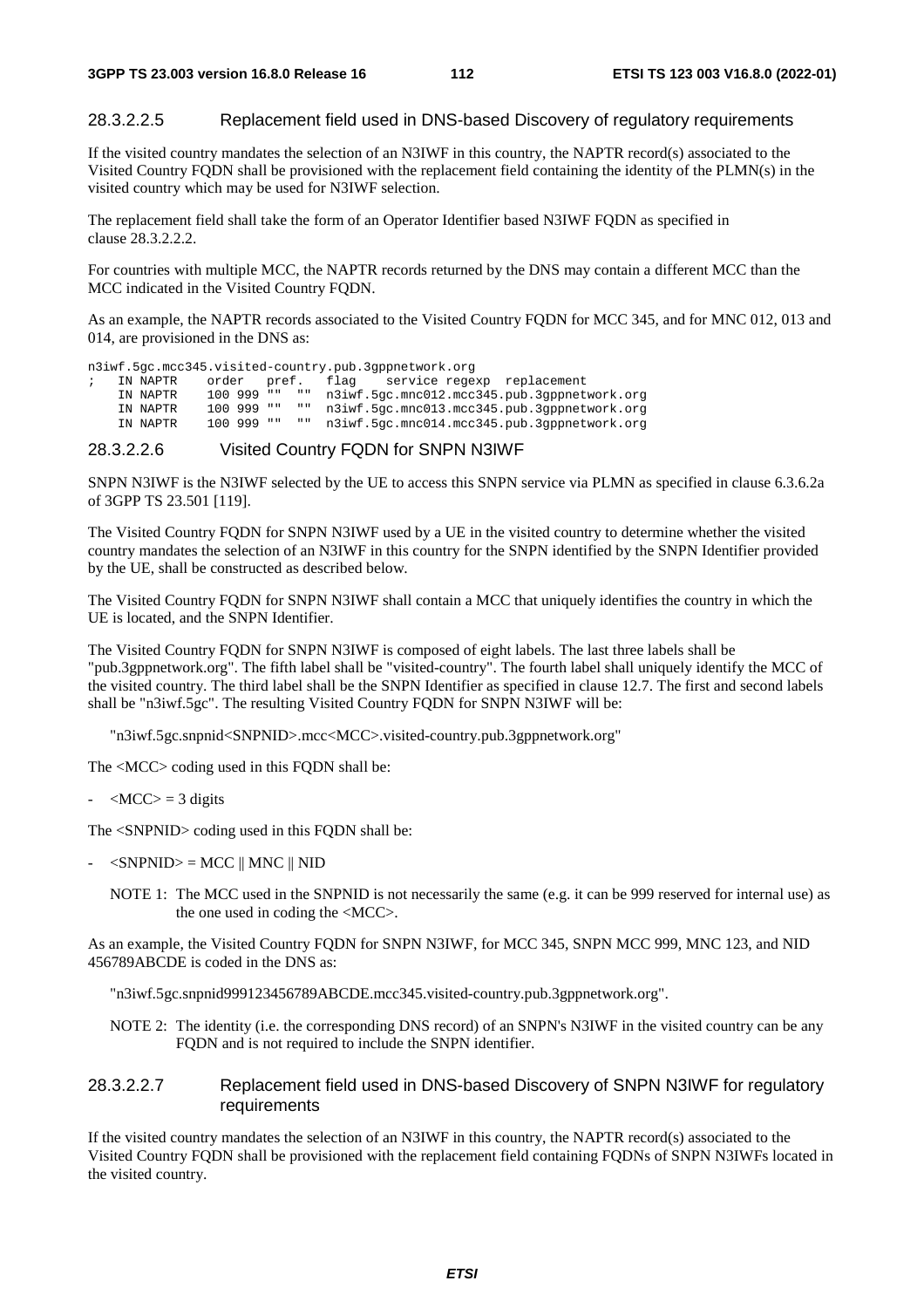#### 28.3.2.2.5 Replacement field used in DNS-based Discovery of regulatory requirements

If the visited country mandates the selection of an N3IWF in this country, the NAPTR record(s) associated to the Visited Country FQDN shall be provisioned with the replacement field containing the identity of the PLMN(s) in the visited country which may be used for N3IWF selection.

The replacement field shall take the form of an Operator Identifier based N3IWF FQDN as specified in clause 28.3.2.2.2.

For countries with multiple MCC, the NAPTR records returned by the DNS may contain a different MCC than the MCC indicated in the Visited Country FQDN.

As an example, the NAPTR records associated to the Visited Country FQDN for MCC 345, and for MNC 012, 013 and 014, are provisioned in the DNS as:

```
n3iwf.5gc.mcc345.visited-country.pub.3gppnetwork.org
;   IN NAPTR    order  pref.   flag    service regexp  replacement
    IN NAPTR    100 999 ""  ""  n3iwf.5gc.mnc012.mcc345.pub.3gppnetwork.org
    IN NAPTR    100 999 ""  ""  n3iwf.5gc.mnc013.mcc345.pub.3gppnetwork.org
    IN NAPTR    100 999 ""  ""  n3iwf.5gc.mnc014.mcc345.pub.3gppnetwork.org
```

#### 28.3.2.2.6 Visited Country FQDN for SNPN N3IWF

SNPN N3IWF is the N3IWF selected by the UE to access this SNPN service via PLMN as specified in clause 6.3.6.2a of 3GPP TS 23.501 [119].

The Visited Country FQDN for SNPN N3IWF used by a UE in the visited country to determine whether the visited country mandates the selection of an N3IWF in this country for the SNPN identified by the SNPN Identifier provided by the UE, shall be constructed as described below.

The Visited Country FQDN for SNPN N3IWF shall contain a MCC that uniquely identifies the country in which the UE is located, and the SNPN Identifier.

The Visited Country FQDN for SNPN N3IWF is composed of eight labels. The last three labels shall be "pub.3gppnetwork.org". The fifth label shall be "visited-country". The fourth label shall uniquely identify the MCC of the visited country. The third label shall be the SNPN Identifier as specified in clause 12.7. The first and second labels shall be "n3iwf.5gc". The resulting Visited Country FQDN for SNPN N3IWF will be:

"n3iwf.5gc.snpnid<SNPNID>.mcc<MCC>.visited-country.pub.3gppnetwork.org"

The <MCC> coding used in this FQDN shall be:

- <MCC> = 3 digits

The <SNPNID> coding used in this FQDN shall be:

- <SNPNID> = MCC || MNC || NID

NOTE 1: The MCC used in the SNPNID is not necessarily the same (e.g. it can be 999 reserved for internal use) as the one used in coding the <MCC>.

As an example, the Visited Country FQDN for SNPN N3IWF, for MCC 345, SNPN MCC 999, MNC 123, and NID 456789ABCDE is coded in the DNS as:

"n3iwf.5gc.snpnid999123456789ABCDE.mcc345.visited-country.pub.3gppnetwork.org".

NOTE 2: The identity (i.e. the corresponding DNS record) of an SNPN's N3IWF in the visited country can be any FQDN and is not required to include the SNPN identifier.

#### 28.3.2.2.7 Replacement field used in DNS-based Discovery of SNPN N3IWF for regulatory requirements

If the visited country mandates the selection of an N3IWF in this country, the NAPTR record(s) associated to the Visited Country FQDN shall be provisioned with the replacement field containing FQDNs of SNPN N3IWFs located in the visited country.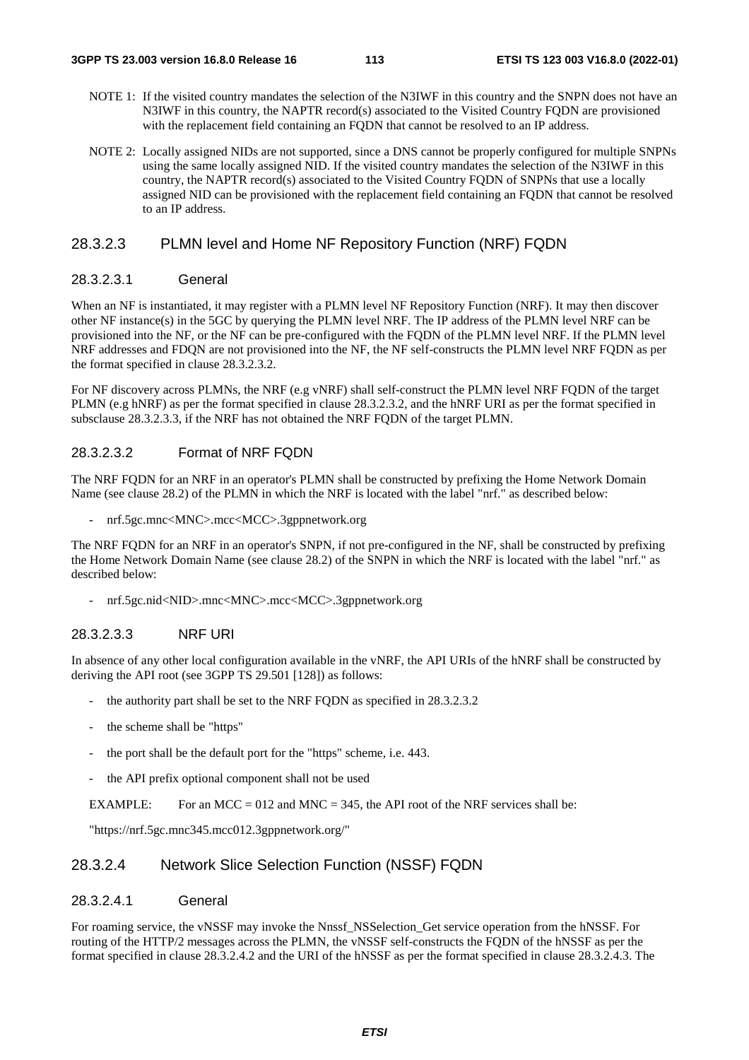NOTE 1: If the visited country mandates the selection of the N3IWF in this country and the SNPN does not have an N3IWF in this country, the NAPTR record(s) associated to the Visited Country FQDN are provisioned with the replacement field containing an FQDN that cannot be resolved to an IP address.

NOTE 2: Locally assigned NIDs are not supported, since a DNS cannot be properly configured for multiple SNPNs using the same locally assigned NID. If the visited country mandates the selection of the N3IWF in this country, the NAPTR record(s) associated to the Visited Country FQDN of SNPNs that use a locally assigned NID can be provisioned with the replacement field containing an FQDN that cannot be resolved to an IP address.

#### 28.3.2.3 PLMN level and Home NF Repository Function (NRF) FQDN

##### 28.3.2.3.1 General

When an NF is instantiated, it may register with a PLMN level NF Repository Function (NRF). It may then discover other NF instance(s) in the 5GC by querying the PLMN level NRF. The IP address of the PLMN level NRF can be provisioned into the NF, or the NF can be pre-configured with the FQDN of the PLMN level NRF. If the PLMN level NRF addresses and FDQN are not provisioned into the NF, the NF self-constructs the PLMN level NRF FQDN as per the format specified in clause 28.3.2.3.2.

For NF discovery across PLMNs, the NRF (e.g vNRF) shall self-construct the PLMN level NRF FQDN of the target PLMN (e.g hNRF) as per the format specified in clause 28.3.2.3.2, and the hNRF URI as per the format specified in subsclause 28.3.2.3.3, if the NRF has not obtained the NRF FQDN of the target PLMN.

##### 28.3.2.3.2 Format of NRF FQDN

The NRF FQDN for an NRF in an operator's PLMN shall be constructed by prefixing the Home Network Domain Name (see clause 28.2) of the PLMN in which the NRF is located with the label "nrf." as described below:

- nrf.5gc.mnc<MNC>.mcc<MCC>.3gppnetwork.org

The NRF FQDN for an NRF in an operator's SNPN, if not pre-configured in the NF, shall be constructed by prefixing the Home Network Domain Name (see clause 28.2) of the SNPN in which the NRF is located with the label "nrf." as described below:

- nrf.5gc.nid<NID>.mnc<MNC>.mcc<MCC>.3gppnetwork.org

##### 28.3.2.3.3 NRF URI

In absence of any other local configuration available in the vNRF, the API URIs of the hNRF shall be constructed by deriving the API root (see 3GPP TS 29.501 [128]) as follows:

- the authority part shall be set to the NRF FQDN as specified in 28.3.2.3.2
- the scheme shall be "https"
- the port shall be the default port for the "https" scheme, i.e. 443.
- the API prefix optional component shall not be used

EXAMPLE: For an MCC = 012 and MNC = 345, the API root of the NRF services shall be:

"https://nrf.5gc.mnc345.mcc012.3gppnetwork.org/"

#### 28.3.2.4 Network Slice Selection Function (NSSF) FQDN

##### 28.3.2.4.1 General

For roaming service, the vNSSF may invoke the Nnssf_NSSelection_Get service operation from the hNSSF. For routing of the HTTP/2 messages across the PLMN, the vNSSF self-constructs the FQDN of the hNSSF as per the format specified in clause 28.3.2.4.2 and the URI of the hNSSF as per the format specified in clause 28.3.2.4.3. The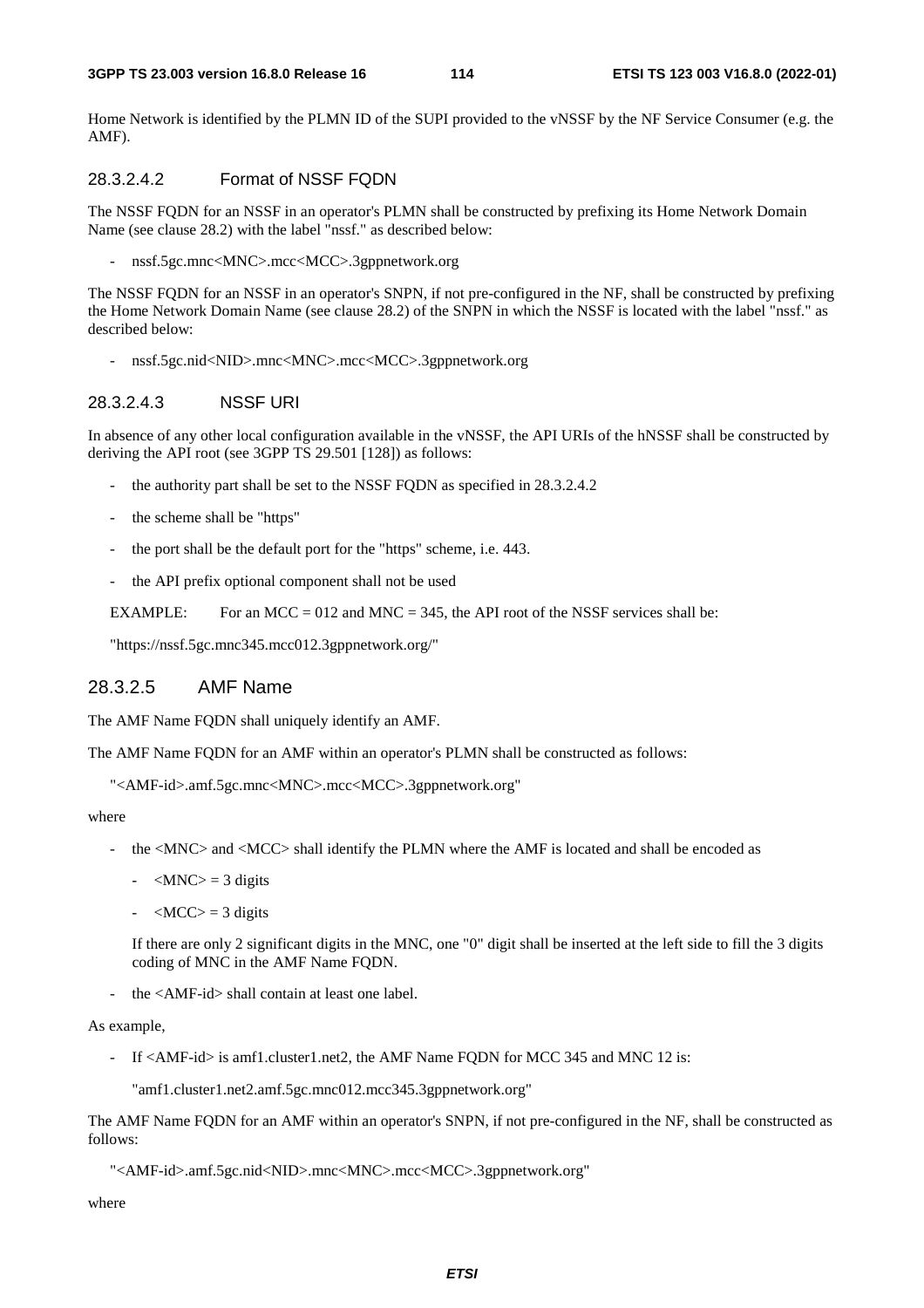Home Network is identified by the PLMN ID of the SUPI provided to the vNSSF by the NF Service Consumer (e.g. the AMF).

#### 28.3.2.4.2 Format of NSSF FQDN

The NSSF FQDN for an NSSF in an operator's PLMN shall be constructed by prefixing its Home Network Domain Name (see clause 28.2) with the label "nssf." as described below:

- nssf.5gc.mnc<MNC>.mcc<MCC>.3gppnetwork.org

The NSSF FQDN for an NSSF in an operator's SNPN, if not pre-configured in the NF, shall be constructed by prefixing the Home Network Domain Name (see clause 28.2) of the SNPN in which the NSSF is located with the label "nssf." as described below:

- nssf.5gc.nid<NID>.mnc<MNC>.mcc<MCC>.3gppnetwork.org

#### 28.3.2.4.3 NSSF URI

In absence of any other local configuration available in the vNSSF, the API URIs of the hNSSF shall be constructed by deriving the API root (see 3GPP TS 29.501 [128]) as follows:

- the authority part shall be set to the NSSF FQDN as specified in 28.3.2.4.2
- the scheme shall be "https"
- the port shall be the default port for the "https" scheme, i.e. 443.
- the API prefix optional component shall not be used

EXAMPLE: For an MCC = 012 and MNC = 345, the API root of the NSSF services shall be:

"https://nssf.5gc.mnc345.mcc012.3gppnetwork.org/"

### 28.3.2.5 AMF Name

The AMF Name FQDN shall uniquely identify an AMF.

The AMF Name FQDN for an AMF within an operator's PLMN shall be constructed as follows:

"<AMF-id>.amf.5gc.mnc<MNC>.mcc<MCC>.3gppnetwork.org"

where

- the <MNC> and <MCC> shall identify the PLMN where the AMF is located and shall be encoded as
  - <MNC> = 3 digits
  - <MCC> = 3 digits

  If there are only 2 significant digits in the MNC, one "0" digit shall be inserted at the left side to fill the 3 digits coding of MNC in the AMF Name FQDN.

- the <AMF-id> shall contain at least one label.

As example,

- If <AMF-id> is amf1.cluster1.net2, the AMF Name FQDN for MCC 345 and MNC 12 is:

  "amf1.cluster1.net2.amf.5gc.mnc012.mcc345.3gppnetwork.org"

The AMF Name FQDN for an AMF within an operator's SNPN, if not pre-configured in the NF, shall be constructed as follows:

"<AMF-id>.amf.5gc.nid<NID>.mnc<MNC>.mcc<MCC>.3gppnetwork.org"

where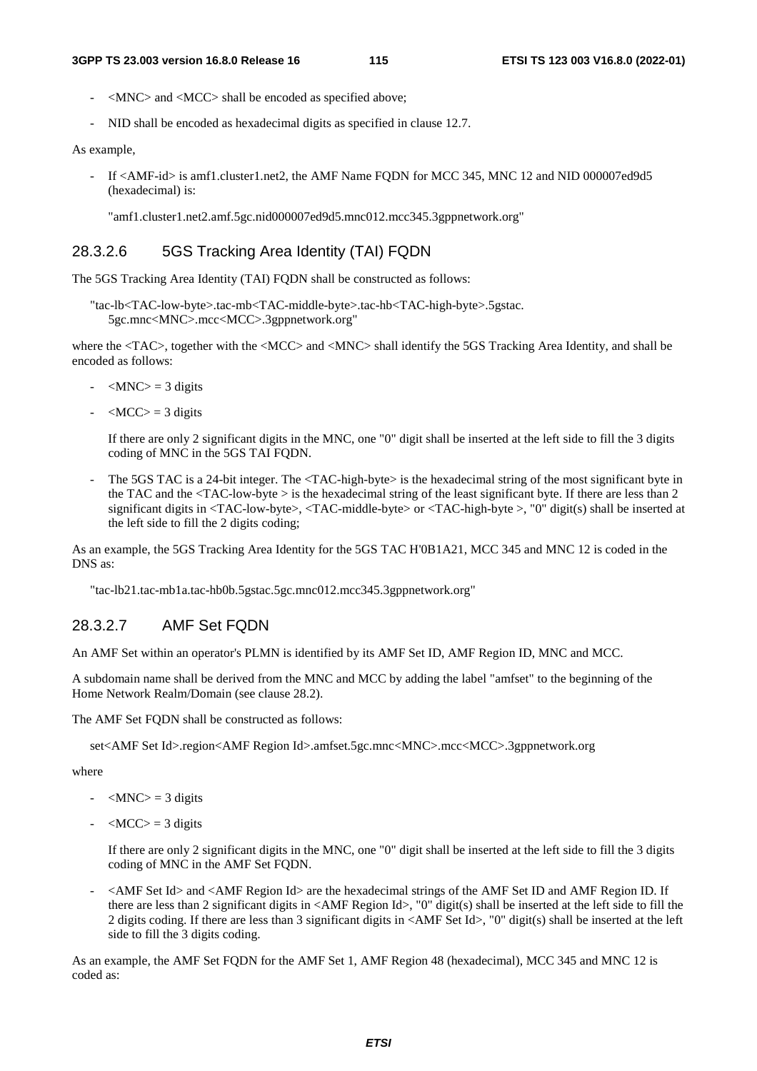- <MNC> and <MCC> shall be encoded as specified above;

- NID shall be encoded as hexadecimal digits as specified in clause 12.7.

As example,

- If <AMF-id> is amf1.cluster1.net2, the AMF Name FQDN for MCC 345, MNC 12 and NID 000007ed9d5 (hexadecimal) is:

  "amf1.cluster1.net2.amf.5gc.nid000007ed9d5.mnc012.mcc345.3gppnetwork.org"

### 28.3.2.6 5GS Tracking Area Identity (TAI) FQDN

The 5GS Tracking Area Identity (TAI) FQDN shall be constructed as follows:

"tac-lb<TAC-low-byte>.tac-mb<TAC-middle-byte>.tac-hb<TAC-high-byte>.5gstac.
5gc.mnc<MNC>.mcc<MCC>.3gppnetwork.org"

where the <TAC>, together with the <MCC> and <MNC> shall identify the 5GS Tracking Area Identity, and shall be encoded as follows:

- <MNC> = 3 digits

- <MCC> = 3 digits

  If there are only 2 significant digits in the MNC, one "0" digit shall be inserted at the left side to fill the 3 digits coding of MNC in the 5GS TAI FQDN.

- The 5GS TAC is a 24-bit integer. The <TAC-high-byte> is the hexadecimal string of the most significant byte in the TAC and the <TAC-low-byte > is the hexadecimal string of the least significant byte. If there are less than 2 significant digits in <TAC-low-byte>, <TAC-middle-byte> or <TAC-high-byte >, "0" digit(s) shall be inserted at the left side to fill the 2 digits coding;

As an example, the 5GS Tracking Area Identity for the 5GS TAC H'0B1A21, MCC 345 and MNC 12 is coded in the DNS as:

"tac-lb21.tac-mb1a.tac-hb0b.5gstac.5gc.mnc012.mcc345.3gppnetwork.org"

### 28.3.2.7 AMF Set FQDN

An AMF Set within an operator's PLMN is identified by its AMF Set ID, AMF Region ID, MNC and MCC.

A subdomain name shall be derived from the MNC and MCC by adding the label "amfset" to the beginning of the Home Network Realm/Domain (see clause 28.2).

The AMF Set FQDN shall be constructed as follows:

set<AMF Set Id>.region<AMF Region Id>.amfset.5gc.mnc<MNC>.mcc<MCC>.3gppnetwork.org

where

- <MNC> = 3 digits

- <MCC> = 3 digits

  If there are only 2 significant digits in the MNC, one "0" digit shall be inserted at the left side to fill the 3 digits coding of MNC in the AMF Set FQDN.

- <AMF Set Id> and <AMF Region Id> are the hexadecimal strings of the AMF Set ID and AMF Region ID. If there are less than 2 significant digits in <AMF Region Id>, "0" digit(s) shall be inserted at the left side to fill the 2 digits coding. If there are less than 3 significant digits in <AMF Set Id>, "0" digit(s) shall be inserted at the left side to fill the 3 digits coding.

As an example, the AMF Set FQDN for the AMF Set 1, AMF Region 48 (hexadecimal), MCC 345 and MNC 12 is coded as: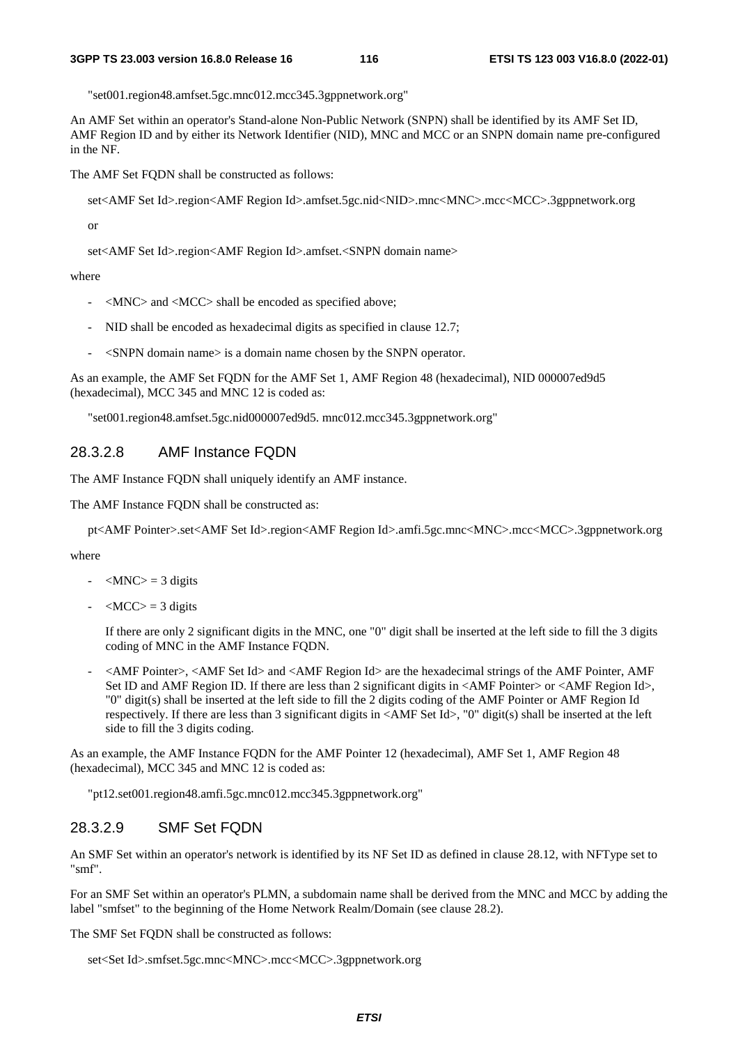"set001.region48.amfset.5gc.mnc012.mcc345.3gppnetwork.org"

An AMF Set within an operator's Stand-alone Non-Public Network (SNPN) shall be identified by its AMF Set ID, AMF Region ID and by either its Network Identifier (NID), MNC and MCC or an SNPN domain name pre-configured in the NF.

The AMF Set FQDN shall be constructed as follows:

set<AMF Set Id>.region<AMF Region Id>.amfset.5gc.nid<NID>.mnc<MNC>.mcc<MCC>.3gppnetwork.org

or

set<AMF Set Id>.region<AMF Region Id>.amfset.<SNPN domain name>

where

- <MNC> and <MCC> shall be encoded as specified above;
- NID shall be encoded as hexadecimal digits as specified in clause 12.7;
- <SNPN domain name> is a domain name chosen by the SNPN operator.

As an example, the AMF Set FQDN for the AMF Set 1, AMF Region 48 (hexadecimal), NID 000007ed9d5 (hexadecimal), MCC 345 and MNC 12 is coded as:

"set001.region48.amfset.5gc.nid000007ed9d5. mnc012.mcc345.3gppnetwork.org"

### 28.3.2.8 AMF Instance FQDN

The AMF Instance FQDN shall uniquely identify an AMF instance.

The AMF Instance FQDN shall be constructed as:

pt<AMF Pointer>.set<AMF Set Id>.region<AMF Region Id>.amfi.5gc.mnc<MNC>.mcc<MCC>.3gppnetwork.org

where

- <MNC> = 3 digits
- <MCC> = 3 digits

  If there are only 2 significant digits in the MNC, one "0" digit shall be inserted at the left side to fill the 3 digits coding of MNC in the AMF Instance FQDN.

- <AMF Pointer>, <AMF Set Id> and <AMF Region Id> are the hexadecimal strings of the AMF Pointer, AMF Set ID and AMF Region ID. If there are less than 2 significant digits in <AMF Pointer> or <AMF Region Id>, "0" digit(s) shall be inserted at the left side to fill the 2 digits coding of the AMF Pointer or AMF Region Id respectively. If there are less than 3 significant digits in <AMF Set Id>, "0" digit(s) shall be inserted at the left side to fill the 3 digits coding.

As an example, the AMF Instance FQDN for the AMF Pointer 12 (hexadecimal), AMF Set 1, AMF Region 48 (hexadecimal), MCC 345 and MNC 12 is coded as:

"pt12.set001.region48.amfi.5gc.mnc012.mcc345.3gppnetwork.org"

### 28.3.2.9 SMF Set FQDN

An SMF Set within an operator's network is identified by its NF Set ID as defined in clause 28.12, with NFType set to "smf".

For an SMF Set within an operator's PLMN, a subdomain name shall be derived from the MNC and MCC by adding the label "smfset" to the beginning of the Home Network Realm/Domain (see clause 28.2).

The SMF Set FQDN shall be constructed as follows:

set<Set Id>.smfset.5gc.mnc<MNC>.mcc<MCC>.3gppnetwork.org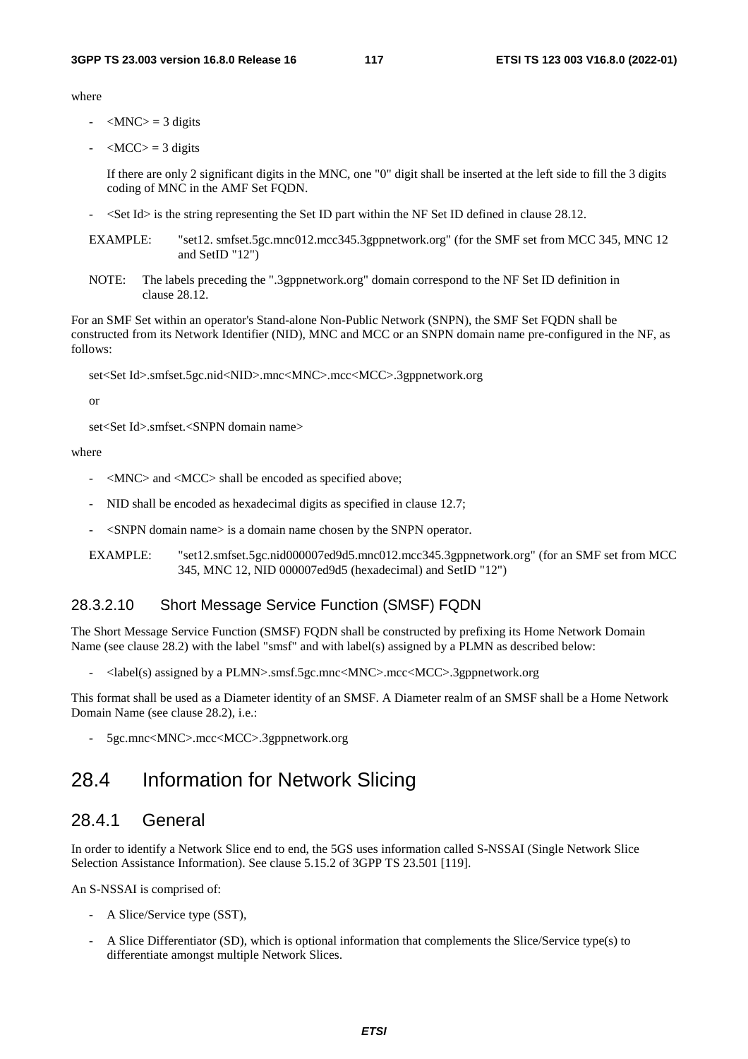where

- <MNC> = 3 digits
- <MCC> = 3 digits

  If there are only 2 significant digits in the MNC, one "0" digit shall be inserted at the left side to fill the 3 digits coding of MNC in the AMF Set FQDN.

- <Set Id> is the string representing the Set ID part within the NF Set ID defined in clause 28.12.

EXAMPLE: "set12. smfset.5gc.mnc012.mcc345.3gppnetwork.org" (for the SMF set from MCC 345, MNC 12 and SetID "12")

NOTE: The labels preceding the ".3gppnetwork.org" domain correspond to the NF Set ID definition in clause 28.12.

For an SMF Set within an operator's Stand-alone Non-Public Network (SNPN), the SMF Set FQDN shall be constructed from its Network Identifier (NID), MNC and MCC or an SNPN domain name pre-configured in the NF, as follows:

set<Set Id>.smfset.5gc.nid<NID>.mnc<MNC>.mcc<MCC>.3gppnetwork.org

or

set<Set Id>.smfset.<SNPN domain name>

where

- <MNC> and <MCC> shall be encoded as specified above;
- NID shall be encoded as hexadecimal digits as specified in clause 12.7;
- <SNPN domain name> is a domain name chosen by the SNPN operator.

EXAMPLE: "set12.smfset.5gc.nid000007ed9d5.mnc012.mcc345.3gppnetwork.org" (for an SMF set from MCC 345, MNC 12, NID 000007ed9d5 (hexadecimal) and SetID "12")

#### 28.3.2.10 Short Message Service Function (SMSF) FQDN

The Short Message Service Function (SMSF) FQDN shall be constructed by prefixing its Home Network Domain Name (see clause 28.2) with the label "smsf" and with label(s) assigned by a PLMN as described below:

- <label(s) assigned by a PLMN>.smsf.5gc.mnc<MNC>.mcc<MCC>.3gppnetwork.org

This format shall be used as a Diameter identity of an SMSF. A Diameter realm of an SMSF shall be a Home Network Domain Name (see clause 28.2), i.e.:

- 5gc.mnc<MNC>.mcc<MCC>.3gppnetwork.org

## 28.4 Information for Network Slicing

### 28.4.1 General

In order to identify a Network Slice end to end, the 5GS uses information called S-NSSAI (Single Network Slice Selection Assistance Information). See clause 5.15.2 of 3GPP TS 23.501 [119].

An S-NSSAI is comprised of:

- A Slice/Service type (SST),
- A Slice Differentiator (SD), which is optional information that complements the Slice/Service type(s) to differentiate amongst multiple Network Slices.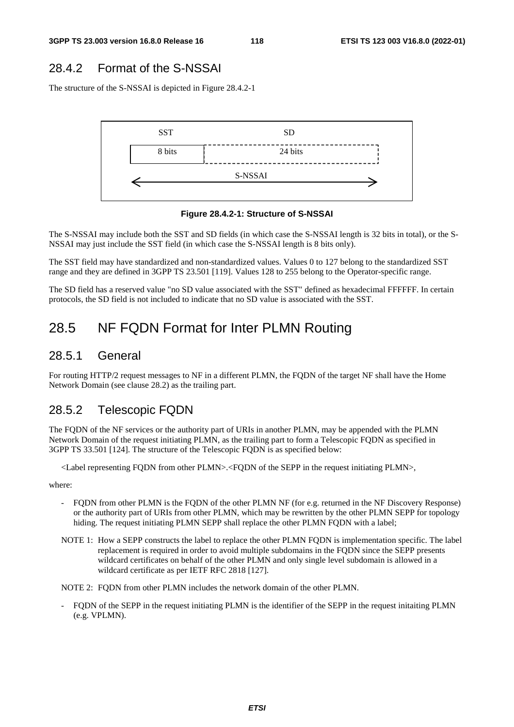## 28.4.2 Format of the S-NSSAI

The structure of the S-NSSAI is depicted in Figure 28.4.2-1

| SST | SD |
|---|---|
| 8 bits | 24 bits |

S-NSSAI

**Figure 28.4.2-1: Structure of S-NSSAI**

The S-NSSAI may include both the SST and SD fields (in which case the S-NSSAI length is 32 bits in total), or the S-NSSAI may just include the SST field (in which case the S-NSSAI length is 8 bits only).

The SST field may have standardized and non-standardized values. Values 0 to 127 belong to the standardized SST range and they are defined in 3GPP TS 23.501 [119]. Values 128 to 255 belong to the Operator-specific range.

The SD field has a reserved value "no SD value associated with the SST" defined as hexadecimal FFFFFF. In certain protocols, the SD field is not included to indicate that no SD value is associated with the SST.

# 28.5 NF FQDN Format for Inter PLMN Routing

## 28.5.1 General

For routing HTTP/2 request messages to NF in a different PLMN, the FQDN of the target NF shall have the Home Network Domain (see clause 28.2) as the trailing part.

## 28.5.2 Telescopic FQDN

The FQDN of the NF services or the authority part of URIs in another PLMN, may be appended with the PLMN Network Domain of the request initiating PLMN, as the trailing part to form a Telescopic FQDN as specified in 3GPP TS 33.501 [124]. The structure of the Telescopic FQDN is as specified below:

<Label representing FQDN from other PLMN>.<FQDN of the SEPP in the request initiating PLMN>,

where:

- FQDN from other PLMN is the FQDN of the other PLMN NF (for e.g. returned in the NF Discovery Response) or the authority part of URIs from other PLMN, which may be rewritten by the other PLMN SEPP for topology hiding. The request initiating PLMN SEPP shall replace the other PLMN FQDN with a label;

NOTE 1: How a SEPP constructs the label to replace the other PLMN FQDN is implementation specific. The label replacement is required in order to avoid multiple subdomains in the FQDN since the SEPP presents wildcard certificates on behalf of the other PLMN and only single level subdomain is allowed in a wildcard certificate as per IETF RFC 2818 [127].

NOTE 2: FQDN from other PLMN includes the network domain of the other PLMN.

- FQDN of the SEPP in the request initiating PLMN is the identifier of the SEPP in the request initaiting PLMN (e.g. VPLMN).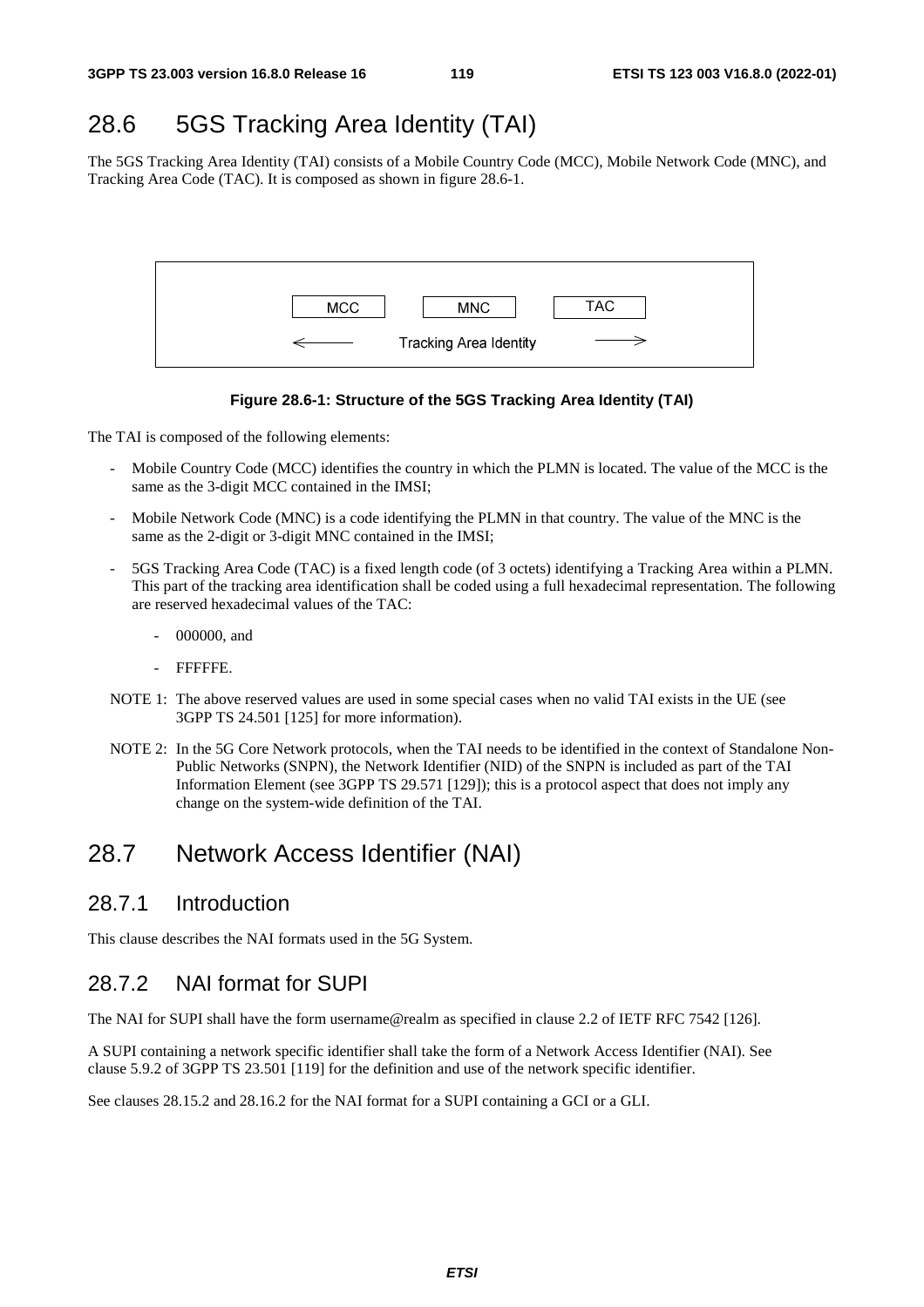# 28.6 5GS Tracking Area Identity (TAI)

The 5GS Tracking Area Identity (TAI) consists of a Mobile Country Code (MCC), Mobile Network Code (MNC), and Tracking Area Code (TAC). It is composed as shown in figure 28.6-1.

| MCC | MNC | TAC |
|---|---|---|
| ← | Tracking Area Identity | → |

**Figure 28.6-1: Structure of the 5GS Tracking Area Identity (TAI)**

The TAI is composed of the following elements:

- Mobile Country Code (MCC) identifies the country in which the PLMN is located. The value of the MCC is the same as the 3-digit MCC contained in the IMSI;
- Mobile Network Code (MNC) is a code identifying the PLMN in that country. The value of the MNC is the same as the 2-digit or 3-digit MNC contained in the IMSI;
- 5GS Tracking Area Code (TAC) is a fixed length code (of 3 octets) identifying a Tracking Area within a PLMN. This part of the tracking area identification shall be coded using a full hexadecimal representation. The following are reserved hexadecimal values of the TAC:
  - 000000, and
  - FFFFFE.

NOTE 1: The above reserved values are used in some special cases when no valid TAI exists in the UE (see 3GPP TS 24.501 [125] for more information).

NOTE 2: In the 5G Core Network protocols, when the TAI needs to be identified in the context of Standalone Non-Public Networks (SNPN), the Network Identifier (NID) of the SNPN is included as part of the TAI Information Element (see 3GPP TS 29.571 [129]); this is a protocol aspect that does not imply any change on the system-wide definition of the TAI.

# 28.7 Network Access Identifier (NAI)

## 28.7.1 Introduction

This clause describes the NAI formats used in the 5G System.

## 28.7.2 NAI format for SUPI

The NAI for SUPI shall have the form username@realm as specified in clause 2.2 of IETF RFC 7542 [126].

A SUPI containing a network specific identifier shall take the form of a Network Access Identifier (NAI). See clause 5.9.2 of 3GPP TS 23.501 [119] for the definition and use of the network specific identifier.

See clauses 28.15.2 and 28.16.2 for the NAI format for a SUPI containing a GCI or a GLI.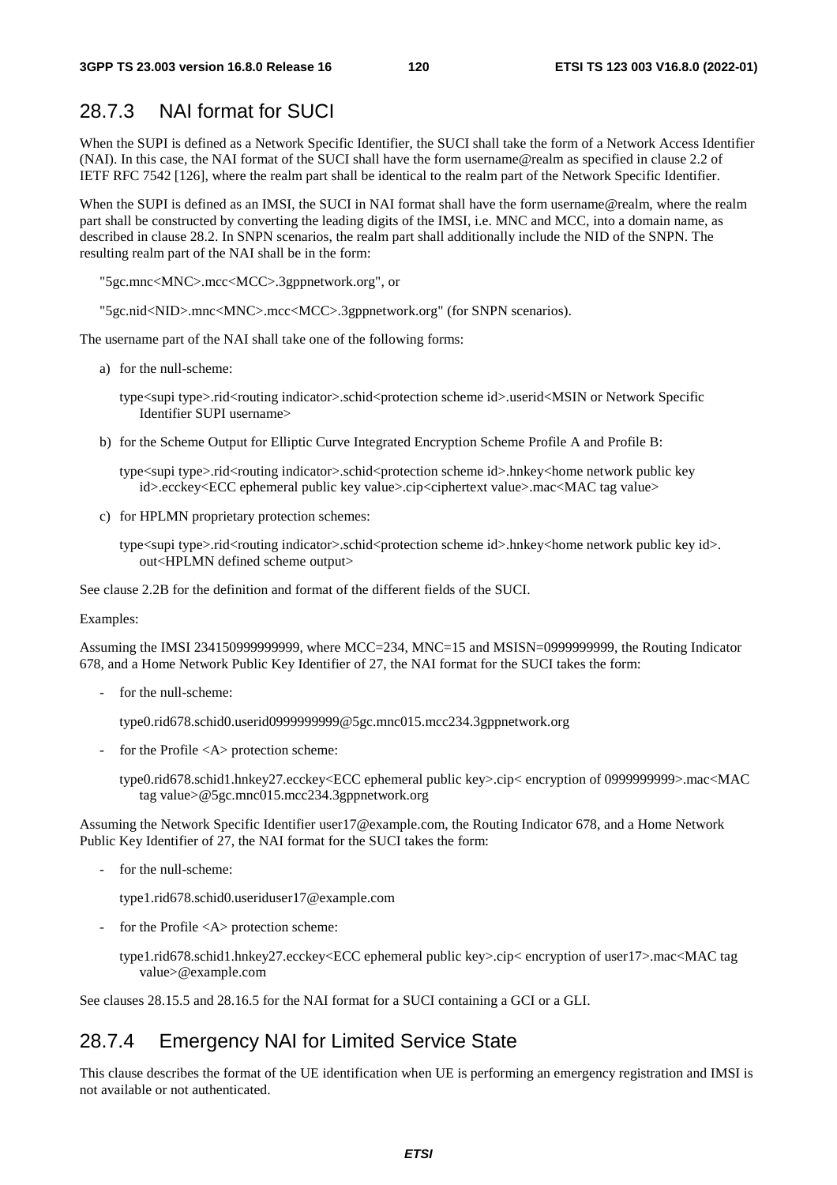## 28.7.3 NAI format for SUCI

When the SUPI is defined as a Network Specific Identifier, the SUCI shall take the form of a Network Access Identifier (NAI). In this case, the NAI format of the SUCI shall have the form username@realm as specified in clause 2.2 of IETF RFC 7542 [126], where the realm part shall be identical to the realm part of the Network Specific Identifier.

When the SUPI is defined as an IMSI, the SUCI in NAI format shall have the form username@realm, where the realm part shall be constructed by converting the leading digits of the IMSI, i.e. MNC and MCC, into a domain name, as described in clause 28.2. In SNPN scenarios, the realm part shall additionally include the NID of the SNPN. The resulting realm part of the NAI shall be in the form:

"5gc.mnc<MNC>.mcc<MCC>.3gppnetwork.org", or

"5gc.nid<NID>.mnc<MNC>.mcc<MCC>.3gppnetwork.org" (for SNPN scenarios).

The username part of the NAI shall take one of the following forms:

a) for the null-scheme:

type<supi type>.rid<routing indicator>.schid<protection scheme id>.userid<MSIN or Network Specific Identifier SUPI username>

b) for the Scheme Output for Elliptic Curve Integrated Encryption Scheme Profile A and Profile B:

type<supi type>.rid<routing indicator>.schid<protection scheme id>.hnkey<home network public key id>.ecckey<ECC ephemeral public key value>.cip<ciphertext value>.mac<MAC tag value>

c) for HPLMN proprietary protection schemes:

type<supi type>.rid<routing indicator>.schid<protection scheme id>.hnkey<home network public key id>. out<HPLMN defined scheme output>

See clause 2.2B for the definition and format of the different fields of the SUCI.

Examples:

Assuming the IMSI 234150999999999, where MCC=234, MNC=15 and MSISN=0999999999, the Routing Indicator 678, and a Home Network Public Key Identifier of 27, the NAI format for the SUCI takes the form:

- for the null-scheme:

type0.rid678.schid0.userid0999999999@5gc.mnc015.mcc234.3gppnetwork.org

- for the Profile <A> protection scheme:

type0.rid678.schid1.hnkey27.ecckey<ECC ephemeral public key>.cip< encryption of 0999999999>.mac<MAC tag value>@5gc.mnc015.mcc234.3gppnetwork.org

Assuming the Network Specific Identifier user17@example.com, the Routing Indicator 678, and a Home Network Public Key Identifier of 27, the NAI format for the SUCI takes the form:

- for the null-scheme:

type1.rid678.schid0.useriduser17@example.com

- for the Profile <A> protection scheme:

type1.rid678.schid1.hnkey27.ecckey<ECC ephemeral public key>.cip< encryption of user17>.mac<MAC tag value>@example.com

See clauses 28.15.5 and 28.16.5 for the NAI format for a SUCI containing a GCI or a GLI.

## 28.7.4 Emergency NAI for Limited Service State

This clause describes the format of the UE identification when UE is performing an emergency registration and IMSI is not available or not authenticated.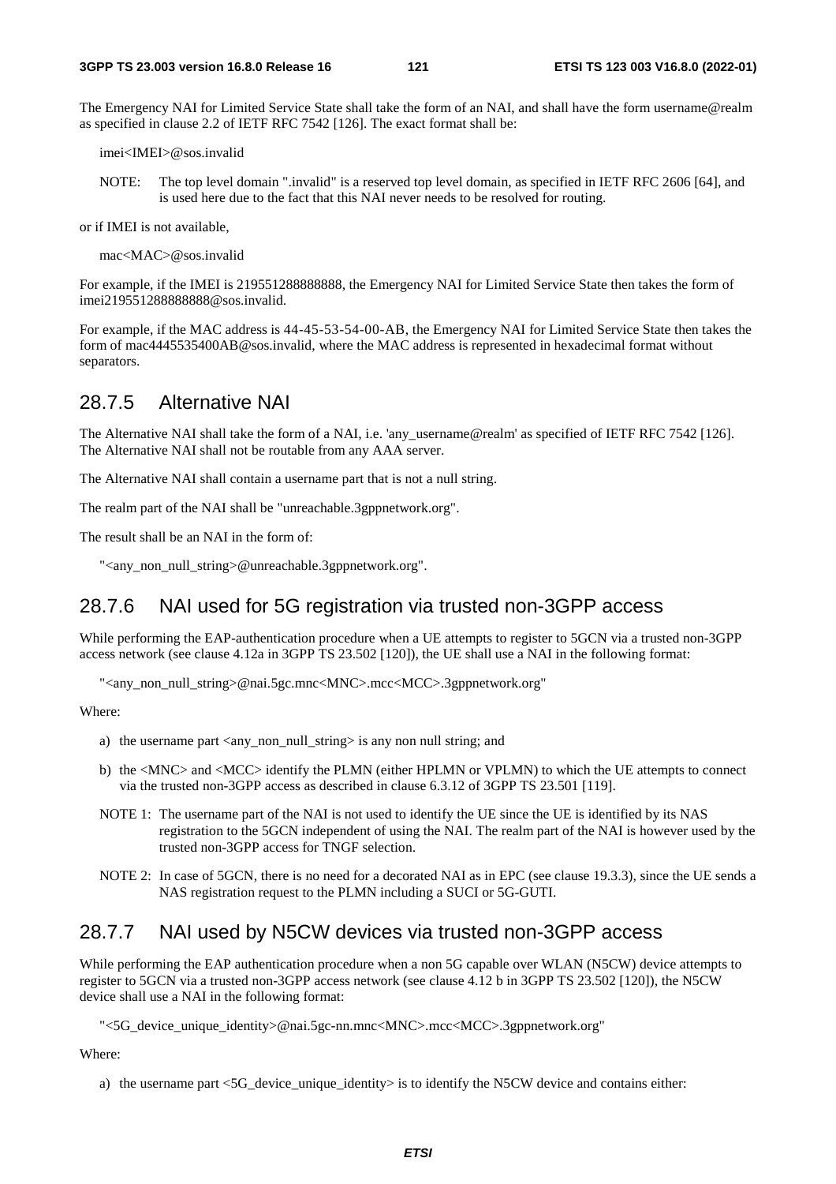The Emergency NAI for Limited Service State shall take the form of an NAI, and shall have the form username@realm as specified in clause 2.2 of IETF RFC 7542 [126]. The exact format shall be:

imei<IMEI>@sos.invalid

NOTE: The top level domain ".invalid" is a reserved top level domain, as specified in IETF RFC 2606 [64], and is used here due to the fact that this NAI never needs to be resolved for routing.

or if IMEI is not available,

mac<MAC>@sos.invalid

For example, if the IMEI is 219551288888888, the Emergency NAI for Limited Service State then takes the form of imei219551288888888@sos.invalid.

For example, if the MAC address is 44-45-53-54-00-AB, the Emergency NAI for Limited Service State then takes the form of mac4445535400AB@sos.invalid, where the MAC address is represented in hexadecimal format without separators.

## 28.7.5 Alternative NAI

The Alternative NAI shall take the form of a NAI, i.e. 'any_username@realm' as specified of IETF RFC 7542 [126]. The Alternative NAI shall not be routable from any AAA server.

The Alternative NAI shall contain a username part that is not a null string.

The realm part of the NAI shall be "unreachable.3gppnetwork.org".

The result shall be an NAI in the form of:

"<any_non_null_string>@unreachable.3gppnetwork.org".

## 28.7.6 NAI used for 5G registration via trusted non-3GPP access

While performing the EAP-authentication procedure when a UE attempts to register to 5GCN via a trusted non-3GPP access network (see clause 4.12a in 3GPP TS 23.502 [120]), the UE shall use a NAI in the following format:

"<any_non_null_string>@nai.5gc.mnc<MNC>.mcc<MCC>.3gppnetwork.org"

Where:

a) the username part <any_non_null_string> is any non null string; and

b) the <MNC> and <MCC> identify the PLMN (either HPLMN or VPLMN) to which the UE attempts to connect via the trusted non-3GPP access as described in clause 6.3.12 of 3GPP TS 23.501 [119].

NOTE 1: The username part of the NAI is not used to identify the UE since the UE is identified by its NAS registration to the 5GCN independent of using the NAI. The realm part of the NAI is however used by the trusted non-3GPP access for TNGF selection.

NOTE 2: In case of 5GCN, there is no need for a decorated NAI as in EPC (see clause 19.3.3), since the UE sends a NAS registration request to the PLMN including a SUCI or 5G-GUTI.

## 28.7.7 NAI used by N5CW devices via trusted non-3GPP access

While performing the EAP authentication procedure when a non 5G capable over WLAN (N5CW) device attempts to register to 5GCN via a trusted non-3GPP access network (see clause 4.12 b in 3GPP TS 23.502 [120]), the N5CW device shall use a NAI in the following format:

"<5G_device_unique_identity>@nai.5gc-nn.mnc<MNC>.mcc<MCC>.3gppnetwork.org"

Where:

a) the username part <5G_device_unique_identity> is to identify the N5CW device and contains either: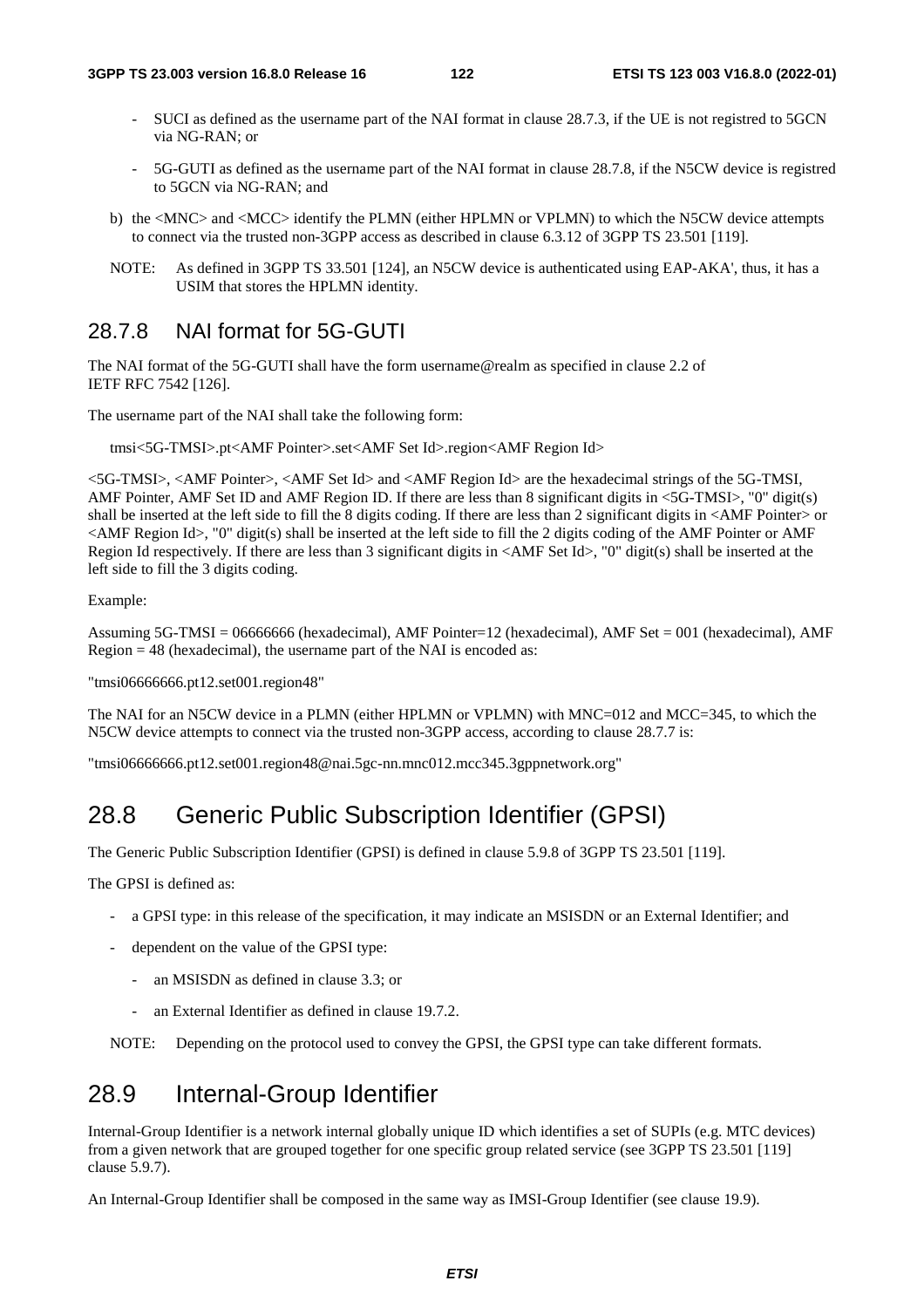- SUCI as defined as the username part of the NAI format in clause 28.7.3, if the UE is not registred to 5GCN via NG-RAN; or

- 5G-GUTI as defined as the username part of the NAI format in clause 28.7.8, if the N5CW device is registred to 5GCN via NG-RAN; and

b) the <MNC> and <MCC> identify the PLMN (either HPLMN or VPLMN) to which the N5CW device attempts to connect via the trusted non-3GPP access as described in clause 6.3.12 of 3GPP TS 23.501 [119].

NOTE: As defined in 3GPP TS 33.501 [124], an N5CW device is authenticated using EAP-AKA', thus, it has a USIM that stores the HPLMN identity.

### 28.7.8 NAI format for 5G-GUTI

The NAI format of the 5G-GUTI shall have the form username@realm as specified in clause 2.2 of IETF RFC 7542 [126].

The username part of the NAI shall take the following form:

tmsi<5G-TMSI>.pt<AMF Pointer>.set<AMF Set Id>.region<AMF Region Id>

<5G-TMSI>, <AMF Pointer>, <AMF Set Id> and <AMF Region Id> are the hexadecimal strings of the 5G-TMSI, AMF Pointer, AMF Set ID and AMF Region ID. If there are less than 8 significant digits in <5G-TMSI>, "0" digit(s) shall be inserted at the left side to fill the 8 digits coding. If there are less than 2 significant digits in <AMF Pointer> or <AMF Region Id>, "0" digit(s) shall be inserted at the left side to fill the 2 digits coding of the AMF Pointer or AMF Region Id respectively. If there are less than 3 significant digits in <AMF Set Id>, "0" digit(s) shall be inserted at the left side to fill the 3 digits coding.

Example:

Assuming 5G-TMSI = 06666666 (hexadecimal), AMF Pointer=12 (hexadecimal), AMF Set = 001 (hexadecimal), AMF Region = 48 (hexadecimal), the username part of the NAI is encoded as:

"tmsi06666666.pt12.set001.region48"

The NAI for an N5CW device in a PLMN (either HPLMN or VPLMN) with MNC=012 and MCC=345, to which the N5CW device attempts to connect via the trusted non-3GPP access, according to clause 28.7.7 is:

"tmsi06666666.pt12.set001.region48@nai.5gc-nn.mnc012.mcc345.3gppnetwork.org"

## 28.8 Generic Public Subscription Identifier (GPSI)

The Generic Public Subscription Identifier (GPSI) is defined in clause 5.9.8 of 3GPP TS 23.501 [119].

The GPSI is defined as:

- a GPSI type: in this release of the specification, it may indicate an MSISDN or an External Identifier; and
- dependent on the value of the GPSI type:
  - an MSISDN as defined in clause 3.3; or
  - an External Identifier as defined in clause 19.7.2.

NOTE: Depending on the protocol used to convey the GPSI, the GPSI type can take different formats.

## 28.9 Internal-Group Identifier

Internal-Group Identifier is a network internal globally unique ID which identifies a set of SUPIs (e.g. MTC devices) from a given network that are grouped together for one specific group related service (see 3GPP TS 23.501 [119] clause 5.9.7).

An Internal-Group Identifier shall be composed in the same way as IMSI-Group Identifier (see clause 19.9).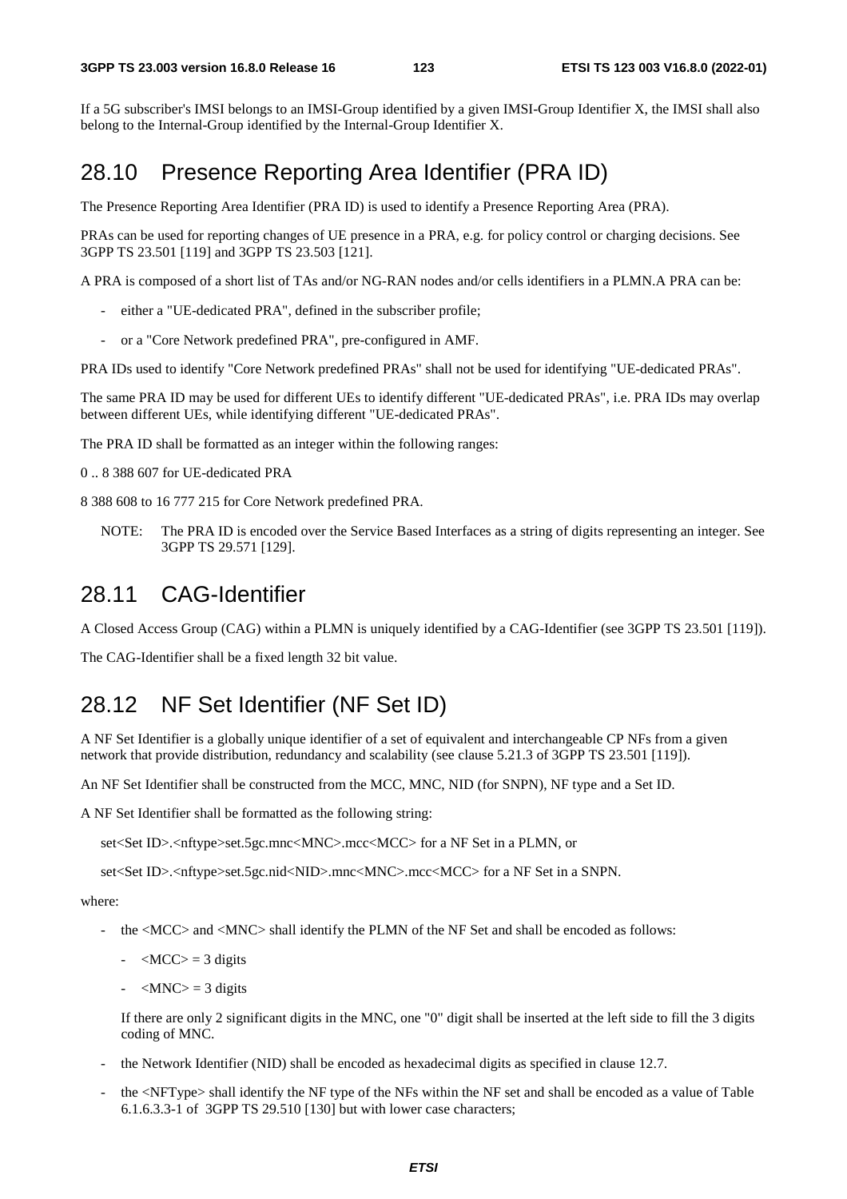If a 5G subscriber's IMSI belongs to an IMSI-Group identified by a given IMSI-Group Identifier X, the IMSI shall also belong to the Internal-Group identified by the Internal-Group Identifier X.

## 28.10 Presence Reporting Area Identifier (PRA ID)

The Presence Reporting Area Identifier (PRA ID) is used to identify a Presence Reporting Area (PRA).

PRAs can be used for reporting changes of UE presence in a PRA, e.g. for policy control or charging decisions. See 3GPP TS 23.501 [119] and 3GPP TS 23.503 [121].

A PRA is composed of a short list of TAs and/or NG-RAN nodes and/or cells identifiers in a PLMN.A PRA can be:

- either a "UE-dedicated PRA", defined in the subscriber profile;
- or a "Core Network predefined PRA", pre-configured in AMF.

PRA IDs used to identify "Core Network predefined PRAs" shall not be used for identifying "UE-dedicated PRAs".

The same PRA ID may be used for different UEs to identify different "UE-dedicated PRAs", i.e. PRA IDs may overlap between different UEs, while identifying different "UE-dedicated PRAs".

The PRA ID shall be formatted as an integer within the following ranges:

0 .. 8 388 607 for UE-dedicated PRA

8 388 608 to 16 777 215 for Core Network predefined PRA.

NOTE: The PRA ID is encoded over the Service Based Interfaces as a string of digits representing an integer. See 3GPP TS 29.571 [129].

## 28.11 CAG-Identifier

A Closed Access Group (CAG) within a PLMN is uniquely identified by a CAG-Identifier (see 3GPP TS 23.501 [119]).

The CAG-Identifier shall be a fixed length 32 bit value.

## 28.12 NF Set Identifier (NF Set ID)

A NF Set Identifier is a globally unique identifier of a set of equivalent and interchangeable CP NFs from a given network that provide distribution, redundancy and scalability (see clause 5.21.3 of 3GPP TS 23.501 [119]).

An NF Set Identifier shall be constructed from the MCC, MNC, NID (for SNPN), NF type and a Set ID.

A NF Set Identifier shall be formatted as the following string:

set<Set ID>.<nftype>set.5gc.mnc<MNC>.mcc<MCC> for a NF Set in a PLMN, or

set<Set ID>.<nftype>set.5gc.nid<NID>.mnc<MNC>.mcc<MCC> for a NF Set in a SNPN.

where:

- the <MCC> and <MNC> shall identify the PLMN of the NF Set and shall be encoded as follows:
  - <MCC> = 3 digits
  - <MNC> = 3 digits

  If there are only 2 significant digits in the MNC, one "0" digit shall be inserted at the left side to fill the 3 digits coding of MNC.

- the Network Identifier (NID) shall be encoded as hexadecimal digits as specified in clause 12.7.
- the <NFType> shall identify the NF type of the NFs within the NF set and shall be encoded as a value of Table 6.1.6.3.3-1 of 3GPP TS 29.510 [130] but with lower case characters;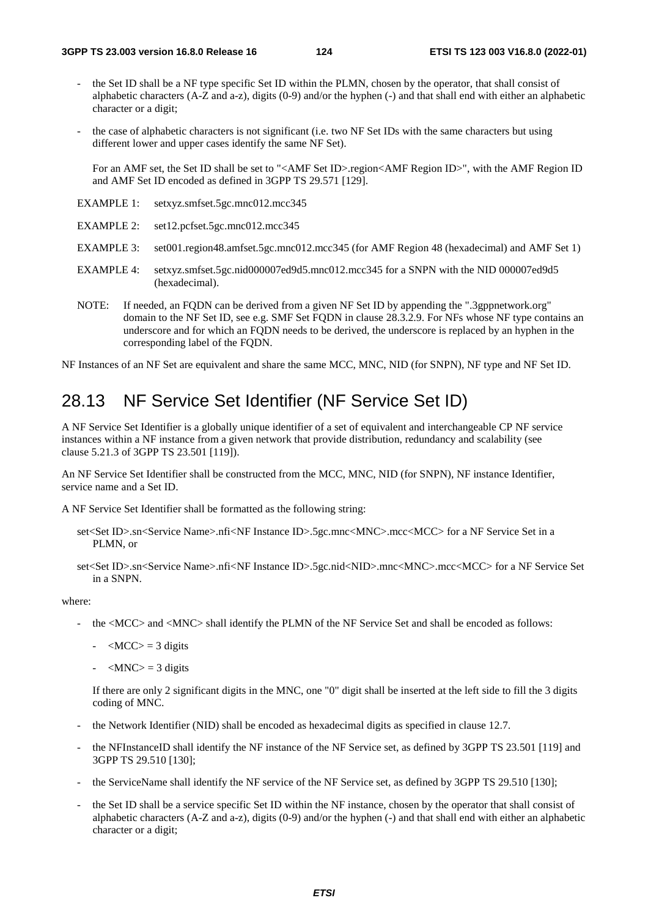- the Set ID shall be a NF type specific Set ID within the PLMN, chosen by the operator, that shall consist of alphabetic characters (A-Z and a-z), digits (0-9) and/or the hyphen (-) and that shall end with either an alphabetic character or a digit;
- the case of alphabetic characters is not significant (i.e. two NF Set IDs with the same characters but using different lower and upper cases identify the same NF Set).

  For an AMF set, the Set ID shall be set to "<AMF Set ID>.region<AMF Region ID>", with the AMF Region ID and AMF Set ID encoded as defined in 3GPP TS 29.571 [129].

EXAMPLE 1: setxyz.smfset.5gc.mnc012.mcc345

EXAMPLE 2: set12.pcfset.5gc.mnc012.mcc345

EXAMPLE 3: set001.region48.amfset.5gc.mnc012.mcc345 (for AMF Region 48 (hexadecimal) and AMF Set 1)

EXAMPLE 4: setxyz.smfset.5gc.nid000007ed9d5.mnc012.mcc345 for a SNPN with the NID 000007ed9d5 (hexadecimal).

NOTE: If needed, an FQDN can be derived from a given NF Set ID by appending the ".3gppnetwork.org" domain to the NF Set ID, see e.g. SMF Set FQDN in clause 28.3.2.9. For NFs whose NF type contains an underscore and for which an FQDN needs to be derived, the underscore is replaced by an hyphen in the corresponding label of the FQDN.

NF Instances of an NF Set are equivalent and share the same MCC, MNC, NID (for SNPN), NF type and NF Set ID.

## 28.13 NF Service Set Identifier (NF Service Set ID)

A NF Service Set Identifier is a globally unique identifier of a set of equivalent and interchangeable CP NF service instances within a NF instance from a given network that provide distribution, redundancy and scalability (see clause 5.21.3 of 3GPP TS 23.501 [119]).

An NF Service Set Identifier shall be constructed from the MCC, MNC, NID (for SNPN), NF instance Identifier, service name and a Set ID.

A NF Service Set Identifier shall be formatted as the following string:

set<Set ID>.sn<Service Name>.nfi<NF Instance ID>.5gc.mnc<MNC>.mcc<MCC> for a NF Service Set in a PLMN, or

set<Set ID>.sn<Service Name>.nfi<NF Instance ID>.5gc.nid<NID>.mnc<MNC>.mcc<MCC> for a NF Service Set in a SNPN.

where:

- the <MCC> and <MNC> shall identify the PLMN of the NF Service Set and shall be encoded as follows:
  - <MCC> = 3 digits
  - <MNC> = 3 digits

  If there are only 2 significant digits in the MNC, one "0" digit shall be inserted at the left side to fill the 3 digits coding of MNC.
- the Network Identifier (NID) shall be encoded as hexadecimal digits as specified in clause 12.7.
- the NFInstanceID shall identify the NF instance of the NF Service set, as defined by 3GPP TS 23.501 [119] and 3GPP TS 29.510 [130];
- the ServiceName shall identify the NF service of the NF Service set, as defined by 3GPP TS 29.510 [130];
- the Set ID shall be a service specific Set ID within the NF instance, chosen by the operator that shall consist of alphabetic characters (A-Z and a-z), digits (0-9) and/or the hyphen (-) and that shall end with either an alphabetic character or a digit;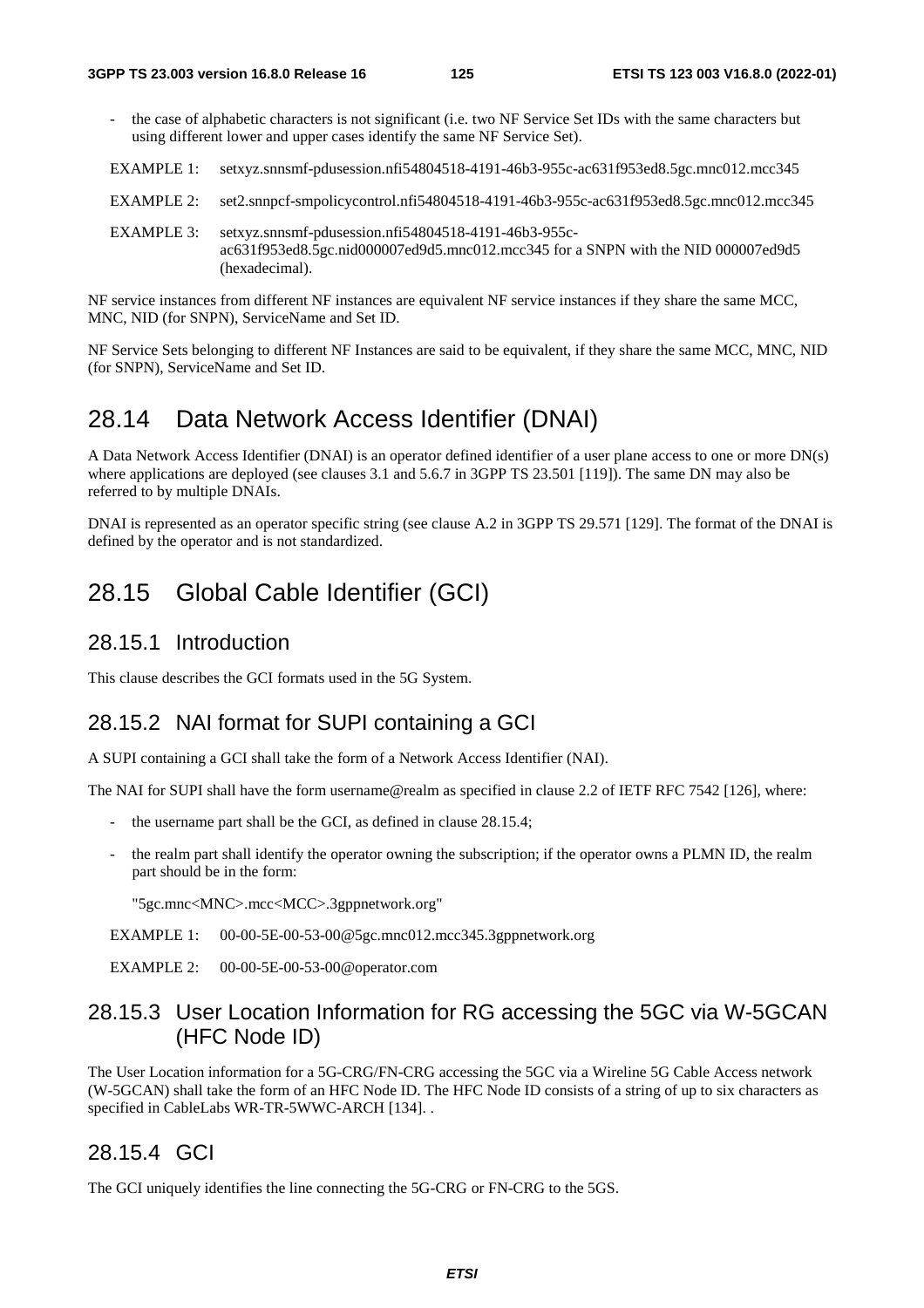- the case of alphabetic characters is not significant (i.e. two NF Service Set IDs with the same characters but using different lower and upper cases identify the same NF Service Set).

EXAMPLE 1: setxyz.snnsmf-pdusession.nfi54804518-4191-46b3-955c-ac631f953ed8.5gc.mnc012.mcc345

EXAMPLE 2: set2.snnpcf-smpolicycontrol.nfi54804518-4191-46b3-955c-ac631f953ed8.5gc.mnc012.mcc345

EXAMPLE 3: setxyz.snnsmf-pdusession.nfi54804518-4191-46b3-955c-ac631f953ed8.5gc.nid000007ed9d5.mnc012.mcc345 for a SNPN with the NID 000007ed9d5 (hexadecimal).

NF service instances from different NF instances are equivalent NF service instances if they share the same MCC, MNC, NID (for SNPN), ServiceName and Set ID.

NF Service Sets belonging to different NF Instances are said to be equivalent, if they share the same MCC, MNC, NID (for SNPN), ServiceName and Set ID.

## 28.14 Data Network Access Identifier (DNAI)

A Data Network Access Identifier (DNAI) is an operator defined identifier of a user plane access to one or more DN(s) where applications are deployed (see clauses 3.1 and 5.6.7 in 3GPP TS 23.501 [119]). The same DN may also be referred to by multiple DNAIs.

DNAI is represented as an operator specific string (see clause A.2 in 3GPP TS 29.571 [129]. The format of the DNAI is defined by the operator and is not standardized.

## 28.15 Global Cable Identifier (GCI)

### 28.15.1 Introduction

This clause describes the GCI formats used in the 5G System.

### 28.15.2 NAI format for SUPI containing a GCI

A SUPI containing a GCI shall take the form of a Network Access Identifier (NAI).

The NAI for SUPI shall have the form username@realm as specified in clause 2.2 of IETF RFC 7542 [126], where:

- the username part shall be the GCI, as defined in clause 28.15.4;
- the realm part shall identify the operator owning the subscription; if the operator owns a PLMN ID, the realm part should be in the form:

  "5gc.mnc<MNC>.mcc<MCC>.3gppnetwork.org"

EXAMPLE 1: 00-00-5E-00-53-00@5gc.mnc012.mcc345.3gppnetwork.org

EXAMPLE 2: 00-00-5E-00-53-00@operator.com

### 28.15.3 User Location Information for RG accessing the 5GC via W-5GCAN (HFC Node ID)

The User Location information for a 5G-CRG/FN-CRG accessing the 5GC via a Wireline 5G Cable Access network (W-5GCAN) shall take the form of an HFC Node ID. The HFC Node ID consists of a string of up to six characters as specified in CableLabs WR-TR-5WWC-ARCH [134]. .

### 28.15.4 GCI

The GCI uniquely identifies the line connecting the 5G-CRG or FN-CRG to the 5GS.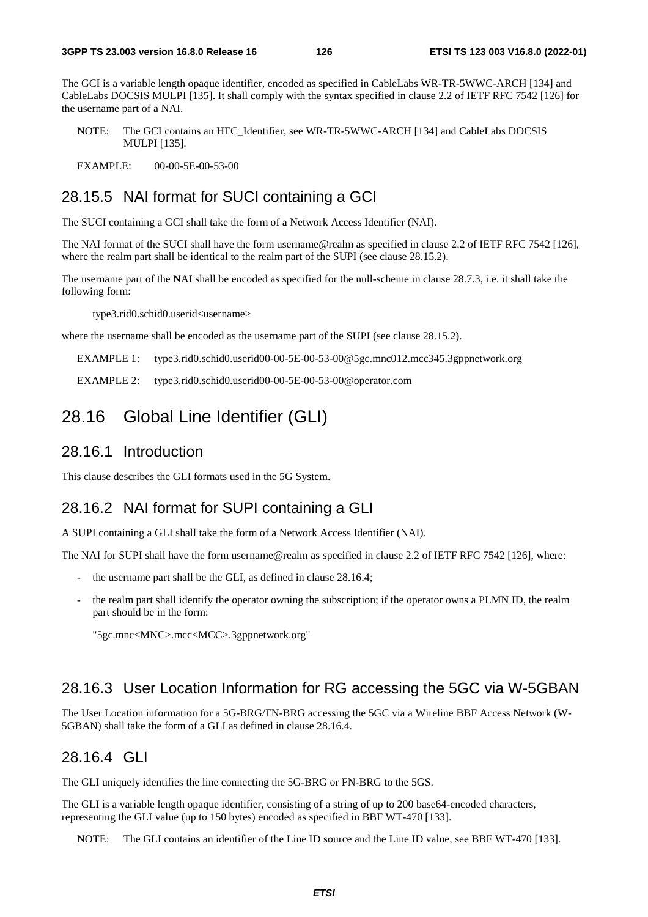The GCI is a variable length opaque identifier, encoded as specified in CableLabs WR-TR-5WWC-ARCH [134] and CableLabs DOCSIS MULPI [135]. It shall comply with the syntax specified in clause 2.2 of IETF RFC 7542 [126] for the username part of a NAI.

NOTE: The GCI contains an HFC_Identifier, see WR-TR-5WWC-ARCH [134] and CableLabs DOCSIS MULPI [135].

EXAMPLE: 00-00-5E-00-53-00

### 28.15.5 NAI format for SUCI containing a GCI

The SUCI containing a GCI shall take the form of a Network Access Identifier (NAI).

The NAI format of the SUCI shall have the form username@realm as specified in clause 2.2 of IETF RFC 7542 [126], where the realm part shall be identical to the realm part of the SUPI (see clause 28.15.2).

The username part of the NAI shall be encoded as specified for the null-scheme in clause 28.7.3, i.e. it shall take the following form:

type3.rid0.schid0.userid<username>

where the username shall be encoded as the username part of the SUPI (see clause 28.15.2).

EXAMPLE 1: type3.rid0.schid0.userid00-00-5E-00-53-00@5gc.mnc012.mcc345.3gppnetwork.org

EXAMPLE 2: type3.rid0.schid0.userid00-00-5E-00-53-00@operator.com

## 28.16 Global Line Identifier (GLI)

### 28.16.1 Introduction

This clause describes the GLI formats used in the 5G System.

### 28.16.2 NAI format for SUPI containing a GLI

A SUPI containing a GLI shall take the form of a Network Access Identifier (NAI).

The NAI for SUPI shall have the form username@realm as specified in clause 2.2 of IETF RFC 7542 [126], where:

- the username part shall be the GLI, as defined in clause 28.16.4;
- the realm part shall identify the operator owning the subscription; if the operator owns a PLMN ID, the realm part should be in the form:

  "5gc.mnc<MNC>.mcc<MCC>.3gppnetwork.org"

### 28.16.3 User Location Information for RG accessing the 5GC via W-5GBAN

The User Location information for a 5G-BRG/FN-BRG accessing the 5GC via a Wireline BBF Access Network (W-5GBAN) shall take the form of a GLI as defined in clause 28.16.4.

### 28.16.4 GLI

The GLI uniquely identifies the line connecting the 5G-BRG or FN-BRG to the 5GS.

The GLI is a variable length opaque identifier, consisting of a string of up to 200 base64-encoded characters, representing the GLI value (up to 150 bytes) encoded as specified in BBF WT-470 [133].

NOTE: The GLI contains an identifier of the Line ID source and the Line ID value, see BBF WT-470 [133].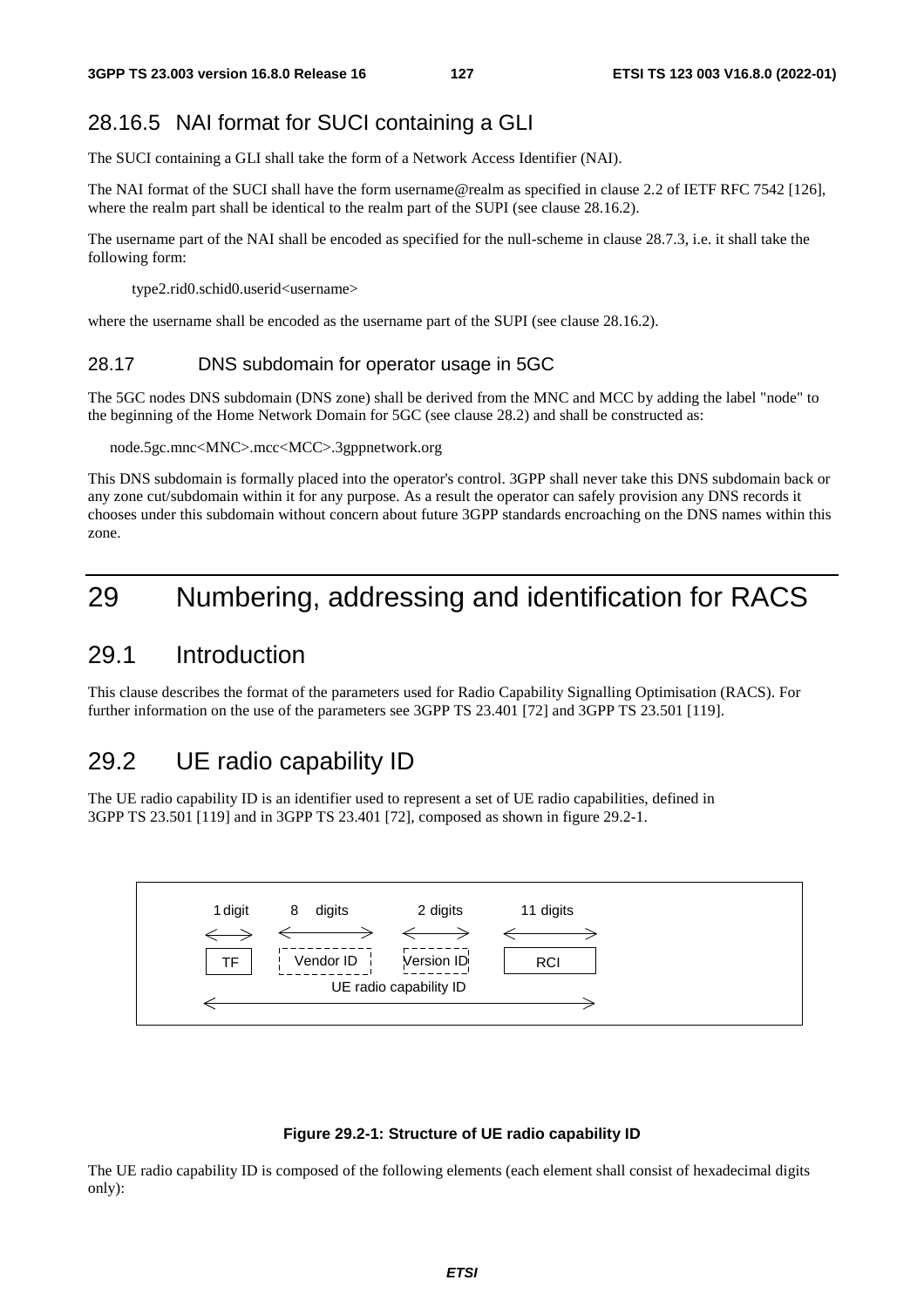### 28.16.5 NAI format for SUCI containing a GLI

The SUCI containing a GLI shall take the form of a Network Access Identifier (NAI).

The NAI format of the SUCI shall have the form username@realm as specified in clause 2.2 of IETF RFC 7542 [126], where the realm part shall be identical to the realm part of the SUPI (see clause 28.16.2).

The username part of the NAI shall be encoded as specified for the null-scheme in clause 28.7.3, i.e. it shall take the following form:

type2.rid0.schid0.userid<username>

where the username shall be encoded as the username part of the SUPI (see clause 28.16.2).

### 28.17 DNS subdomain for operator usage in 5GC

The 5GC nodes DNS subdomain (DNS zone) shall be derived from the MNC and MCC by adding the label "node" to the beginning of the Home Network Domain for 5GC (see clause 28.2) and shall be constructed as:

node.5gc.mnc<MNC>.mcc<MCC>.3gppnetwork.org

This DNS subdomain is formally placed into the operator's control. 3GPP shall never take this DNS subdomain back or any zone cut/subdomain within it for any purpose. As a result the operator can safely provision any DNS records it chooses under this subdomain without concern about future 3GPP standards encroaching on the DNS names within this zone.

# 29 Numbering, addressing and identification for RACS

## 29.1 Introduction

This clause describes the format of the parameters used for Radio Capability Signalling Optimisation (RACS). For further information on the use of the parameters see 3GPP TS 23.401 [72] and 3GPP TS 23.501 [119].

## 29.2 UE radio capability ID

The UE radio capability ID is an identifier used to represent a set of UE radio capabilities, defined in 3GPP TS 23.501 [119] and in 3GPP TS 23.401 [72], composed as shown in figure 29.2-1.

| 1 digit | 8 digits | 2 digits | 11 digits |
| --- | --- | --- | --- |
| TF | Vendor ID | Version ID | RCI |
| UE radio capability ID | | | |

**Figure 29.2-1: Structure of UE radio capability ID**

The UE radio capability ID is composed of the following elements (each element shall consist of hexadecimal digits only):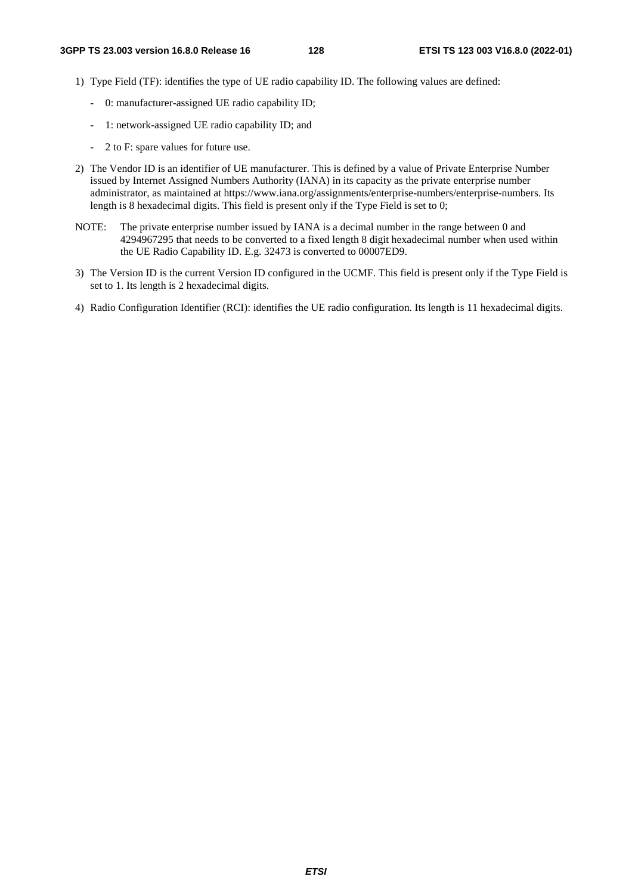1) Type Field (TF): identifies the type of UE radio capability ID. The following values are defined:

   - 0: manufacturer-assigned UE radio capability ID;

   - 1: network-assigned UE radio capability ID; and

   - 2 to F: spare values for future use.

2) The Vendor ID is an identifier of UE manufacturer. This is defined by a value of Private Enterprise Number issued by Internet Assigned Numbers Authority (IANA) in its capacity as the private enterprise number administrator, as maintained at https://www.iana.org/assignments/enterprise-numbers/enterprise-numbers. Its length is 8 hexadecimal digits. This field is present only if the Type Field is set to 0;

NOTE: The private enterprise number issued by IANA is a decimal number in the range between 0 and 4294967295 that needs to be converted to a fixed length 8 digit hexadecimal number when used within the UE Radio Capability ID. E.g. 32473 is converted to 00007ED9.

3) The Version ID is the current Version ID configured in the UCMF. This field is present only if the Type Field is set to 1. Its length is 2 hexadecimal digits.

4) Radio Configuration Identifier (RCI): identifies the UE radio configuration. Its length is 11 hexadecimal digits.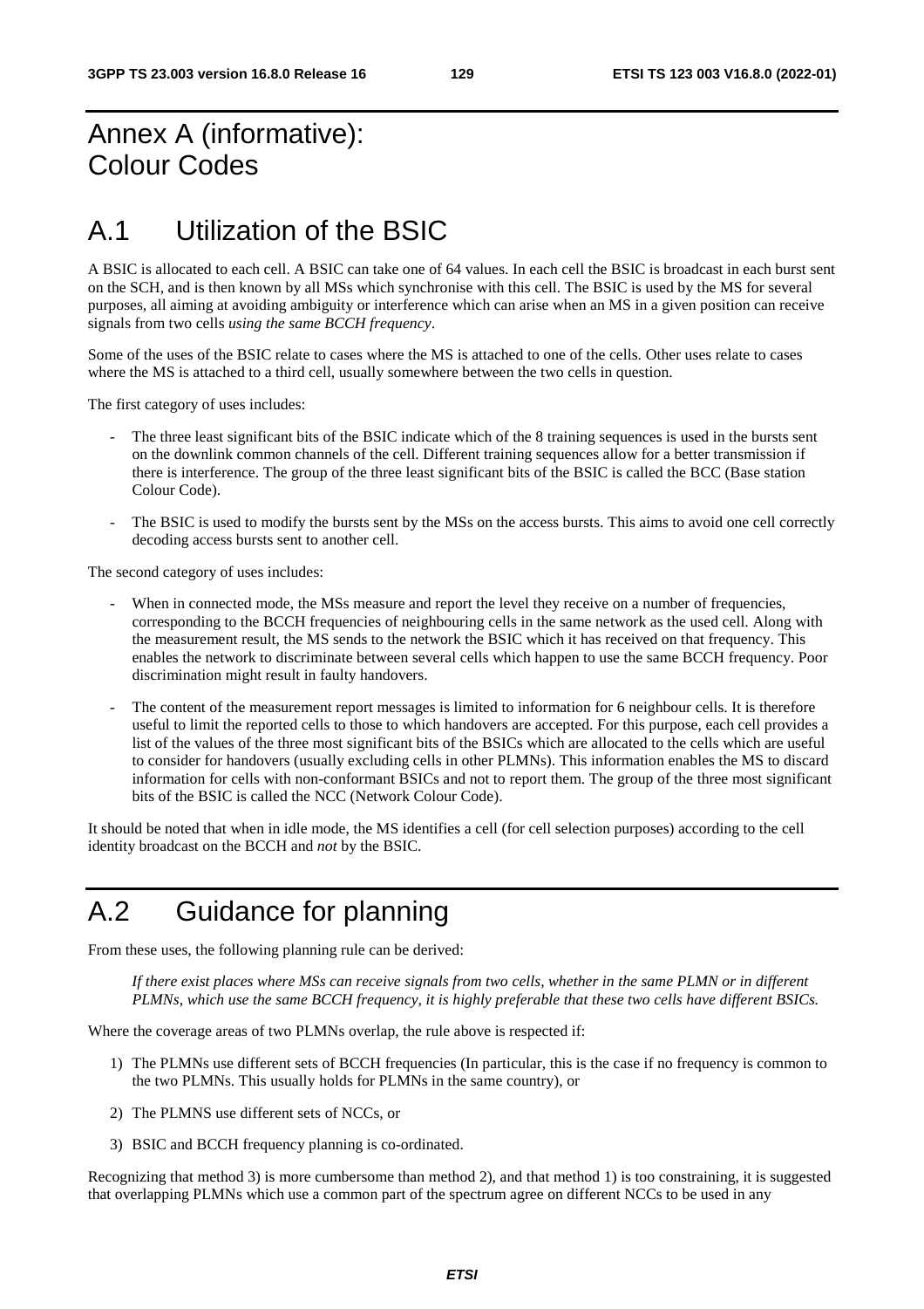# Annex A (informative): Colour Codes

# A.1 Utilization of the BSIC

A BSIC is allocated to each cell. A BSIC can take one of 64 values. In each cell the BSIC is broadcast in each burst sent on the SCH, and is then known by all MSs which synchronise with this cell. The BSIC is used by the MS for several purposes, all aiming at avoiding ambiguity or interference which can arise when an MS in a given position can receive signals from two cells *using the same BCCH frequency*.

Some of the uses of the BSIC relate to cases where the MS is attached to one of the cells. Other uses relate to cases where the MS is attached to a third cell, usually somewhere between the two cells in question.

The first category of uses includes:

- The three least significant bits of the BSIC indicate which of the 8 training sequences is used in the bursts sent on the downlink common channels of the cell. Different training sequences allow for a better transmission if there is interference. The group of the three least significant bits of the BSIC is called the BCC (Base station Colour Code).
- The BSIC is used to modify the bursts sent by the MSs on the access bursts. This aims to avoid one cell correctly decoding access bursts sent to another cell.

The second category of uses includes:

- When in connected mode, the MSs measure and report the level they receive on a number of frequencies, corresponding to the BCCH frequencies of neighbouring cells in the same network as the used cell. Along with the measurement result, the MS sends to the network the BSIC which it has received on that frequency. This enables the network to discriminate between several cells which happen to use the same BCCH frequency. Poor discrimination might result in faulty handovers.
- The content of the measurement report messages is limited to information for 6 neighbour cells. It is therefore useful to limit the reported cells to those to which handovers are accepted. For this purpose, each cell provides a list of the values of the three most significant bits of the BSICs which are allocated to the cells which are useful to consider for handovers (usually excluding cells in other PLMNs). This information enables the MS to discard information for cells with non-conformant BSICs and not to report them. The group of the three most significant bits of the BSIC is called the NCC (Network Colour Code).

It should be noted that when in idle mode, the MS identifies a cell (for cell selection purposes) according to the cell identity broadcast on the BCCH and *not* by the BSIC.

# A.2 Guidance for planning

From these uses, the following planning rule can be derived:

> *If there exist places where MSs can receive signals from two cells, whether in the same PLMN or in different PLMNs, which use the same BCCH frequency, it is highly preferable that these two cells have different BSICs.*

Where the coverage areas of two PLMNs overlap, the rule above is respected if:

1) The PLMNs use different sets of BCCH frequencies (In particular, this is the case if no frequency is common to the two PLMNs. This usually holds for PLMNs in the same country), or
2) The PLMNS use different sets of NCCs, or
3) BSIC and BCCH frequency planning is co-ordinated.

Recognizing that method 3) is more cumbersome than method 2), and that method 1) is too constraining, it is suggested that overlapping PLMNs which use a common part of the spectrum agree on different NCCs to be used in any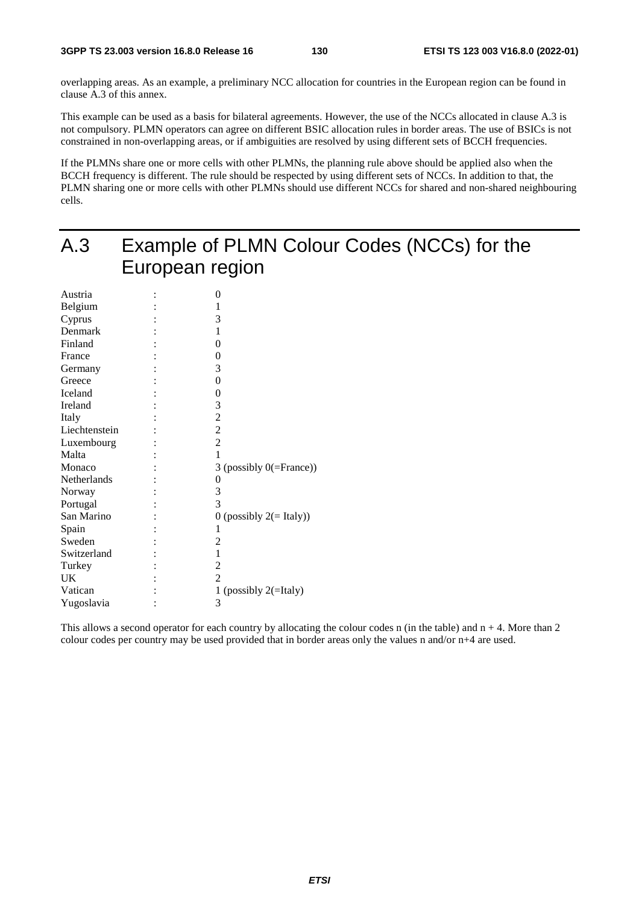overlapping areas. As an example, a preliminary NCC allocation for countries in the European region can be found in clause A.3 of this annex.

This example can be used as a basis for bilateral agreements. However, the use of the NCCs allocated in clause A.3 is not compulsory. PLMN operators can agree on different BSIC allocation rules in border areas. The use of BSICs is not constrained in non-overlapping areas, or if ambiguities are resolved by using different sets of BCCH frequencies.

If the PLMNs share one or more cells with other PLMNs, the planning rule above should be applied also when the BCCH frequency is different. The rule should be respected by using different sets of NCCs. In addition to that, the PLMN sharing one or more cells with other PLMNs should use different NCCs for shared and non-shared neighbouring cells.

# A.3 Example of PLMN Colour Codes (NCCs) for the European region

| | | |
|---|---|---|
| Austria | : | 0 |
| Belgium | : | 1 |
| Cyprus | : | 3 |
| Denmark | : | 1 |
| Finland | : | 0 |
| France | : | 0 |
| Germany | : | 3 |
| Greece | : | 0 |
| Iceland | : | 0 |
| Ireland | : | 3 |
| Italy | : | 2 |
| Liechtenstein | : | 2 |
| Luxembourg | : | 2 |
| Malta | : | 1 |
| Monaco | : | 3 (possibly 0(=France)) |
| Netherlands | : | 0 |
| Norway | : | 3 |
| Portugal | : | 3 |
| San Marino | : | 0 (possibly 2(= Italy)) |
| Spain | : | 1 |
| Sweden | : | 2 |
| Switzerland | : | 1 |
| Turkey | : | 2 |
| UK | : | 2 |
| Vatican | : | 1 (possibly 2(=Italy) |
| Yugoslavia | : | 3 |

This allows a second operator for each country by allocating the colour codes n (in the table) and n + 4. More than 2 colour codes per country may be used provided that in border areas only the values n and/or n+4 are used.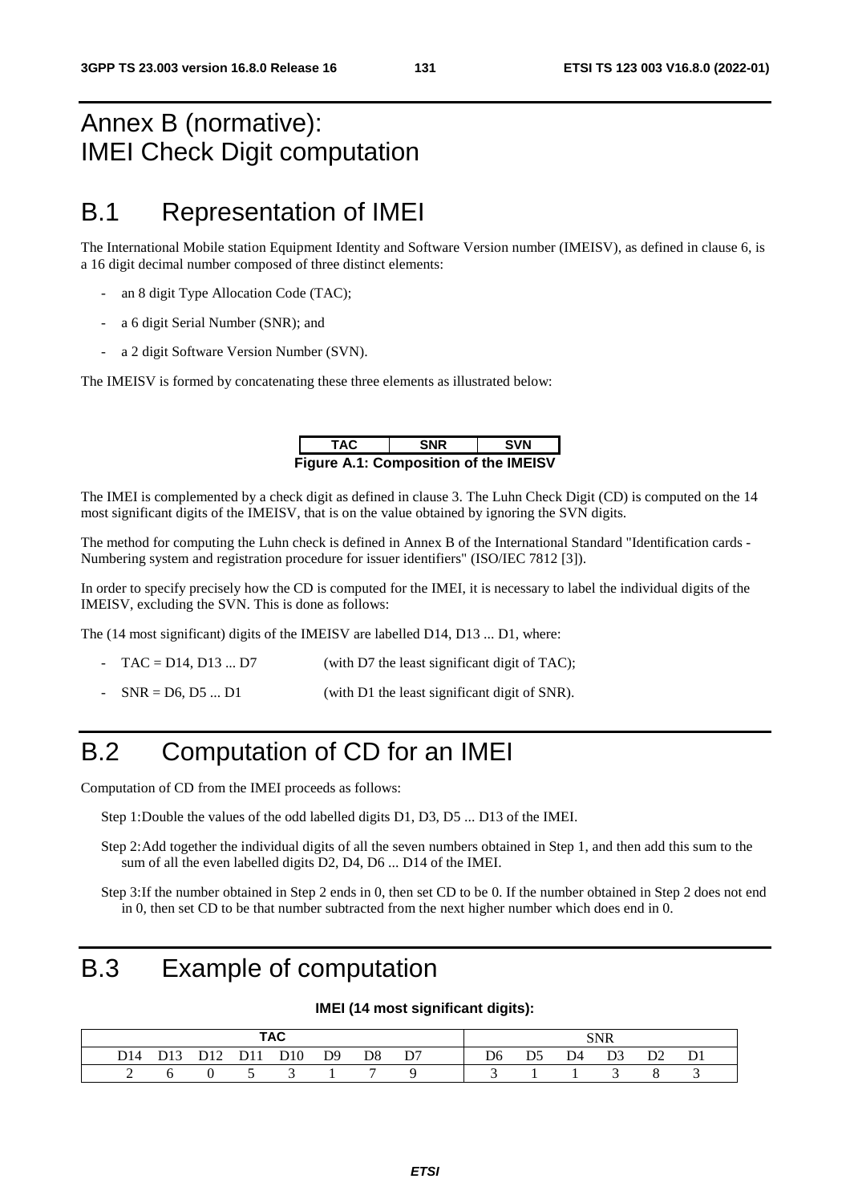# Annex B (normative): IMEI Check Digit computation

# B.1 Representation of IMEI

The International Mobile station Equipment Identity and Software Version number (IMEISV), as defined in clause 6, is a 16 digit decimal number composed of three distinct elements:

- an 8 digit Type Allocation Code (TAC);
- a 6 digit Serial Number (SNR); and
- a 2 digit Software Version Number (SVN).

The IMEISV is formed by concatenating these three elements as illustrated below:

| TAC | SNR | SVN |
|---|---|---|

**Figure A.1: Composition of the IMEISV**

The IMEI is complemented by a check digit as defined in clause 3. The Luhn Check Digit (CD) is computed on the 14 most significant digits of the IMEISV, that is on the value obtained by ignoring the SVN digits.

The method for computing the Luhn check is defined in Annex B of the International Standard "Identification cards - Numbering system and registration procedure for issuer identifiers" (ISO/IEC 7812 [3]).

In order to specify precisely how the CD is computed for the IMEI, it is necessary to label the individual digits of the IMEISV, excluding the SVN. This is done as follows:

The (14 most significant) digits of the IMEISV are labelled D14, D13 ... D1, where:

- TAC = D14, D13 ... D7 (with D7 the least significant digit of TAC);
- SNR = D6, D5 ... D1 (with D1 the least significant digit of SNR).

# B.2 Computation of CD for an IMEI

Computation of CD from the IMEI proceeds as follows:

Step 1: Double the values of the odd labelled digits D1, D3, D5 ... D13 of the IMEI.

Step 2: Add together the individual digits of all the seven numbers obtained in Step 1, and then add this sum to the sum of all the even labelled digits D2, D4, D6 ... D14 of the IMEI.

Step 3: If the number obtained in Step 2 ends in 0, then set CD to be 0. If the number obtained in Step 2 does not end in 0, then set CD to be that number subtracted from the next higher number which does end in 0.

# B.3 Example of computation

**IMEI (14 most significant digits):**

| TAC | | | | | | | | SNR | | | | | |
|---|---|---|---|---|---|---|---|---|---|---|---|---|---|
| D14 | D13 | D12 | D11 | D10 | D9 | D8 | D7 | D6 | D5 | D4 | D3 | D2 | D1 |
| 2 | 6 | 0 | 5 | 3 | 1 | 7 | 9 | 3 | 1 | 1 | 3 | 8 | 3 |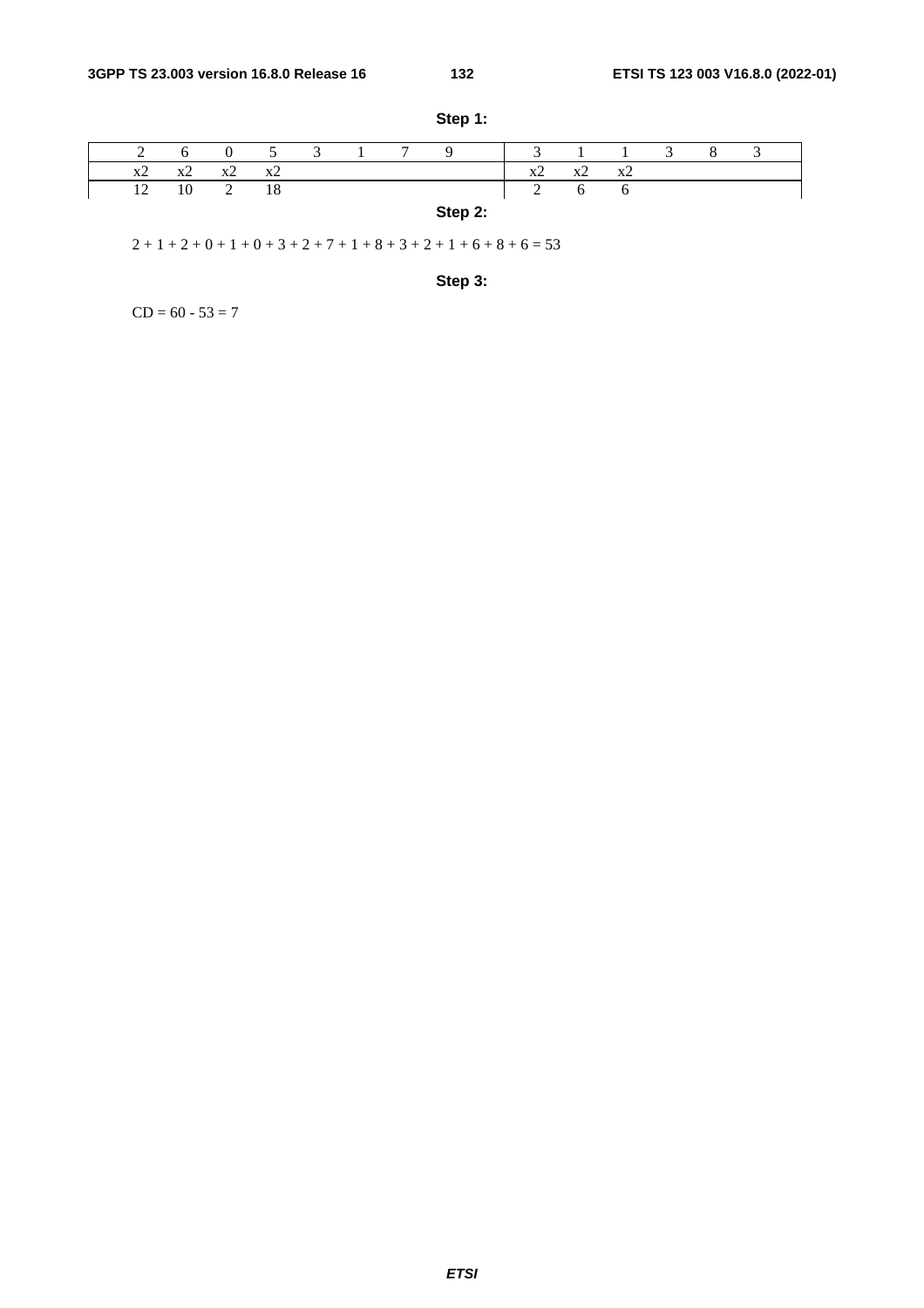**Step 1:**

| 2 | 6 | 0 | 5 | 3 | 1 | 7 | 9 | 3 | 1 | 1 | 3 | 8 | 3 |
|---|---|---|---|---|---|---|---|---|---|---|---|---|---|
| x2 | x2 | x2 | x2 | | | | | x2 | x2 | x2 | | | |
| 12 | 10 | 2 | 18 | | | | | 2 | 6 | 6 | | | |

**Step 2:**

2 + 1 + 2 + 0 + 1 + 0 + 3 + 2 + 7 + 1 + 8 + 3 + 2 + 1 + 6 + 8 + 6 = 53

**Step 3:**

CD = 60 - 53 = 7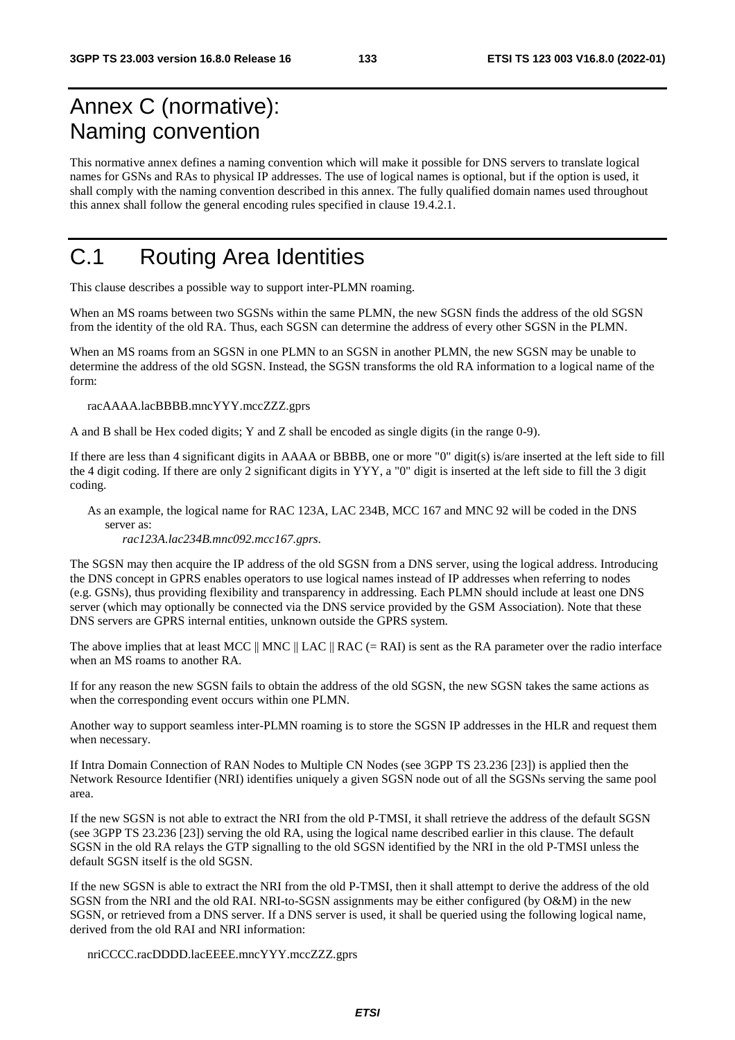# Annex C (normative): Naming convention

This normative annex defines a naming convention which will make it possible for DNS servers to translate logical names for GSNs and RAs to physical IP addresses. The use of logical names is optional, but if the option is used, it shall comply with the naming convention described in this annex. The fully qualified domain names used throughout this annex shall follow the general encoding rules specified in clause 19.4.2.1.

# C.1 Routing Area Identities

This clause describes a possible way to support inter-PLMN roaming.

When an MS roams between two SGSNs within the same PLMN, the new SGSN finds the address of the old SGSN from the identity of the old RA. Thus, each SGSN can determine the address of every other SGSN in the PLMN.

When an MS roams from an SGSN in one PLMN to an SGSN in another PLMN, the new SGSN may be unable to determine the address of the old SGSN. Instead, the SGSN transforms the old RA information to a logical name of the form:

racAAAA.lacBBBB.mncYYY.mccZZZ.gprs

A and B shall be Hex coded digits; Y and Z shall be encoded as single digits (in the range 0-9).

If there are less than 4 significant digits in AAAA or BBBB, one or more "0" digit(s) is/are inserted at the left side to fill the 4 digit coding. If there are only 2 significant digits in YYY, a "0" digit is inserted at the left side to fill the 3 digit coding.

As an example, the logical name for RAC 123A, LAC 234B, MCC 167 and MNC 92 will be coded in the DNS server as:
*rac123A.lac234B.mnc092.mcc167.gprs*.

The SGSN may then acquire the IP address of the old SGSN from a DNS server, using the logical address. Introducing the DNS concept in GPRS enables operators to use logical names instead of IP addresses when referring to nodes (e.g. GSNs), thus providing flexibility and transparency in addressing. Each PLMN should include at least one DNS server (which may optionally be connected via the DNS service provided by the GSM Association). Note that these DNS servers are GPRS internal entities, unknown outside the GPRS system.

The above implies that at least MCC || MNC || LAC || RAC (= RAI) is sent as the RA parameter over the radio interface when an MS roams to another RA.

If for any reason the new SGSN fails to obtain the address of the old SGSN, the new SGSN takes the same actions as when the corresponding event occurs within one PLMN.

Another way to support seamless inter-PLMN roaming is to store the SGSN IP addresses in the HLR and request them when necessary.

If Intra Domain Connection of RAN Nodes to Multiple CN Nodes (see 3GPP TS 23.236 [23]) is applied then the Network Resource Identifier (NRI) identifies uniquely a given SGSN node out of all the SGSNs serving the same pool area.

If the new SGSN is not able to extract the NRI from the old P-TMSI, it shall retrieve the address of the default SGSN (see 3GPP TS 23.236 [23]) serving the old RA, using the logical name described earlier in this clause. The default SGSN in the old RA relays the GTP signalling to the old SGSN identified by the NRI in the old P-TMSI unless the default SGSN itself is the old SGSN.

If the new SGSN is able to extract the NRI from the old P-TMSI, then it shall attempt to derive the address of the old SGSN from the NRI and the old RAI. NRI-to-SGSN assignments may be either configured (by O&M) in the new SGSN, or retrieved from a DNS server. If a DNS server is used, it shall be queried using the following logical name, derived from the old RAI and NRI information:

nriCCCC.racDDDD.lacEEEE.mncYYY.mccZZZ.gprs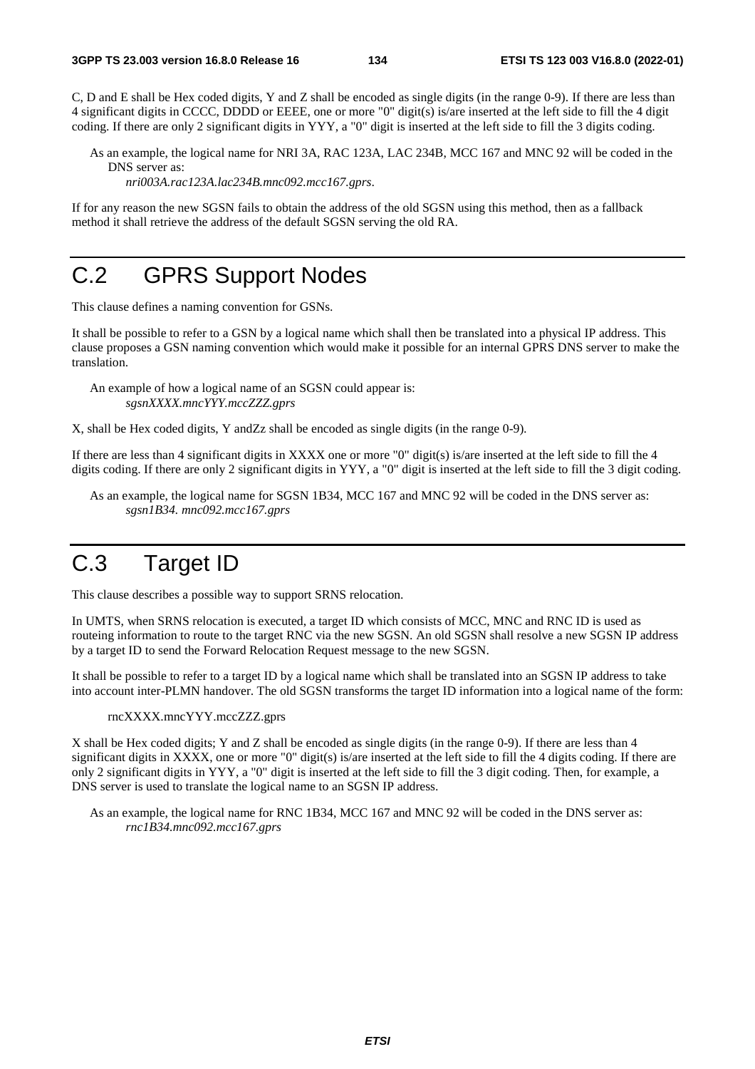C, D and E shall be Hex coded digits, Y and Z shall be encoded as single digits (in the range 0-9). If there are less than 4 significant digits in CCCC, DDDD or EEEE, one or more "0" digit(s) is/are inserted at the left side to fill the 4 digit coding. If there are only 2 significant digits in YYY, a "0" digit is inserted at the left side to fill the 3 digits coding.

As an example, the logical name for NRI 3A, RAC 123A, LAC 234B, MCC 167 and MNC 92 will be coded in the DNS server as:

*nri003A.rac123A.lac234B.mnc092.mcc167.gprs*.

If for any reason the new SGSN fails to obtain the address of the old SGSN using this method, then as a fallback method it shall retrieve the address of the default SGSN serving the old RA.

# C.2 GPRS Support Nodes

This clause defines a naming convention for GSNs.

It shall be possible to refer to a GSN by a logical name which shall then be translated into a physical IP address. This clause proposes a GSN naming convention which would make it possible for an internal GPRS DNS server to make the translation.

An example of how a logical name of an SGSN could appear is:

*sgsnXXXX.mncYYY.mccZZZ.gprs*

X, shall be Hex coded digits, Y andZz shall be encoded as single digits (in the range 0-9).

If there are less than 4 significant digits in XXXX one or more "0" digit(s) is/are inserted at the left side to fill the 4 digits coding. If there are only 2 significant digits in YYY, a "0" digit is inserted at the left side to fill the 3 digit coding.

As an example, the logical name for SGSN 1B34, MCC 167 and MNC 92 will be coded in the DNS server as:

*sgsn1B34. mnc092.mcc167.gprs*

# C.3 Target ID

This clause describes a possible way to support SRNS relocation.

In UMTS, when SRNS relocation is executed, a target ID which consists of MCC, MNC and RNC ID is used as routeing information to route to the target RNC via the new SGSN. An old SGSN shall resolve a new SGSN IP address by a target ID to send the Forward Relocation Request message to the new SGSN.

It shall be possible to refer to a target ID by a logical name which shall be translated into an SGSN IP address to take into account inter-PLMN handover. The old SGSN transforms the target ID information into a logical name of the form:

rncXXXX.mncYYY.mccZZZ.gprs

X shall be Hex coded digits; Y and Z shall be encoded as single digits (in the range 0-9). If there are less than 4 significant digits in XXXX, one or more "0" digit(s) is/are inserted at the left side to fill the 4 digits coding. If there are only 2 significant digits in YYY, a "0" digit is inserted at the left side to fill the 3 digit coding. Then, for example, a DNS server is used to translate the logical name to an SGSN IP address.

As an example, the logical name for RNC 1B34, MCC 167 and MNC 92 will be coded in the DNS server as:

*rnc1B34.mnc092.mcc167.gprs*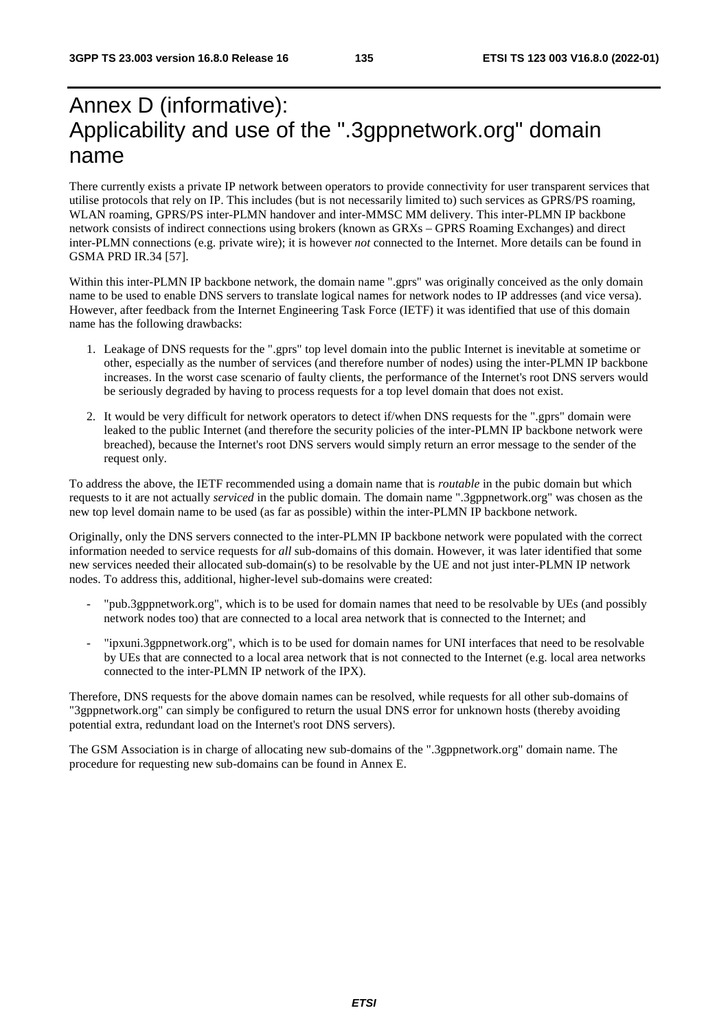# Annex D (informative): Applicability and use of the ".3gppnetwork.org" domain name

There currently exists a private IP network between operators to provide connectivity for user transparent services that utilise protocols that rely on IP. This includes (but is not necessarily limited to) such services as GPRS/PS roaming, WLAN roaming, GPRS/PS inter-PLMN handover and inter-MMSC MM delivery. This inter-PLMN IP backbone network consists of indirect connections using brokers (known as GRXs – GPRS Roaming Exchanges) and direct inter-PLMN connections (e.g. private wire); it is however *not* connected to the Internet. More details can be found in GSMA PRD IR.34 [57].

Within this inter-PLMN IP backbone network, the domain name ".gprs" was originally conceived as the only domain name to be used to enable DNS servers to translate logical names for network nodes to IP addresses (and vice versa). However, after feedback from the Internet Engineering Task Force (IETF) it was identified that use of this domain name has the following drawbacks:

1. Leakage of DNS requests for the ".gprs" top level domain into the public Internet is inevitable at sometime or other, especially as the number of services (and therefore number of nodes) using the inter-PLMN IP backbone increases. In the worst case scenario of faulty clients, the performance of the Internet's root DNS servers would be seriously degraded by having to process requests for a top level domain that does not exist.

2. It would be very difficult for network operators to detect if/when DNS requests for the ".gprs" domain were leaked to the public Internet (and therefore the security policies of the inter-PLMN IP backbone network were breached), because the Internet's root DNS servers would simply return an error message to the sender of the request only.

To address the above, the IETF recommended using a domain name that is *routable* in the pubic domain but which requests to it are not actually *serviced* in the public domain. The domain name ".3gppnetwork.org" was chosen as the new top level domain name to be used (as far as possible) within the inter-PLMN IP backbone network.

Originally, only the DNS servers connected to the inter-PLMN IP backbone network were populated with the correct information needed to service requests for *all* sub-domains of this domain. However, it was later identified that some new services needed their allocated sub-domain(s) to be resolvable by the UE and not just inter-PLMN IP network nodes. To address this, additional, higher-level sub-domains were created:

- "pub.3gppnetwork.org", which is to be used for domain names that need to be resolvable by UEs (and possibly network nodes too) that are connected to a local area network that is connected to the Internet; and

- "ipxuni.3gppnetwork.org", which is to be used for domain names for UNI interfaces that need to be resolvable by UEs that are connected to a local area network that is not connected to the Internet (e.g. local area networks connected to the inter-PLMN IP network of the IPX).

Therefore, DNS requests for the above domain names can be resolved, while requests for all other sub-domains of "3gppnetwork.org" can simply be configured to return the usual DNS error for unknown hosts (thereby avoiding potential extra, redundant load on the Internet's root DNS servers).

The GSM Association is in charge of allocating new sub-domains of the ".3gppnetwork.org" domain name. The procedure for requesting new sub-domains can be found in Annex E.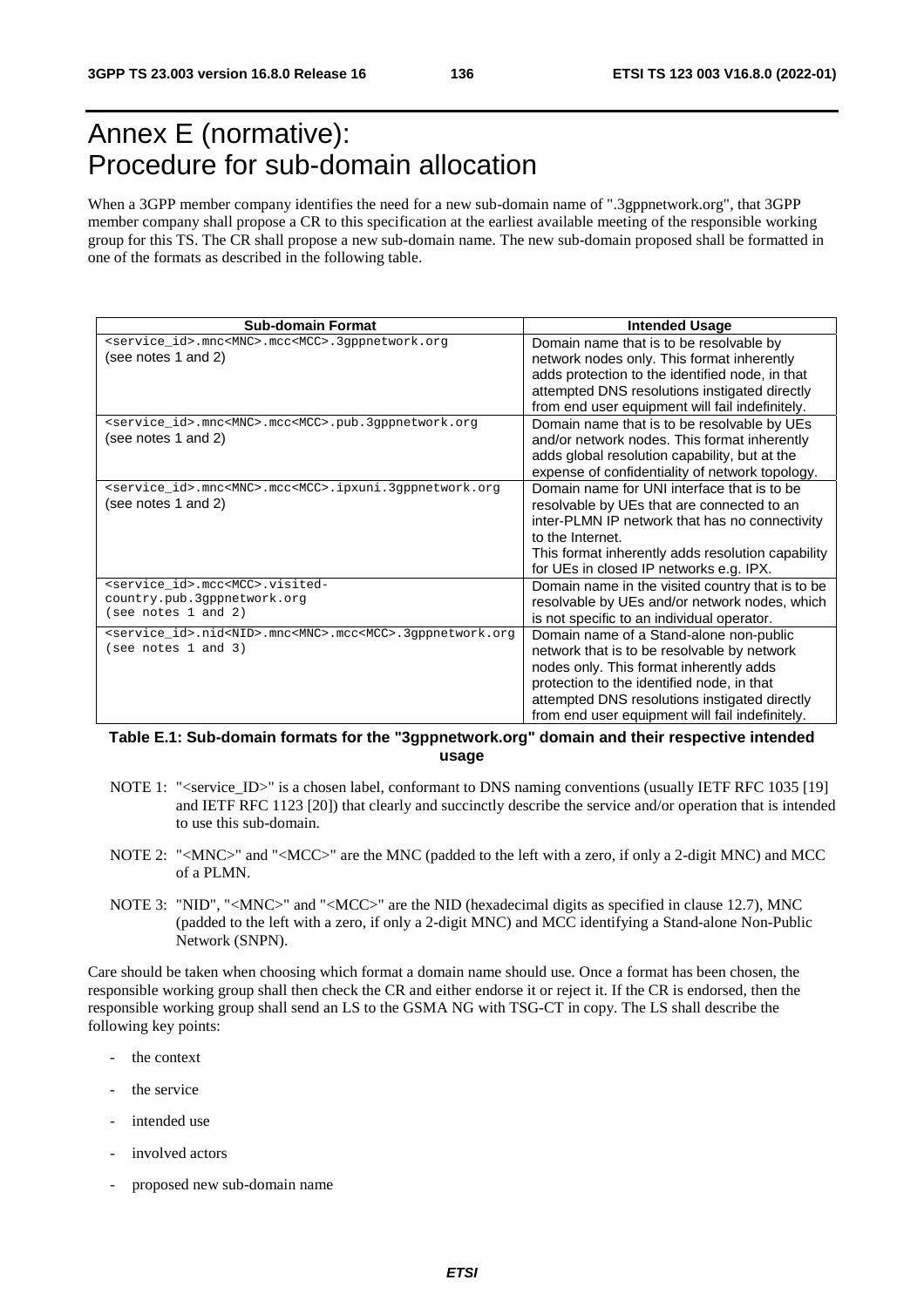# Annex E (normative): Procedure for sub-domain allocation

When a 3GPP member company identifies the need for a new sub-domain name of ".3gppnetwork.org", that 3GPP member company shall propose a CR to this specification at the earliest available meeting of the responsible working group for this TS. The CR shall propose a new sub-domain name. The new sub-domain proposed shall be formatted in one of the formats as described in the following table.

| Sub-domain Format | Intended Usage |
|---|---|
| `<service_id>.mnc<MNC>.mcc<MCC>.3gppnetwork.org` (see notes 1 and 2) | Domain name that is to be resolvable by network nodes only. This format inherently adds protection to the identified node, in that attempted DNS resolutions instigated directly from end user equipment will fail indefinitely. |
| `<service_id>.mnc<MNC>.mcc<MCC>.pub.3gppnetwork.org` (see notes 1 and 2) | Domain name that is to be resolvable by UEs and/or network nodes. This format inherently adds global resolution capability, but at the expense of confidentiality of network topology. |
| `<service_id>.mnc<MNC>.mcc<MCC>.ipxuni.3gppnetwork.org` (see notes 1 and 2) | Domain name for UNI interface that is to be resolvable by UEs that are connected to an inter-PLMN IP network that has no connectivity to the Internet. This format inherently adds resolution capability for UEs in closed IP networks e.g. IPX. |
| `<service_id>.mcc<MCC>.visited-country.pub.3gppnetwork.org` (see notes 1 and 2) | Domain name in the visited country that is to be resolvable by UEs and/or network nodes, which is not specific to an individual operator. |
| `<service_id>.nid<NID>.mnc<MNC>.mcc<MCC>.3gppnetwork.org` (see notes 1 and 3) | Domain name of a Stand-alone non-public network that is to be resolvable by network nodes only. This format inherently adds protection to the identified node, in that attempted DNS resolutions instigated directly from end user equipment will fail indefinitely. |

**Table E.1: Sub-domain formats for the "3gppnetwork.org" domain and their respective intended usage**

NOTE 1: "<service_ID>" is a chosen label, conformant to DNS naming conventions (usually IETF RFC 1035 [19] and IETF RFC 1123 [20]) that clearly and succinctly describe the service and/or operation that is intended to use this sub-domain.

NOTE 2: "<MNC>" and "<MCC>" are the MNC (padded to the left with a zero, if only a 2-digit MNC) and MCC of a PLMN.

NOTE 3: "NID", "<MNC>" and "<MCC>" are the NID (hexadecimal digits as specified in clause 12.7), MNC (padded to the left with a zero, if only a 2-digit MNC) and MCC identifying a Stand-alone Non-Public Network (SNPN).

Care should be taken when choosing which format a domain name should use. Once a format has been chosen, the responsible working group shall then check the CR and either endorse it or reject it. If the CR is endorsed, then the responsible working group shall send an LS to the GSMA NG with TSG-CT in copy. The LS shall describe the following key points:

- the context
- the service
- intended use
- involved actors
- proposed new sub-domain name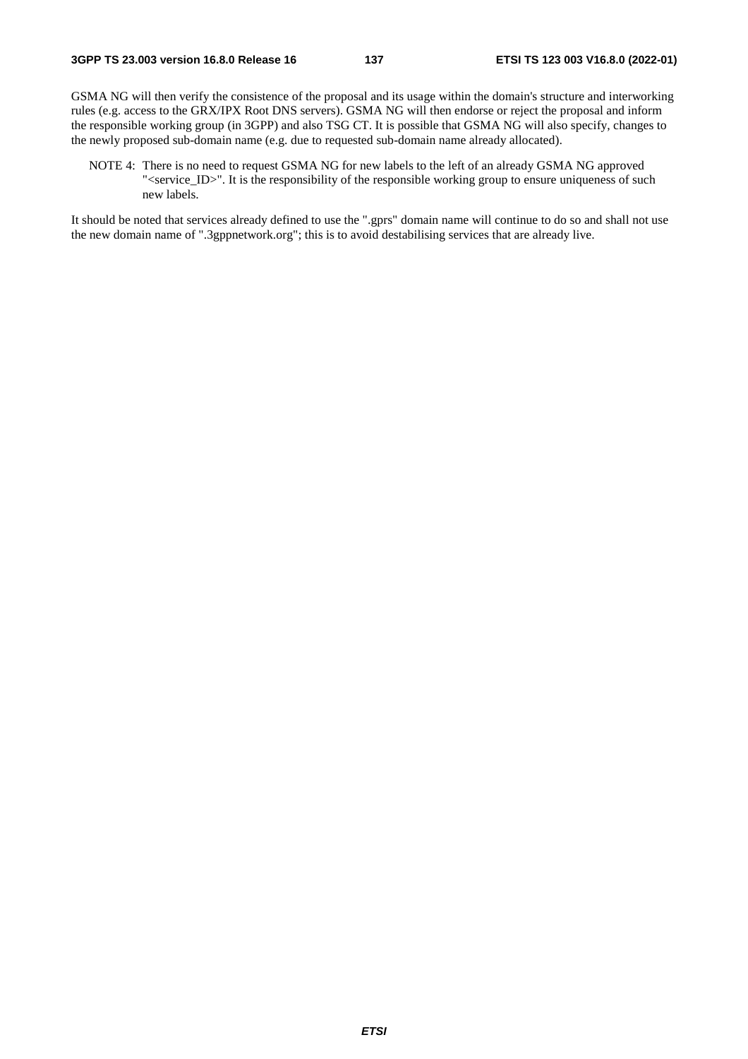GSMA NG will then verify the consistence of the proposal and its usage within the domain's structure and interworking rules (e.g. access to the GRX/IPX Root DNS servers). GSMA NG will then endorse or reject the proposal and inform the responsible working group (in 3GPP) and also TSG CT. It is possible that GSMA NG will also specify, changes to the newly proposed sub-domain name (e.g. due to requested sub-domain name already allocated).

NOTE 4: There is no need to request GSMA NG for new labels to the left of an already GSMA NG approved "<service_ID>". It is the responsibility of the responsible working group to ensure uniqueness of such new labels.

It should be noted that services already defined to use the ".gprs" domain name will continue to do so and shall not use the new domain name of ".3gppnetwork.org"; this is to avoid destabilising services that are already live.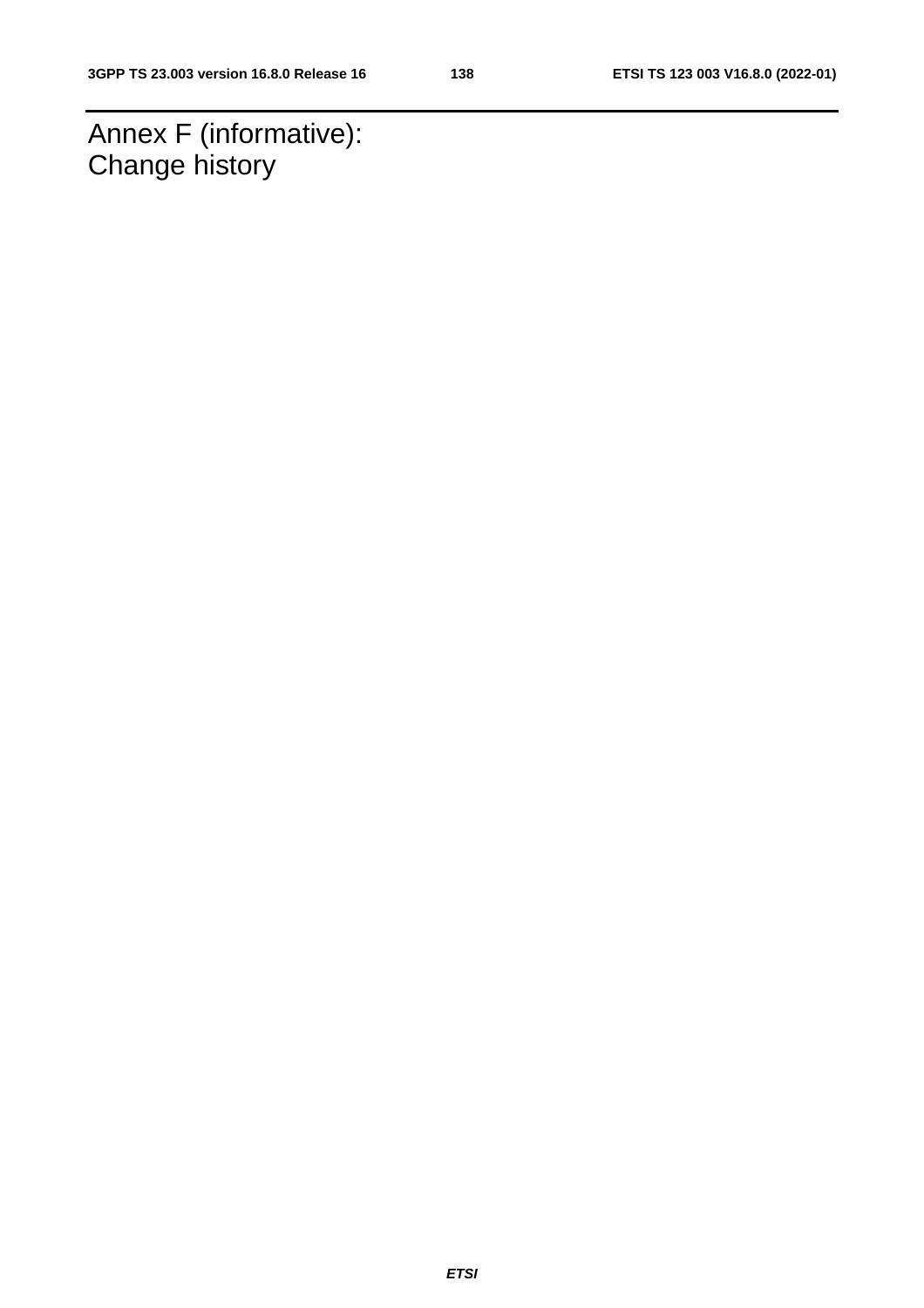# Annex F (informative):
Change history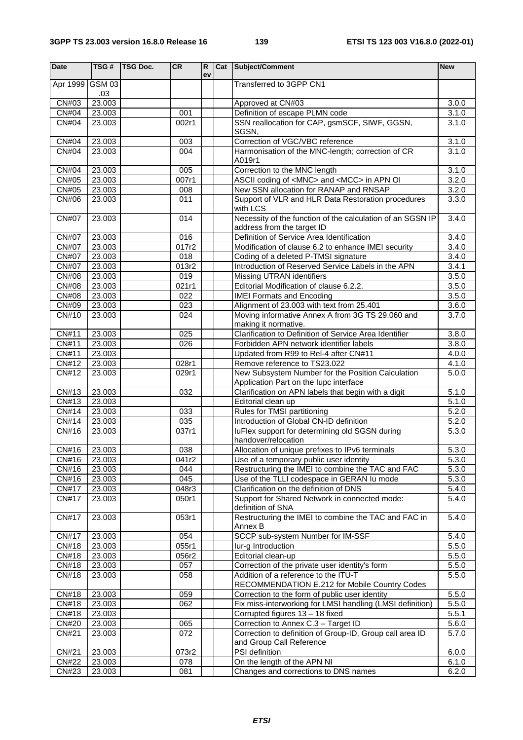| Date | TSG # | TSG Doc. | CR | Rev | Cat | Subject/Comment | New |
|---|---|---|---|---|---|---|---|
| Apr 1999 | GSM 03.03 | | | | | Transferred to 3GPP CN1 | |
| CN#03 | 23.003 | | | | | Approved at CN#03 | 3.0.0 |
| CN#04 | 23.003 | | 001 | | | Definition of escape PLMN code | 3.1.0 |
| CN#04 | 23.003 | | 002r1 | | | SSN reallocation for CAP, gsmSCF, SIWF, GGSN, SGSN, | 3.1.0 |
| CN#04 | 23.003 | | 003 | | | Correction of VGC/VBC reference | 3.1.0 |
| CN#04 | 23.003 | | 004 | | | Harmonisation of the MNC-length; correction of CR A019r1 | 3.1.0 |
| CN#04 | 23.003 | | 005 | | | Correction to the MNC length | 3.1.0 |
| CN#05 | 23.003 | | 007r1 | | | ASCII coding of <MNC> and <MCC> in APN OI | 3.2.0 |
| CN#05 | 23.003 | | 008 | | | New SSN allocation for RANAP and RNSAP | 3.2.0 |
| CN#06 | 23.003 | | 011 | | | Support of VLR and HLR Data Restoration procedures with LCS | 3.3.0 |
| CN#07 | 23.003 | | 014 | | | Necessity of the function of the calculation of an SGSN IP address from the target ID | 3.4.0 |
| CN#07 | 23.003 | | 016 | | | Definition of Service Area Identification | 3.4.0 |
| CN#07 | 23.003 | | 017r2 | | | Modification of clause 6.2 to enhance IMEI security | 3.4.0 |
| CN#07 | 23.003 | | 018 | | | Coding of a deleted P-TMSI signature | 3.4.0 |
| CN#07 | 23.003 | | 013r2 | | | Introduction of Reserved Service Labels in the APN | 3.4.1 |
| CN#08 | 23.003 | | 019 | | | Missing UTRAN identifiers | 3.5.0 |
| CN#08 | 23.003 | | 021r1 | | | Editorial Modification of clause 6.2.2. | 3.5.0 |
| CN#08 | 23.003 | | 022 | | | IMEI Formats and Encoding | 3.5.0 |
| CN#09 | 23.003 | | 023 | | | Alignment of 23.003 with text from 25.401 | 3.6.0 |
| CN#10 | 23.003 | | 024 | | | Moving informative Annex A from 3G TS 29.060 and making it normative. | 3.7.0 |
| CN#11 | 23.003 | | 025 | | | Clarification to Definition of Service Area Identifier | 3.8.0 |
| CN#11 | 23.003 | | 026 | | | Forbidden APN network identifier labels | 3.8.0 |
| CN#11 | 23.003 | | | | | Updated from R99 to Rel-4 after CN#11 | 4.0.0 |
| CN#12 | 23.003 | | 028r1 | | | Remove reference to TS23.022 | 4.1.0 |
| CN#12 | 23.003 | | 029r1 | | | New Subsystem Number for the Position Calculation Application Part on the Iupc interface | 5.0.0 |
| CN#13 | 23.003 | | 032 | | | Clarification on APN labels that begin with a digit | 5.1.0 |
| CN#13 | 23.003 | | | | | Editorial clean up | 5.1.0 |
| CN#14 | 23.003 | | 033 | | | Rules for TMSI partitioning | 5.2.0 |
| CN#14 | 23.003 | | 035 | | | Introduction of Global CN-ID definition | 5.2.0 |
| CN#16 | 23.003 | | 037r1 | | | IuFlex support for determining old SGSN during handover/relocation | 5.3.0 |
| CN#16 | 23.003 | | 038 | | | Allocation of unique prefixes to IPv6 terminals | 5.3.0 |
| CN#16 | 23.003 | | 041r2 | | | Use of a temporary public user identity | 5.3.0 |
| CN#16 | 23.003 | | 044 | | | Restructuring the IMEI to combine the TAC and FAC | 5.3.0 |
| CN#16 | 23.003 | | 045 | | | Use of the TLLI codespace in GERAN Iu mode | 5.3.0 |
| CN#17 | 23.003 | | 048r3 | | | Clarification on the definition of DNS | 5.4.0 |
| CN#17 | 23.003 | | 050r1 | | | Support for Shared Network in connected mode: definition of SNA | 5.4.0 |
| CN#17 | 23.003 | | 053r1 | | | Restructuring the IMEI to combine the TAC and FAC in Annex B | 5.4.0 |
| CN#17 | 23.003 | | 054 | | | SCCP sub-system Number for IM-SSF | 5.4.0 |
| CN#18 | 23.003 | | 055r1 | | | Iur-g Introduction | 5.5.0 |
| CN#18 | 23.003 | | 056r2 | | | Editorial clean-up | 5.5.0 |
| CN#18 | 23.003 | | 057 | | | Correction of the private user identity's form | 5.5.0 |
| CN#18 | 23.003 | | 058 | | | Addition of a reference to the ITU-T RECOMMENDATION E.212 for Mobile Country Codes | 5.5.0 |
| CN#18 | 23.003 | | 059 | | | Correction to the form of public user identity | 5.5.0 |
| CN#18 | 23.003 | | 062 | | | Fix miss-interworking for LMSI handling (LMSI definition) | 5.5.0 |
| CN#18 | 23.003 | | | | | Corrupted figures 13 – 18 fixed | 5.5.1 |
| CN#20 | 23.003 | | 065 | | | Correction to Annex C.3 – Target ID | 5.6.0 |
| CN#21 | 23.003 | | 072 | | | Correction to definition of Group-ID, Group call area ID and Group Call Reference | 5.7.0 |
| CN#21 | 23.003 | | 073r2 | | | PSI definition | 6.0.0 |
| CN#22 | 23.003 | | 078 | | | On the length of the APN NI | 6.1.0 |
| CN#23 | 23.003 | | 081 | | | Changes and corrections to DNS names | 6.2.0 |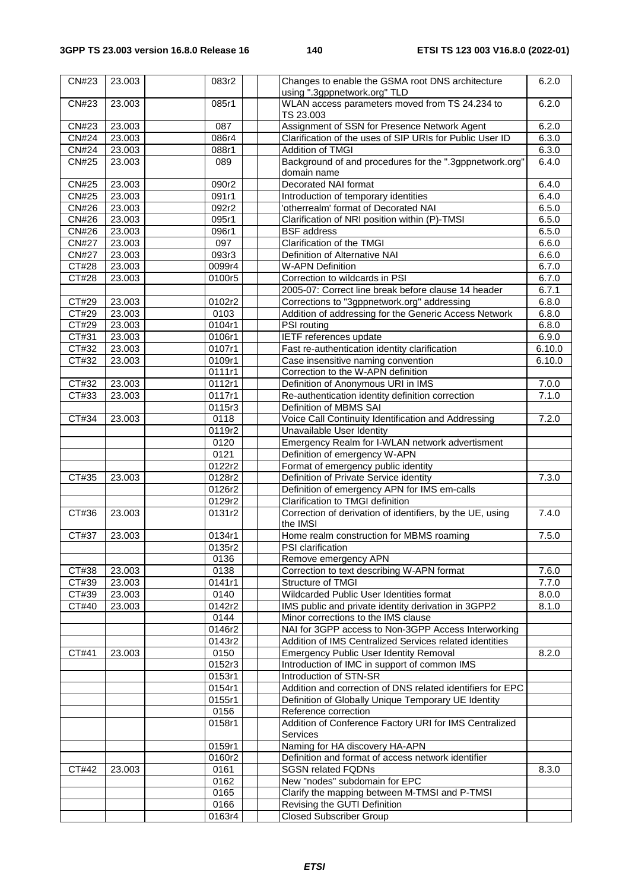| CN#23 | 23.003 | | 083r2 | | | Changes to enable the GSMA root DNS architecture using ".3gppnetwork.org" TLD | 6.2.0 |
|---|---|---|---|---|---|---|---|
| CN#23 | 23.003 | | 085r1 | | | WLAN access parameters moved from TS 24.234 to TS 23.003 | 6.2.0 |
| CN#23 | 23.003 | | 087 | | | Assignment of SSN for Presence Network Agent | 6.2.0 |
| CN#24 | 23.003 | | 086r4 | | | Clarification of the uses of SIP URIs for Public User ID | 6.3.0 |
| CN#24 | 23.003 | | 088r1 | | | Addition of TMGI | 6.3.0 |
| CN#25 | 23.003 | | 089 | | | Background of and procedures for the ".3gppnetwork.org" domain name | 6.4.0 |
| CN#25 | 23.003 | | 090r2 | | | Decorated NAI format | 6.4.0 |
| CN#25 | 23.003 | | 091r1 | | | Introduction of temporary identities | 6.4.0 |
| CN#26 | 23.003 | | 092r2 | | | 'otherrealm' format of Decorated NAI | 6.5.0 |
| CN#26 | 23.003 | | 095r1 | | | Clarification of NRI position within (P)-TMSI | 6.5.0 |
| CN#26 | 23.003 | | 096r1 | | | BSF address | 6.5.0 |
| CN#27 | 23.003 | | 097 | | | Clarification of the TMGI | 6.6.0 |
| CN#27 | 23.003 | | 093r3 | | | Definition of Alternative NAI | 6.6.0 |
| CT#28 | 23.003 | | 0099r4 | | | W-APN Definition | 6.7.0 |
| CT#28 | 23.003 | | 0100r5 | | | Correction to wildcards in PSI | 6.7.0 |
| | | | | | | 2005-07: Correct line break before clause 14 header | 6.7.1 |
| CT#29 | 23.003 | | 0102r2 | | | Corrections to "3gppnetwork.org" addressing | 6.8.0 |
| CT#29 | 23.003 | | 0103 | | | Addition of addressing for the Generic Access Network | 6.8.0 |
| CT#29 | 23.003 | | 0104r1 | | | PSI routing | 6.8.0 |
| CT#31 | 23.003 | | 0106r1 | | | IETF references update | 6.9.0 |
| CT#32 | 23.003 | | 0107r1 | | | Fast re-authentication identity clarification | 6.10.0 |
| CT#32 | 23.003 | | 0109r1 | | | Case insensitive naming convention | 6.10.0 |
| | | | 0111r1 | | | Correction to the W-APN definition | |
| CT#32 | 23.003 | | 0112r1 | | | Definition of Anonymous URI in IMS | 7.0.0 |
| CT#33 | 23.003 | | 0117r1 | | | Re-authentication identity definition correction | 7.1.0 |
| | | | 0115r3 | | | Definition of MBMS SAI | |
| CT#34 | 23.003 | | 0118 | | | Voice Call Continuity Identification and Addressing | 7.2.0 |
| | | | 0119r2 | | | Unavailable User Identity | |
| | | | 0120 | | | Emergency Realm for I-WLAN network advertisment | |
| | | | 0121 | | | Definition of emergency W-APN | |
| | | | 0122r2 | | | Format of emergency public identity | |
| CT#35 | 23.003 | | 0128r2 | | | Definition of Private Service identity | 7.3.0 |
| | | | 0126r2 | | | Definition of emergency APN for IMS em-calls | |
| | | | 0129r2 | | | Clarification to TMGI definition | |
| CT#36 | 23.003 | | 0131r2 | | | Correction of derivation of identifiers, by the UE, using the IMSI | 7.4.0 |
| CT#37 | 23.003 | | 0134r1 | | | Home realm construction for MBMS roaming | 7.5.0 |
| | | | 0135r2 | | | PSI clarification | |
| | | | 0136 | | | Remove emergency APN | |
| CT#38 | 23.003 | | 0138 | | | Correction to text describing W-APN format | 7.6.0 |
| CT#39 | 23.003 | | 0141r1 | | | Structure of TMGI | 7.7.0 |
| CT#39 | 23.003 | | 0140 | | | Wildcarded Public User Identities format | 8.0.0 |
| CT#40 | 23.003 | | 0142r2 | | | IMS public and private identity derivation in 3GPP2 | 8.1.0 |
| | | | 0144 | | | Minor corrections to the IMS clause | |
| | | | 0146r2 | | | NAI for 3GPP access to Non-3GPP Access Interworking | |
| | | | 0143r2 | | | Addition of IMS Centralized Services related identities | |
| CT#41 | 23.003 | | 0150 | | | Emergency Public User Identity Removal | 8.2.0 |
| | | | 0152r3 | | | Introduction of IMC in support of common IMS | |
| | | | 0153r1 | | | Introduction of STN-SR | |
| | | | 0154r1 | | | Addition and correction of DNS related identifiers for EPC | |
| | | | 0155r1 | | | Definition of Globally Unique Temporary UE Identity | |
| | | | 0156 | | | Reference correction | |
| | | | 0158r1 | | | Addition of Conference Factory URI for IMS Centralized Services | |
| | | | 0159r1 | | | Naming for HA discovery HA-APN | |
| | | | 0160r2 | | | Definition and format of access network identifier | |
| CT#42 | 23.003 | | 0161 | | | SGSN related FQDNs | 8.3.0 |
| | | | 0162 | | | New "nodes" subdomain for EPC | |
| | | | 0165 | | | Clarify the mapping between M-TMSI and P-TMSI | |
| | | | 0166 | | | Revising the GUTI Definition | |
| | | | 0163r4 | | | Closed Subscriber Group | |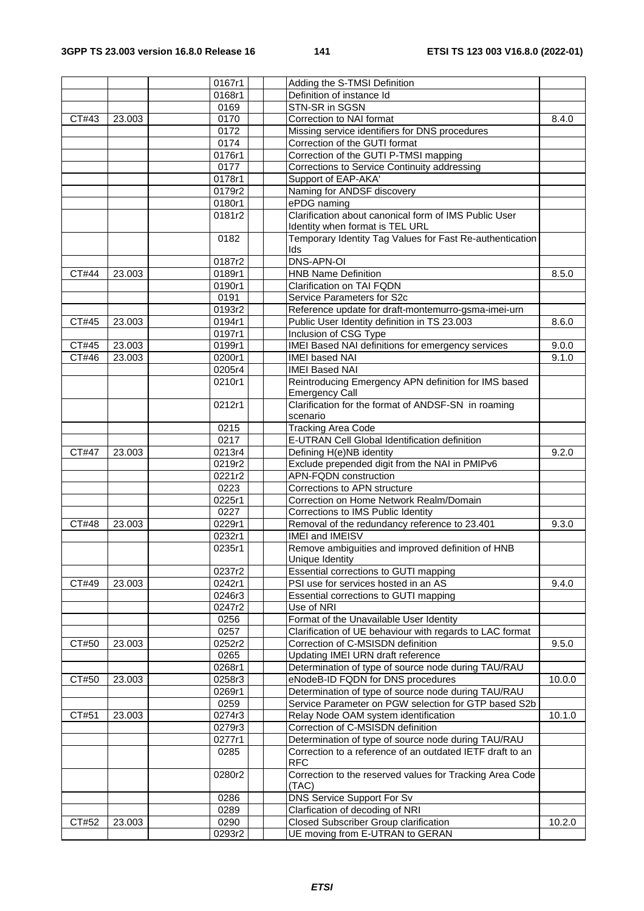|  |  |  | 0167r1 |  |  | Adding the S-TMSI Definition |  |
|---|---|---|---|---|---|---|---|
|  |  |  | 0168r1 |  |  | Definition of instance Id |  |
|  |  |  | 0169 |  |  | STN-SR in SGSN |  |
| CT#43 | 23.003 |  | 0170 |  |  | Correction to NAI format | 8.4.0 |
|  |  |  | 0172 |  |  | Missing service identifiers for DNS procedures |  |
|  |  |  | 0174 |  |  | Correction of the GUTI format |  |
|  |  |  | 0176r1 |  |  | Correction of the GUTI P-TMSI mapping |  |
|  |  |  | 0177 |  |  | Corrections to Service Continuity addressing |  |
|  |  |  | 0178r1 |  |  | Support of EAP-AKA' |  |
|  |  |  | 0179r2 |  |  | Naming for ANDSF discovery |  |
|  |  |  | 0180r1 |  |  | ePDG naming |  |
|  |  |  | 0181r2 |  |  | Clarification about canonical form of IMS Public User Identity when format is TEL URL |  |
|  |  |  | 0182 |  |  | Temporary Identity Tag Values for Fast Re-authentication Ids |  |
|  |  |  | 0187r2 |  |  | DNS-APN-OI |  |
| CT#44 | 23.003 |  | 0189r1 |  |  | HNB Name Definition | 8.5.0 |
|  |  |  | 0190r1 |  |  | Clarification on TAI FQDN |  |
|  |  |  | 0191 |  |  | Service Parameters for S2c |  |
|  |  |  | 0193r2 |  |  | Reference update for draft-montemurro-gsma-imei-urn |  |
| CT#45 | 23.003 |  | 0194r1 |  |  | Public User Identity definition in TS 23.003 | 8.6.0 |
|  |  |  | 0197r1 |  |  | Inclusion of CSG Type |  |
| CT#45 | 23.003 |  | 0199r1 |  |  | IMEI Based NAI definitions for emergency services | 9.0.0 |
| CT#46 | 23.003 |  | 0200r1 |  |  | IMEI based NAI | 9.1.0 |
|  |  |  | 0205r4 |  |  | IMEI Based NAI |  |
|  |  |  | 0210r1 |  |  | Reintroducing Emergency APN definition for IMS based Emergency Call |  |
|  |  |  | 0212r1 |  |  | Clarification for the format of ANDSF-SN in roaming scenario |  |
|  |  |  | 0215 |  |  | Tracking Area Code |  |
|  |  |  | 0217 |  |  | E-UTRAN Cell Global Identification definition |  |
| CT#47 | 23.003 |  | 0213r4 |  |  | Defining H(e)NB identity | 9.2.0 |
|  |  |  | 0219r2 |  |  | Exclude prepended digit from the NAI in PMIPv6 |  |
|  |  |  | 0221r2 |  |  | APN-FQDN construction |  |
|  |  |  | 0223 |  |  | Corrections to APN structure |  |
|  |  |  | 0225r1 |  |  | Correction on Home Network Realm/Domain |  |
|  |  |  | 0227 |  |  | Corrections to IMS Public Identity |  |
| CT#48 | 23.003 |  | 0229r1 |  |  | Removal of the redundancy reference to 23.401 | 9.3.0 |
|  |  |  | 0232r1 |  |  | IMEI and IMEISV |  |
|  |  |  | 0235r1 |  |  | Remove ambiguities and improved definition of HNB Unique Identity |  |
|  |  |  | 0237r2 |  |  | Essential corrections to GUTI mapping |  |
| CT#49 | 23.003 |  | 0242r1 |  |  | PSI use for services hosted in an AS | 9.4.0 |
|  |  |  | 0246r3 |  |  | Essential corrections to GUTI mapping |  |
|  |  |  | 0247r2 |  |  | Use of NRI |  |
|  |  |  | 0256 |  |  | Format of the Unavailable User Identity |  |
|  |  |  | 0257 |  |  | Clarification of UE behaviour with regards to LAC format |  |
| CT#50 | 23.003 |  | 0252r2 |  |  | Correction of C-MSISDN definition | 9.5.0 |
|  |  |  | 0265 |  |  | Updating IMEI URN draft reference |  |
|  |  |  | 0268r1 |  |  | Determination of type of source node during TAU/RAU |  |
| CT#50 | 23.003 |  | 0258r3 |  |  | eNodeB-ID FQDN for DNS procedures | 10.0.0 |
|  |  |  | 0269r1 |  |  | Determination of type of source node during TAU/RAU |  |
|  |  |  | 0259 |  |  | Service Parameter on PGW selection for GTP based S2b |  |
| CT#51 | 23.003 |  | 0274r3 |  |  | Relay Node OAM system identification | 10.1.0 |
|  |  |  | 0279r3 |  |  | Correction of C-MSISDN definition |  |
|  |  |  | 0277r1 |  |  | Determination of type of source node during TAU/RAU |  |
|  |  |  | 0285 |  |  | Correction to a reference of an outdated IETF draft to an RFC |  |
|  |  |  | 0280r2 |  |  | Correction to the reserved values for Tracking Area Code (TAC) |  |
|  |  |  | 0286 |  |  | DNS Service Support For Sv |  |
|  |  |  | 0289 |  |  | Clarfication of decoding of NRI |  |
| CT#52 | 23.003 |  | 0290 |  |  | Closed Subscriber Group clarification | 10.2.0 |
|  |  |  | 0293r2 |  |  | UE moving from E-UTRAN to GERAN |  |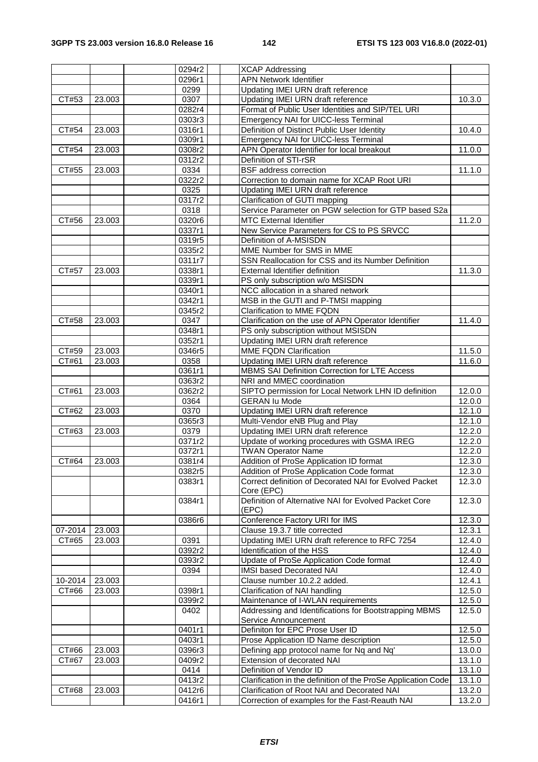|  |  |  | 0294r2 |  |  | XCAP Addressing |  |
|---|---|---|---|---|---|---|---|
|  |  |  | 0296r1 |  |  | APN Network Identifier |  |
|  |  |  | 0299 |  |  | Updating IMEI URN draft reference |  |
| CT#53 | 23.003 |  | 0307 |  |  | Updating IMEI URN draft reference | 10.3.0 |
|  |  |  | 0282r4 |  |  | Format of Public User Identities and SIP/TEL URI |  |
|  |  |  | 0303r3 |  |  | Emergency NAI for UICC-less Terminal |  |
| CT#54 | 23.003 |  | 0316r1 |  |  | Definition of Distinct Public User Identity | 10.4.0 |
|  |  |  | 0309r1 |  |  | Emergency NAI for UICC-less Terminal |  |
| CT#54 | 23.003 |  | 0308r2 |  |  | APN Operator Identifier for local breakout | 11.0.0 |
|  |  |  | 0312r2 |  |  | Definition of STI-rSR |  |
| CT#55 | 23.003 |  | 0334 |  |  | BSF address correction | 11.1.0 |
|  |  |  | 0322r2 |  |  | Correction to domain name for XCAP Root URI |  |
|  |  |  | 0325 |  |  | Updating IMEI URN draft reference |  |
|  |  |  | 0317r2 |  |  | Clarification of GUTI mapping |  |
|  |  |  | 0318 |  |  | Service Parameter on PGW selection for GTP based S2a |  |
| CT#56 | 23.003 |  | 0320r6 |  |  | MTC External Identifier | 11.2.0 |
|  |  |  | 0337r1 |  |  | New Service Parameters for CS to PS SRVCC |  |
|  |  |  | 0319r5 |  |  | Definition of A-MSISDN |  |
|  |  |  | 0335r2 |  |  | MME Number for SMS in MME |  |
|  |  |  | 0311r7 |  |  | SSN Reallocation for CSS and its Number Definition |  |
| CT#57 | 23.003 |  | 0338r1 |  |  | External Identifier definition | 11.3.0 |
|  |  |  | 0339r1 |  |  | PS only subscription w/o MSISDN |  |
|  |  |  | 0340r1 |  |  | NCC allocation in a shared network |  |
|  |  |  | 0342r1 |  |  | MSB in the GUTI and P-TMSI mapping |  |
|  |  |  | 0345r2 |  |  | Clarification to MME FQDN |  |
| CT#58 | 23.003 |  | 0347 |  |  | Clarification on the use of APN Operator Identifier | 11.4.0 |
|  |  |  | 0348r1 |  |  | PS only subscription without MSISDN |  |
|  |  |  | 0352r1 |  |  | Updating IMEI URN draft reference |  |
| CT#59 | 23.003 |  | 0346r5 |  |  | MME FQDN Clarification | 11.5.0 |
| CT#61 | 23.003 |  | 0358 |  |  | Updating IMEI URN draft reference | 11.6.0 |
|  |  |  | 0361r1 |  |  | MBMS SAI Definition Correction for LTE Access |  |
|  |  |  | 0363r2 |  |  | NRI and MMEC coordination |  |
| CT#61 | 23.003 |  | 0362r2 |  |  | SIPTO permission for Local Network LHN ID definition | 12.0.0 |
|  |  |  | 0364 |  |  | GERAN Iu Mode | 12.0.0 |
| CT#62 | 23.003 |  | 0370 |  |  | Updating IMEI URN draft reference | 12.1.0 |
|  |  |  | 0365r3 |  |  | Multi-Vendor eNB Plug and Play | 12.1.0 |
| CT#63 | 23.003 |  | 0379 |  |  | Updating IMEI URN draft reference | 12.2.0 |
|  |  |  | 0371r2 |  |  | Update of working procedures with GSMA IREG | 12.2.0 |
|  |  |  | 0372r1 |  |  | TWAN Operator Name | 12.2.0 |
| CT#64 | 23.003 |  | 0381r4 |  |  | Addition of ProSe Application ID format | 12.3.0 |
|  |  |  | 0382r5 |  |  | Addition of ProSe Application Code format | 12.3.0 |
|  |  |  | 0383r1 |  |  | Correct definition of Decorated NAI for Evolved Packet Core (EPC) | 12.3.0 |
|  |  |  | 0384r1 |  |  | Definition of Alternative NAI for Evolved Packet Core (EPC) | 12.3.0 |
|  |  |  | 0386r6 |  |  | Conference Factory URI for IMS | 12.3.0 |
| 07-2014 | 23.003 |  |  |  |  | Clause 19.3.7 title corrected | 12.3.1 |
| CT#65 | 23.003 |  | 0391 |  |  | Updating IMEI URN draft reference to RFC 7254 | 12.4.0 |
|  |  |  | 0392r2 |  |  | Identification of the HSS | 12.4.0 |
|  |  |  | 0393r2 |  |  | Update of ProSe Application Code format | 12.4.0 |
|  |  |  | 0394 |  |  | IMSI based Decorated NAI | 12.4.0 |
| 10-2014 | 23.003 |  |  |  |  | Clause number 10.2.2 added. | 12.4.1 |
| CT#66 | 23.003 |  | 0398r1 |  |  | Clarification of NAI handling | 12.5.0 |
|  |  |  | 0399r2 |  |  | Maintenance of I-WLAN requirements | 12.5.0 |
|  |  |  | 0402 |  |  | Addressing and Identifications for Bootstrapping MBMS Service Announcement | 12.5.0 |
|  |  |  | 0401r1 |  |  | Definiton for EPC Prose User ID | 12.5.0 |
|  |  |  | 0403r1 |  |  | Prose Application ID Name description | 12.5.0 |
| CT#66 | 23.003 |  | 0396r3 |  |  | Defining app protocol name for Nq and Nq' | 13.0.0 |
| CT#67 | 23.003 |  | 0409r2 |  |  | Extension of decorated NAI | 13.1.0 |
|  |  |  | 0414 |  |  | Definition of Vendor ID | 13.1.0 |
|  |  |  | 0413r2 |  |  | Clarification in the definition of the ProSe Application Code | 13.1.0 |
| CT#68 | 23.003 |  | 0412r6 |  |  | Clarification of Root NAI and Decorated NAI | 13.2.0 |
|  |  |  | 0416r1 |  |  | Correction of examples for the Fast-Reauth NAI | 13.2.0 |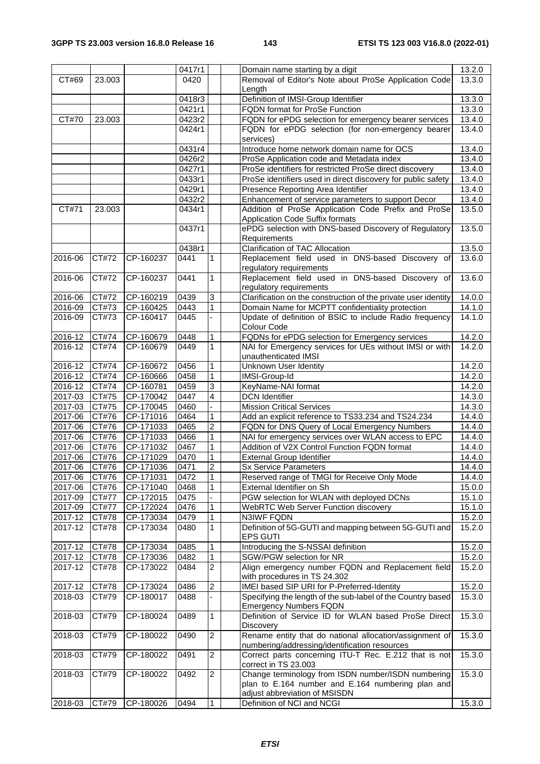|  |  |  | 0417r1 |  |  | Domain name starting by a digit | 13.2.0 |
|---|---|---|---|---|---|---|---|
| CT#69 | 23.003 |  | 0420 |  |  | Removal of Editor's Note about ProSe Application Code Length | 13.3.0 |
|  |  |  | 0418r3 |  |  | Definition of IMSI-Group Identifier | 13.3.0 |
|  |  |  | 0421r1 |  |  | FQDN format for ProSe Function | 13.3.0 |
| CT#70 | 23.003 |  | 0423r2 |  |  | FQDN for ePDG selection for emergency bearer services | 13.4.0 |
|  |  |  | 0424r1 |  |  | FQDN for ePDG selection (for non-emergency bearer services) | 13.4.0 |
|  |  |  | 0431r4 |  |  | Introduce home network domain name for OCS | 13.4.0 |
|  |  |  | 0426r2 |  |  | ProSe Application code and Metadata index | 13.4.0 |
|  |  |  | 0427r1 |  |  | ProSe identifiers for restricted ProSe direct discovery | 13.4.0 |
|  |  |  | 0433r1 |  |  | ProSe identifiers used in direct discovery for public safety | 13.4.0 |
|  |  |  | 0429r1 |  |  | Presence Reporting Area Identifier | 13.4.0 |
|  |  |  | 0432r2 |  |  | Enhancement of service parameters to support Decor | 13.4.0 |
| CT#71 | 23.003 |  | 0434r1 |  |  | Addition of ProSe Application Code Prefix and ProSe Application Code Suffix formats | 13.5.0 |
|  |  |  | 0437r1 |  |  | ePDG selection with DNS-based Discovery of Regulatory Requirements | 13.5.0 |
|  |  |  | 0438r1 |  |  | Clarification of TAC Allocation | 13.5.0 |
| 2016-06 | CT#72 | CP-160237 | 0441 | 1 |  | Replacement field used in DNS-based Discovery of regulatory requirements | 13.6.0 |
| 2016-06 | CT#72 | CP-160237 | 0441 | 1 |  | Replacement field used in DNS-based Discovery of regulatory requirements | 13.6.0 |
| 2016-06 | CT#72 | CP-160219 | 0439 | 3 |  | Clarification on the construction of the private user identity | 14.0.0 |
| 2016-09 | CT#73 | CP-160425 | 0443 | 1 |  | Domain Name for MCPTT confidentiality protection | 14.1.0 |
| 2016-09 | CT#73 | CP-160417 | 0445 | - |  | Update of definition of BSIC to include Radio frequency Colour Code | 14.1.0 |
| 2016-12 | CT#74 | CP-160679 | 0448 | 1 |  | FQDNs for ePDG selection for Emergency services | 14.2.0 |
| 2016-12 | CT#74 | CP-160679 | 0449 | 1 |  | NAI for Emergency services for UEs without IMSI or with unauthenticated IMSI | 14.2.0 |
| 2016-12 | CT#74 | CP-160672 | 0456 | 1 |  | Unknown User Identity | 14.2.0 |
| 2016-12 | CT#74 | CP-160666 | 0458 | 1 |  | IMSI-Group-Id | 14.2.0 |
| 2016-12 | CT#74 | CP-160781 | 0459 | 3 |  | KeyName-NAI format | 14.2.0 |
| 2017-03 | CT#75 | CP-170042 | 0447 | 4 |  | DCN Identifier | 14.3.0 |
| 2017-03 | CT#75 | CP-170045 | 0460 | - |  | Mission Critical Services | 14.3.0 |
| 2017-06 | CT#76 | CP-171016 | 0464 | 1 |  | Add an explicit reference to TS33.234 and TS24.234 | 14.4.0 |
| 2017-06 | CT#76 | CP-171033 | 0465 | 2 |  | FQDN for DNS Query of Local Emergency Numbers | 14.4.0 |
| 2017-06 | CT#76 | CP-171033 | 0466 | 1 |  | NAI for emergency services over WLAN access to EPC | 14.4.0 |
| 2017-06 | CT#76 | CP-171032 | 0467 | 1 |  | Addition of V2X Control Function FQDN format | 14.4.0 |
| 2017-06 | CT#76 | CP-171029 | 0470 | 1 |  | External Group Identifier | 14.4.0 |
| 2017-06 | CT#76 | CP-171036 | 0471 | 2 |  | Sx Service Parameters | 14.4.0 |
| 2017-06 | CT#76 | CP-171031 | 0472 | 1 |  | Reserved range of TMGI for Receive Only Mode | 14.4.0 |
| 2017-06 | CT#76 | CP-171040 | 0468 | 1 |  | External Identifier on Sh | 15.0.0 |
| 2017-09 | CT#77 | CP-172015 | 0475 | - |  | PGW selection for WLAN with deployed DCNs | 15.1.0 |
| 2017-09 | CT#77 | CP-172024 | 0476 | 1 |  | WebRTC Web Server Function discovery | 15.1.0 |
| 2017-12 | CT#78 | CP-173034 | 0479 | 1 |  | N3IWF FQDN | 15.2.0 |
| 2017-12 | CT#78 | CP-173034 | 0480 | 1 |  | Definition of 5G-GUTI and mapping between 5G-GUTI and EPS GUTI | 15.2.0 |
| 2017-12 | CT#78 | CP-173034 | 0485 | 1 |  | Introducing the S-NSSAI definition | 15.2.0 |
| 2017-12 | CT#78 | CP-173036 | 0482 | 1 |  | SGW/PGW selection for NR | 15.2.0 |
| 2017-12 | CT#78 | CP-173022 | 0484 | 2 |  | Align emergency number FQDN and Replacement field with procedures in TS 24.302 | 15.2.0 |
| 2017-12 | CT#78 | CP-173024 | 0486 | 2 |  | IMEI based SIP URI for P-Preferred-Identity | 15.2.0 |
| 2018-03 | CT#79 | CP-180017 | 0488 | - |  | Specifying the length of the sub-label of the Country based Emergency Numbers FQDN | 15.3.0 |
| 2018-03 | CT#79 | CP-180024 | 0489 | 1 |  | Definition of Service ID for WLAN based ProSe Direct Discovery | 15.3.0 |
| 2018-03 | CT#79 | CP-180022 | 0490 | 2 |  | Rename entity that do national allocation/assignment of numbering/addressing/identification resources | 15.3.0 |
| 2018-03 | CT#79 | CP-180022 | 0491 | 2 |  | Correct parts concerning ITU-T Rec. E.212 that is not correct in TS 23.003 | 15.3.0 |
| 2018-03 | CT#79 | CP-180022 | 0492 | 2 |  | Change terminology from ISDN number/ISDN numbering plan to E.164 number and E.164 numbering plan and adjust abbreviation of MSISDN | 15.3.0 |
| 2018-03 | CT#79 | CP-180026 | 0494 | 1 |  | Definition of NCI and NCGI | 15.3.0 |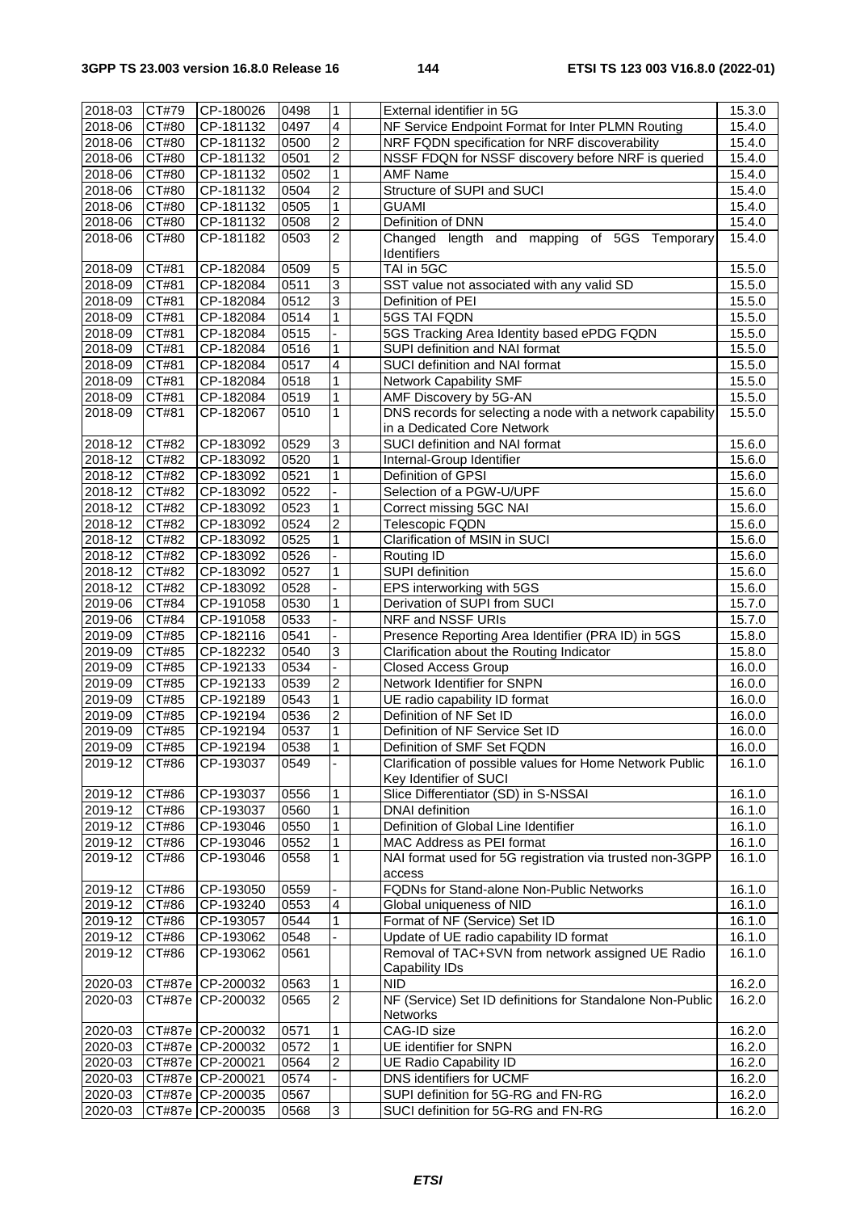| 2018-03 | CT#79 | CP-180026 | 0498 | 1 | | External identifier in 5G | 15.3.0 |
|---|---|---|---|---|---|---|---|
| 2018-06 | CT#80 | CP-181132 | 0497 | 4 | | NF Service Endpoint Format for Inter PLMN Routing | 15.4.0 |
| 2018-06 | CT#80 | CP-181132 | 0500 | 2 | | NRF FQDN specification for NRF discoverability | 15.4.0 |
| 2018-06 | CT#80 | CP-181132 | 0501 | 2 | | NSSF FQDN for NSSF discovery before NRF is queried | 15.4.0 |
| 2018-06 | CT#80 | CP-181132 | 0502 | 1 | | AMF Name | 15.4.0 |
| 2018-06 | CT#80 | CP-181132 | 0504 | 2 | | Structure of SUPI and SUCI | 15.4.0 |
| 2018-06 | CT#80 | CP-181132 | 0505 | 1 | | GUAMI | 15.4.0 |
| 2018-06 | CT#80 | CP-181132 | 0508 | 2 | | Definition of DNN | 15.4.0 |
| 2018-06 | CT#80 | CP-181182 | 0503 | 2 | | Changed length and mapping of 5GS Temporary Identifiers | 15.4.0 |
| 2018-09 | CT#81 | CP-182084 | 0509 | 5 | | TAI in 5GC | 15.5.0 |
| 2018-09 | CT#81 | CP-182084 | 0511 | 3 | | SST value not associated with any valid SD | 15.5.0 |
| 2018-09 | CT#81 | CP-182084 | 0512 | 3 | | Definition of PEI | 15.5.0 |
| 2018-09 | CT#81 | CP-182084 | 0514 | 1 | | 5GS TAI FQDN | 15.5.0 |
| 2018-09 | CT#81 | CP-182084 | 0515 | - | | 5GS Tracking Area Identity based ePDG FQDN | 15.5.0 |
| 2018-09 | CT#81 | CP-182084 | 0516 | 1 | | SUPI definition and NAI format | 15.5.0 |
| 2018-09 | CT#81 | CP-182084 | 0517 | 4 | | SUCI definition and NAI format | 15.5.0 |
| 2018-09 | CT#81 | CP-182084 | 0518 | 1 | | Network Capability SMF | 15.5.0 |
| 2018-09 | CT#81 | CP-182084 | 0519 | 1 | | AMF Discovery by 5G-AN | 15.5.0 |
| 2018-09 | CT#81 | CP-182067 | 0510 | 1 | | DNS records for selecting a node with a network capability in a Dedicated Core Network | 15.5.0 |
| 2018-12 | CT#82 | CP-183092 | 0529 | 3 | | SUCI definition and NAI format | 15.6.0 |
| 2018-12 | CT#82 | CP-183092 | 0520 | 1 | | Internal-Group Identifier | 15.6.0 |
| 2018-12 | CT#82 | CP-183092 | 0521 | 1 | | Definition of GPSI | 15.6.0 |
| 2018-12 | CT#82 | CP-183092 | 0522 | - | | Selection of a PGW-U/UPF | 15.6.0 |
| 2018-12 | CT#82 | CP-183092 | 0523 | 1 | | Correct missing 5GC NAI | 15.6.0 |
| 2018-12 | CT#82 | CP-183092 | 0524 | 2 | | Telescopic FQDN | 15.6.0 |
| 2018-12 | CT#82 | CP-183092 | 0525 | 1 | | Clarification of MSIN in SUCI | 15.6.0 |
| 2018-12 | CT#82 | CP-183092 | 0526 | - | | Routing ID | 15.6.0 |
| 2018-12 | CT#82 | CP-183092 | 0527 | 1 | | SUPI definition | 15.6.0 |
| 2018-12 | CT#82 | CP-183092 | 0528 | - | | EPS interworking with 5GS | 15.6.0 |
| 2019-06 | CT#84 | CP-191058 | 0530 | 1 | | Derivation of SUPI from SUCI | 15.7.0 |
| 2019-06 | CT#84 | CP-191058 | 0533 | - | | NRF and NSSF URIs | 15.7.0 |
| 2019-09 | CT#85 | CP-182116 | 0541 | - | | Presence Reporting Area Identifier (PRA ID) in 5GS | 15.8.0 |
| 2019-09 | CT#85 | CP-182232 | 0540 | 3 | | Clarification about the Routing Indicator | 15.8.0 |
| 2019-09 | CT#85 | CP-192133 | 0534 | - | | Closed Access Group | 16.0.0 |
| 2019-09 | CT#85 | CP-192133 | 0539 | 2 | | Network Identifier for SNPN | 16.0.0 |
| 2019-09 | CT#85 | CP-192189 | 0543 | 1 | | UE radio capability ID format | 16.0.0 |
| 2019-09 | CT#85 | CP-192194 | 0536 | 2 | | Definition of NF Set ID | 16.0.0 |
| 2019-09 | CT#85 | CP-192194 | 0537 | 1 | | Definition of NF Service Set ID | 16.0.0 |
| 2019-09 | CT#85 | CP-192194 | 0538 | 1 | | Definition of SMF Set FQDN | 16.0.0 |
| 2019-12 | CT#86 | CP-193037 | 0549 | - | | Clarification of possible values for Home Network Public Key Identifier of SUCI | 16.1.0 |
| 2019-12 | CT#86 | CP-193037 | 0556 | 1 | | Slice Differentiator (SD) in S-NSSAI | 16.1.0 |
| 2019-12 | CT#86 | CP-193037 | 0560 | 1 | | DNAI definition | 16.1.0 |
| 2019-12 | CT#86 | CP-193046 | 0550 | 1 | | Definition of Global Line Identifier | 16.1.0 |
| 2019-12 | CT#86 | CP-193046 | 0552 | 1 | | MAC Address as PEI format | 16.1.0 |
| 2019-12 | CT#86 | CP-193046 | 0558 | 1 | | NAI format used for 5G registration via trusted non-3GPP access | 16.1.0 |
| 2019-12 | CT#86 | CP-193050 | 0559 | - | | FQDNs for Stand-alone Non-Public Networks | 16.1.0 |
| 2019-12 | CT#86 | CP-193240 | 0553 | 4 | | Global uniqueness of NID | 16.1.0 |
| 2019-12 | CT#86 | CP-193057 | 0544 | 1 | | Format of NF (Service) Set ID | 16.1.0 |
| 2019-12 | CT#86 | CP-193062 | 0548 | - | | Update of UE radio capability ID format | 16.1.0 |
| 2019-12 | CT#86 | CP-193062 | 0561 | | | Removal of TAC+SVN from network assigned UE Radio Capability IDs | 16.1.0 |
| 2020-03 | CT#87e | CP-200032 | 0563 | 1 | | NID | 16.2.0 |
| 2020-03 | CT#87e | CP-200032 | 0565 | 2 | | NF (Service) Set ID definitions for Standalone Non-Public Networks | 16.2.0 |
| 2020-03 | CT#87e | CP-200032 | 0571 | 1 | | CAG-ID size | 16.2.0 |
| 2020-03 | CT#87e | CP-200032 | 0572 | 1 | | UE identifier for SNPN | 16.2.0 |
| 2020-03 | CT#87e | CP-200021 | 0564 | 2 | | UE Radio Capability ID | 16.2.0 |
| 2020-03 | CT#87e | CP-200021 | 0574 | - | | DNS identifiers for UCMF | 16.2.0 |
| 2020-03 | CT#87e | CP-200035 | 0567 | | | SUPI definition for 5G-RG and FN-RG | 16.2.0 |
| 2020-03 | CT#87e | CP-200035 | 0568 | 3 | | SUCI definition for 5G-RG and FN-RG | 16.2.0 |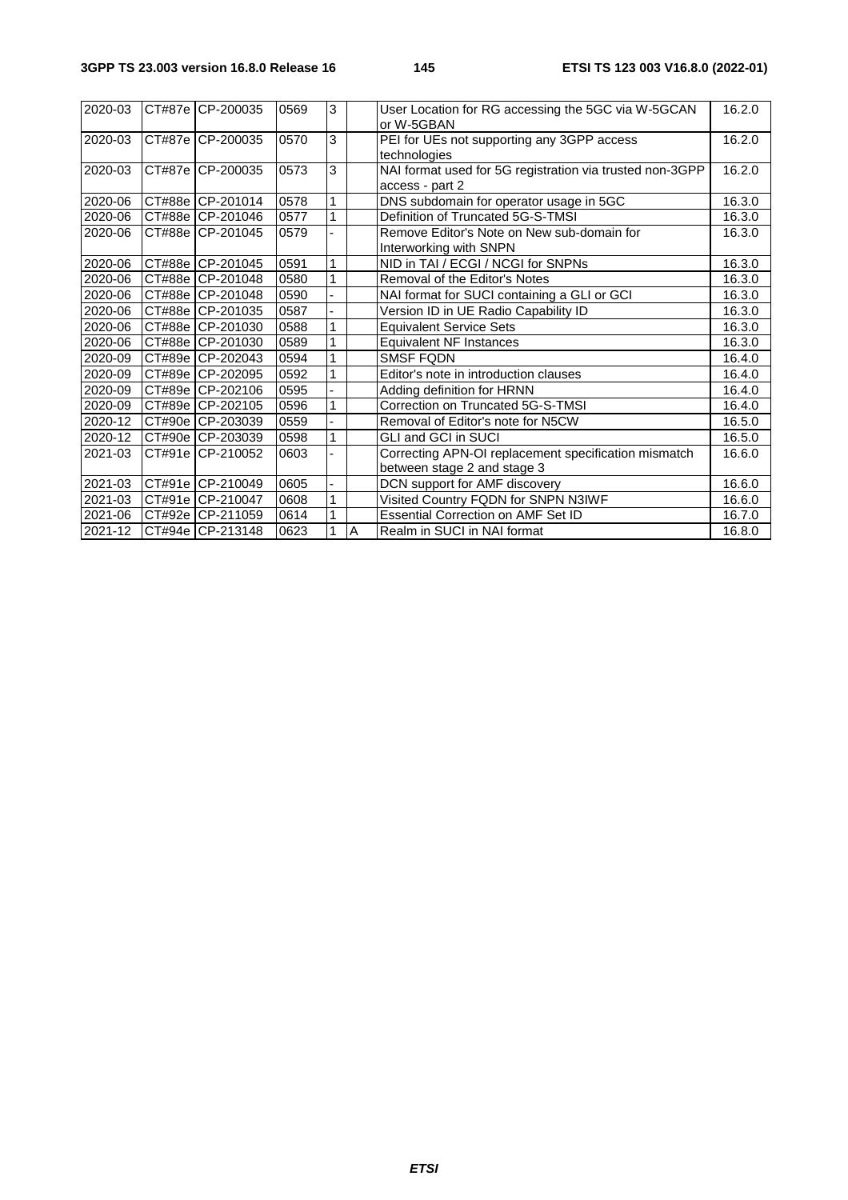| 2020-03 | CT#87e | CP-200035 | 0569 | 3 | | User Location for RG accessing the 5GC via W-5GCAN or W-5GBAN | 16.2.0 |
|---|---|---|---|---|---|---|---|
| 2020-03 | CT#87e | CP-200035 | 0570 | 3 | | PEI for UEs not supporting any 3GPP access technologies | 16.2.0 |
| 2020-03 | CT#87e | CP-200035 | 0573 | 3 | | NAI format used for 5G registration via trusted non-3GPP access - part 2 | 16.2.0 |
| 2020-06 | CT#88e | CP-201014 | 0578 | 1 | | DNS subdomain for operator usage in 5GC | 16.3.0 |
| 2020-06 | CT#88e | CP-201046 | 0577 | 1 | | Definition of Truncated 5G-S-TMSI | 16.3.0 |
| 2020-06 | CT#88e | CP-201045 | 0579 | - | | Remove Editor's Note on New sub-domain for Interworking with SNPN | 16.3.0 |
| 2020-06 | CT#88e | CP-201045 | 0591 | 1 | | NID in TAI / ECGI / NCGI for SNPNs | 16.3.0 |
| 2020-06 | CT#88e | CP-201048 | 0580 | 1 | | Removal of the Editor's Notes | 16.3.0 |
| 2020-06 | CT#88e | CP-201048 | 0590 | - | | NAI format for SUCI containing a GLI or GCI | 16.3.0 |
| 2020-06 | CT#88e | CP-201035 | 0587 | - | | Version ID in UE Radio Capability ID | 16.3.0 |
| 2020-06 | CT#88e | CP-201030 | 0588 | 1 | | Equivalent Service Sets | 16.3.0 |
| 2020-06 | CT#88e | CP-201030 | 0589 | 1 | | Equivalent NF Instances | 16.3.0 |
| 2020-09 | CT#89e | CP-202043 | 0594 | 1 | | SMSF FQDN | 16.4.0 |
| 2020-09 | CT#89e | CP-202095 | 0592 | 1 | | Editor's note in introduction clauses | 16.4.0 |
| 2020-09 | CT#89e | CP-202106 | 0595 | - | | Adding definition for HRNN | 16.4.0 |
| 2020-09 | CT#89e | CP-202105 | 0596 | 1 | | Correction on Truncated 5G-S-TMSI | 16.4.0 |
| 2020-12 | CT#90e | CP-203039 | 0559 | - | | Removal of Editor's note for N5CW | 16.5.0 |
| 2020-12 | CT#90e | CP-203039 | 0598 | 1 | | GLI and GCI in SUCI | 16.5.0 |
| 2021-03 | CT#91e | CP-210052 | 0603 | - | | Correcting APN-OI replacement specification mismatch between stage 2 and stage 3 | 16.6.0 |
| 2021-03 | CT#91e | CP-210049 | 0605 | - | | DCN support for AMF discovery | 16.6.0 |
| 2021-03 | CT#91e | CP-210047 | 0608 | 1 | | Visited Country FQDN for SNPN N3IWF | 16.6.0 |
| 2021-06 | CT#92e | CP-211059 | 0614 | 1 | | Essential Correction on AMF Set ID | 16.7.0 |
| 2021-12 | CT#94e | CP-213148 | 0623 | 1 | A | Realm in SUCI in NAI format | 16.8.0 |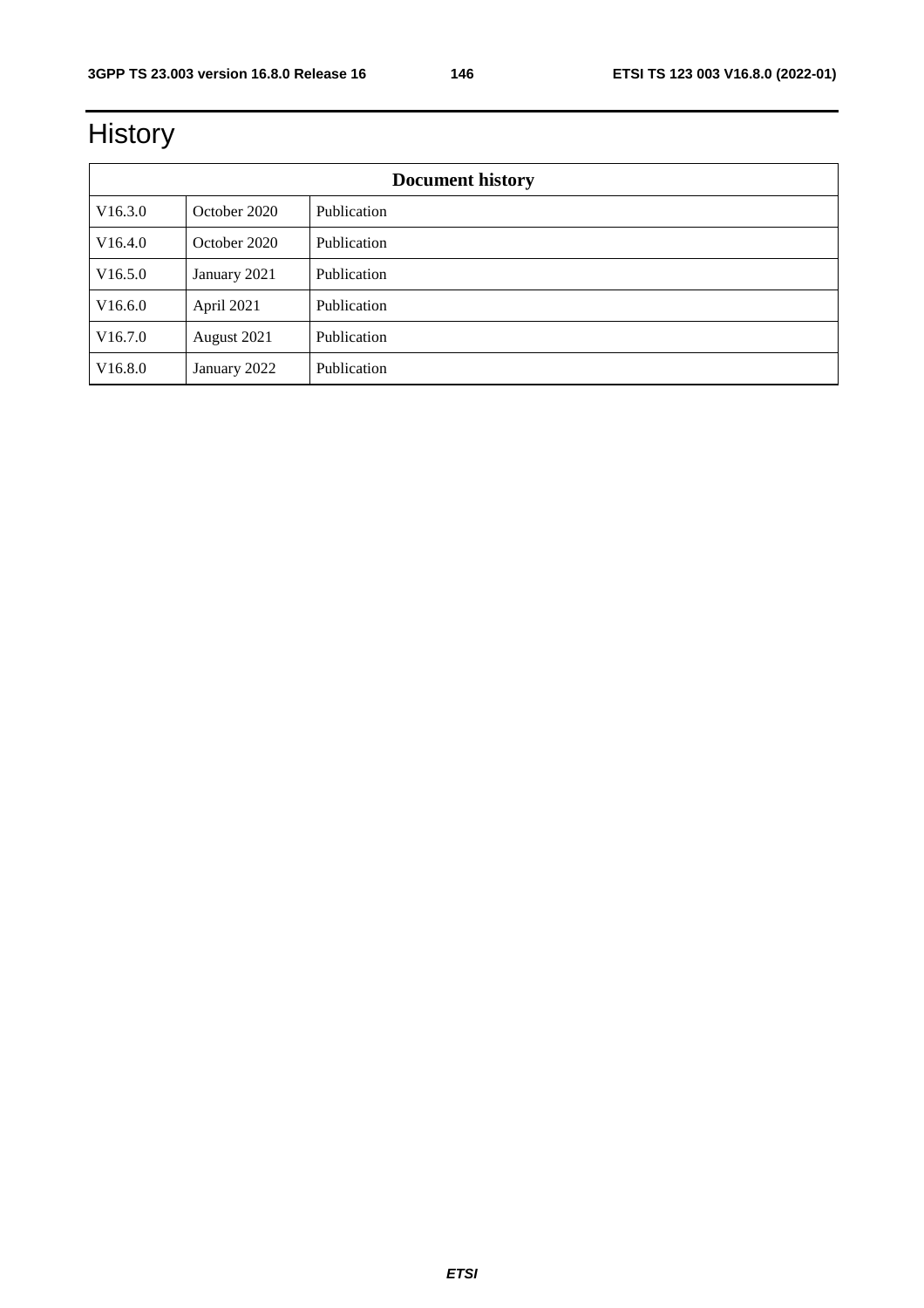# History

| Document history | | |
|---|---|---|
| V16.3.0 | October 2020 | Publication |
| V16.4.0 | October 2020 | Publication |
| V16.5.0 | January 2021 | Publication |
| V16.6.0 | April 2021 | Publication |
| V16.7.0 | August 2021 | Publication |
| V16.8.0 | January 2022 | Publication |